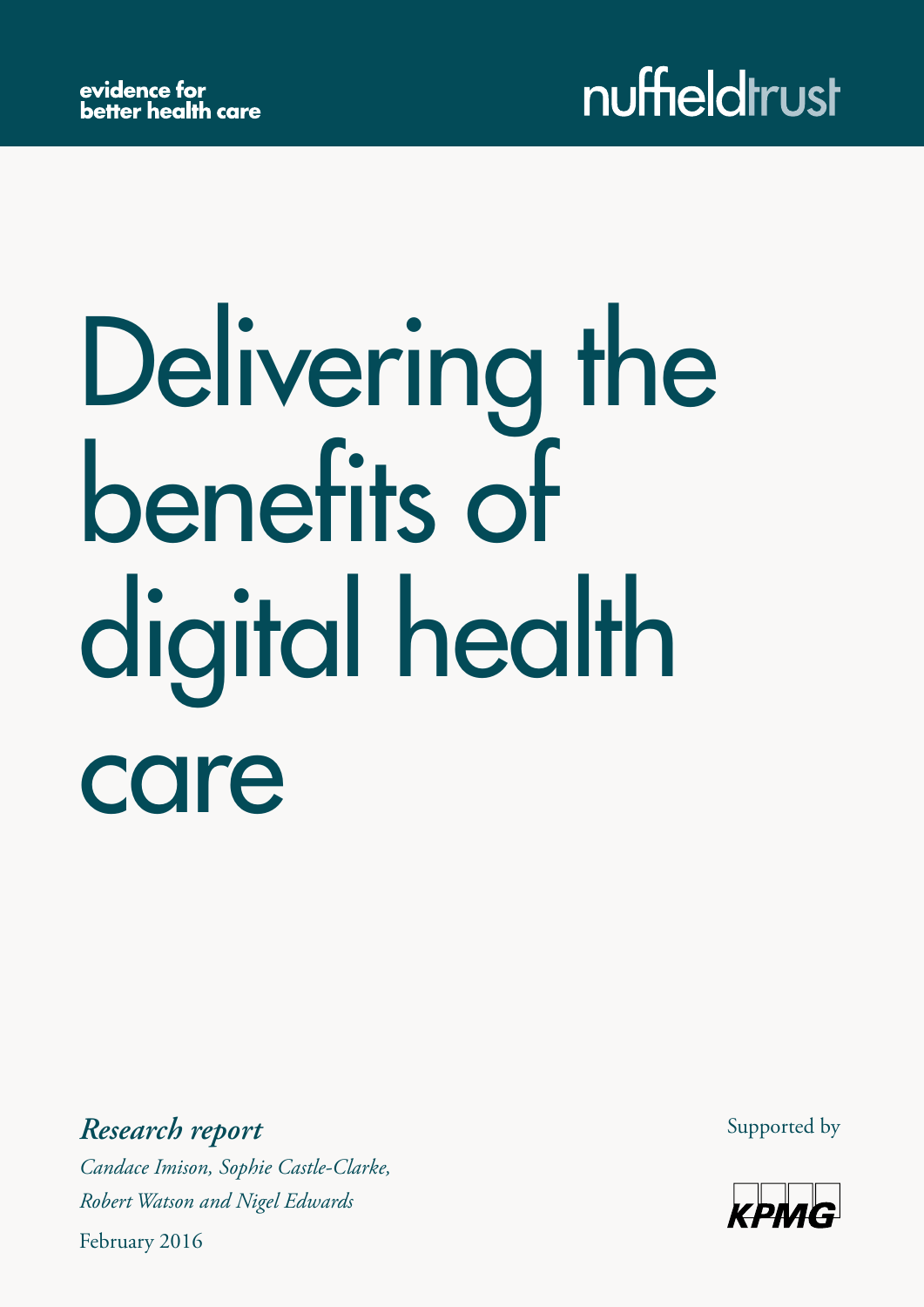evidence for better health care

nuffieldtrust

# Delivering the benefits of digital health care

***Research report***

*Candace Imison, Sophie Castle-Clarke, Robert Watson and Nigel Edwards*

February 2016

Supported by

KPMG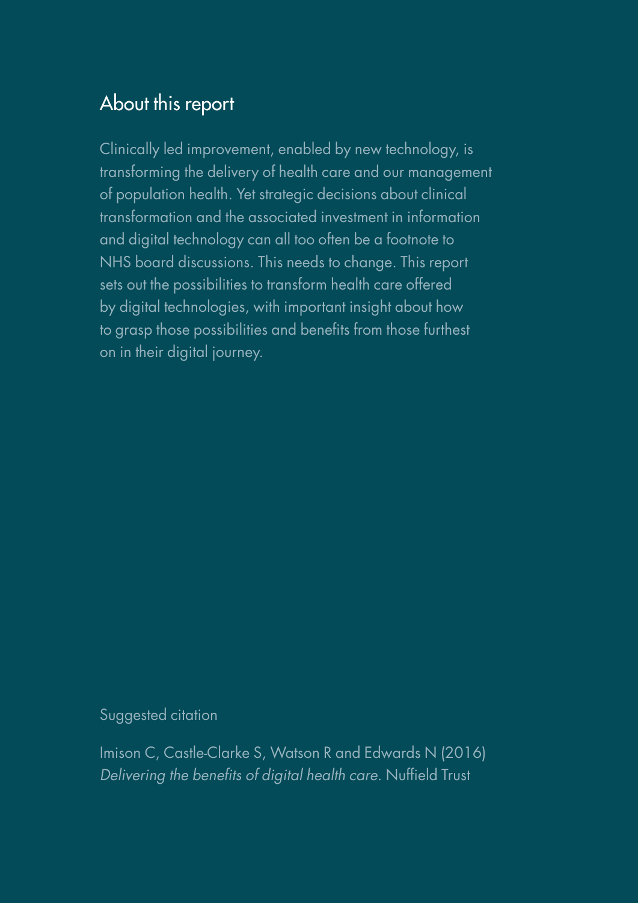## About this report

Clinically led improvement, enabled by new technology, is transforming the delivery of health care and our management of population health. Yet strategic decisions about clinical transformation and the associated investment in information and digital technology can all too often be a footnote to NHS board discussions. This needs to change. This report sets out the possibilities to transform health care offered by digital technologies, with important insight about how to grasp those possibilities and benefits from those furthest on in their digital journey.

Suggested citation

Imison C, Castle-Clarke S, Watson R and Edwards N (2016) *Delivering the benefits of digital health care*. Nuffield Trust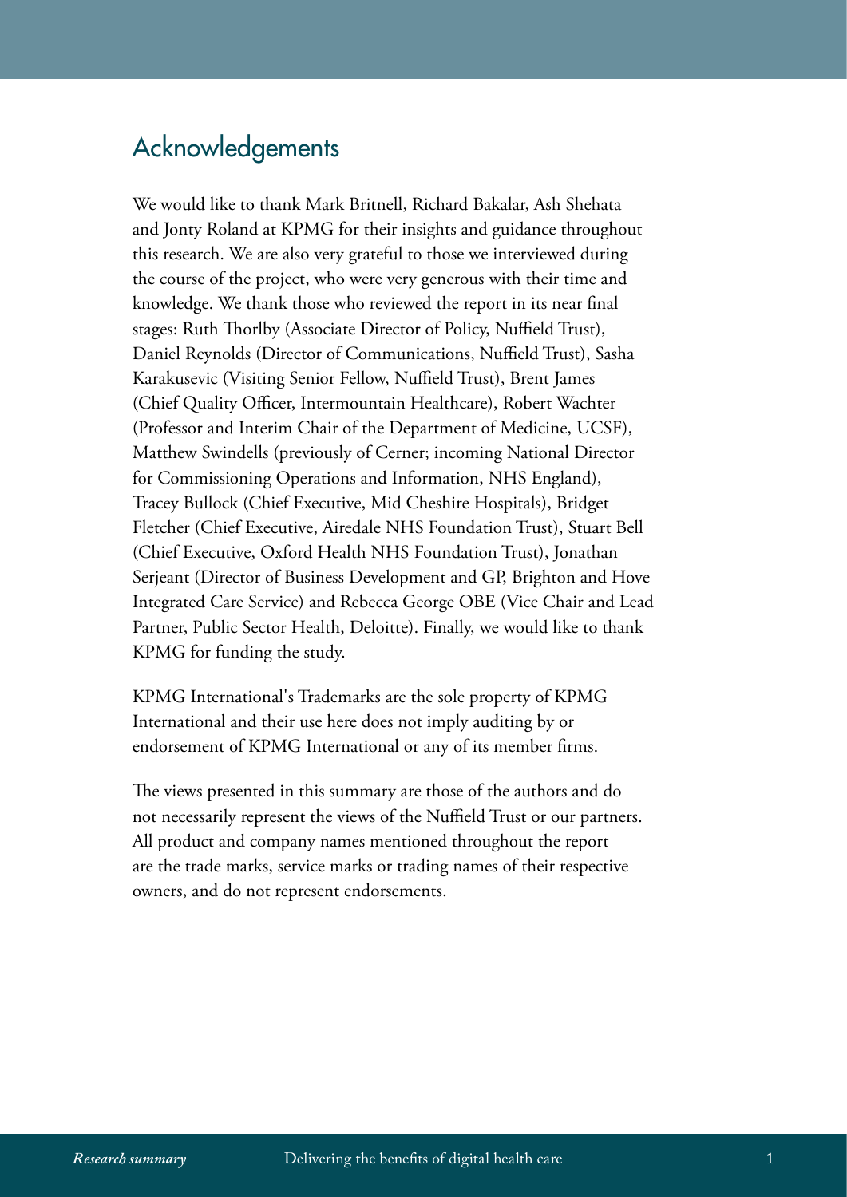## Acknowledgements

We would like to thank Mark Britnell, Richard Bakalar, Ash Shehata and Jonty Roland at KPMG for their insights and guidance throughout this research. We are also very grateful to those we interviewed during the course of the project, who were very generous with their time and knowledge. We thank those who reviewed the report in its near final stages: Ruth Thorlby (Associate Director of Policy, Nuffield Trust), Daniel Reynolds (Director of Communications, Nuffield Trust), Sasha Karakusevic (Visiting Senior Fellow, Nuffield Trust), Brent James (Chief Quality Officer, Intermountain Healthcare), Robert Wachter (Professor and Interim Chair of the Department of Medicine, UCSF), Matthew Swindells (previously of Cerner; incoming National Director for Commissioning Operations and Information, NHS England), Tracey Bullock (Chief Executive, Mid Cheshire Hospitals), Bridget Fletcher (Chief Executive, Airedale NHS Foundation Trust), Stuart Bell (Chief Executive, Oxford Health NHS Foundation Trust), Jonathan Serjeant (Director of Business Development and GP, Brighton and Hove Integrated Care Service) and Rebecca George OBE (Vice Chair and Lead Partner, Public Sector Health, Deloitte). Finally, we would like to thank KPMG for funding the study.

KPMG International's Trademarks are the sole property of KPMG International and their use here does not imply auditing by or endorsement of KPMG International or any of its member firms.

The views presented in this summary are those of the authors and do not necessarily represent the views of the Nuffield Trust or our partners. All product and company names mentioned throughout the report are the trade marks, service marks or trading names of their respective owners, and do not represent endorsements.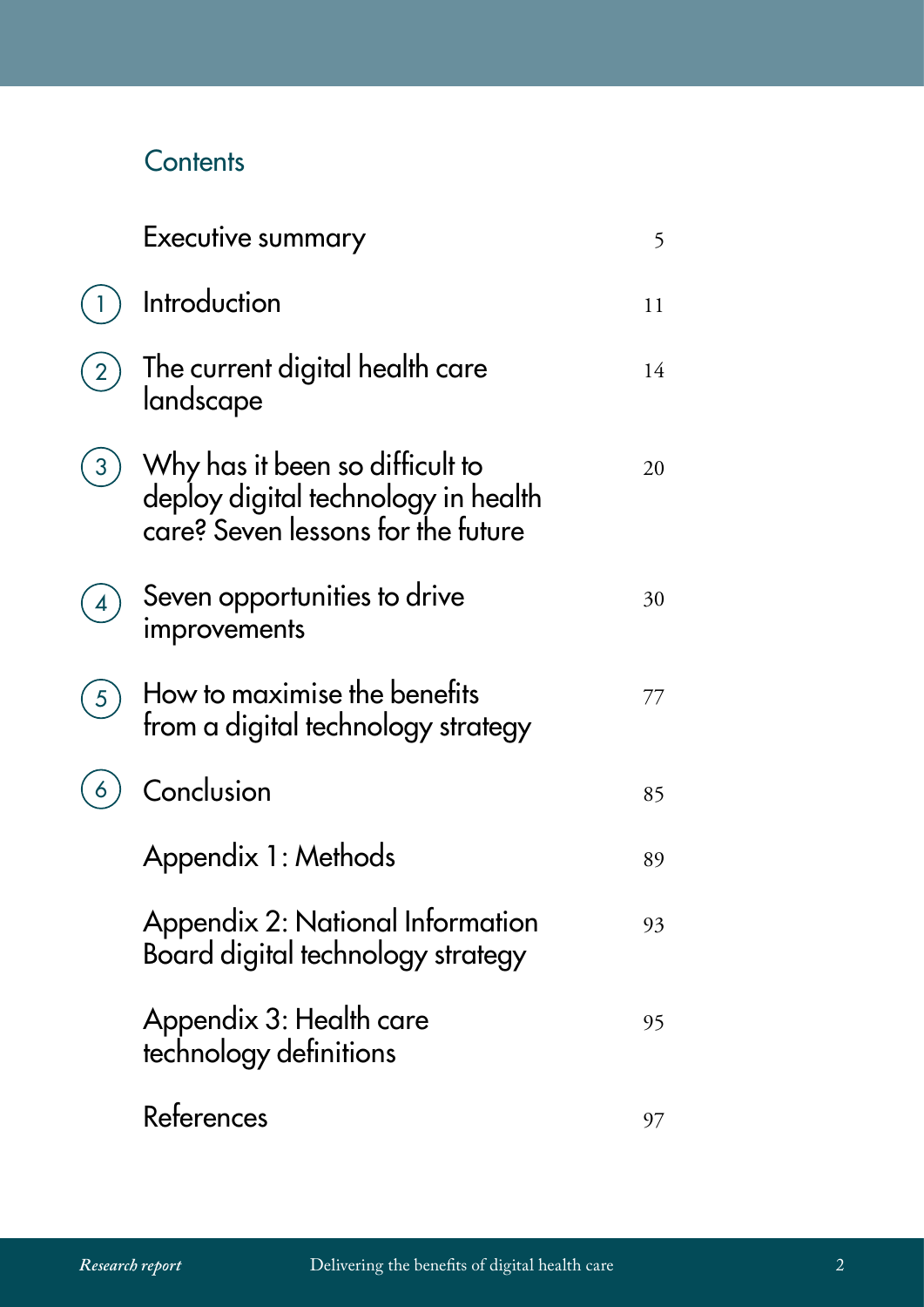# Contents

| | | |
|---|---|---|
| | Executive summary | 5 |
| 1 | Introduction | 11 |
| 2 | The current digital health care landscape | 14 |
| 3 | Why has it been so difficult to deploy digital technology in health care? Seven lessons for the future | 20 |
| 4 | Seven opportunities to drive improvements | 30 |
| 5 | How to maximise the benefits from a digital technology strategy | 77 |
| 6 | Conclusion | 85 |
| | Appendix 1: Methods | 89 |
| | Appendix 2: National Information Board digital technology strategy | 93 |
| | Appendix 3: Health care technology definitions | 95 |
| | References | 97 |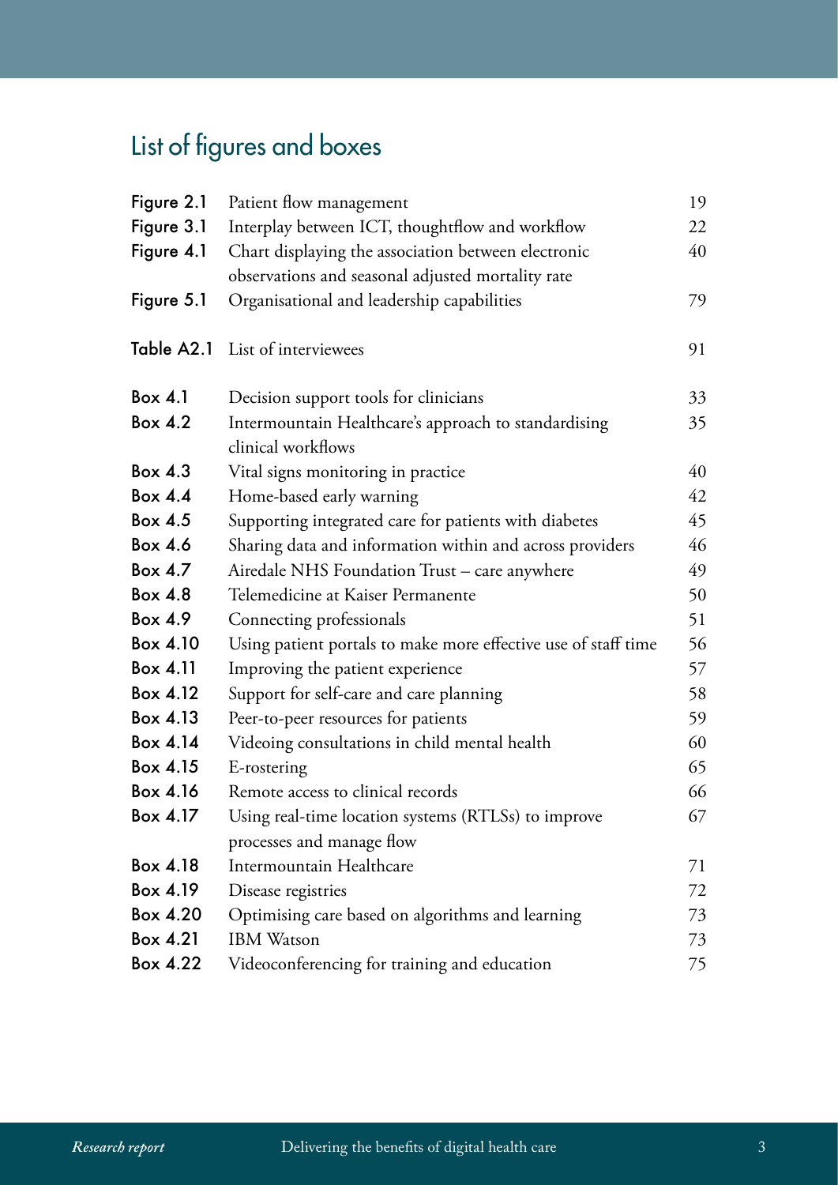# List of figures and boxes

| | | |
|---|---|---|
| **Figure 2.1** | Patient flow management | 19 |
| **Figure 3.1** | Interplay between ICT, thoughtflow and workflow | 22 |
| **Figure 4.1** | Chart displaying the association between electronic observations and seasonal adjusted mortality rate | 40 |
| **Figure 5.1** | Organisational and leadership capabilities | 79 |
| **Table A2.1** | List of interviewees | 91 |
| **Box 4.1** | Decision support tools for clinicians | 33 |
| **Box 4.2** | Intermountain Healthcare's approach to standardising clinical workflows | 35 |
| **Box 4.3** | Vital signs monitoring in practice | 40 |
| **Box 4.4** | Home-based early warning | 42 |
| **Box 4.5** | Supporting integrated care for patients with diabetes | 45 |
| **Box 4.6** | Sharing data and information within and across providers | 46 |
| **Box 4.7** | Airedale NHS Foundation Trust – care anywhere | 49 |
| **Box 4.8** | Telemedicine at Kaiser Permanente | 50 |
| **Box 4.9** | Connecting professionals | 51 |
| **Box 4.10** | Using patient portals to make more effective use of staff time | 56 |
| **Box 4.11** | Improving the patient experience | 57 |
| **Box 4.12** | Support for self-care and care planning | 58 |
| **Box 4.13** | Peer-to-peer resources for patients | 59 |
| **Box 4.14** | Videoing consultations in child mental health | 60 |
| **Box 4.15** | E-rostering | 65 |
| **Box 4.16** | Remote access to clinical records | 66 |
| **Box 4.17** | Using real-time location systems (RTLSs) to improve processes and manage flow | 67 |
| **Box 4.18** | Intermountain Healthcare | 71 |
| **Box 4.19** | Disease registries | 72 |
| **Box 4.20** | Optimising care based on algorithms and learning | 73 |
| **Box 4.21** | IBM Watson | 73 |
| **Box 4.22** | Videoconferencing for training and education | 75 |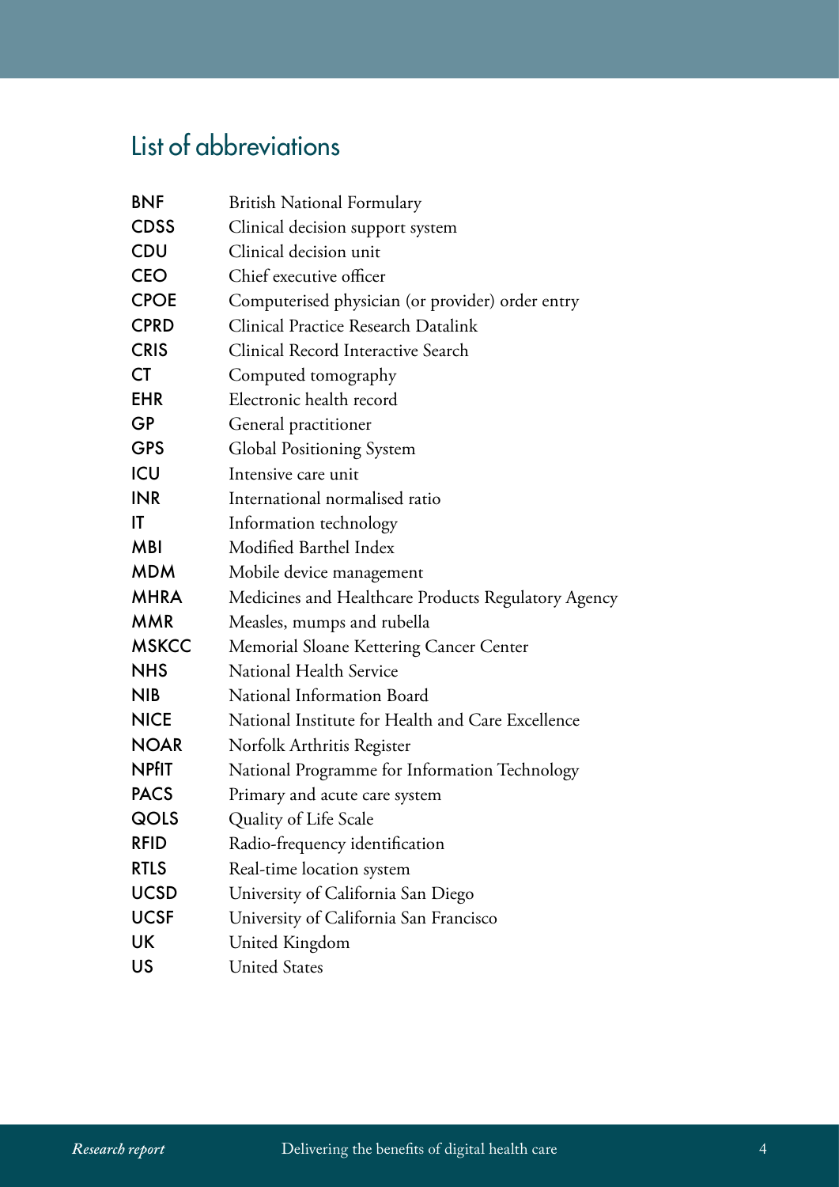# List of abbreviations

| | |
|---|---|
| **BNF** | British National Formulary |
| **CDSS** | Clinical decision support system |
| **CDU** | Clinical decision unit |
| **CEO** | Chief executive officer |
| **CPOE** | Computerised physician (or provider) order entry |
| **CPRD** | Clinical Practice Research Datalink |
| **CRIS** | Clinical Record Interactive Search |
| **CT** | Computed tomography |
| **EHR** | Electronic health record |
| **GP** | General practitioner |
| **GPS** | Global Positioning System |
| **ICU** | Intensive care unit |
| **INR** | International normalised ratio |
| **IT** | Information technology |
| **MBI** | Modified Barthel Index |
| **MDM** | Mobile device management |
| **MHRA** | Medicines and Healthcare Products Regulatory Agency |
| **MMR** | Measles, mumps and rubella |
| **MSKCC** | Memorial Sloane Kettering Cancer Center |
| **NHS** | National Health Service |
| **NIB** | National Information Board |
| **NICE** | National Institute for Health and Care Excellence |
| **NOAR** | Norfolk Arthritis Register |
| **NPfIT** | National Programme for Information Technology |
| **PACS** | Primary and acute care system |
| **QOLS** | Quality of Life Scale |
| **RFID** | Radio-frequency identification |
| **RTLS** | Real-time location system |
| **UCSD** | University of California San Diego |
| **UCSF** | University of California San Francisco |
| **UK** | United Kingdom |
| **US** | United States |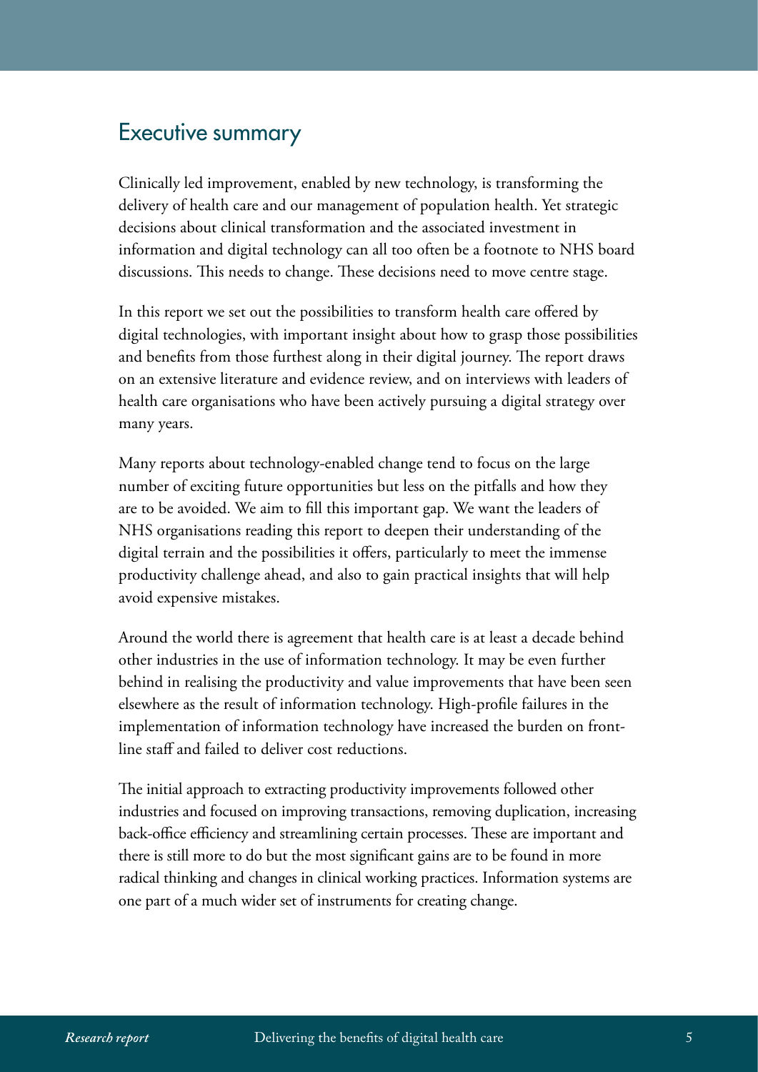## Executive summary

Clinically led improvement, enabled by new technology, is transforming the delivery of health care and our management of population health. Yet strategic decisions about clinical transformation and the associated investment in information and digital technology can all too often be a footnote to NHS board discussions. This needs to change. These decisions need to move centre stage.

In this report we set out the possibilities to transform health care offered by digital technologies, with important insight about how to grasp those possibilities and benefits from those furthest along in their digital journey. The report draws on an extensive literature and evidence review, and on interviews with leaders of health care organisations who have been actively pursuing a digital strategy over many years.

Many reports about technology-enabled change tend to focus on the large number of exciting future opportunities but less on the pitfalls and how they are to be avoided. We aim to fill this important gap. We want the leaders of NHS organisations reading this report to deepen their understanding of the digital terrain and the possibilities it offers, particularly to meet the immense productivity challenge ahead, and also to gain practical insights that will help avoid expensive mistakes.

Around the world there is agreement that health care is at least a decade behind other industries in the use of information technology. It may be even further behind in realising the productivity and value improvements that have been seen elsewhere as the result of information technology. High-profile failures in the implementation of information technology have increased the burden on front-line staff and failed to deliver cost reductions.

The initial approach to extracting productivity improvements followed other industries and focused on improving transactions, removing duplication, increasing back-office efficiency and streamlining certain processes. These are important and there is still more to do but the most significant gains are to be found in more radical thinking and changes in clinical working practices. Information systems are one part of a much wider set of instruments for creating change.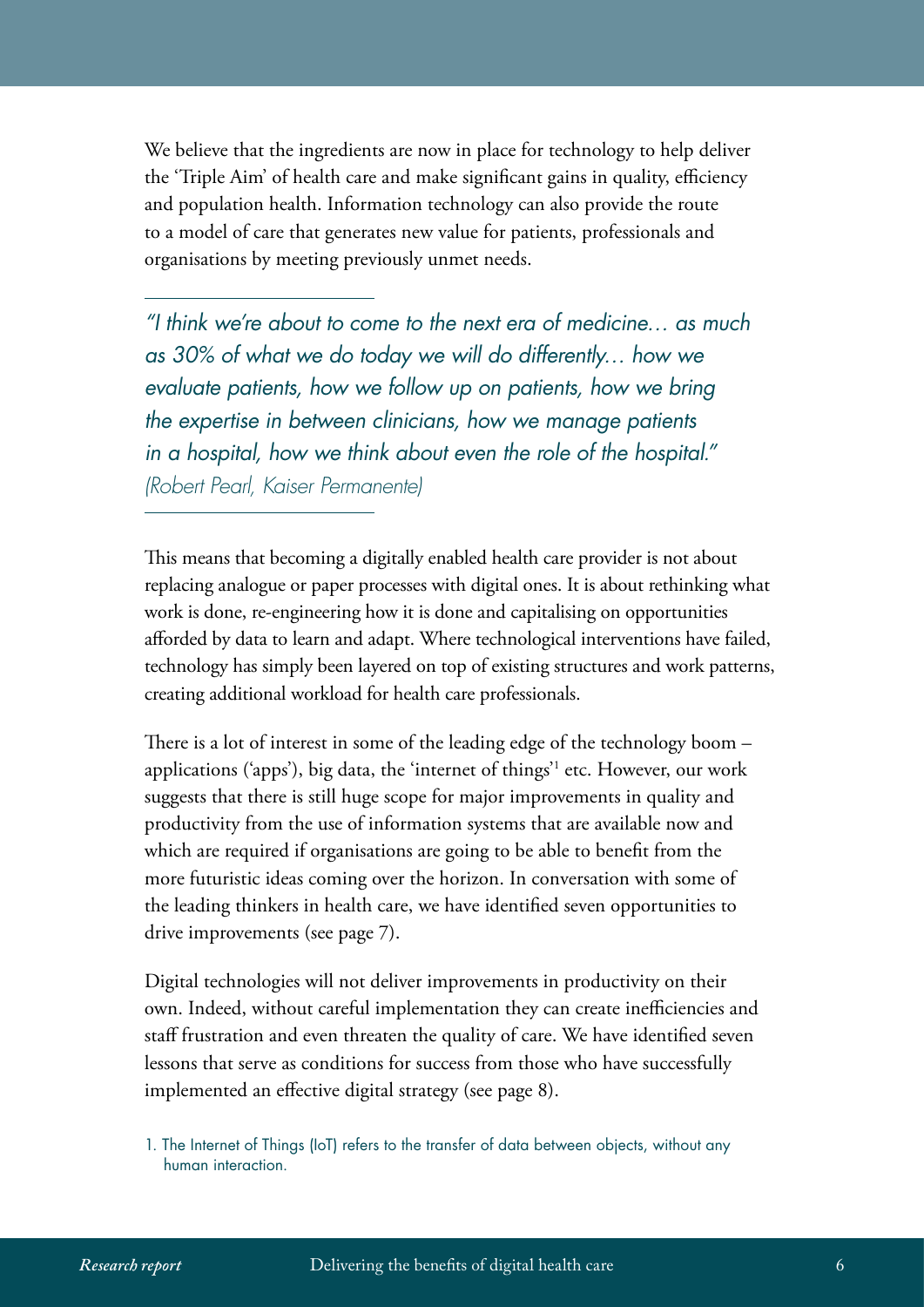We believe that the ingredients are now in place for technology to help deliver the 'Triple Aim' of health care and make significant gains in quality, efficiency and population health. Information technology can also provide the route to a model of care that generates new value for patients, professionals and organisations by meeting previously unmet needs.

---

*"I think we're about to come to the next era of medicine… as much as 30% of what we do today we will do differently… how we evaluate patients, how we follow up on patients, how we bring the expertise in between clinicians, how we manage patients in a hospital, how we think about even the role of the hospital."*
*(Robert Pearl, Kaiser Permanente)*

---

This means that becoming a digitally enabled health care provider is not about replacing analogue or paper processes with digital ones. It is about rethinking what work is done, re-engineering how it is done and capitalising on opportunities afforded by data to learn and adapt. Where technological interventions have failed, technology has simply been layered on top of existing structures and work patterns, creating additional workload for health care professionals.

There is a lot of interest in some of the leading edge of the technology boom – applications ('apps'), big data, the 'internet of things'[1] etc. However, our work suggests that there is still huge scope for major improvements in quality and productivity from the use of information systems that are available now and which are required if organisations are going to be able to benefit from the more futuristic ideas coming over the horizon. In conversation with some of the leading thinkers in health care, we have identified seven opportunities to drive improvements (see page 7).

Digital technologies will not deliver improvements in productivity on their own. Indeed, without careful implementation they can create inefficiencies and staff frustration and even threaten the quality of care. We have identified seven lessons that serve as conditions for success from those who have successfully implemented an effective digital strategy (see page 8).

1. The Internet of Things (IoT) refers to the transfer of data between objects, without any human interaction.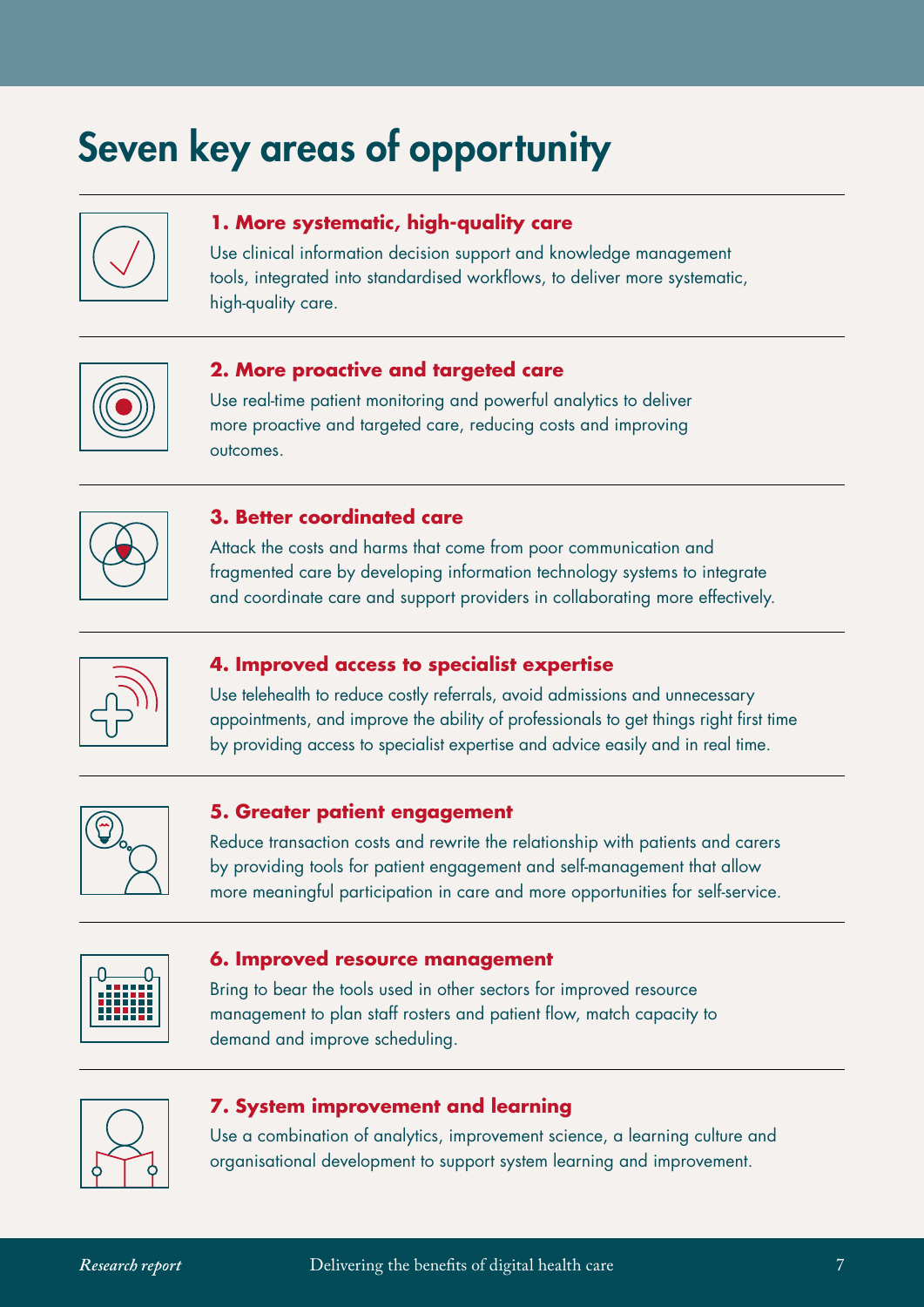# Seven key areas of opportunity

### 1. More systematic, high-quality care

Use clinical information decision support and knowledge management tools, integrated into standardised workflows, to deliver more systematic, high-quality care.

### 2. More proactive and targeted care

Use real-time patient monitoring and powerful analytics to deliver more proactive and targeted care, reducing costs and improving outcomes.

### 3. Better coordinated care

Attack the costs and harms that come from poor communication and fragmented care by developing information technology systems to integrate and coordinate care and support providers in collaborating more effectively.

### 4. Improved access to specialist expertise

Use telehealth to reduce costly referrals, avoid admissions and unnecessary appointments, and improve the ability of professionals to get things right first time by providing access to specialist expertise and advice easily and in real time.

### 5. Greater patient engagement

Reduce transaction costs and rewrite the relationship with patients and carers by providing tools for patient engagement and self-management that allow more meaningful participation in care and more opportunities for self-service.

### 6. Improved resource management

Bring to bear the tools used in other sectors for improved resource management to plan staff rosters and patient flow, match capacity to demand and improve scheduling.

### 7. System improvement and learning

Use a combination of analytics, improvement science, a learning culture and organisational development to support system learning and improvement.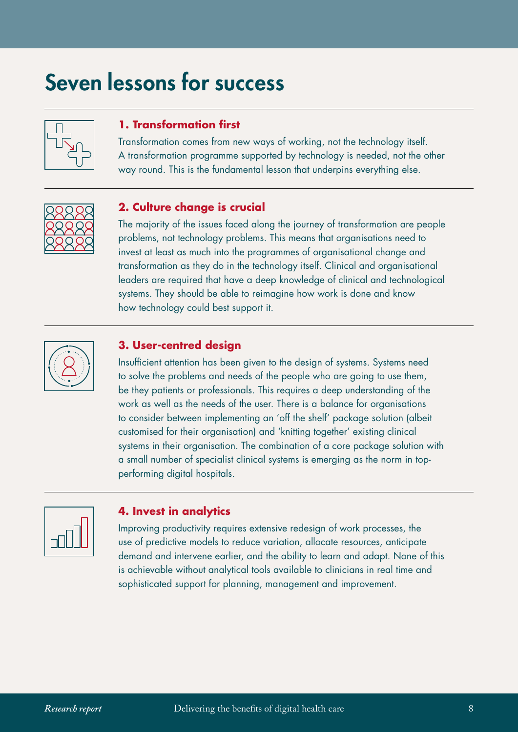# Seven lessons for success

### 1. Transformation first

Transformation comes from new ways of working, not the technology itself. A transformation programme supported by technology is needed, not the other way round. This is the fundamental lesson that underpins everything else.

### 2. Culture change is crucial

The majority of the issues faced along the journey of transformation are people problems, not technology problems. This means that organisations need to invest at least as much into the programmes of organisational change and transformation as they do in the technology itself. Clinical and organisational leaders are required that have a deep knowledge of clinical and technological systems. They should be able to reimagine how work is done and know how technology could best support it.

### 3. User-centred design

Insufficient attention has been given to the design of systems. Systems need to solve the problems and needs of the people who are going to use them, be they patients or professionals. This requires a deep understanding of the work as well as the needs of the user. There is a balance for organisations to consider between implementing an 'off the shelf' package solution (albeit customised for their organisation) and 'knitting together' existing clinical systems in their organisation. The combination of a core package solution with a small number of specialist clinical systems is emerging as the norm in top-performing digital hospitals.

### 4. Invest in analytics

Improving productivity requires extensive redesign of work processes, the use of predictive models to reduce variation, allocate resources, anticipate demand and intervene earlier, and the ability to learn and adapt. None of this is achievable without analytical tools available to clinicians in real time and sophisticated support for planning, management and improvement.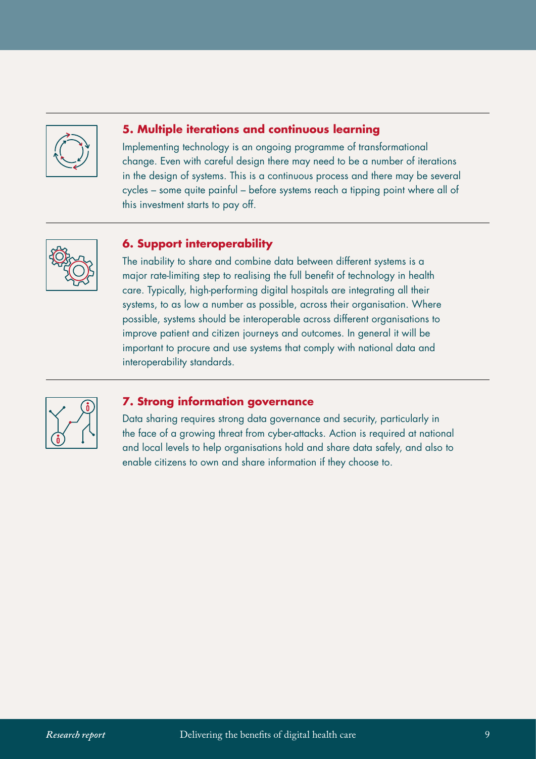### 5. Multiple iterations and continuous learning

Implementing technology is an ongoing programme of transformational change. Even with careful design there may need to be a number of iterations in the design of systems. This is a continuous process and there may be several cycles – some quite painful – before systems reach a tipping point where all of this investment starts to pay off.

### 6. Support interoperability

The inability to share and combine data between different systems is a major rate-limiting step to realising the full benefit of technology in health care. Typically, high-performing digital hospitals are integrating all their systems, to as low a number as possible, across their organisation. Where possible, systems should be interoperable across different organisations to improve patient and citizen journeys and outcomes. In general it will be important to procure and use systems that comply with national data and interoperability standards.

### 7. Strong information governance

Data sharing requires strong data governance and security, particularly in the face of a growing threat from cyber-attacks. Action is required at national and local levels to help organisations hold and share data safely, and also to enable citizens to own and share information if they choose to.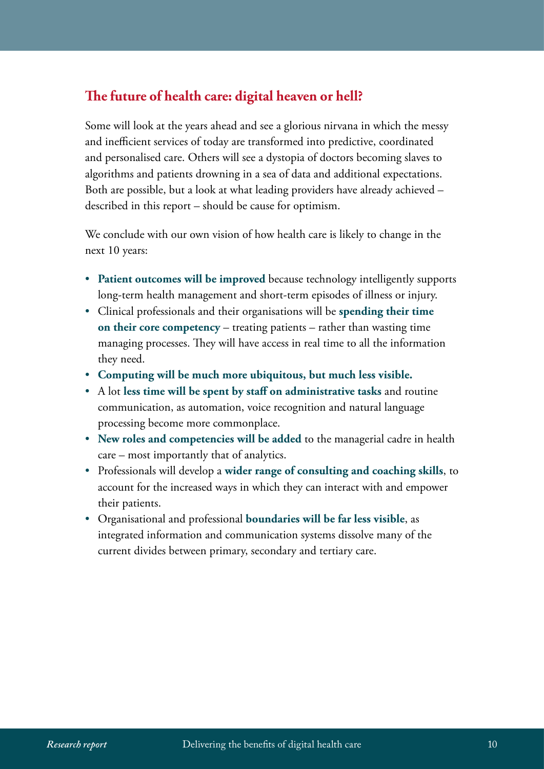## The future of health care: digital heaven or hell?

Some will look at the years ahead and see a glorious nirvana in which the messy and inefficient services of today are transformed into predictive, coordinated and personalised care. Others will see a dystopia of doctors becoming slaves to algorithms and patients drowning in a sea of data and additional expectations. Both are possible, but a look at what leading providers have already achieved – described in this report – should be cause for optimism.

We conclude with our own vision of how health care is likely to change in the next 10 years:

- **Patient outcomes will be improved** because technology intelligently supports long-term health management and short-term episodes of illness or injury.
- Clinical professionals and their organisations will be **spending their time on their core competency** – treating patients – rather than wasting time managing processes. They will have access in real time to all the information they need.
- **Computing will be much more ubiquitous, but much less visible.**
- A lot **less time will be spent by staff on administrative tasks** and routine communication, as automation, voice recognition and natural language processing become more commonplace.
- **New roles and competencies will be added** to the managerial cadre in health care – most importantly that of analytics.
- Professionals will develop a **wider range of consulting and coaching skills**, to account for the increased ways in which they can interact with and empower their patients.
- Organisational and professional **boundaries will be far less visible**, as integrated information and communication systems dissolve many of the current divides between primary, secondary and tertiary care.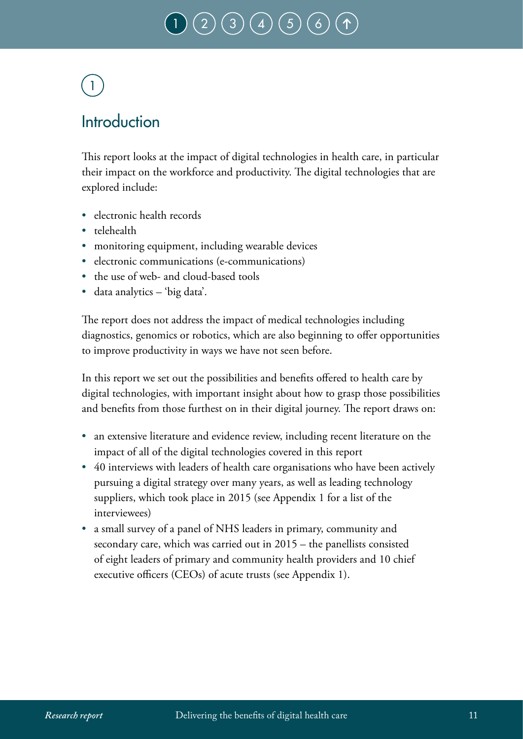# 1

## Introduction

This report looks at the impact of digital technologies in health care, in particular their impact on the workforce and productivity. The digital technologies that are explored include:

- electronic health records
- telehealth
- monitoring equipment, including wearable devices
- electronic communications (e-communications)
- the use of web- and cloud-based tools
- data analytics – 'big data'.

The report does not address the impact of medical technologies including diagnostics, genomics or robotics, which are also beginning to offer opportunities to improve productivity in ways we have not seen before.

In this report we set out the possibilities and benefits offered to health care by digital technologies, with important insight about how to grasp those possibilities and benefits from those furthest on in their digital journey. The report draws on:

- an extensive literature and evidence review, including recent literature on the impact of all of the digital technologies covered in this report
- 40 interviews with leaders of health care organisations who have been actively pursuing a digital strategy over many years, as well as leading technology suppliers, which took place in 2015 (see Appendix 1 for a list of the interviewees)
- a small survey of a panel of NHS leaders in primary, community and secondary care, which was carried out in 2015 – the panellists consisted of eight leaders of primary and community health providers and 10 chief executive officers (CEOs) of acute trusts (see Appendix 1).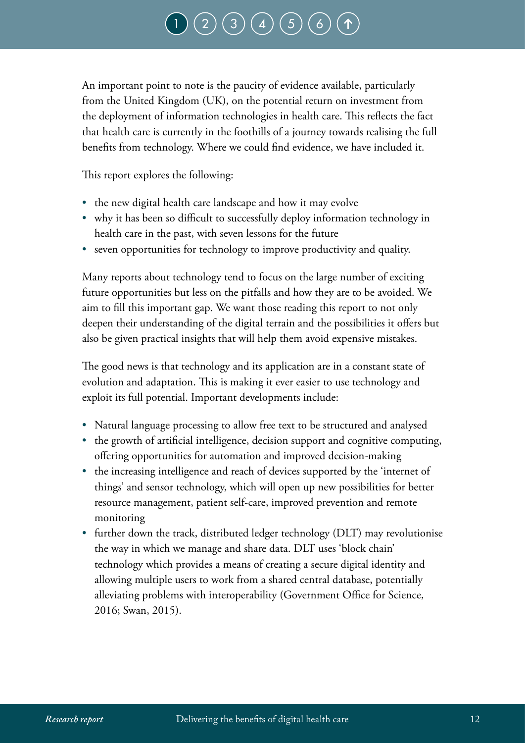An important point to note is the paucity of evidence available, particularly from the United Kingdom (UK), on the potential return on investment from the deployment of information technologies in health care. This reflects the fact that health care is currently in the foothills of a journey towards realising the full benefits from technology. Where we could find evidence, we have included it.

This report explores the following:

- the new digital health care landscape and how it may evolve
- why it has been so difficult to successfully deploy information technology in health care in the past, with seven lessons for the future
- seven opportunities for technology to improve productivity and quality.

Many reports about technology tend to focus on the large number of exciting future opportunities but less on the pitfalls and how they are to be avoided. We aim to fill this important gap. We want those reading this report to not only deepen their understanding of the digital terrain and the possibilities it offers but also be given practical insights that will help them avoid expensive mistakes.

The good news is that technology and its application are in a constant state of evolution and adaptation. This is making it ever easier to use technology and exploit its full potential. Important developments include:

- Natural language processing to allow free text to be structured and analysed
- the growth of artificial intelligence, decision support and cognitive computing, offering opportunities for automation and improved decision-making
- the increasing intelligence and reach of devices supported by the 'internet of things' and sensor technology, which will open up new possibilities for better resource management, patient self-care, improved prevention and remote monitoring
- further down the track, distributed ledger technology (DLT) may revolutionise the way in which we manage and share data. DLT uses 'block chain' technology which provides a means of creating a secure digital identity and allowing multiple users to work from a shared central database, potentially alleviating problems with interoperability (Government Office for Science, 2016; Swan, 2015).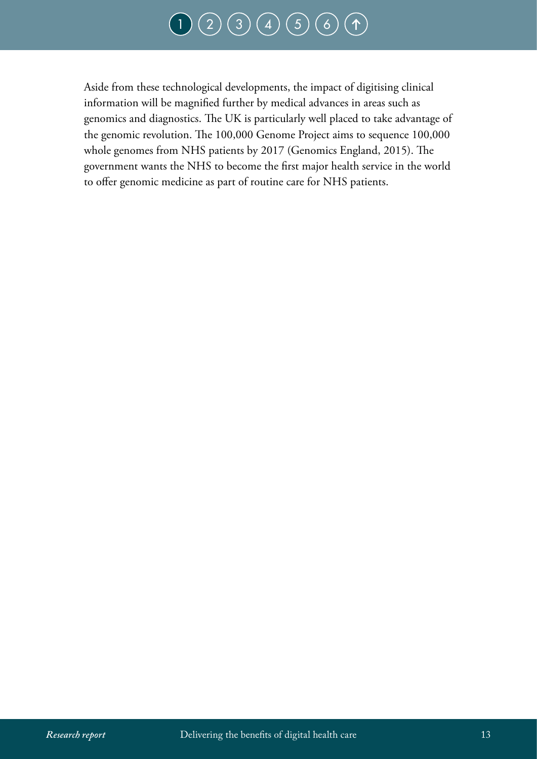Aside from these technological developments, the impact of digitising clinical information will be magnified further by medical advances in areas such as genomics and diagnostics. The UK is particularly well placed to take advantage of the genomic revolution. The 100,000 Genome Project aims to sequence 100,000 whole genomes from NHS patients by 2017 (Genomics England, 2015). The government wants the NHS to become the first major health service in the world to offer genomic medicine as part of routine care for NHS patients.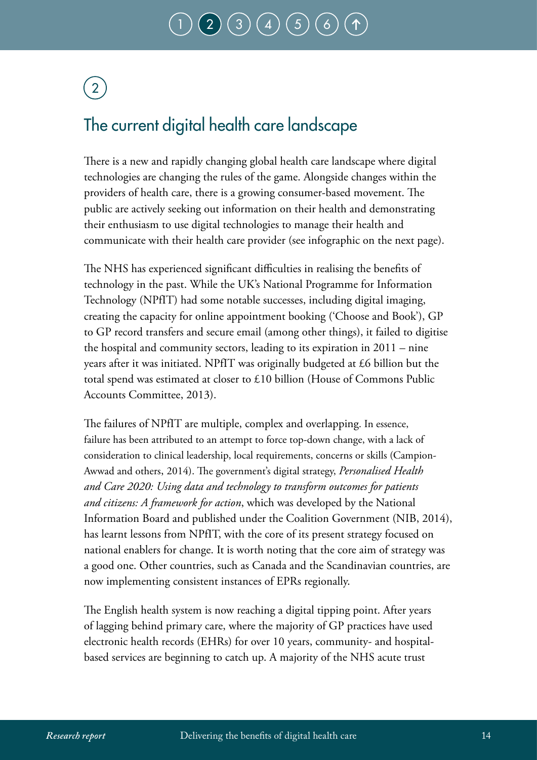## 2

# The current digital health care landscape

There is a new and rapidly changing global health care landscape where digital technologies are changing the rules of the game. Alongside changes within the providers of health care, there is a growing consumer-based movement. The public are actively seeking out information on their health and demonstrating their enthusiasm to use digital technologies to manage their health and communicate with their health care provider (see infographic on the next page).

The NHS has experienced significant difficulties in realising the benefits of technology in the past. While the UK's National Programme for Information Technology (NPfIT) had some notable successes, including digital imaging, creating the capacity for online appointment booking ('Choose and Book'), GP to GP record transfers and secure email (among other things), it failed to digitise the hospital and community sectors, leading to its expiration in 2011 – nine years after it was initiated. NPfIT was originally budgeted at £6 billion but the total spend was estimated at closer to £10 billion (House of Commons Public Accounts Committee, 2013).

The failures of NPfIT are multiple, complex and overlapping. In essence, failure has been attributed to an attempt to force top-down change, with a lack of consideration to clinical leadership, local requirements, concerns or skills (Campion-Awwad and others, 2014). The government's digital strategy, *Personalised Health and Care 2020: Using data and technology to transform outcomes for patients and citizens: A framework for action*, which was developed by the National Information Board and published under the Coalition Government (NIB, 2014), has learnt lessons from NPfIT, with the core of its present strategy focused on national enablers for change. It is worth noting that the core aim of strategy was a good one. Other countries, such as Canada and the Scandinavian countries, are now implementing consistent instances of EPRs regionally.

The English health system is now reaching a digital tipping point. After years of lagging behind primary care, where the majority of GP practices have used electronic health records (EHRs) for over 10 years, community- and hospital-based services are beginning to catch up. A majority of the NHS acute trust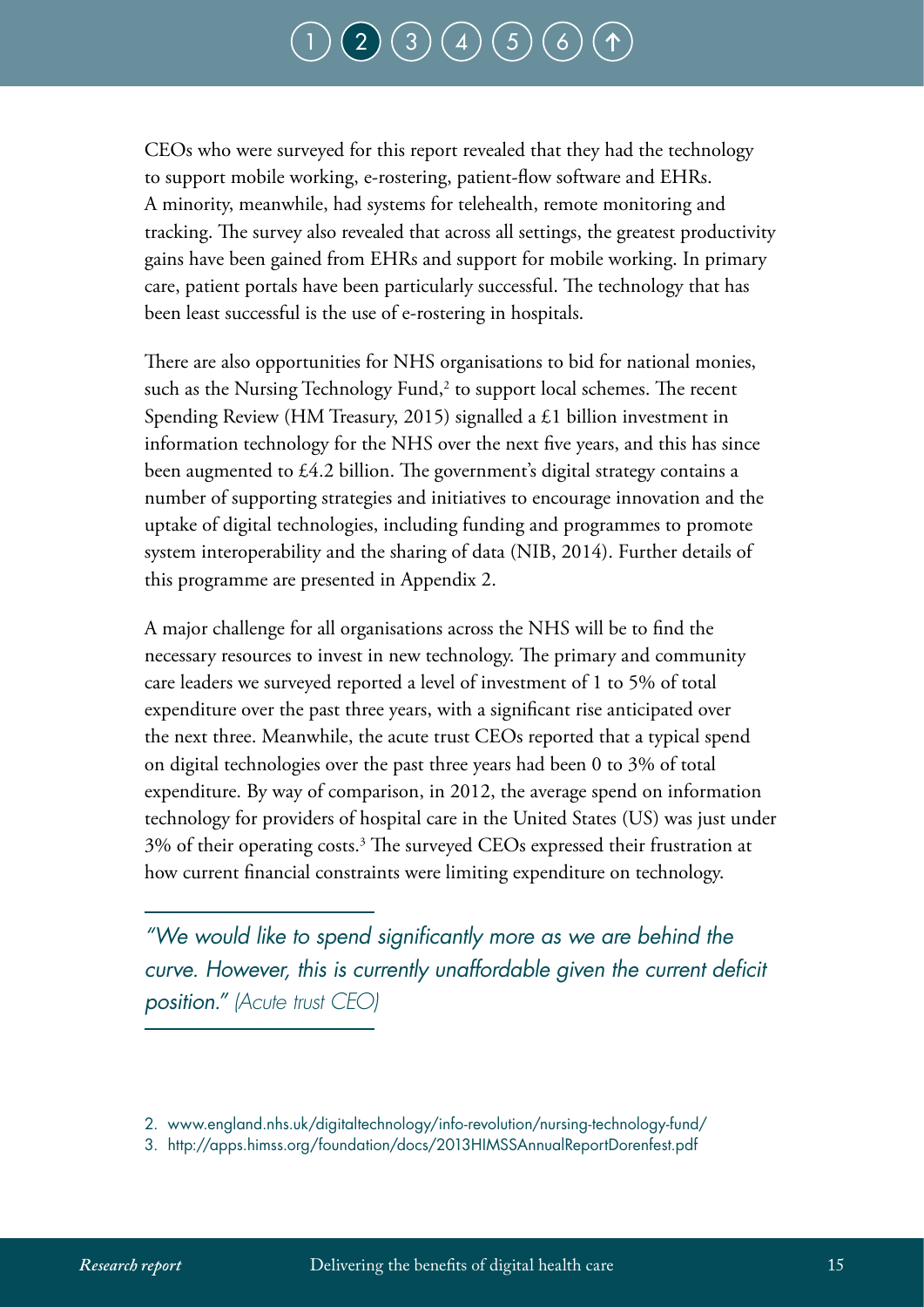CEOs who were surveyed for this report revealed that they had the technology to support mobile working, e-rostering, patient-flow software and EHRs. A minority, meanwhile, had systems for telehealth, remote monitoring and tracking. The survey also revealed that across all settings, the greatest productivity gains have been gained from EHRs and support for mobile working. In primary care, patient portals have been particularly successful. The technology that has been least successful is the use of e-rostering in hospitals.

There are also opportunities for NHS organisations to bid for national monies, such as the Nursing Technology Fund,[2] to support local schemes. The recent Spending Review (HM Treasury, 2015) signalled a £1 billion investment in information technology for the NHS over the next five years, and this has since been augmented to £4.2 billion. The government's digital strategy contains a number of supporting strategies and initiatives to encourage innovation and the uptake of digital technologies, including funding and programmes to promote system interoperability and the sharing of data (NIB, 2014). Further details of this programme are presented in Appendix 2.

A major challenge for all organisations across the NHS will be to find the necessary resources to invest in new technology. The primary and community care leaders we surveyed reported a level of investment of 1 to 5% of total expenditure over the past three years, with a significant rise anticipated over the next three. Meanwhile, the acute trust CEOs reported that a typical spend on digital technologies over the past three years had been 0 to 3% of total expenditure. By way of comparison, in 2012, the average spend on information technology for providers of hospital care in the United States (US) was just under 3% of their operating costs.[3] The surveyed CEOs expressed their frustration at how current financial constraints were limiting expenditure on technology.

> *"We would like to spend significantly more as we are behind the curve. However, this is currently unaffordable given the current deficit position."* (Acute trust CEO)

2. www.england.nhs.uk/digitaltechnology/info-revolution/nursing-technology-fund/
3. http://apps.himss.org/foundation/docs/2013HIMSSAnnualReportDorenfest.pdf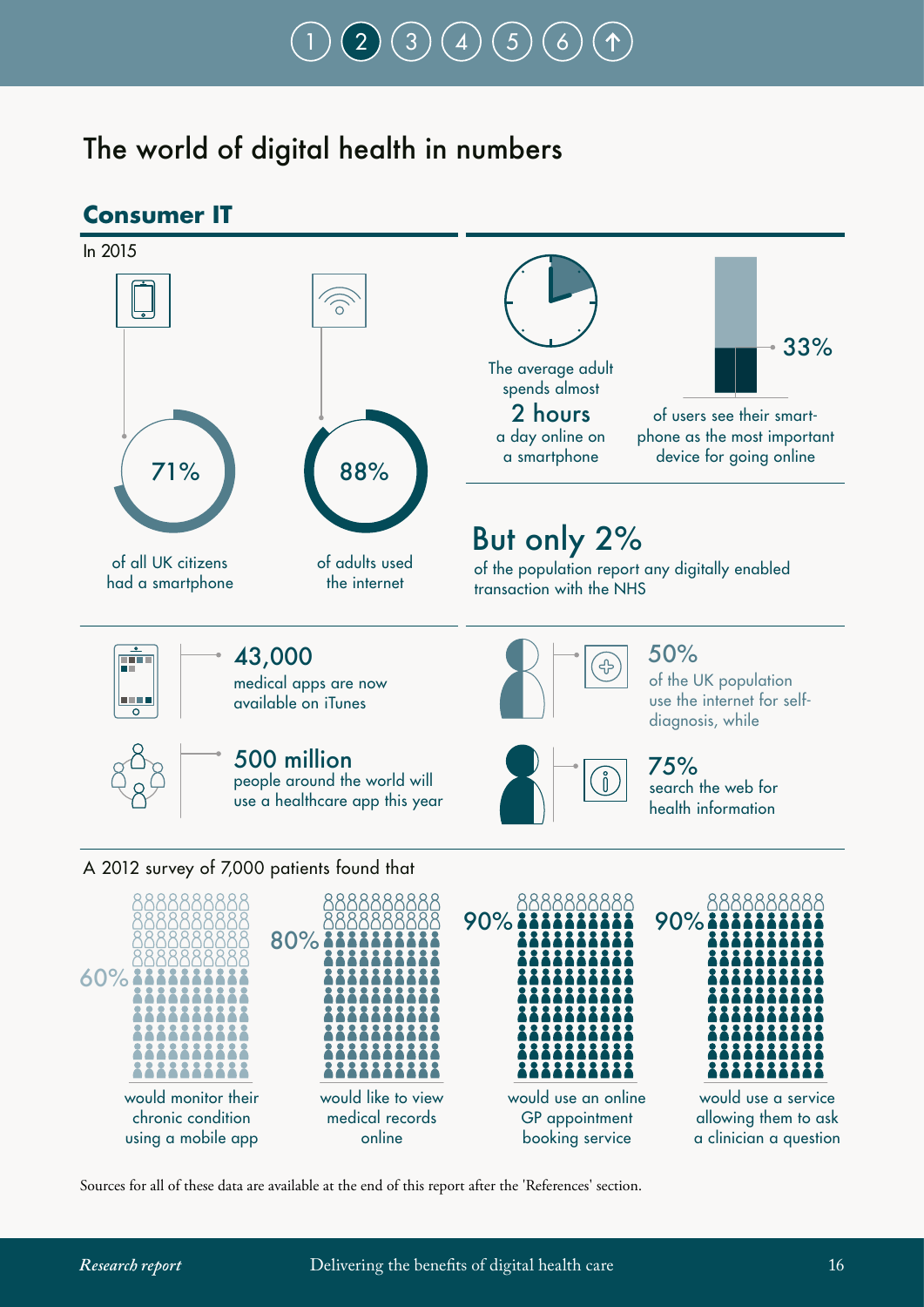# The world of digital health in numbers

## Consumer IT

In 2015

71% of all UK citizens had a smartphone

88% of adults used the internet

The average adult spends almost **2 hours** a day online on a smartphone

33% of users see their smartphone as the most important device for going online

**But only 2%** of the population report any digitally enabled transaction with the NHS

**43,000** medical apps are now available on iTunes

**500 million** people around the world will use a healthcare app this year

**50%** of the UK population use the internet for self-diagnosis, while

**75%** search the web for health information

A 2012 survey of 7,000 patients found that

- 60% would monitor their chronic condition using a mobile app
- 80% would like to view medical records online
- 90% would use an online GP appointment booking service
- 90% would use a service allowing them to ask a clinician a question

Sources for all of these data are available at the end of this report after the 'References' section.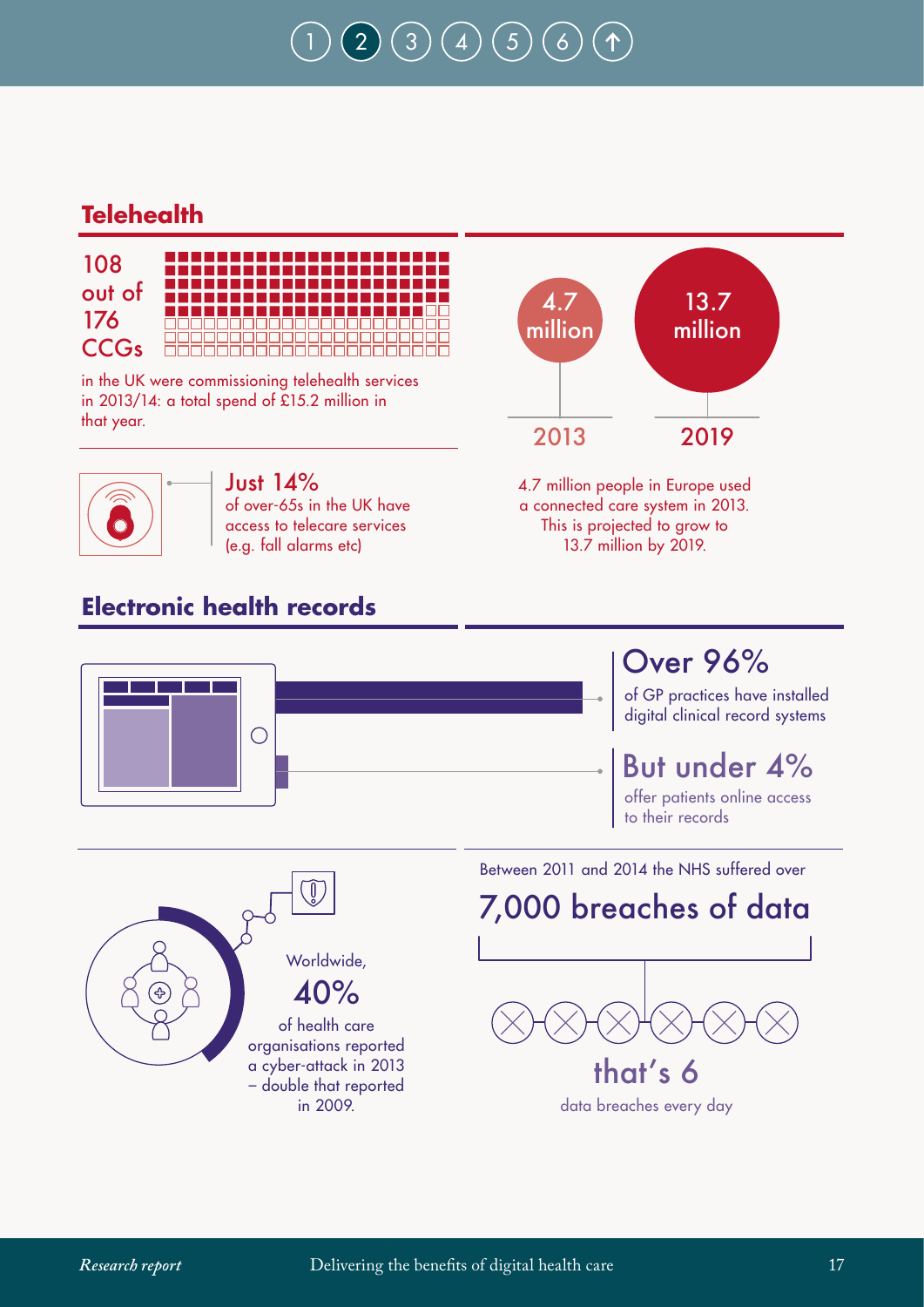## Telehealth

108 out of 176 CCGs

in the UK were commissioning telehealth services in 2013/14: a total spend of £15.2 million in that year.

4.7 million — 2013

13.7 million — 2019

4.7 million people in Europe used a connected care system in 2013. This is projected to grow to 13.7 million by 2019.

Just 14%

of over-65s in the UK have access to telecare services (e.g. fall alarms etc)

## Electronic health records

Over 96%

of GP practices have installed digital clinical record systems

But under 4%

offer patients online access to their records

Worldwide,

40%

of health care organisations reported a cyber-attack in 2013 – double that reported in 2009.

Between 2011 and 2014 the NHS suffered over

7,000 breaches of data

that's 6

data breaches every day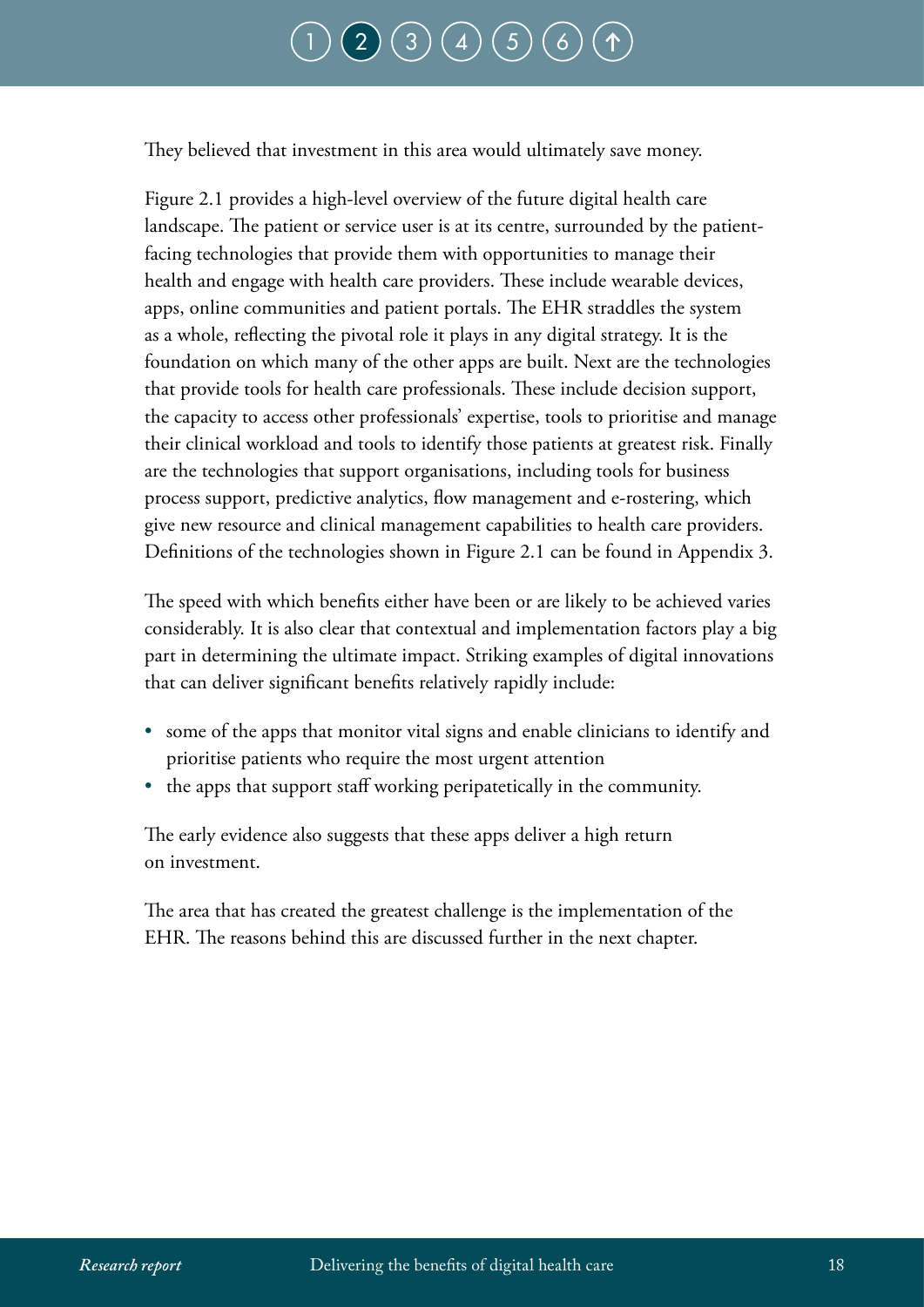They believed that investment in this area would ultimately save money.

Figure 2.1 provides a high-level overview of the future digital health care landscape. The patient or service user is at its centre, surrounded by the patient-facing technologies that provide them with opportunities to manage their health and engage with health care providers. These include wearable devices, apps, online communities and patient portals. The EHR straddles the system as a whole, reflecting the pivotal role it plays in any digital strategy. It is the foundation on which many of the other apps are built. Next are the technologies that provide tools for health care professionals. These include decision support, the capacity to access other professionals' expertise, tools to prioritise and manage their clinical workload and tools to identify those patients at greatest risk. Finally are the technologies that support organisations, including tools for business process support, predictive analytics, flow management and e-rostering, which give new resource and clinical management capabilities to health care providers. Definitions of the technologies shown in Figure 2.1 can be found in Appendix 3.

The speed with which benefits either have been or are likely to be achieved varies considerably. It is also clear that contextual and implementation factors play a big part in determining the ultimate impact. Striking examples of digital innovations that can deliver significant benefits relatively rapidly include:

- some of the apps that monitor vital signs and enable clinicians to identify and prioritise patients who require the most urgent attention
- the apps that support staff working peripatetically in the community.

The early evidence also suggests that these apps deliver a high return on investment.

The area that has created the greatest challenge is the implementation of the EHR. The reasons behind this are discussed further in the next chapter.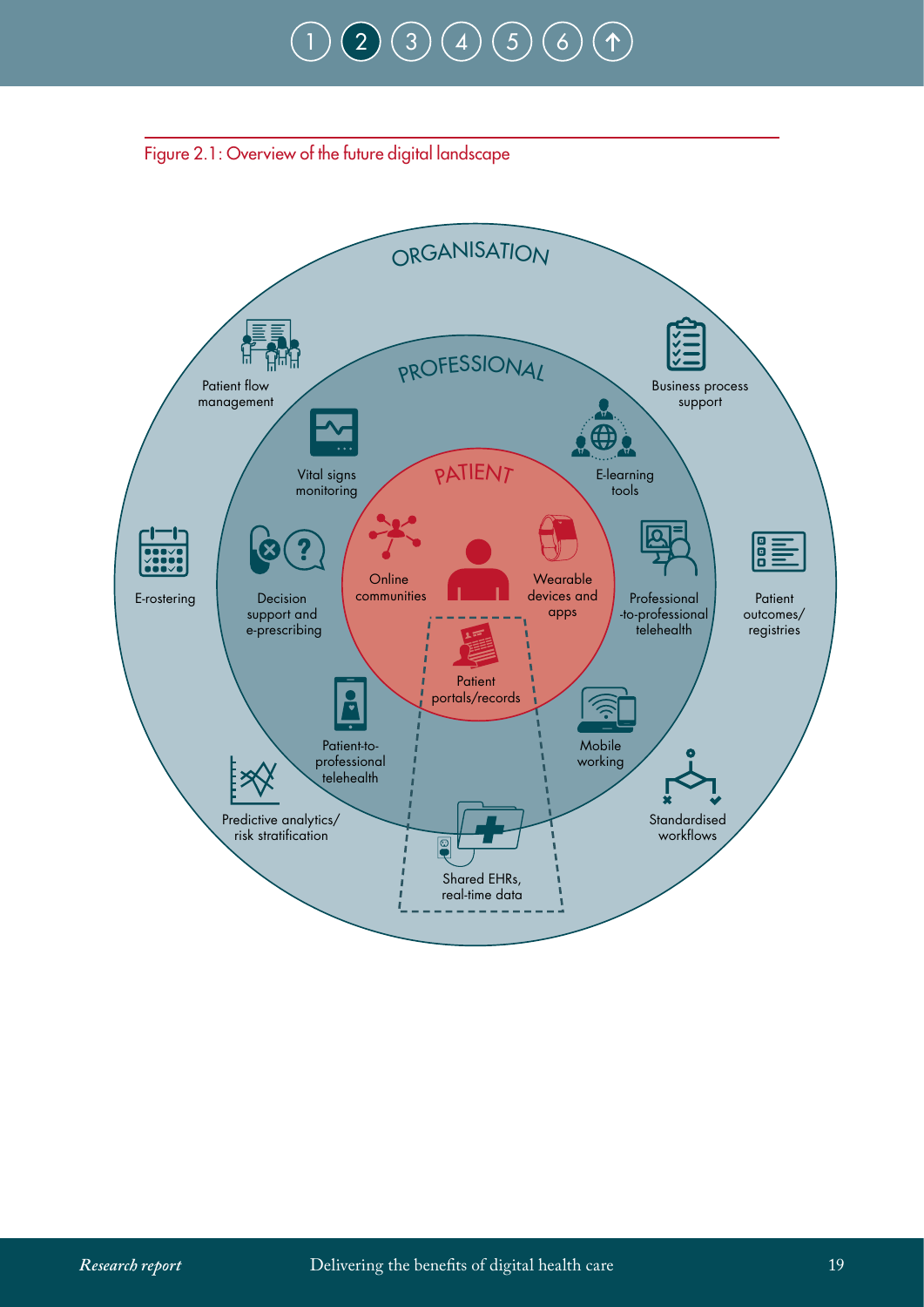Figure 2.1: Overview of the future digital landscape

ORGANISATION

PROFESSIONAL

PATIENT

Patient flow management

Business process support

Vital signs monitoring

E-learning tools

Online communities

Wearable devices and apps

E-rostering

Decision support and e-prescribing

Professional -to-professional telehealth

Patient outcomes/ registries

Patient portals/records

Patient-to-professional telehealth

Mobile working

Predictive analytics/ risk stratification

Standardised workflows

Shared EHRs, real-time data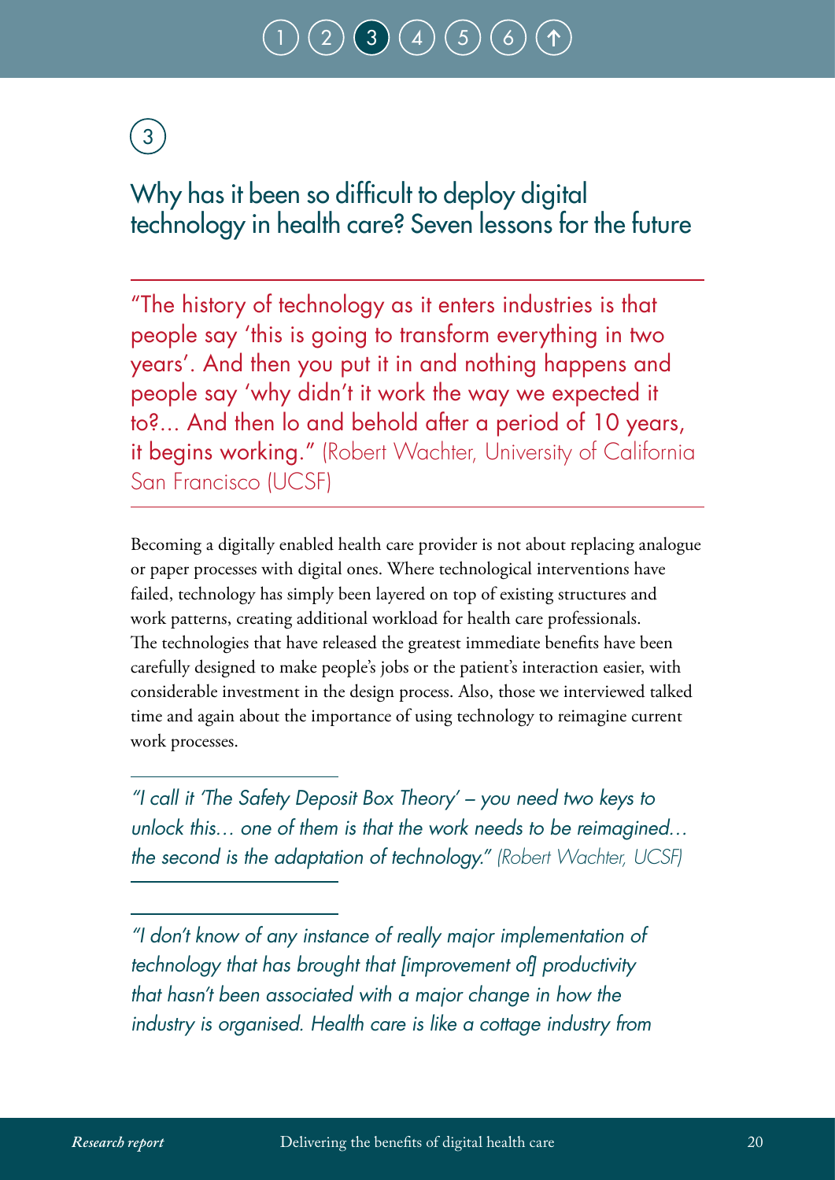## 3

## Why has it been so difficult to deploy digital technology in health care? Seven lessons for the future

"The history of technology as it enters industries is that people say 'this is going to transform everything in two years'. And then you put it in and nothing happens and people say 'why didn't it work the way we expected it to?... And then lo and behold after a period of 10 years, it begins working." (Robert Wachter, University of California San Francisco (UCSF)

Becoming a digitally enabled health care provider is not about replacing analogue or paper processes with digital ones. Where technological interventions have failed, technology has simply been layered on top of existing structures and work patterns, creating additional workload for health care professionals. The technologies that have released the greatest immediate benefits have been carefully designed to make people's jobs or the patient's interaction easier, with considerable investment in the design process. Also, those we interviewed talked time and again about the importance of using technology to reimagine current work processes.

*"I call it 'The Safety Deposit Box Theory' – you need two keys to unlock this… one of them is that the work needs to be reimagined… the second is the adaptation of technology." (Robert Wachter, UCSF)*

*"I don't know of any instance of really major implementation of technology that has brought that [improvement of] productivity that hasn't been associated with a major change in how the industry is organised. Health care is like a cottage industry from*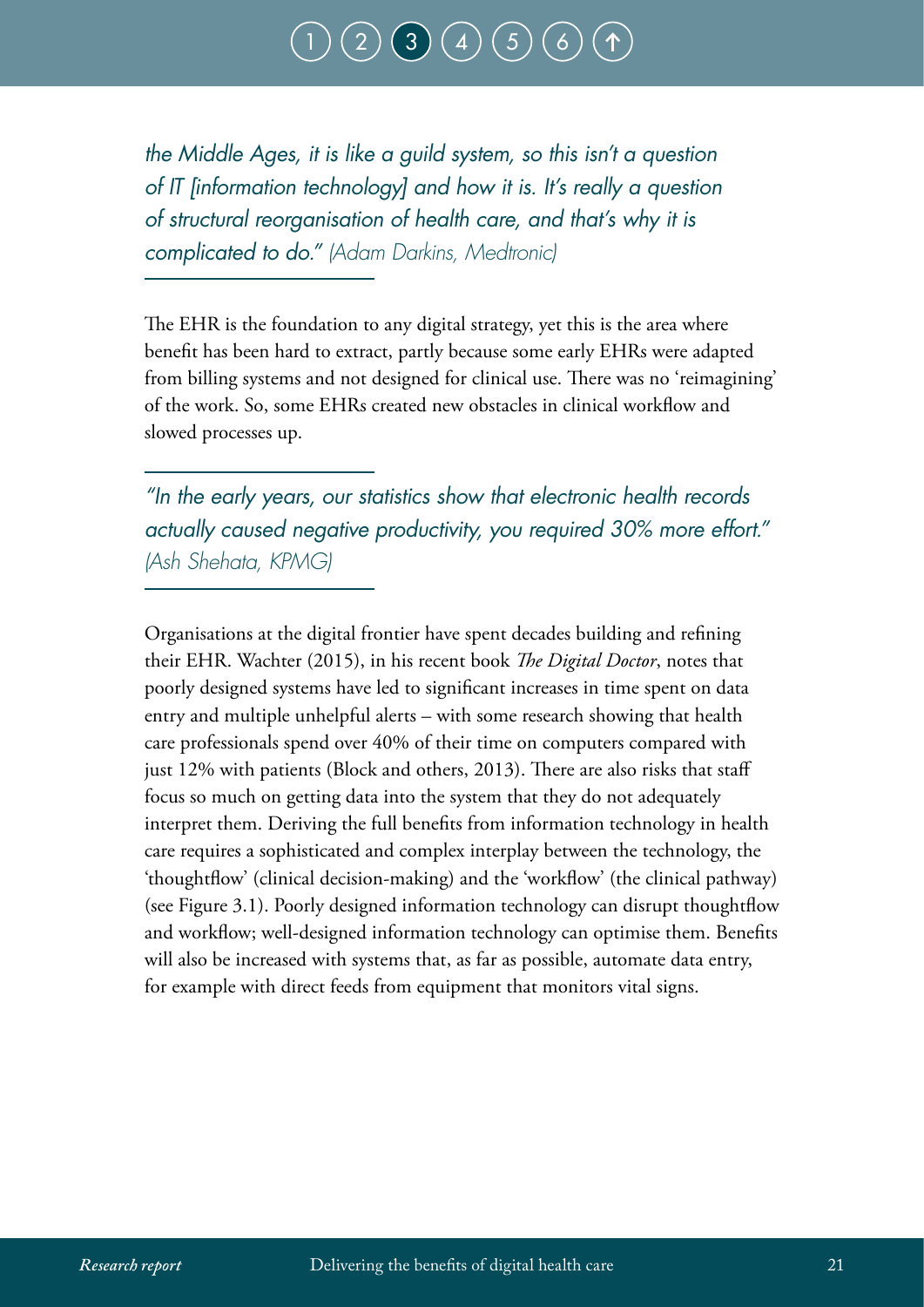*the Middle Ages, it is like a guild system, so this isn't a question of IT [information technology] and how it is. It's really a question of structural reorganisation of health care, and that's why it is complicated to do."* (Adam Darkins, Medtronic)

The EHR is the foundation to any digital strategy, yet this is the area where benefit has been hard to extract, partly because some early EHRs were adapted from billing systems and not designed for clinical use. There was no 'reimagining' of the work. So, some EHRs created new obstacles in clinical workflow and slowed processes up.

*"In the early years, our statistics show that electronic health records actually caused negative productivity, you required 30% more effort."* (Ash Shehata, KPMG)

Organisations at the digital frontier have spent decades building and refining their EHR. Wachter (2015), in his recent book *The Digital Doctor*, notes that poorly designed systems have led to significant increases in time spent on data entry and multiple unhelpful alerts – with some research showing that health care professionals spend over 40% of their time on computers compared with just 12% with patients (Block and others, 2013). There are also risks that staff focus so much on getting data into the system that they do not adequately interpret them. Deriving the full benefits from information technology in health care requires a sophisticated and complex interplay between the technology, the 'thoughtflow' (clinical decision-making) and the 'workflow' (the clinical pathway) (see Figure 3.1). Poorly designed information technology can disrupt thoughtflow and workflow; well-designed information technology can optimise them. Benefits will also be increased with systems that, as far as possible, automate data entry, for example with direct feeds from equipment that monitors vital signs.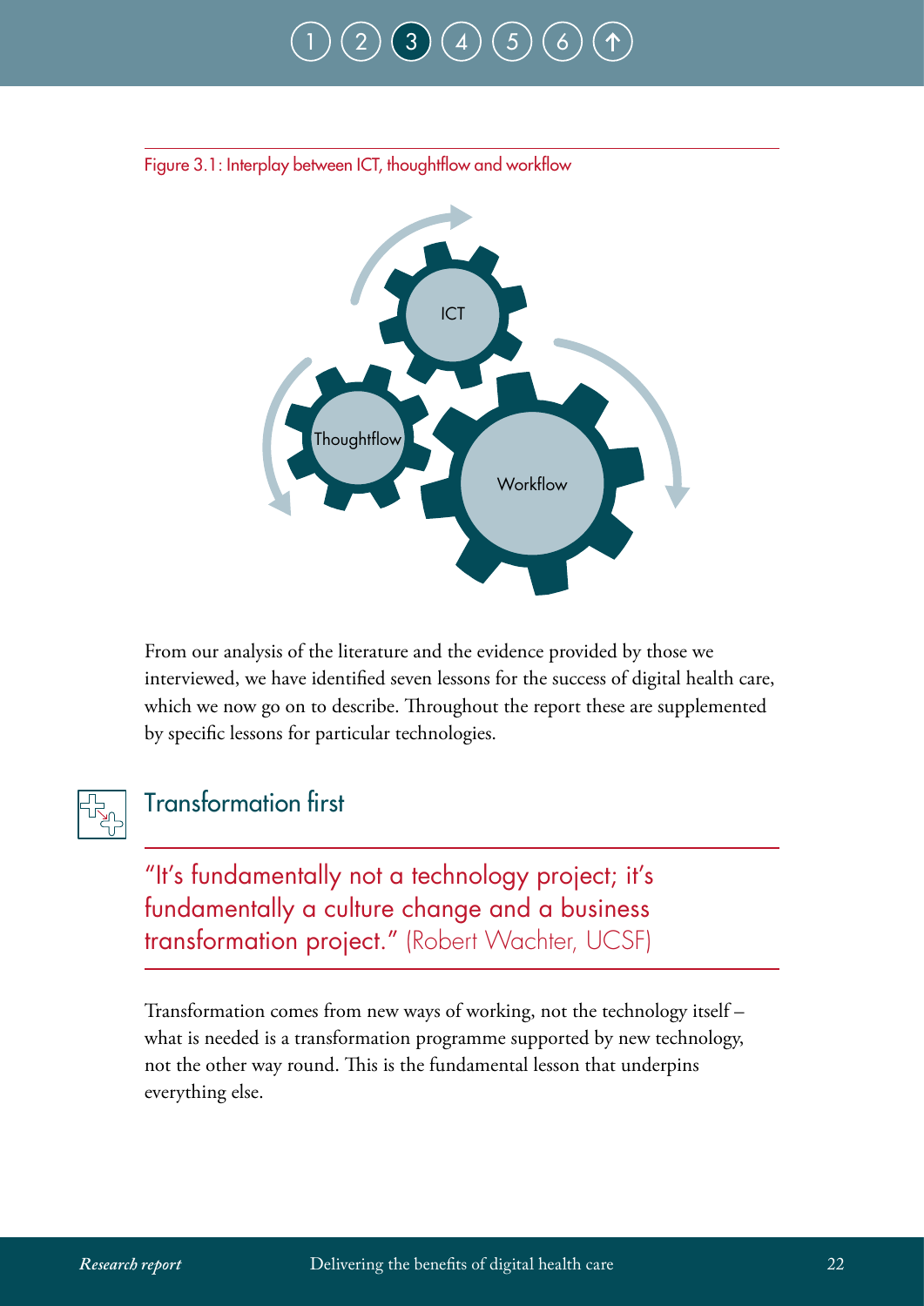Figure 3.1: Interplay between ICT, thoughtflow and workflow

From our analysis of the literature and the evidence provided by those we interviewed, we have identified seven lessons for the success of digital health care, which we now go on to describe. Throughout the report these are supplemented by specific lessons for particular technologies.

## Transformation first

> "It's fundamentally not a technology project; it's fundamentally a culture change and a business transformation project." (Robert Wachter, UCSF)

Transformation comes from new ways of working, not the technology itself – what is needed is a transformation programme supported by new technology, not the other way round. This is the fundamental lesson that underpins everything else.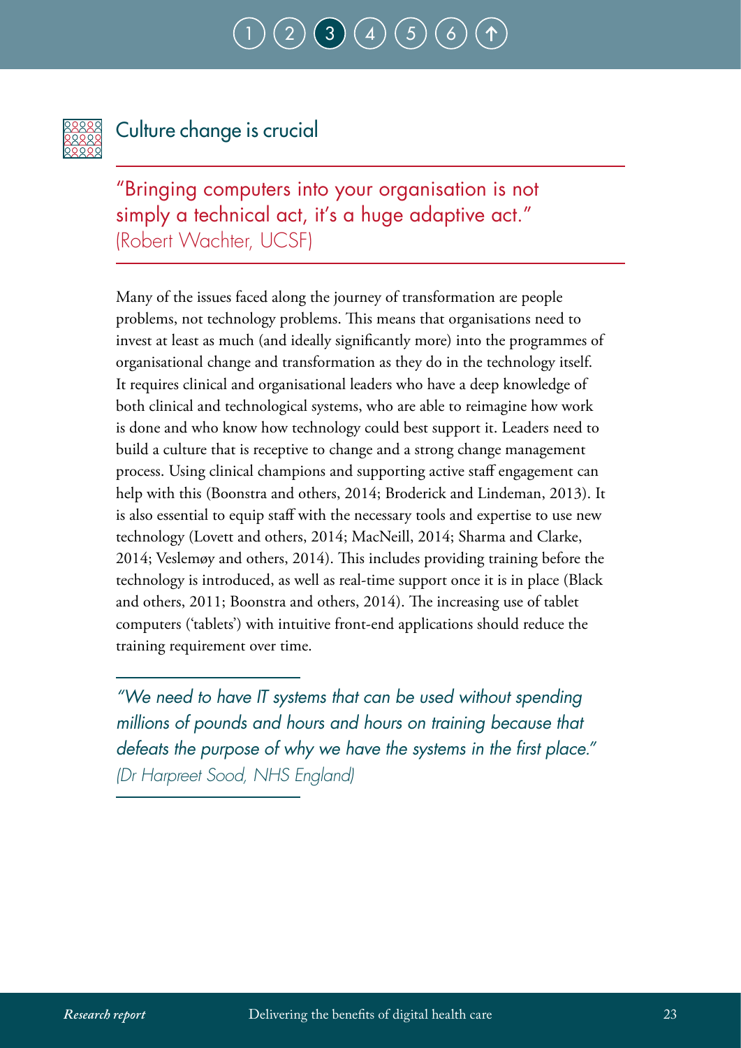## Culture change is crucial

"Bringing computers into your organisation is not simply a technical act, it's a huge adaptive act." (Robert Wachter, UCSF)

Many of the issues faced along the journey of transformation are people problems, not technology problems. This means that organisations need to invest at least as much (and ideally significantly more) into the programmes of organisational change and transformation as they do in the technology itself. It requires clinical and organisational leaders who have a deep knowledge of both clinical and technological systems, who are able to reimagine how work is done and who know how technology could best support it. Leaders need to build a culture that is receptive to change and a strong change management process. Using clinical champions and supporting active staff engagement can help with this (Boonstra and others, 2014; Broderick and Lindeman, 2013). It is also essential to equip staff with the necessary tools and expertise to use new technology (Lovett and others, 2014; MacNeill, 2014; Sharma and Clarke, 2014; Veslemøy and others, 2014). This includes providing training before the technology is introduced, as well as real-time support once it is in place (Black and others, 2011; Boonstra and others, 2014). The increasing use of tablet computers ('tablets') with intuitive front-end applications should reduce the training requirement over time.

*"We need to have IT systems that can be used without spending millions of pounds and hours and hours on training because that defeats the purpose of why we have the systems in the first place." (Dr Harpreet Sood, NHS England)*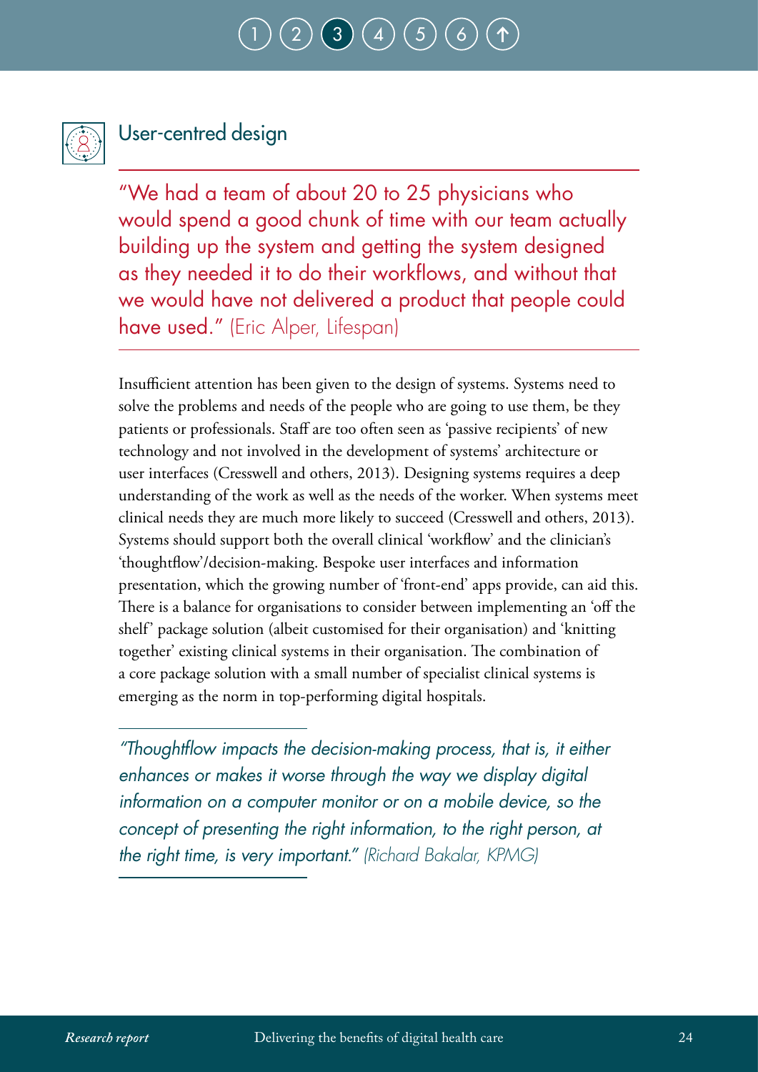## User-centred design

"We had a team of about 20 to 25 physicians who would spend a good chunk of time with our team actually building up the system and getting the system designed as they needed it to do their workflows, and without that we would have not delivered a product that people could have used." (Eric Alper, Lifespan)

Insufficient attention has been given to the design of systems. Systems need to solve the problems and needs of the people who are going to use them, be they patients or professionals. Staff are too often seen as 'passive recipients' of new technology and not involved in the development of systems' architecture or user interfaces (Cresswell and others, 2013). Designing systems requires a deep understanding of the work as well as the needs of the worker. When systems meet clinical needs they are much more likely to succeed (Cresswell and others, 2013). Systems should support both the overall clinical 'workflow' and the clinician's 'thoughtflow'/decision-making. Bespoke user interfaces and information presentation, which the growing number of 'front-end' apps provide, can aid this. There is a balance for organisations to consider between implementing an 'off the shelf' package solution (albeit customised for their organisation) and 'knitting together' existing clinical systems in their organisation. The combination of a core package solution with a small number of specialist clinical systems is emerging as the norm in top-performing digital hospitals.

*"Thoughtflow impacts the decision-making process, that is, it either enhances or makes it worse through the way we display digital information on a computer monitor or on a mobile device, so the concept of presenting the right information, to the right person, at the right time, is very important." (Richard Bakalar, KPMG)*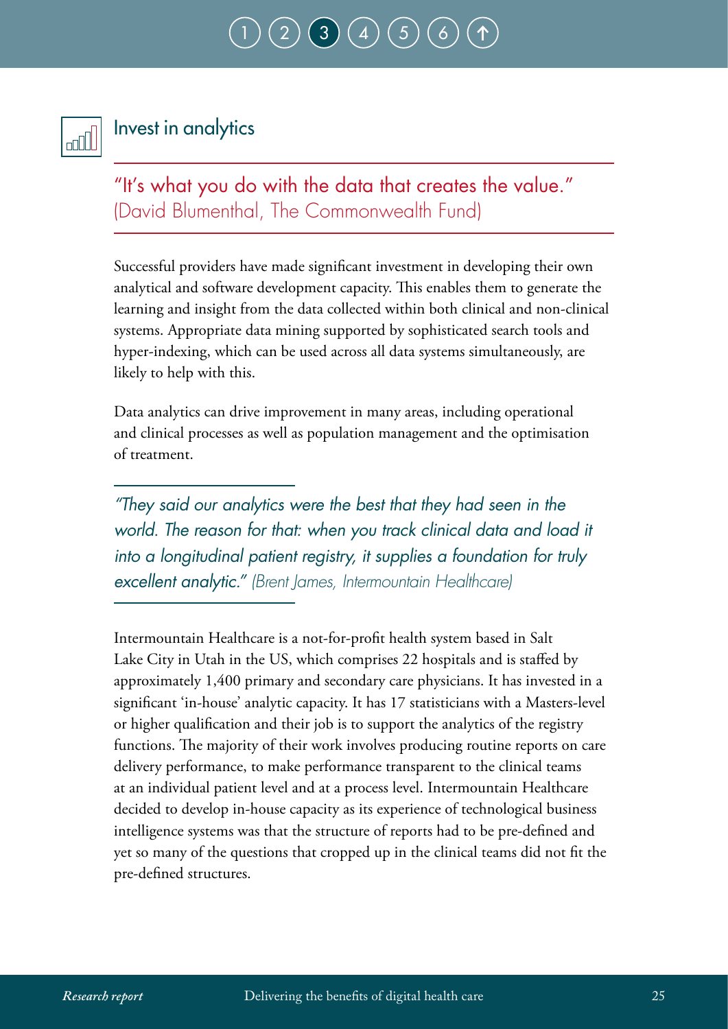## Invest in analytics

"It's what you do with the data that creates the value."
(David Blumenthal, The Commonwealth Fund)

Successful providers have made significant investment in developing their own analytical and software development capacity. This enables them to generate the learning and insight from the data collected within both clinical and non-clinical systems. Appropriate data mining supported by sophisticated search tools and hyper-indexing, which can be used across all data systems simultaneously, are likely to help with this.

Data analytics can drive improvement in many areas, including operational and clinical processes as well as population management and the optimisation of treatment.

*"They said our analytics were the best that they had seen in the world. The reason for that: when you track clinical data and load it into a longitudinal patient registry, it supplies a foundation for truly excellent analytic."* (Brent James, Intermountain Healthcare)

Intermountain Healthcare is a not-for-profit health system based in Salt Lake City in Utah in the US, which comprises 22 hospitals and is staffed by approximately 1,400 primary and secondary care physicians. It has invested in a significant 'in-house' analytic capacity. It has 17 statisticians with a Masters-level or higher qualification and their job is to support the analytics of the registry functions. The majority of their work involves producing routine reports on care delivery performance, to make performance transparent to the clinical teams at an individual patient level and at a process level. Intermountain Healthcare decided to develop in-house capacity as its experience of technological business intelligence systems was that the structure of reports had to be pre-defined and yet so many of the questions that cropped up in the clinical teams did not fit the pre-defined structures.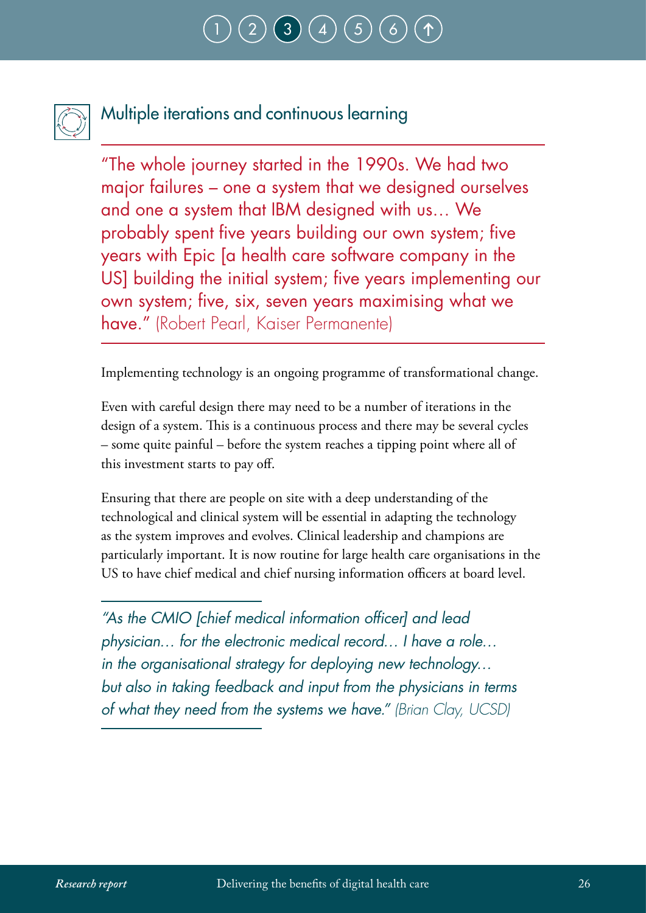## Multiple iterations and continuous learning

"The whole journey started in the 1990s. We had two major failures – one a system that we designed ourselves and one a system that IBM designed with us… We probably spent five years building our own system; five years with Epic [a health care software company in the US] building the initial system; five years implementing our own system; five, six, seven years maximising what we have." (Robert Pearl, Kaiser Permanente)

Implementing technology is an ongoing programme of transformational change.

Even with careful design there may need to be a number of iterations in the design of a system. This is a continuous process and there may be several cycles – some quite painful – before the system reaches a tipping point where all of this investment starts to pay off.

Ensuring that there are people on site with a deep understanding of the technological and clinical system will be essential in adapting the technology as the system improves and evolves. Clinical leadership and champions are particularly important. It is now routine for large health care organisations in the US to have chief medical and chief nursing information officers at board level.

*"As the CMIO [chief medical information officer] and lead physician… for the electronic medical record… I have a role… in the organisational strategy for deploying new technology… but also in taking feedback and input from the physicians in terms of what they need from the systems we have." (Brian Clay, UCSD)*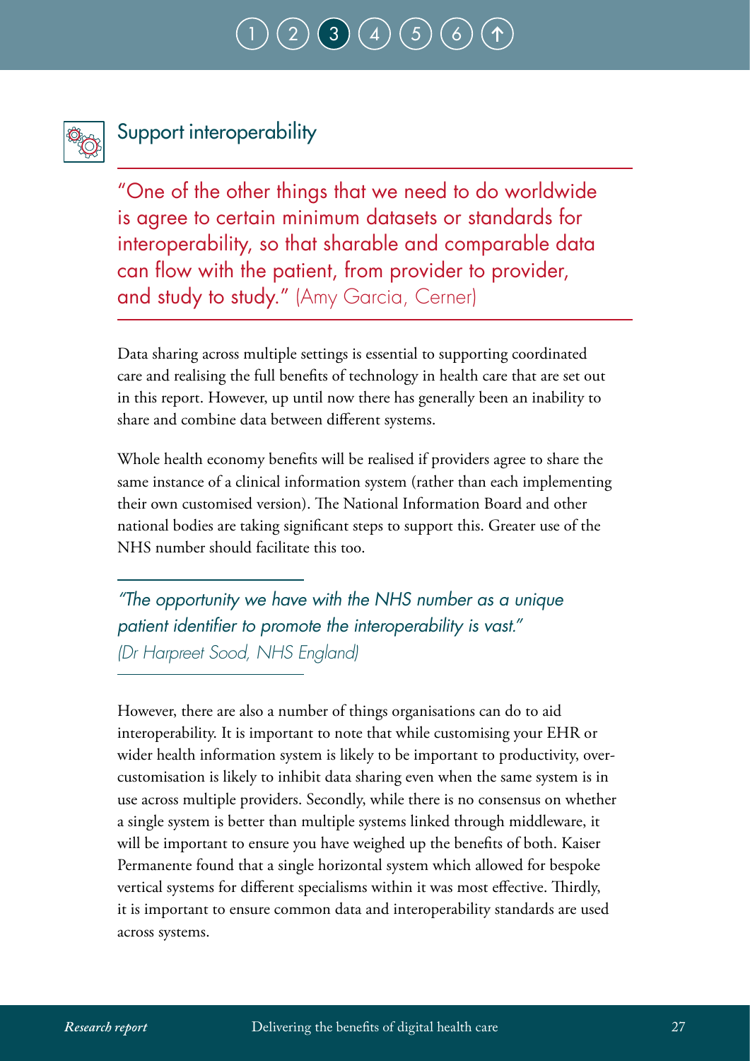## Support interoperability

"One of the other things that we need to do worldwide is agree to certain minimum datasets or standards for interoperability, so that sharable and comparable data can flow with the patient, from provider to provider, and study to study." (Amy Garcia, Cerner)

Data sharing across multiple settings is essential to supporting coordinated care and realising the full benefits of technology in health care that are set out in this report. However, up until now there has generally been an inability to share and combine data between different systems.

Whole health economy benefits will be realised if providers agree to share the same instance of a clinical information system (rather than each implementing their own customised version). The National Information Board and other national bodies are taking significant steps to support this. Greater use of the NHS number should facilitate this too.

*"The opportunity we have with the NHS number as a unique patient identifier to promote the interoperability is vast."* *(Dr Harpreet Sood, NHS England)*

However, there are also a number of things organisations can do to aid interoperability. It is important to note that while customising your EHR or wider health information system is likely to be important to productivity, over-customisation is likely to inhibit data sharing even when the same system is in use across multiple providers. Secondly, while there is no consensus on whether a single system is better than multiple systems linked through middleware, it will be important to ensure you have weighed up the benefits of both. Kaiser Permanente found that a single horizontal system which allowed for bespoke vertical systems for different specialisms within it was most effective. Thirdly, it is important to ensure common data and interoperability standards are used across systems.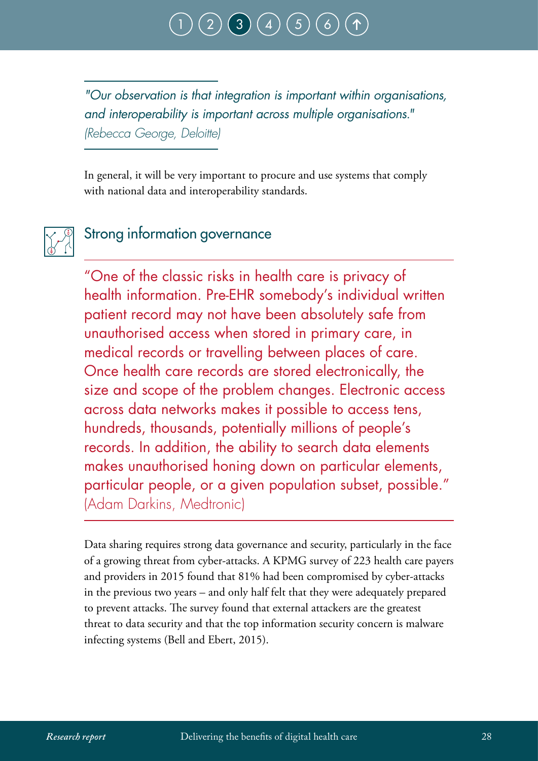*"Our observation is that integration is important within organisations, and interoperability is important across multiple organisations."*
*(Rebecca George, Deloitte)*

In general, it will be very important to procure and use systems that comply with national data and interoperability standards.

## Strong information governance

"One of the classic risks in health care is privacy of health information. Pre-EHR somebody's individual written patient record may not have been absolutely safe from unauthorised access when stored in primary care, in medical records or travelling between places of care. Once health care records are stored electronically, the size and scope of the problem changes. Electronic access across data networks makes it possible to access tens, hundreds, thousands, potentially millions of people's records. In addition, the ability to search data elements makes unauthorised honing down on particular elements, particular people, or a given population subset, possible."
(Adam Darkins, Medtronic)

Data sharing requires strong data governance and security, particularly in the face of a growing threat from cyber-attacks. A KPMG survey of 223 health care payers and providers in 2015 found that 81% had been compromised by cyber-attacks in the previous two years – and only half felt that they were adequately prepared to prevent attacks. The survey found that external attackers are the greatest threat to data security and that the top information security concern is malware infecting systems (Bell and Ebert, 2015).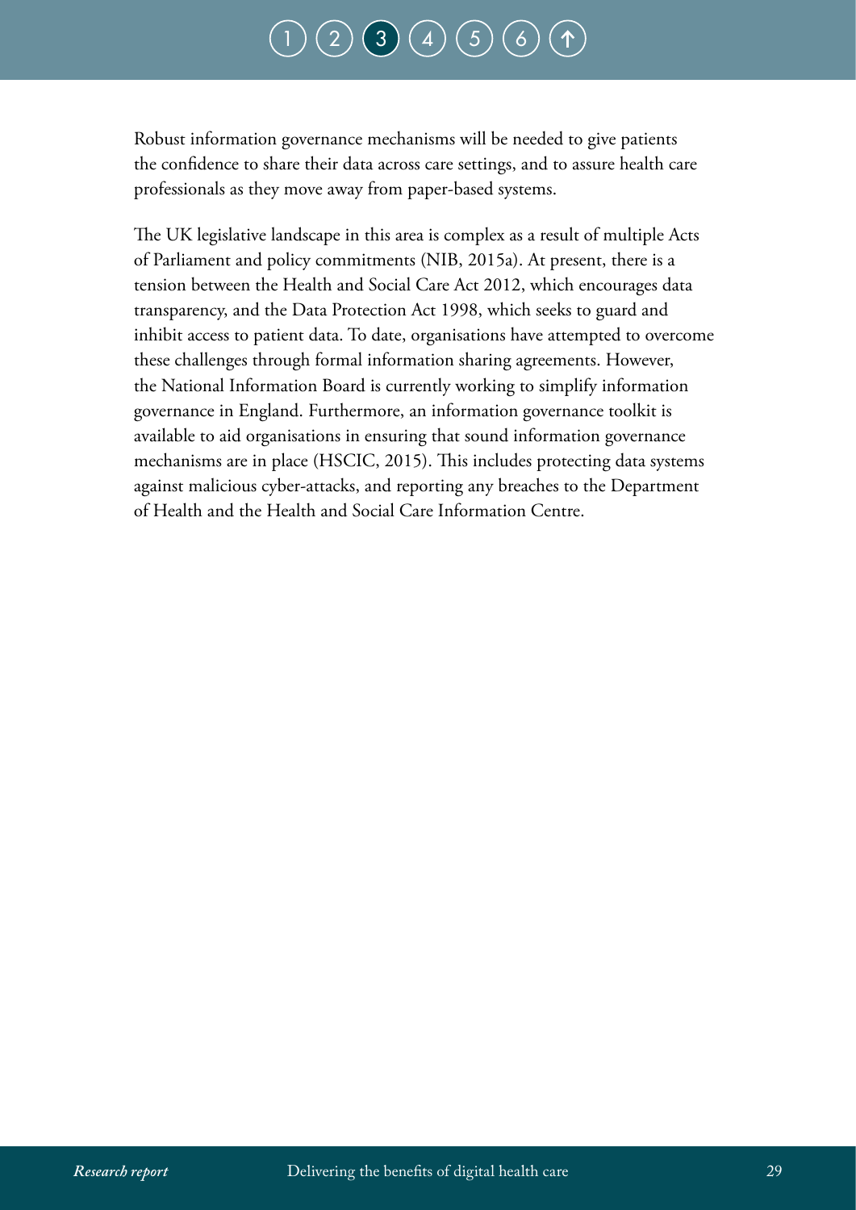Robust information governance mechanisms will be needed to give patients the confidence to share their data across care settings, and to assure health care professionals as they move away from paper-based systems.

The UK legislative landscape in this area is complex as a result of multiple Acts of Parliament and policy commitments (NIB, 2015a). At present, there is a tension between the Health and Social Care Act 2012, which encourages data transparency, and the Data Protection Act 1998, which seeks to guard and inhibit access to patient data. To date, organisations have attempted to overcome these challenges through formal information sharing agreements. However, the National Information Board is currently working to simplify information governance in England. Furthermore, an information governance toolkit is available to aid organisations in ensuring that sound information governance mechanisms are in place (HSCIC, 2015). This includes protecting data systems against malicious cyber-attacks, and reporting any breaches to the Department of Health and the Health and Social Care Information Centre.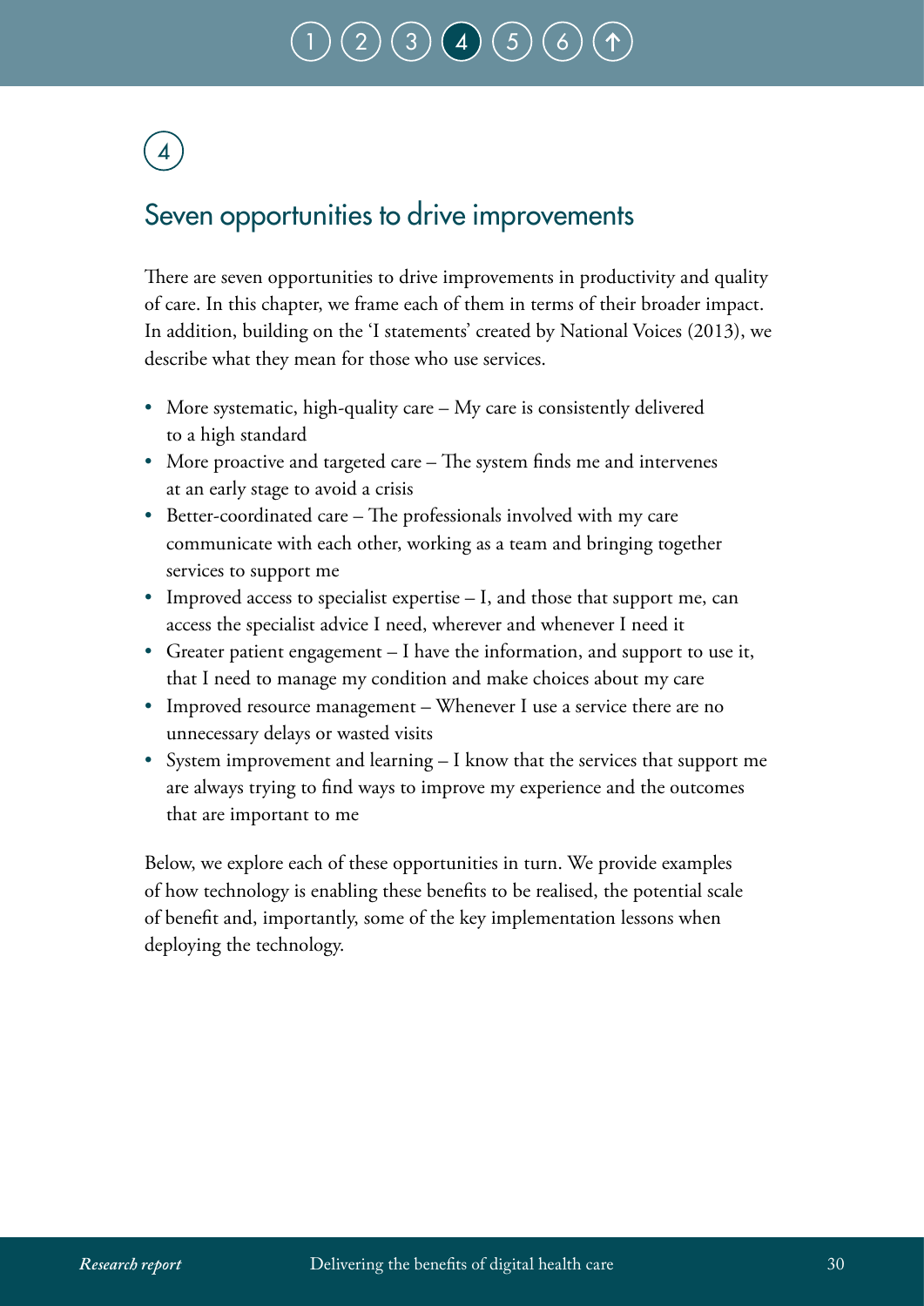4

## Seven opportunities to drive improvements

There are seven opportunities to drive improvements in productivity and quality of care. In this chapter, we frame each of them in terms of their broader impact. In addition, building on the 'I statements' created by National Voices (2013), we describe what they mean for those who use services.

- More systematic, high-quality care – My care is consistently delivered to a high standard
- More proactive and targeted care – The system finds me and intervenes at an early stage to avoid a crisis
- Better-coordinated care – The professionals involved with my care communicate with each other, working as a team and bringing together services to support me
- Improved access to specialist expertise – I, and those that support me, can access the specialist advice I need, wherever and whenever I need it
- Greater patient engagement – I have the information, and support to use it, that I need to manage my condition and make choices about my care
- Improved resource management – Whenever I use a service there are no unnecessary delays or wasted visits
- System improvement and learning – I know that the services that support me are always trying to find ways to improve my experience and the outcomes that are important to me

Below, we explore each of these opportunities in turn. We provide examples of how technology is enabling these benefits to be realised, the potential scale of benefit and, importantly, some of the key implementation lessons when deploying the technology.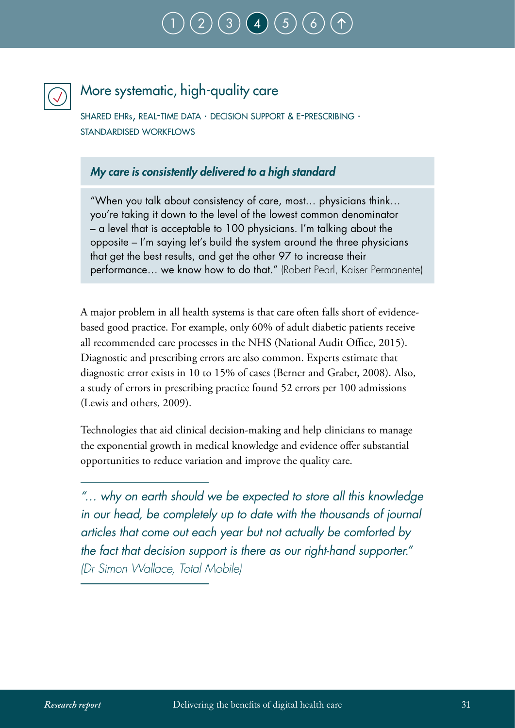## More systematic, high-quality care

SHARED EHRs, REAL-TIME DATA · DECISION SUPPORT & E-PRESCRIBING · STANDARDISED WORKFLOWS

### *My care is consistently delivered to a high standard*

"When you talk about consistency of care, most… physicians think… you're taking it down to the level of the lowest common denominator – a level that is acceptable to 100 physicians. I'm talking about the opposite – I'm saying let's build the system around the three physicians that get the best results, and get the other 97 to increase their performance… we know how to do that." (Robert Pearl, Kaiser Permanente)

A major problem in all health systems is that care often falls short of evidence-based good practice. For example, only 60% of adult diabetic patients receive all recommended care processes in the NHS (National Audit Office, 2015). Diagnostic and prescribing errors are also common. Experts estimate that diagnostic error exists in 10 to 15% of cases (Berner and Graber, 2008). Also, a study of errors in prescribing practice found 52 errors per 100 admissions (Lewis and others, 2009).

Technologies that aid clinical decision-making and help clinicians to manage the exponential growth in medical knowledge and evidence offer substantial opportunities to reduce variation and improve the quality care.

*"… why on earth should we be expected to store all this knowledge in our head, be completely up to date with the thousands of journal articles that come out each year but not actually be comforted by the fact that decision support is there as our right-hand supporter." (Dr Simon Wallace, Total Mobile)*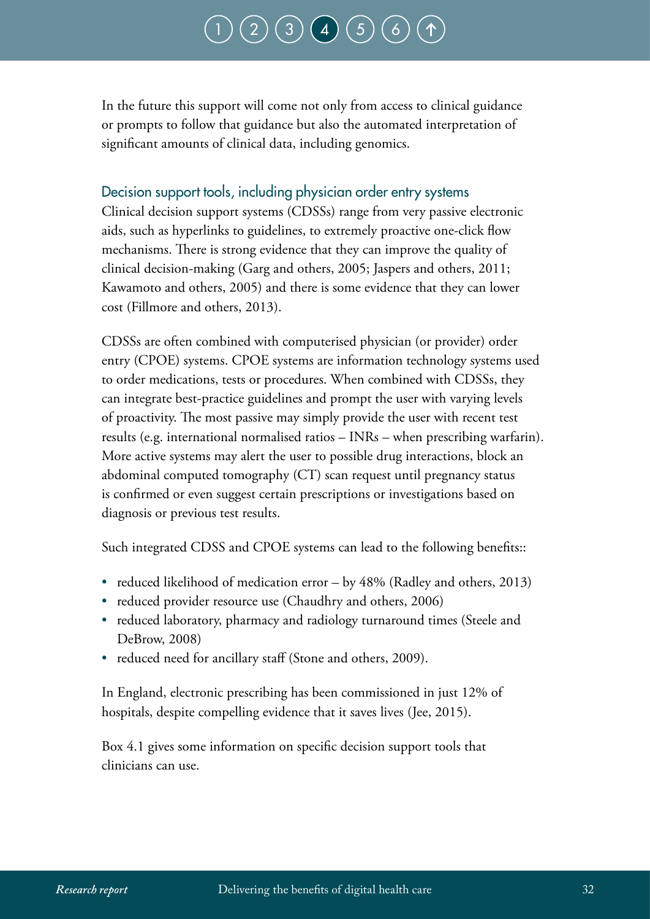In the future this support will come not only from access to clinical guidance or prompts to follow that guidance but also the automated interpretation of significant amounts of clinical data, including genomics.

### Decision support tools, including physician order entry systems

Clinical decision support systems (CDSSs) range from very passive electronic aids, such as hyperlinks to guidelines, to extremely proactive one-click flow mechanisms. There is strong evidence that they can improve the quality of clinical decision-making (Garg and others, 2005; Jaspers and others, 2011; Kawamoto and others, 2005) and there is some evidence that they can lower cost (Fillmore and others, 2013).

CDSSs are often combined with computerised physician (or provider) order entry (CPOE) systems. CPOE systems are information technology systems used to order medications, tests or procedures. When combined with CDSSs, they can integrate best-practice guidelines and prompt the user with varying levels of proactivity. The most passive may simply provide the user with recent test results (e.g. international normalised ratios – INRs – when prescribing warfarin). More active systems may alert the user to possible drug interactions, block an abdominal computed tomography (CT) scan request until pregnancy status is confirmed or even suggest certain prescriptions or investigations based on diagnosis or previous test results.

Such integrated CDSS and CPOE systems can lead to the following benefits::

- reduced likelihood of medication error – by 48% (Radley and others, 2013)
- reduced provider resource use (Chaudhry and others, 2006)
- reduced laboratory, pharmacy and radiology turnaround times (Steele and DeBrow, 2008)
- reduced need for ancillary staff (Stone and others, 2009).

In England, electronic prescribing has been commissioned in just 12% of hospitals, despite compelling evidence that it saves lives (Jee, 2015).

Box 4.1 gives some information on specific decision support tools that clinicians can use.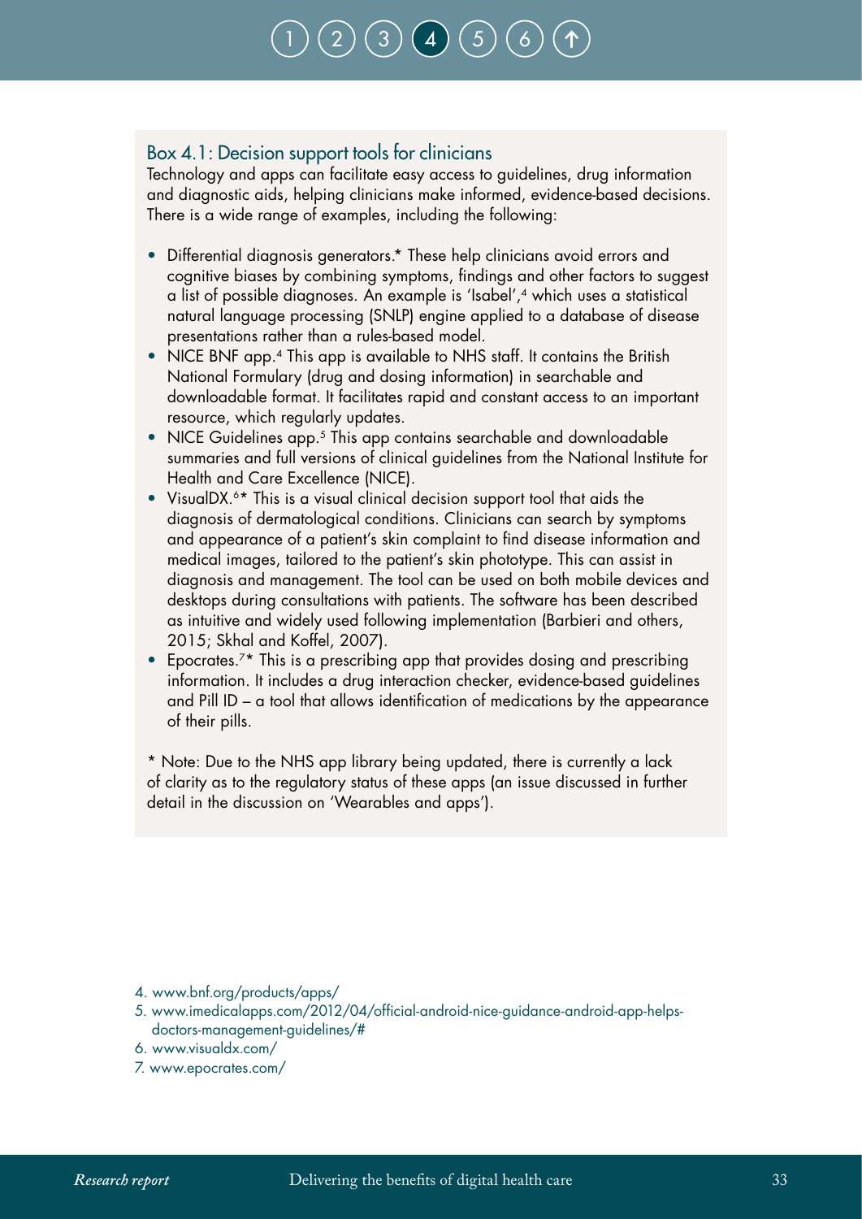## Box 4.1: Decision support tools for clinicians

Technology and apps can facilitate easy access to guidelines, drug information and diagnostic aids, helping clinicians make informed, evidence-based decisions. There is a wide range of examples, including the following:

- Differential diagnosis generators.* These help clinicians avoid errors and cognitive biases by combining symptoms, findings and other factors to suggest a list of possible diagnoses. An example is 'Isabel',[4] which uses a statistical natural language processing (SNLP) engine applied to a database of disease presentations rather than a rules-based model.
- NICE BNF app.[4] This app is available to NHS staff. It contains the British National Formulary (drug and dosing information) in searchable and downloadable format. It facilitates rapid and constant access to an important resource, which regularly updates.
- NICE Guidelines app.[5] This app contains searchable and downloadable summaries and full versions of clinical guidelines from the National Institute for Health and Care Excellence (NICE).
- VisualDX.[6]* This is a visual clinical decision support tool that aids the diagnosis of dermatological conditions. Clinicians can search by symptoms and appearance of a patient's skin complaint to find disease information and medical images, tailored to the patient's skin phototype. This can assist in diagnosis and management. The tool can be used on both mobile devices and desktops during consultations with patients. The software has been described as intuitive and widely used following implementation (Barbieri and others, 2015; Skhal and Koffel, 2007).
- Epocrates.[7]* This is a prescribing app that provides dosing and prescribing information. It includes a drug interaction checker, evidence-based guidelines and Pill ID – a tool that allows identification of medications by the appearance of their pills.

* Note: Due to the NHS app library being updated, there is currently a lack of clarity as to the regulatory status of these apps (an issue discussed in further detail in the discussion on 'Wearables and apps').

4. www.bnf.org/products/apps/
5. www.imedicalapps.com/2012/04/official-android-nice-guidance-android-app-helps-doctors-management-guidelines/#
6. www.visualdx.com/
7. www.epocrates.com/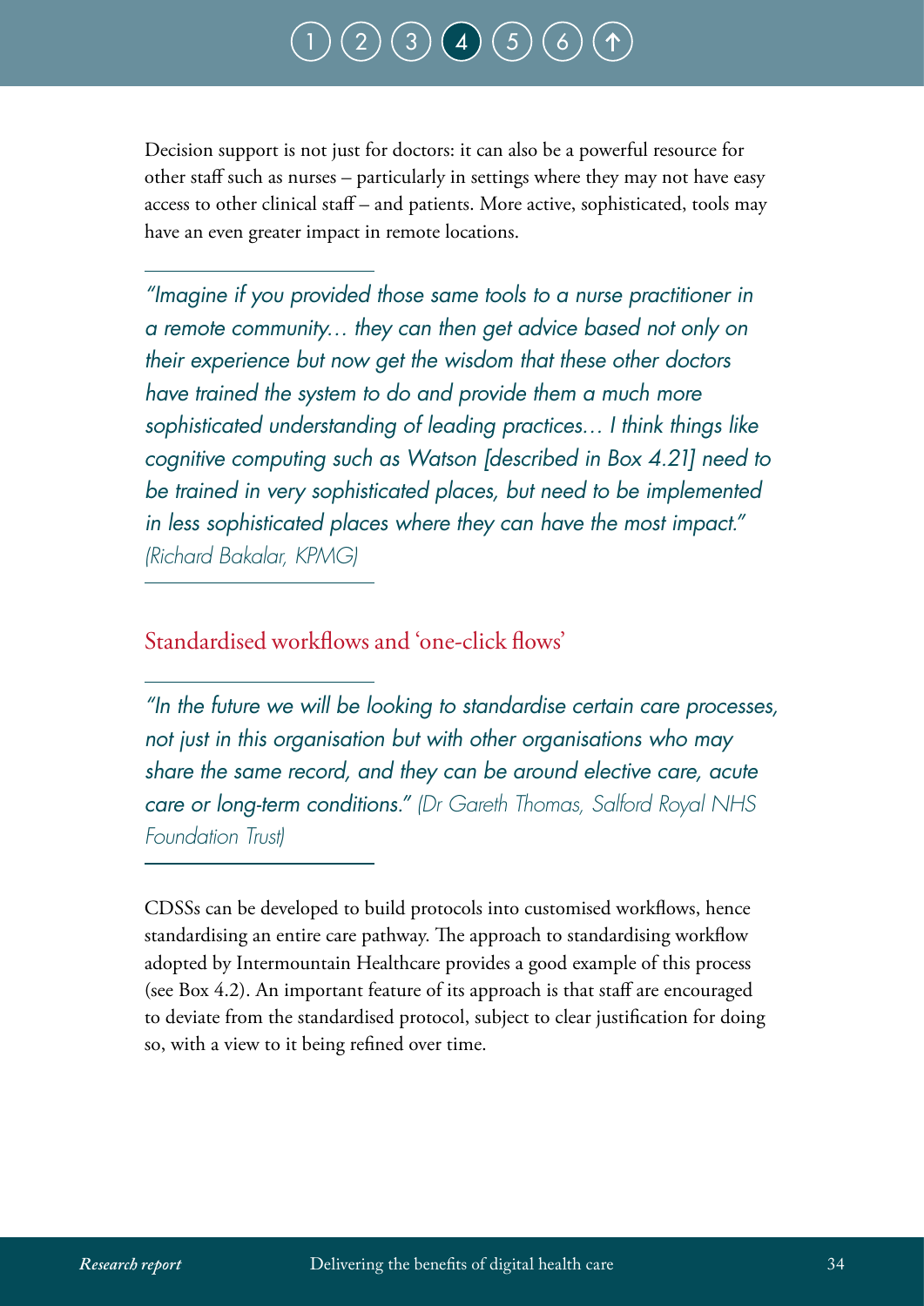Decision support is not just for doctors: it can also be a powerful resource for other staff such as nurses – particularly in settings where they may not have easy access to other clinical staff – and patients. More active, sophisticated, tools may have an even greater impact in remote locations.

> *"Imagine if you provided those same tools to a nurse practitioner in a remote community… they can then get advice based not only on their experience but now get the wisdom that these other doctors have trained the system to do and provide them a much more sophisticated understanding of leading practices… I think things like cognitive computing such as Watson [described in Box 4.21] need to be trained in very sophisticated places, but need to be implemented in less sophisticated places where they can have the most impact." (Richard Bakalar, KPMG)*

## Standardised workflows and 'one-click flows'

> *"In the future we will be looking to standardise certain care processes, not just in this organisation but with other organisations who may share the same record, and they can be around elective care, acute care or long-term conditions." (Dr Gareth Thomas, Salford Royal NHS Foundation Trust)*

CDSSs can be developed to build protocols into customised workflows, hence standardising an entire care pathway. The approach to standardising workflow adopted by Intermountain Healthcare provides a good example of this process (see Box 4.2). An important feature of its approach is that staff are encouraged to deviate from the standardised protocol, subject to clear justification for doing so, with a view to it being refined over time.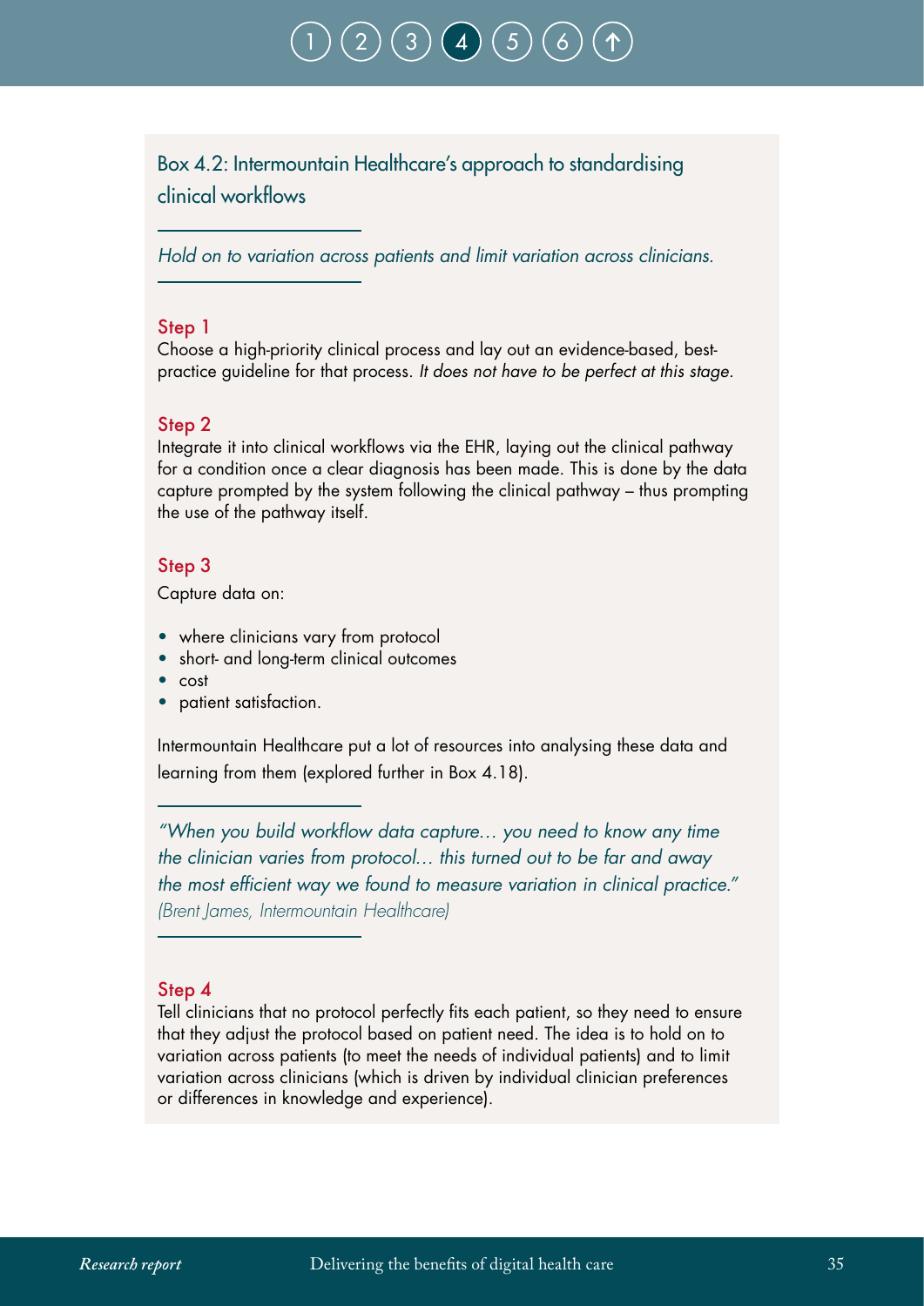## Box 4.2: Intermountain Healthcare's approach to standardising clinical workflows

*Hold on to variation across patients and limit variation across clinicians.*

### Step 1

Choose a high-priority clinical process and lay out an evidence-based, best-practice guideline for that process. *It does not have to be perfect at this stage.*

### Step 2

Integrate it into clinical workflows via the EHR, laying out the clinical pathway for a condition once a clear diagnosis has been made. This is done by the data capture prompted by the system following the clinical pathway – thus prompting the use of the pathway itself.

### Step 3

Capture data on:

- where clinicians vary from protocol
- short- and long-term clinical outcomes
- cost
- patient satisfaction.

Intermountain Healthcare put a lot of resources into analysing these data and learning from them (explored further in Box 4.18).

*"When you build workflow data capture… you need to know any time the clinician varies from protocol… this turned out to be far and away the most efficient way we found to measure variation in clinical practice."* *(Brent James, Intermountain Healthcare)*

### Step 4

Tell clinicians that no protocol perfectly fits each patient, so they need to ensure that they adjust the protocol based on patient need. The idea is to hold on to variation across patients (to meet the needs of individual patients) and to limit variation across clinicians (which is driven by individual clinician preferences or differences in knowledge and experience).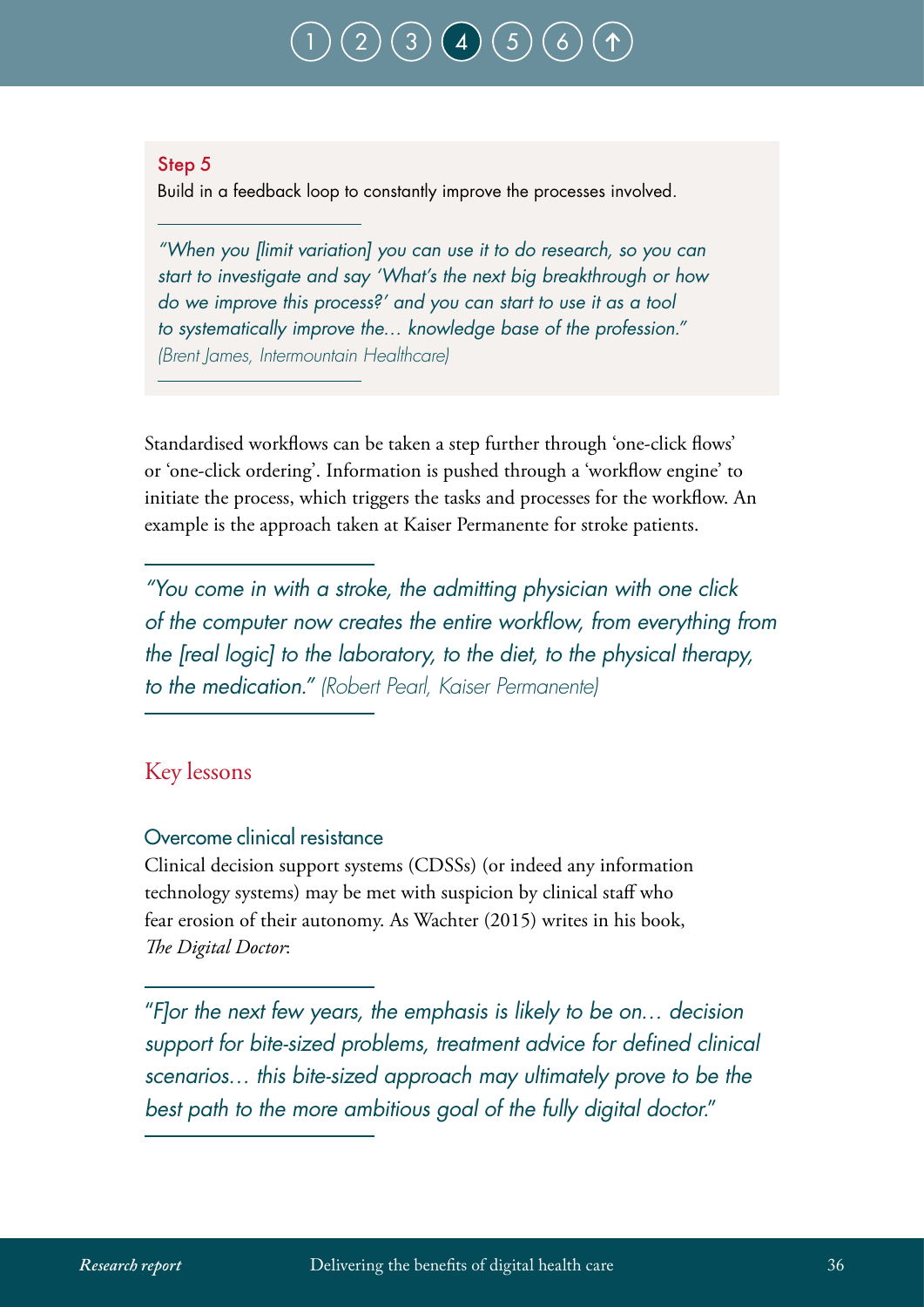**Step 5**

Build in a feedback loop to constantly improve the processes involved.

---

*"When you [limit variation] you can use it to do research, so you can start to investigate and say 'What's the next big breakthrough or how do we improve this process?' and you can start to use it as a tool to systematically improve the… knowledge base of the profession."* (Brent James, Intermountain Healthcare)

---

Standardised workflows can be taken a step further through 'one-click flows' or 'one-click ordering'. Information is pushed through a 'workflow engine' to initiate the process, which triggers the tasks and processes for the workflow. An example is the approach taken at Kaiser Permanente for stroke patients.

---

*"You come in with a stroke, the admitting physician with one click of the computer now creates the entire workflow, from everything from the [real logic] to the laboratory, to the diet, to the physical therapy, to the medication."* (Robert Pearl, Kaiser Permanente)

---

## Key lessons

### Overcome clinical resistance

Clinical decision support systems (CDSSs) (or indeed any information technology systems) may be met with suspicion by clinical staff who fear erosion of their autonomy. As Wachter (2015) writes in his book, *The Digital Doctor*:

---

*"F]or the next few years, the emphasis is likely to be on… decision support for bite-sized problems, treatment advice for defined clinical scenarios… this bite-sized approach may ultimately prove to be the best path to the more ambitious goal of the fully digital doctor."*

---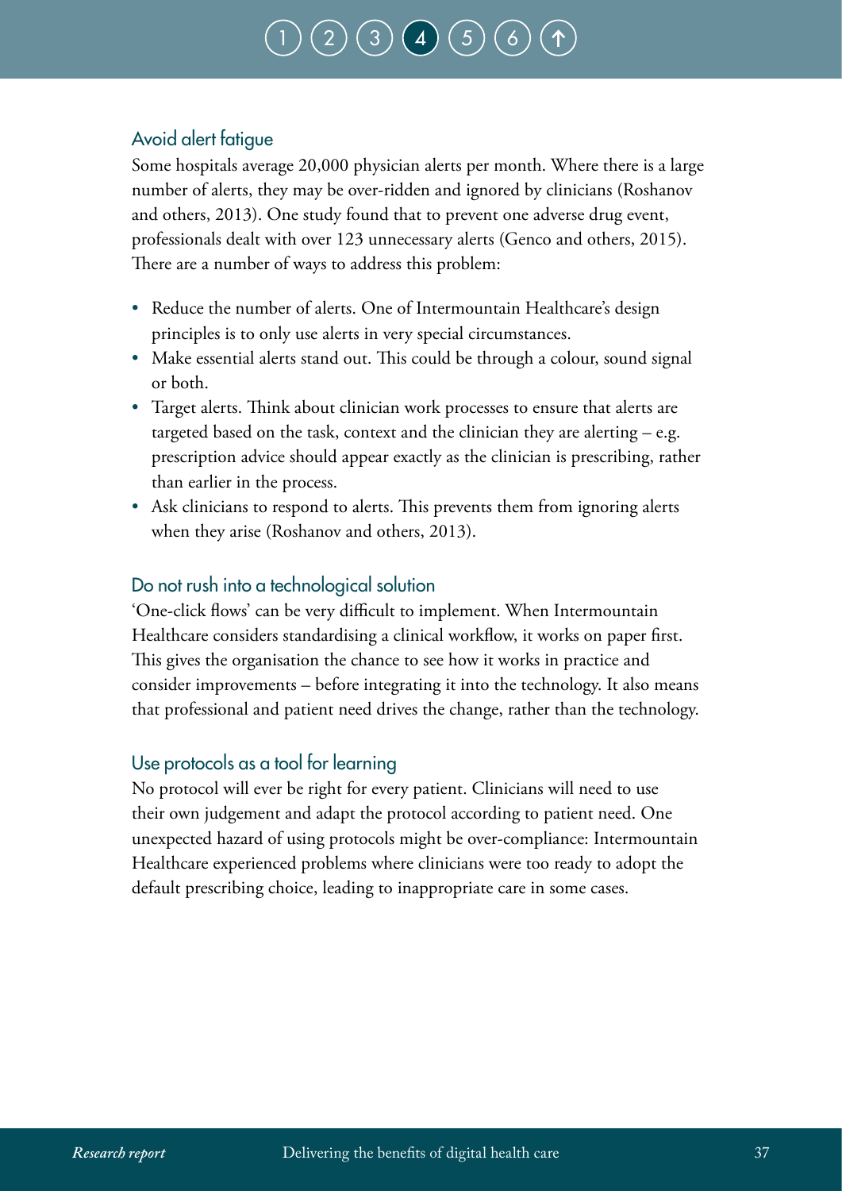### Avoid alert fatigue

Some hospitals average 20,000 physician alerts per month. Where there is a large number of alerts, they may be over-ridden and ignored by clinicians (Roshanov and others, 2013). One study found that to prevent one adverse drug event, professionals dealt with over 123 unnecessary alerts (Genco and others, 2015). There are a number of ways to address this problem:

- Reduce the number of alerts. One of Intermountain Healthcare's design principles is to only use alerts in very special circumstances.
- Make essential alerts stand out. This could be through a colour, sound signal or both.
- Target alerts. Think about clinician work processes to ensure that alerts are targeted based on the task, context and the clinician they are alerting – e.g. prescription advice should appear exactly as the clinician is prescribing, rather than earlier in the process.
- Ask clinicians to respond to alerts. This prevents them from ignoring alerts when they arise (Roshanov and others, 2013).

### Do not rush into a technological solution

'One-click flows' can be very difficult to implement. When Intermountain Healthcare considers standardising a clinical workflow, it works on paper first. This gives the organisation the chance to see how it works in practice and consider improvements – before integrating it into the technology. It also means that professional and patient need drives the change, rather than the technology.

### Use protocols as a tool for learning

No protocol will ever be right for every patient. Clinicians will need to use their own judgement and adapt the protocol according to patient need. One unexpected hazard of using protocols might be over-compliance: Intermountain Healthcare experienced problems where clinicians were too ready to adopt the default prescribing choice, leading to inappropriate care in some cases.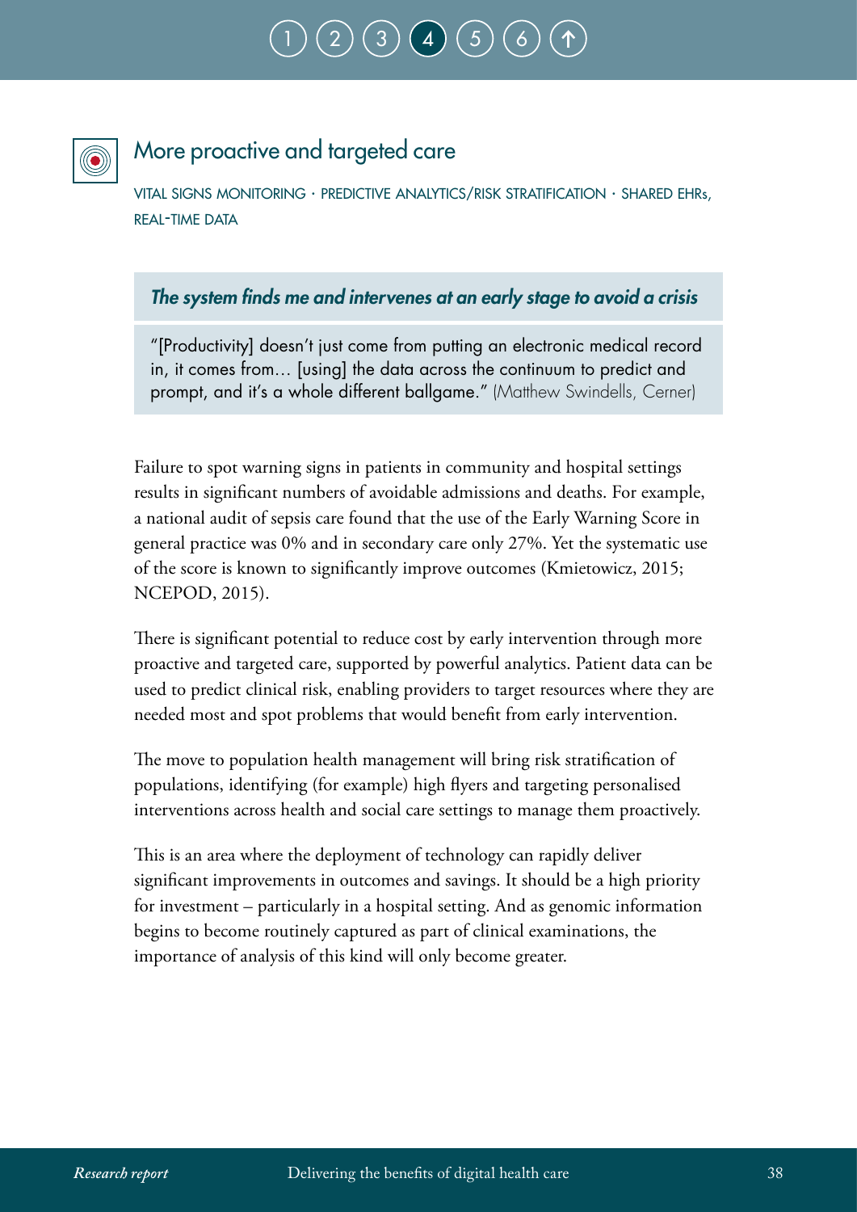## More proactive and targeted care

VITAL SIGNS MONITORING · PREDICTIVE ANALYTICS/RISK STRATIFICATION · SHARED EHRs, REAL-TIME DATA

***The system finds me and intervenes at an early stage to avoid a crisis***

"[Productivity] doesn't just come from putting an electronic medical record in, it comes from… [using] the data across the continuum to predict and prompt, and it's a whole different ballgame." (Matthew Swindells, Cerner)

Failure to spot warning signs in patients in community and hospital settings results in significant numbers of avoidable admissions and deaths. For example, a national audit of sepsis care found that the use of the Early Warning Score in general practice was 0% and in secondary care only 27%. Yet the systematic use of the score is known to significantly improve outcomes (Kmietowicz, 2015; NCEPOD, 2015).

There is significant potential to reduce cost by early intervention through more proactive and targeted care, supported by powerful analytics. Patient data can be used to predict clinical risk, enabling providers to target resources where they are needed most and spot problems that would benefit from early intervention.

The move to population health management will bring risk stratification of populations, identifying (for example) high flyers and targeting personalised interventions across health and social care settings to manage them proactively.

This is an area where the deployment of technology can rapidly deliver significant improvements in outcomes and savings. It should be a high priority for investment – particularly in a hospital setting. And as genomic information begins to become routinely captured as part of clinical examinations, the importance of analysis of this kind will only become greater.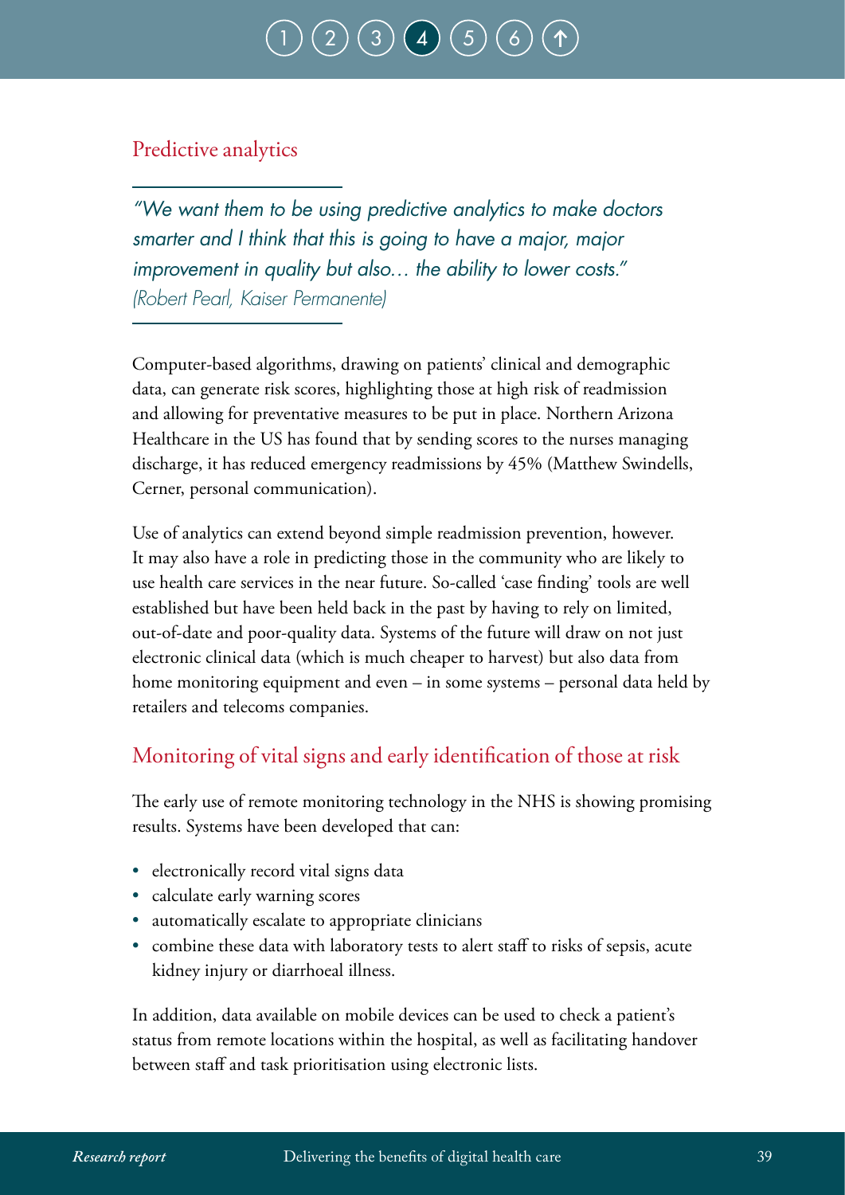## Predictive analytics

*"We want them to be using predictive analytics to make doctors smarter and I think that this is going to have a major, major improvement in quality but also… the ability to lower costs."*
*(Robert Pearl, Kaiser Permanente)*

Computer-based algorithms, drawing on patients' clinical and demographic data, can generate risk scores, highlighting those at high risk of readmission and allowing for preventative measures to be put in place. Northern Arizona Healthcare in the US has found that by sending scores to the nurses managing discharge, it has reduced emergency readmissions by 45% (Matthew Swindells, Cerner, personal communication).

Use of analytics can extend beyond simple readmission prevention, however. It may also have a role in predicting those in the community who are likely to use health care services in the near future. So-called 'case finding' tools are well established but have been held back in the past by having to rely on limited, out-of-date and poor-quality data. Systems of the future will draw on not just electronic clinical data (which is much cheaper to harvest) but also data from home monitoring equipment and even – in some systems – personal data held by retailers and telecoms companies.

## Monitoring of vital signs and early identification of those at risk

The early use of remote monitoring technology in the NHS is showing promising results. Systems have been developed that can:

- electronically record vital signs data
- calculate early warning scores
- automatically escalate to appropriate clinicians
- combine these data with laboratory tests to alert staff to risks of sepsis, acute kidney injury or diarrhoeal illness.

In addition, data available on mobile devices can be used to check a patient's status from remote locations within the hospital, as well as facilitating handover between staff and task prioritisation using electronic lists.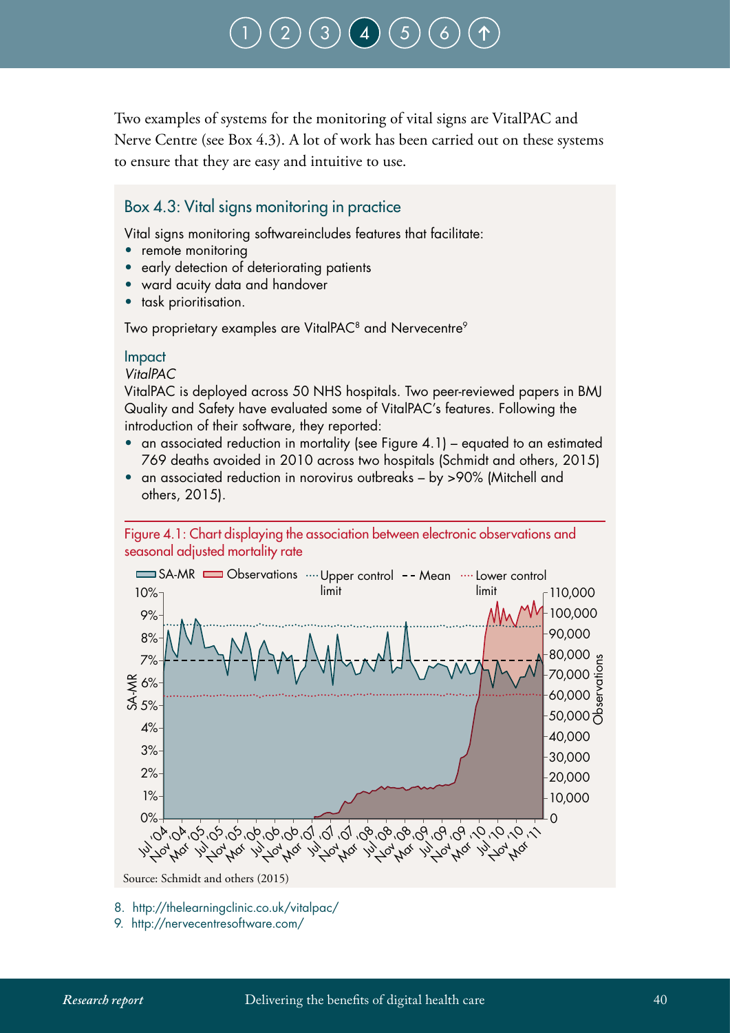Two examples of systems for the monitoring of vital signs are VitalPAC and Nerve Centre (see Box 4.3). A lot of work has been carried out on these systems to ensure that they are easy and intuitive to use.

### Box 4.3: Vital signs monitoring in practice

Vital signs monitoring softwareincludes features that facilitate:

- remote monitoring
- early detection of deteriorating patients
- ward acuity data and handover
- task prioritisation.

Two proprietary examples are VitalPAC[8] and Nervecentre[9]

#### Impact

*VitalPAC*

VitalPAC is deployed across 50 NHS hospitals. Two peer-reviewed papers in BMJ Quality and Safety have evaluated some of VitalPAC's features. Following the introduction of their software, they reported:

- an associated reduction in mortality (see Figure 4.1) – equated to an estimated 769 deaths avoided in 2010 across two hospitals (Schmidt and others, 2015)
- an associated reduction in norovirus outbreaks – by >90% (Mitchell and others, 2015).

Figure 4.1: Chart displaying the association between electronic observations and seasonal adjusted mortality rate

Source: Schmidt and others (2015)

8. http://thelearningclinic.co.uk/vitalpac/
9. http://nervecentresoftware.com/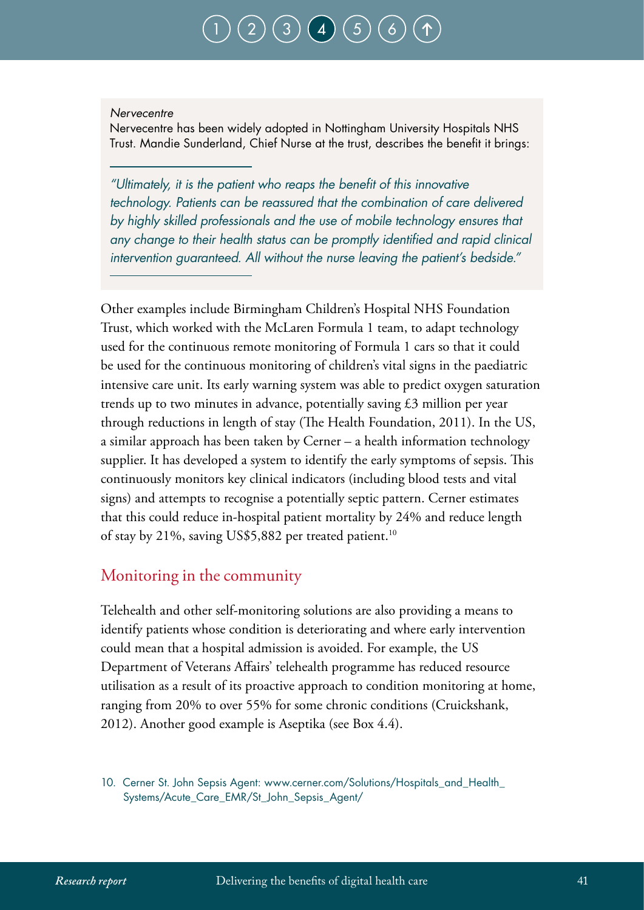*Nervecentre*

Nervecentre has been widely adopted in Nottingham University Hospitals NHS Trust. Mandie Sunderland, Chief Nurse at the trust, describes the benefit it brings:

> *"Ultimately, it is the patient who reaps the benefit of this innovative technology. Patients can be reassured that the combination of care delivered by highly skilled professionals and the use of mobile technology ensures that any change to their health status can be promptly identified and rapid clinical intervention guaranteed. All without the nurse leaving the patient's bedside."*

Other examples include Birmingham Children's Hospital NHS Foundation Trust, which worked with the McLaren Formula 1 team, to adapt technology used for the continuous remote monitoring of Formula 1 cars so that it could be used for the continuous monitoring of children's vital signs in the paediatric intensive care unit. Its early warning system was able to predict oxygen saturation trends up to two minutes in advance, potentially saving £3 million per year through reductions in length of stay (The Health Foundation, 2011). In the US, a similar approach has been taken by Cerner – a health information technology supplier. It has developed a system to identify the early symptoms of sepsis. This continuously monitors key clinical indicators (including blood tests and vital signs) and attempts to recognise a potentially septic pattern. Cerner estimates that this could reduce in-hospital patient mortality by 24% and reduce length of stay by 21%, saving US$5,882 per treated patient.[10]

## Monitoring in the community

Telehealth and other self-monitoring solutions are also providing a means to identify patients whose condition is deteriorating and where early intervention could mean that a hospital admission is avoided. For example, the US Department of Veterans Affairs' telehealth programme has reduced resource utilisation as a result of its proactive approach to condition monitoring at home, ranging from 20% to over 55% for some chronic conditions (Cruickshank, 2012). Another good example is Aseptika (see Box 4.4).

10. Cerner St. John Sepsis Agent: www.cerner.com/Solutions/Hospitals_and_Health_Systems/Acute_Care_EMR/St_John_Sepsis_Agent/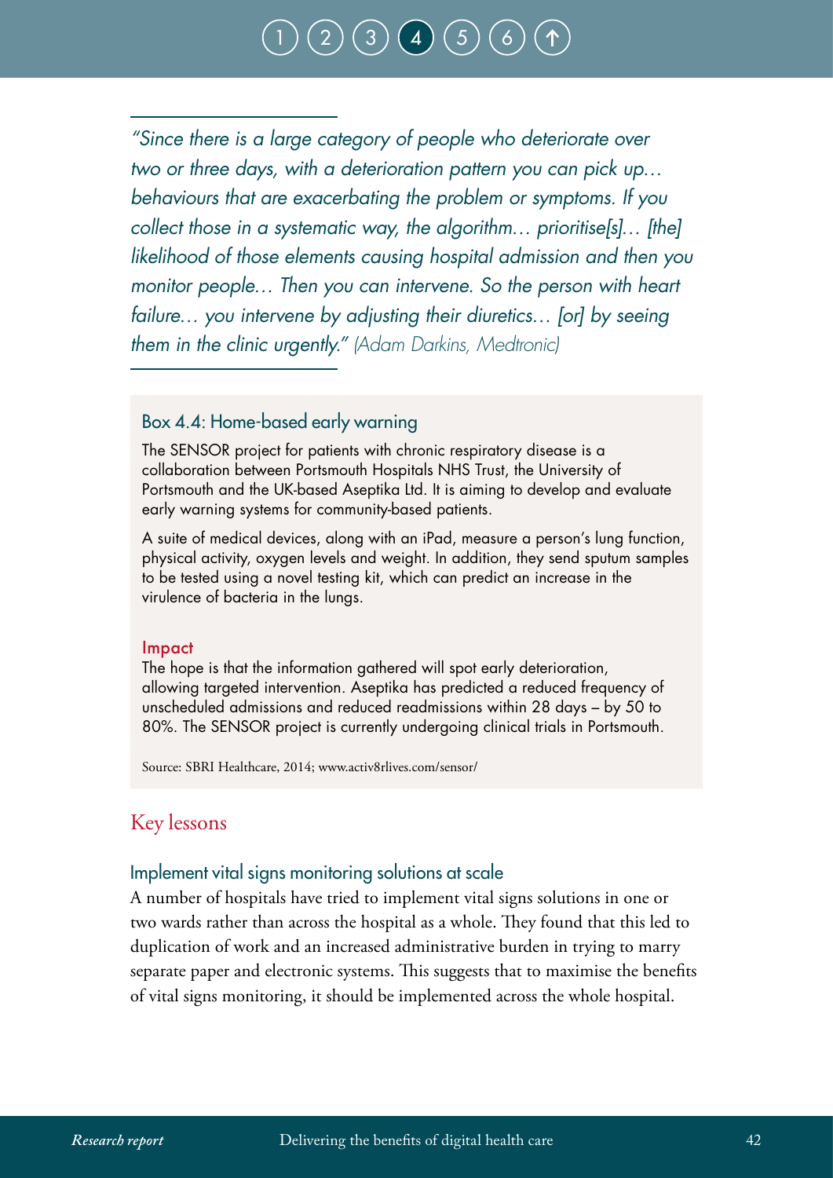*"Since there is a large category of people who deteriorate over two or three days, with a deterioration pattern you can pick up… behaviours that are exacerbating the problem or symptoms. If you collect those in a systematic way, the algorithm… prioritise[s]… [the] likelihood of those elements causing hospital admission and then you monitor people… Then you can intervene. So the person with heart failure… you intervene by adjusting their diuretics… [or] by seeing them in the clinic urgently."* (Adam Darkins, Medtronic)

### Box 4.4: Home-based early warning

The SENSOR project for patients with chronic respiratory disease is a collaboration between Portsmouth Hospitals NHS Trust, the University of Portsmouth and the UK-based Aseptika Ltd. It is aiming to develop and evaluate early warning systems for community-based patients.

A suite of medical devices, along with an iPad, measure a person's lung function, physical activity, oxygen levels and weight. In addition, they send sputum samples to be tested using a novel testing kit, which can predict an increase in the virulence of bacteria in the lungs.

**Impact**

The hope is that the information gathered will spot early deterioration, allowing targeted intervention. Aseptika has predicted a reduced frequency of unscheduled admissions and reduced readmissions within 28 days – by 50 to 80%. The SENSOR project is currently undergoing clinical trials in Portsmouth.

Source: SBRI Healthcare, 2014; www.activ8rlives.com/sensor/

## Key lessons

### Implement vital signs monitoring solutions at scale

A number of hospitals have tried to implement vital signs solutions in one or two wards rather than across the hospital as a whole. They found that this led to duplication of work and an increased administrative burden in trying to marry separate paper and electronic systems. This suggests that to maximise the benefits of vital signs monitoring, it should be implemented across the whole hospital.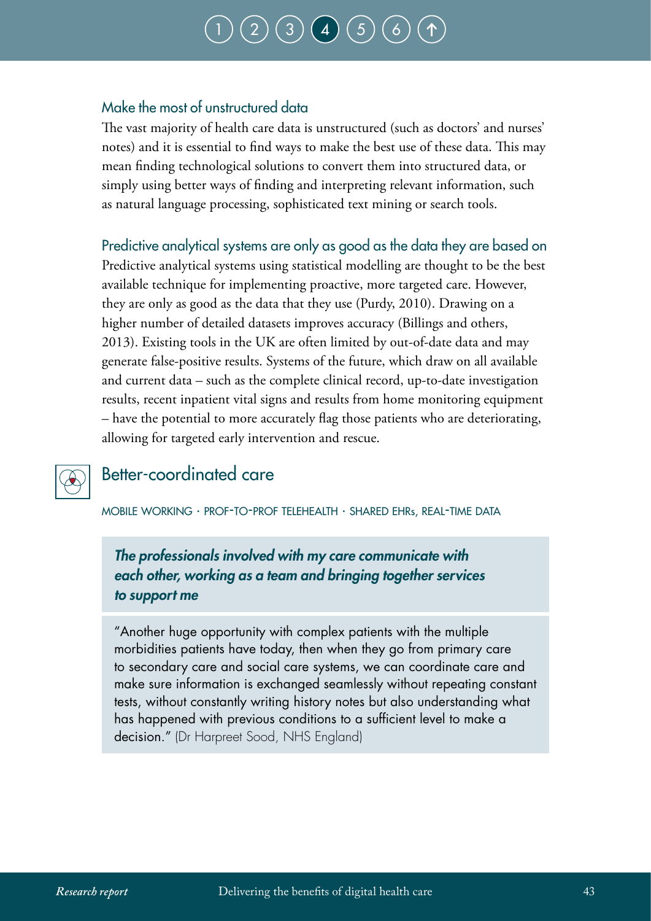### Make the most of unstructured data

The vast majority of health care data is unstructured (such as doctors' and nurses' notes) and it is essential to find ways to make the best use of these data. This may mean finding technological solutions to convert them into structured data, or simply using better ways of finding and interpreting relevant information, such as natural language processing, sophisticated text mining or search tools.

### Predictive analytical systems are only as good as the data they are based on

Predictive analytical systems using statistical modelling are thought to be the best available technique for implementing proactive, more targeted care. However, they are only as good as the data that they use (Purdy, 2010). Drawing on a higher number of detailed datasets improves accuracy (Billings and others, 2013). Existing tools in the UK are often limited by out-of-date data and may generate false-positive results. Systems of the future, which draw on all available and current data – such as the complete clinical record, up-to-date investigation results, recent inpatient vital signs and results from home monitoring equipment – have the potential to more accurately flag those patients who are deteriorating, allowing for targeted early intervention and rescue.

## Better-coordinated care

MOBILE WORKING · PROF-TO-PROF TELEHEALTH · SHARED EHRs, REAL-TIME DATA

***The professionals involved with my care communicate with each other, working as a team and bringing together services to support me***

"Another huge opportunity with complex patients with the multiple morbidities patients have today, then when they go from primary care to secondary care and social care systems, we can coordinate care and make sure information is exchanged seamlessly without repeating constant tests, without constantly writing history notes but also understanding what has happened with previous conditions to a sufficient level to make a decision." (Dr Harpreet Sood, NHS England)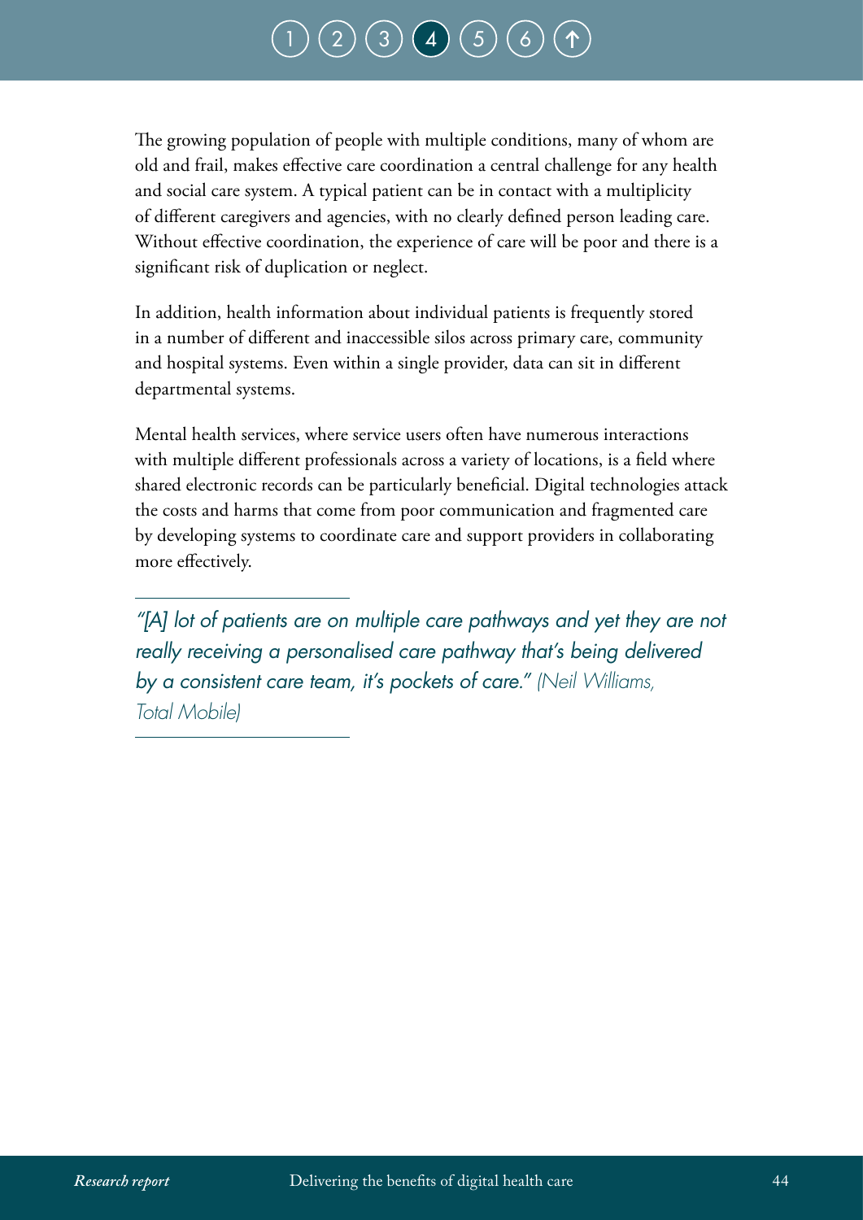The growing population of people with multiple conditions, many of whom are old and frail, makes effective care coordination a central challenge for any health and social care system. A typical patient can be in contact with a multiplicity of different caregivers and agencies, with no clearly defined person leading care. Without effective coordination, the experience of care will be poor and there is a significant risk of duplication or neglect.

In addition, health information about individual patients is frequently stored in a number of different and inaccessible silos across primary care, community and hospital systems. Even within a single provider, data can sit in different departmental systems.

Mental health services, where service users often have numerous interactions with multiple different professionals across a variety of locations, is a field where shared electronic records can be particularly beneficial. Digital technologies attack the costs and harms that come from poor communication and fragmented care by developing systems to coordinate care and support providers in collaborating more effectively.

---

*"[A] lot of patients are on multiple care pathways and yet they are not really receiving a personalised care pathway that's being delivered by a consistent care team, it's pockets of care."* (Neil Williams, Total Mobile)

---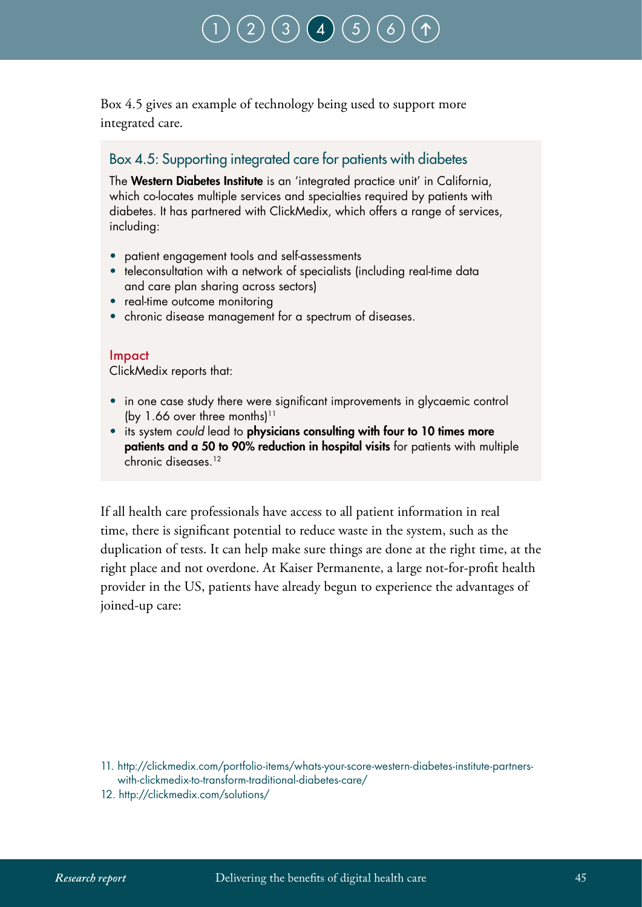Box 4.5 gives an example of technology being used to support more integrated care.

### Box 4.5: Supporting integrated care for patients with diabetes

The **Western Diabetes Institute** is an 'integrated practice unit' in California, which co-locates multiple services and specialties required by patients with diabetes. It has partnered with ClickMedix, which offers a range of services, including:

- patient engagement tools and self-assessments
- teleconsultation with a network of specialists (including real-time data and care plan sharing across sectors)
- real-time outcome monitoring
- chronic disease management for a spectrum of diseases.

#### Impact

ClickMedix reports that:

- in one case study there were significant improvements in glycaemic control (by 1.66 over three months)[11]
- its system *could* lead to **physicians consulting with four to 10 times more patients and a 50 to 90% reduction in hospital visits** for patients with multiple chronic diseases.[12]

If all health care professionals have access to all patient information in real time, there is significant potential to reduce waste in the system, such as the duplication of tests. It can help make sure things are done at the right time, at the right place and not overdone. At Kaiser Permanente, a large not-for-profit health provider in the US, patients have already begun to experience the advantages of joined-up care:

11. http://clickmedix.com/portfolio-items/whats-your-score-western-diabetes-institute-partners-with-clickmedix-to-transform-traditional-diabetes-care/
12. http://clickmedix.com/solutions/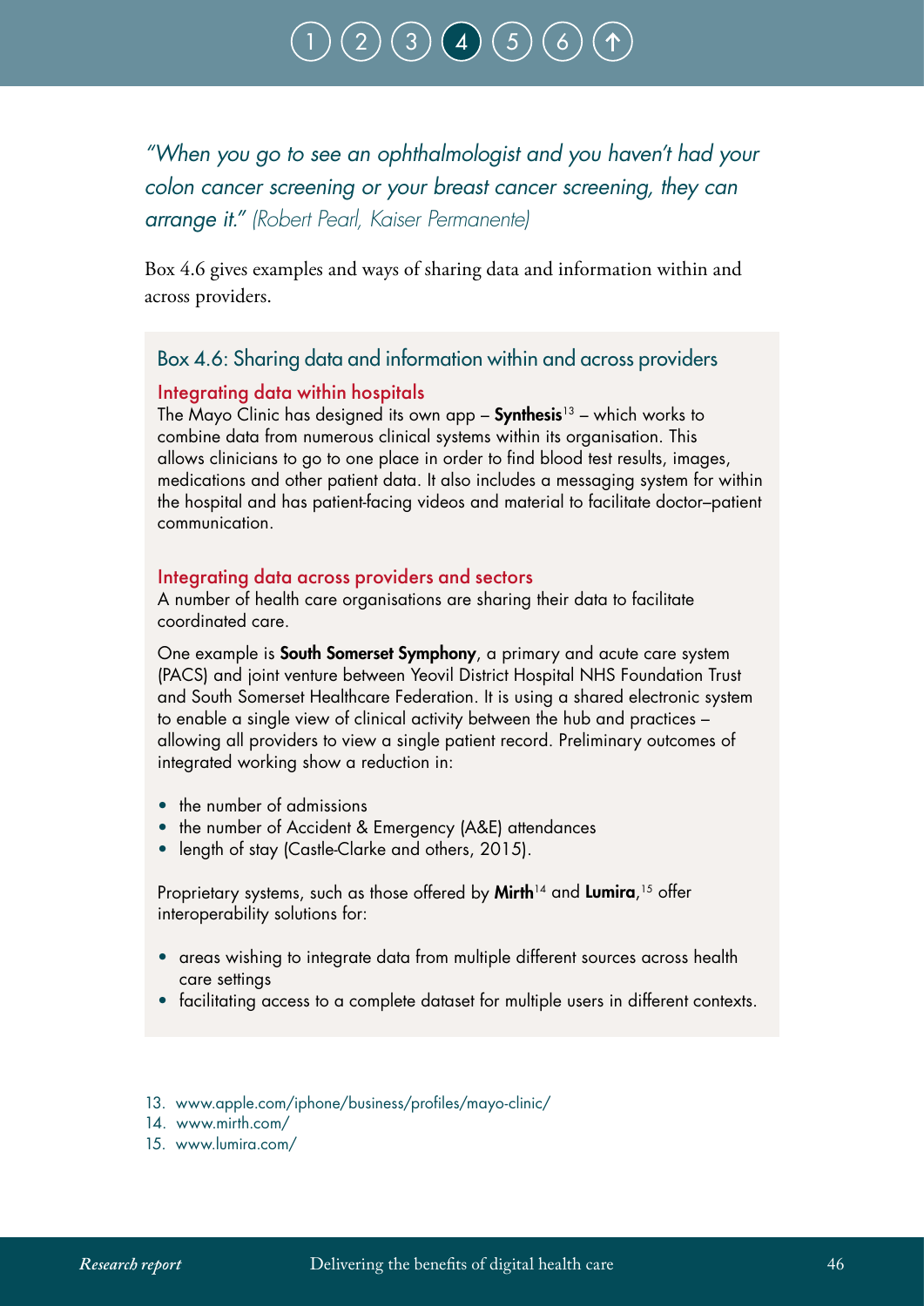*"When you go to see an ophthalmologist and you haven't had your colon cancer screening or your breast cancer screening, they can arrange it."* *(Robert Pearl, Kaiser Permanente)*

Box 4.6 gives examples and ways of sharing data and information within and across providers.

### Box 4.6: Sharing data and information within and across providers

#### Integrating data within hospitals

The Mayo Clinic has designed its own app – **Synthesis**[13] – which works to combine data from numerous clinical systems within its organisation. This allows clinicians to go to one place in order to find blood test results, images, medications and other patient data. It also includes a messaging system for within the hospital and has patient-facing videos and material to facilitate doctor–patient communication.

#### Integrating data across providers and sectors

A number of health care organisations are sharing their data to facilitate coordinated care.

One example is **South Somerset Symphony**, a primary and acute care system (PACS) and joint venture between Yeovil District Hospital NHS Foundation Trust and South Somerset Healthcare Federation. It is using a shared electronic system to enable a single view of clinical activity between the hub and practices – allowing all providers to view a single patient record. Preliminary outcomes of integrated working show a reduction in:

- the number of admissions
- the number of Accident & Emergency (A&E) attendances
- length of stay (Castle-Clarke and others, 2015).

Proprietary systems, such as those offered by **Mirth**[14] and **Lumira**,[15] offer interoperability solutions for:

- areas wishing to integrate data from multiple different sources across health care settings
- facilitating access to a complete dataset for multiple users in different contexts.

13. www.apple.com/iphone/business/profiles/mayo-clinic/
14. www.mirth.com/
15. www.lumira.com/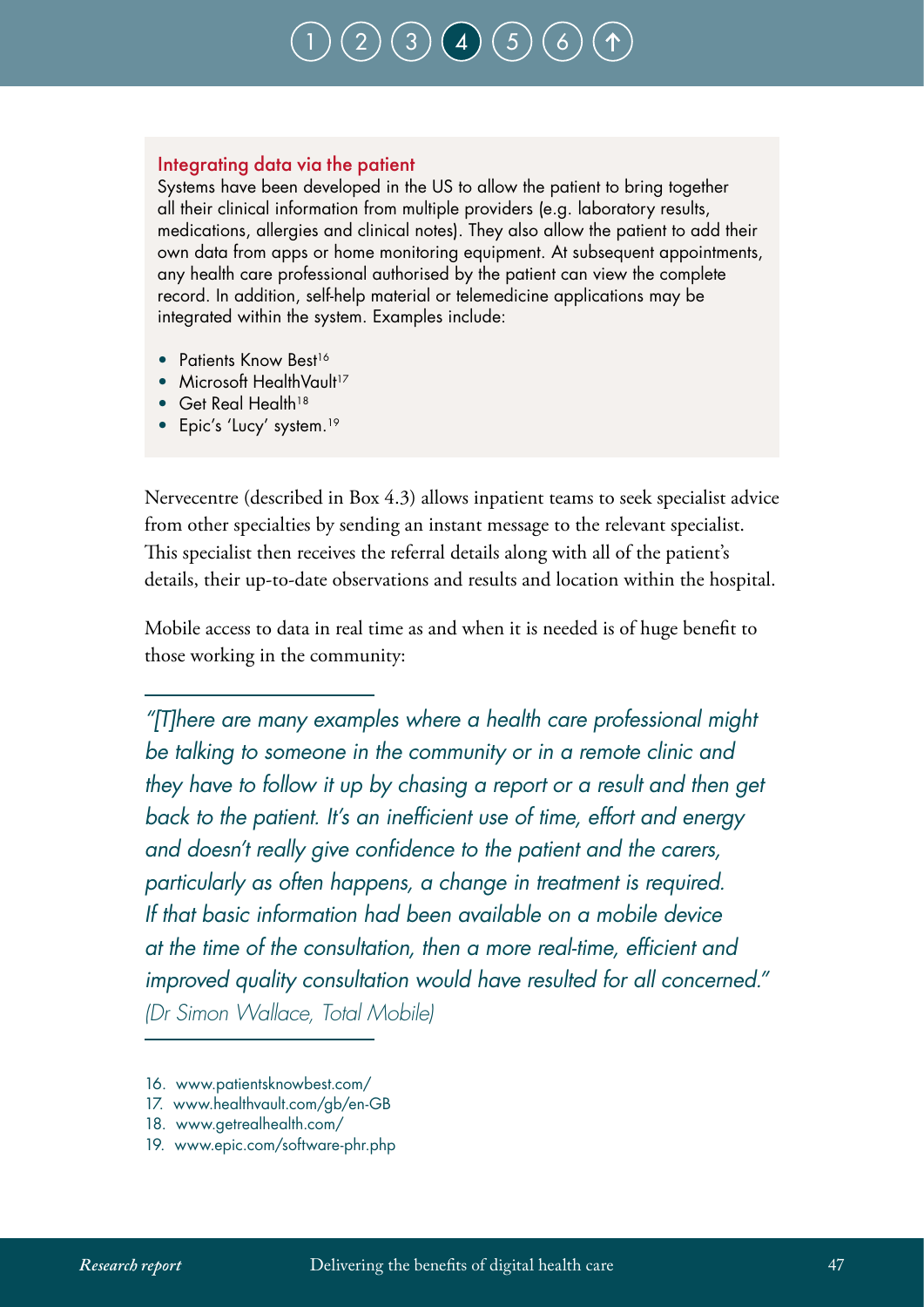### Integrating data via the patient

Systems have been developed in the US to allow the patient to bring together all their clinical information from multiple providers (e.g. laboratory results, medications, allergies and clinical notes). They also allow the patient to add their own data from apps or home monitoring equipment. At subsequent appointments, any health care professional authorised by the patient can view the complete record. In addition, self-help material or telemedicine applications may be integrated within the system. Examples include:

- Patients Know Best[16]
- Microsoft HealthVault[17]
- Get Real Health[18]
- Epic's 'Lucy' system.[19]

Nervecentre (described in Box 4.3) allows inpatient teams to seek specialist advice from other specialties by sending an instant message to the relevant specialist. This specialist then receives the referral details along with all of the patient's details, their up-to-date observations and results and location within the hospital.

Mobile access to data in real time as and when it is needed is of huge benefit to those working in the community:

> *"[T]here are many examples where a health care professional might be talking to someone in the community or in a remote clinic and they have to follow it up by chasing a report or a result and then get back to the patient. It's an inefficient use of time, effort and energy and doesn't really give confidence to the patient and the carers, particularly as often happens, a change in treatment is required. If that basic information had been available on a mobile device at the time of the consultation, then a more real-time, efficient and improved quality consultation would have resulted for all concerned."*
> *(Dr Simon Wallace, Total Mobile)*

16. www.patientsknowbest.com/
17. www.healthvault.com/gb/en-GB
18. www.getrealhealth.com/
19. www.epic.com/software-phr.php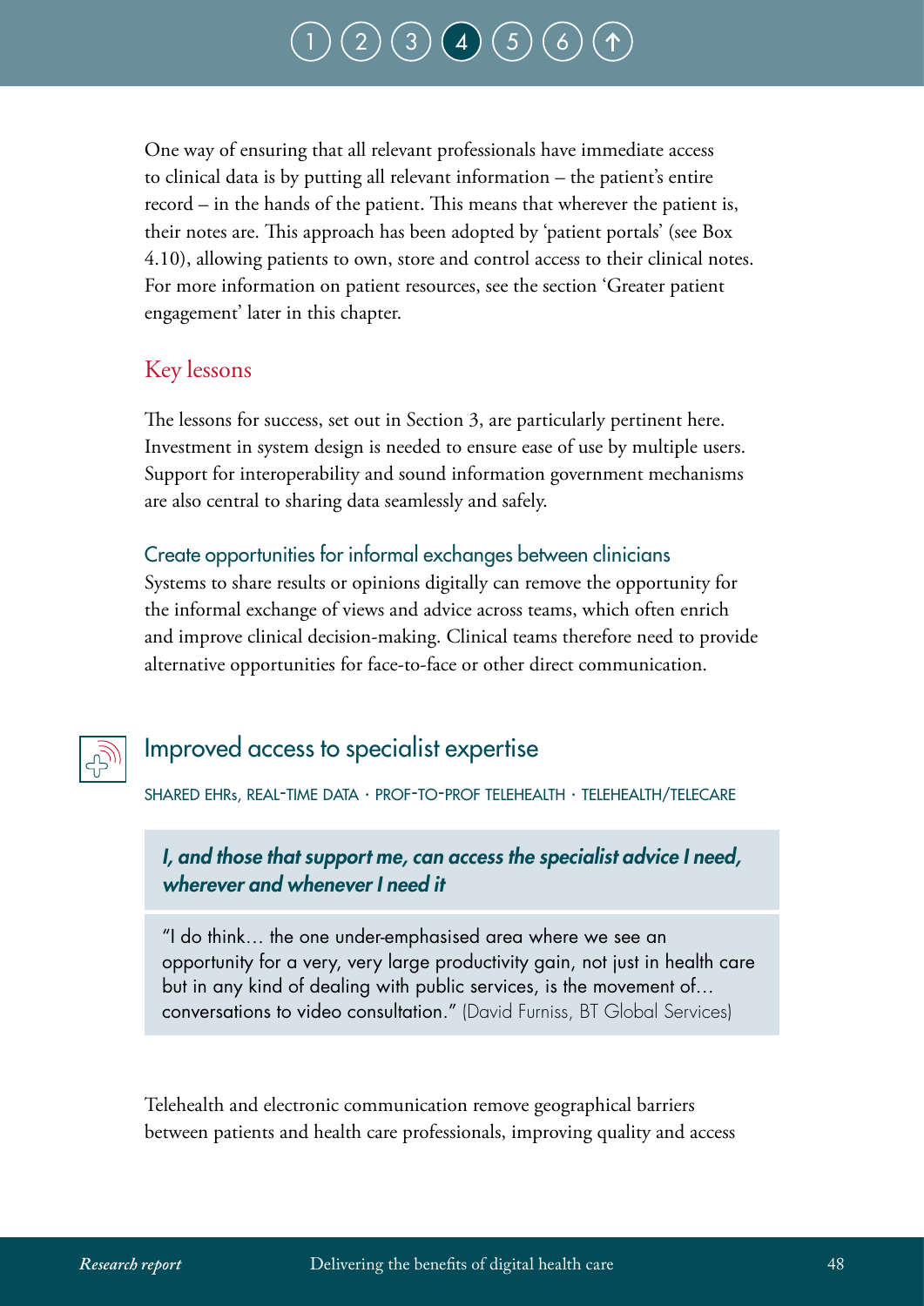One way of ensuring that all relevant professionals have immediate access to clinical data is by putting all relevant information – the patient's entire record – in the hands of the patient. This means that wherever the patient is, their notes are. This approach has been adopted by 'patient portals' (see Box 4.10), allowing patients to own, store and control access to their clinical notes. For more information on patient resources, see the section 'Greater patient engagement' later in this chapter.

### Key lessons

The lessons for success, set out in Section 3, are particularly pertinent here. Investment in system design is needed to ensure ease of use by multiple users. Support for interoperability and sound information government mechanisms are also central to sharing data seamlessly and safely.

#### Create opportunities for informal exchanges between clinicians

Systems to share results or opinions digitally can remove the opportunity for the informal exchange of views and advice across teams, which often enrich and improve clinical decision-making. Clinical teams therefore need to provide alternative opportunities for face-to-face or other direct communication.

## Improved access to specialist expertise

SHARED EHRs, REAL-TIME DATA · PROF-TO-PROF TELEHEALTH · TELEHEALTH/TELECARE

***I, and those that support me, can access the specialist advice I need, wherever and whenever I need it***

"I do think… the one under-emphasised area where we see an opportunity for a very, very large productivity gain, not just in health care but in any kind of dealing with public services, is the movement of… conversations to video consultation." (David Furniss, BT Global Services)

Telehealth and electronic communication remove geographical barriers between patients and health care professionals, improving quality and access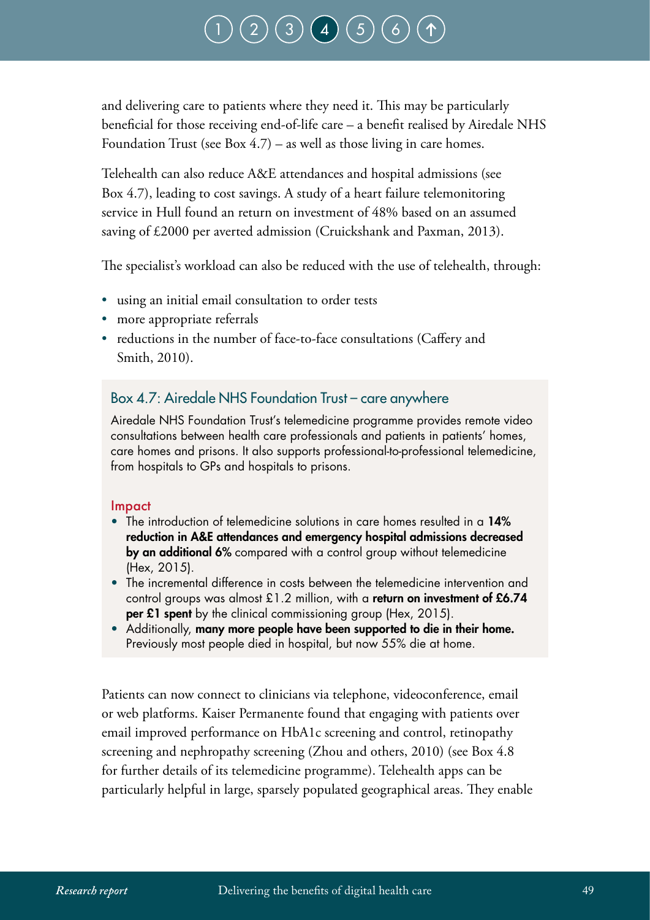and delivering care to patients where they need it. This may be particularly beneficial for those receiving end-of-life care – a benefit realised by Airedale NHS Foundation Trust (see Box 4.7) – as well as those living in care homes.

Telehealth can also reduce A&E attendances and hospital admissions (see Box 4.7), leading to cost savings. A study of a heart failure telemonitoring service in Hull found an return on investment of 48% based on an assumed saving of £2000 per averted admission (Cruickshank and Paxman, 2013).

The specialist's workload can also be reduced with the use of telehealth, through:

- using an initial email consultation to order tests
- more appropriate referrals
- reductions in the number of face-to-face consultations (Caffery and Smith, 2010).

### Box 4.7: Airedale NHS Foundation Trust – care anywhere

Airedale NHS Foundation Trust's telemedicine programme provides remote video consultations between health care professionals and patients in patients' homes, care homes and prisons. It also supports professional-to-professional telemedicine, from hospitals to GPs and hospitals to prisons.

#### Impact

- The introduction of telemedicine solutions in care homes resulted in a **14% reduction in A&E attendances and emergency hospital admissions decreased by an additional 6%** compared with a control group without telemedicine (Hex, 2015).
- The incremental difference in costs between the telemedicine intervention and control groups was almost £1.2 million, with a **return on investment of £6.74 per £1 spent** by the clinical commissioning group (Hex, 2015).
- Additionally, **many more people have been supported to die in their home.** Previously most people died in hospital, but now 55% die at home.

Patients can now connect to clinicians via telephone, videoconference, email or web platforms. Kaiser Permanente found that engaging with patients over email improved performance on HbA1c screening and control, retinopathy screening and nephropathy screening (Zhou and others, 2010) (see Box 4.8 for further details of its telemedicine programme). Telehealth apps can be particularly helpful in large, sparsely populated geographical areas. They enable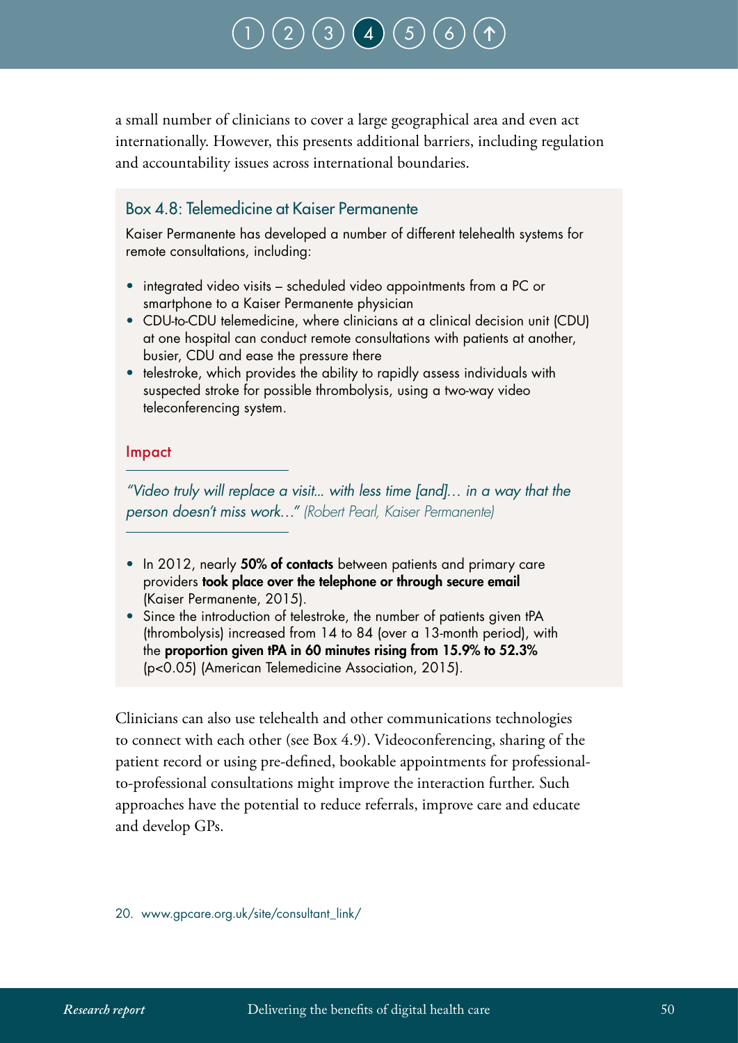a small number of clinicians to cover a large geographical area and even act internationally. However, this presents additional barriers, including regulation and accountability issues across international boundaries.

### Box 4.8: Telemedicine at Kaiser Permanente

Kaiser Permanente has developed a number of different telehealth systems for remote consultations, including:

- integrated video visits – scheduled video appointments from a PC or smartphone to a Kaiser Permanente physician
- CDU-to-CDU telemedicine, where clinicians at a clinical decision unit (CDU) at one hospital can conduct remote consultations with patients at another, busier, CDU and ease the pressure there
- telestroke, which provides the ability to rapidly assess individuals with suspected stroke for possible thrombolysis, using a two-way video teleconferencing system.

#### Impact

*"Video truly will replace a visit... with less time [and]… in a way that the person doesn't miss work…" (Robert Pearl, Kaiser Permanente)*

- In 2012, nearly **50% of contacts** between patients and primary care providers **took place over the telephone or through secure email** (Kaiser Permanente, 2015).
- Since the introduction of telestroke, the number of patients given tPA (thrombolysis) increased from 14 to 84 (over a 13-month period), with the **proportion given tPA in 60 minutes rising from 15.9% to 52.3%** ($p<0.05$) (American Telemedicine Association, 2015).

Clinicians can also use telehealth and other communications technologies to connect with each other (see Box 4.9). Videoconferencing, sharing of the patient record or using pre-defined, bookable appointments for professional-to-professional consultations might improve the interaction further. Such approaches have the potential to reduce referrals, improve care and educate and develop GPs.

20. www.gpcare.org.uk/site/consultant_link/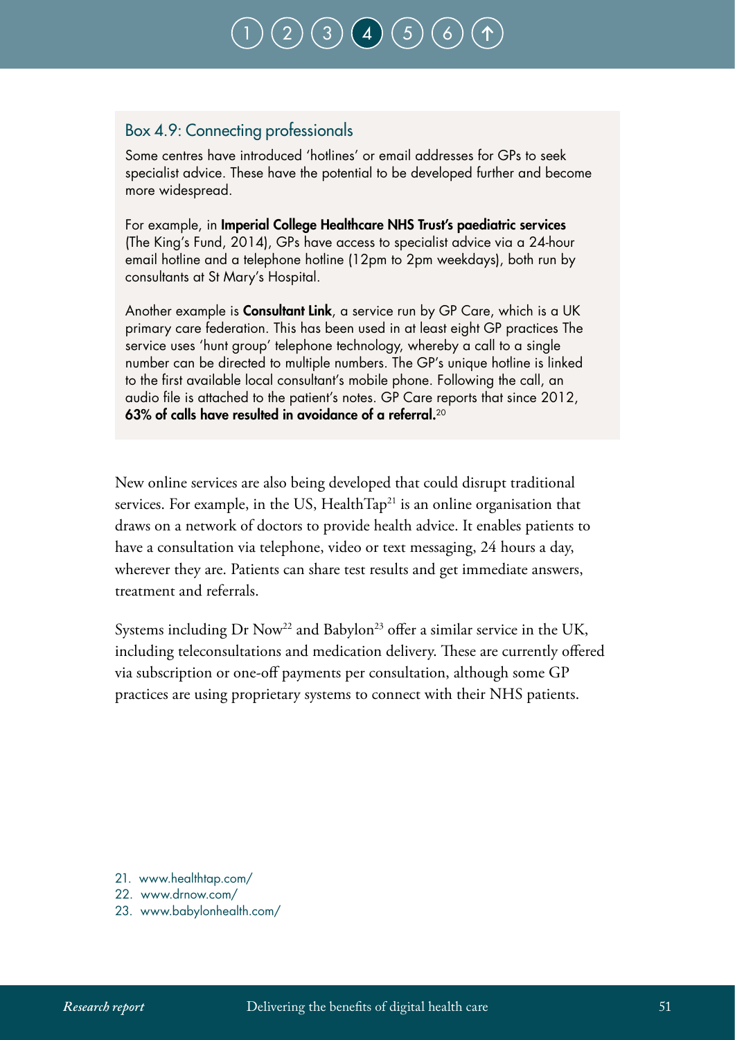### Box 4.9: Connecting professionals

Some centres have introduced 'hotlines' or email addresses for GPs to seek specialist advice. These have the potential to be developed further and become more widespread.

For example, in **Imperial College Healthcare NHS Trust's paediatric services** (The King's Fund, 2014), GPs have access to specialist advice via a 24-hour email hotline and a telephone hotline (12pm to 2pm weekdays), both run by consultants at St Mary's Hospital.

Another example is **Consultant Link**, a service run by GP Care, which is a UK primary care federation. This has been used in at least eight GP practices The service uses 'hunt group' telephone technology, whereby a call to a single number can be directed to multiple numbers. The GP's unique hotline is linked to the first available local consultant's mobile phone. Following the call, an audio file is attached to the patient's notes. GP Care reports that since 2012, **63% of calls have resulted in avoidance of a referral.**[20]

New online services are also being developed that could disrupt traditional services. For example, in the US, HealthTap[21] is an online organisation that draws on a network of doctors to provide health advice. It enables patients to have a consultation via telephone, video or text messaging, 24 hours a day, wherever they are. Patients can share test results and get immediate answers, treatment and referrals.

Systems including Dr Now[22] and Babylon[23] offer a similar service in the UK, including teleconsultations and medication delivery. These are currently offered via subscription or one-off payments per consultation, although some GP practices are using proprietary systems to connect with their NHS patients.

21. www.healthtap.com/
22. www.drnow.com/
23. www.babylonhealth.com/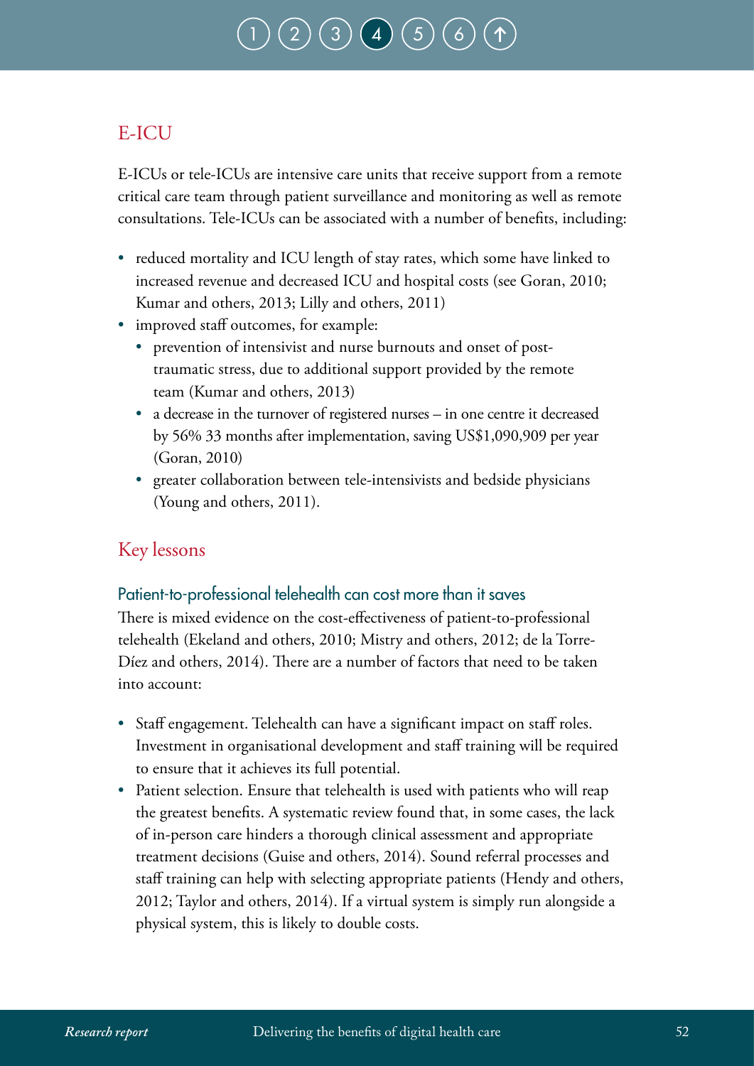## E-ICU

E-ICUs or tele-ICUs are intensive care units that receive support from a remote critical care team through patient surveillance and monitoring as well as remote consultations. Tele-ICUs can be associated with a number of benefits, including:

- reduced mortality and ICU length of stay rates, which some have linked to increased revenue and decreased ICU and hospital costs (see Goran, 2010; Kumar and others, 2013; Lilly and others, 2011)
- improved staff outcomes, for example:
  - prevention of intensivist and nurse burnouts and onset of post-traumatic stress, due to additional support provided by the remote team (Kumar and others, 2013)
  - a decrease in the turnover of registered nurses – in one centre it decreased by 56% 33 months after implementation, saving US$1,090,909 per year (Goran, 2010)
  - greater collaboration between tele-intensivists and bedside physicians (Young and others, 2011).

## Key lessons

### Patient-to-professional telehealth can cost more than it saves

There is mixed evidence on the cost-effectiveness of patient-to-professional telehealth (Ekeland and others, 2010; Mistry and others, 2012; de la Torre-Díez and others, 2014). There are a number of factors that need to be taken into account:

- Staff engagement. Telehealth can have a significant impact on staff roles. Investment in organisational development and staff training will be required to ensure that it achieves its full potential.
- Patient selection. Ensure that telehealth is used with patients who will reap the greatest benefits. A systematic review found that, in some cases, the lack of in-person care hinders a thorough clinical assessment and appropriate treatment decisions (Guise and others, 2014). Sound referral processes and staff training can help with selecting appropriate patients (Hendy and others, 2012; Taylor and others, 2014). If a virtual system is simply run alongside a physical system, this is likely to double costs.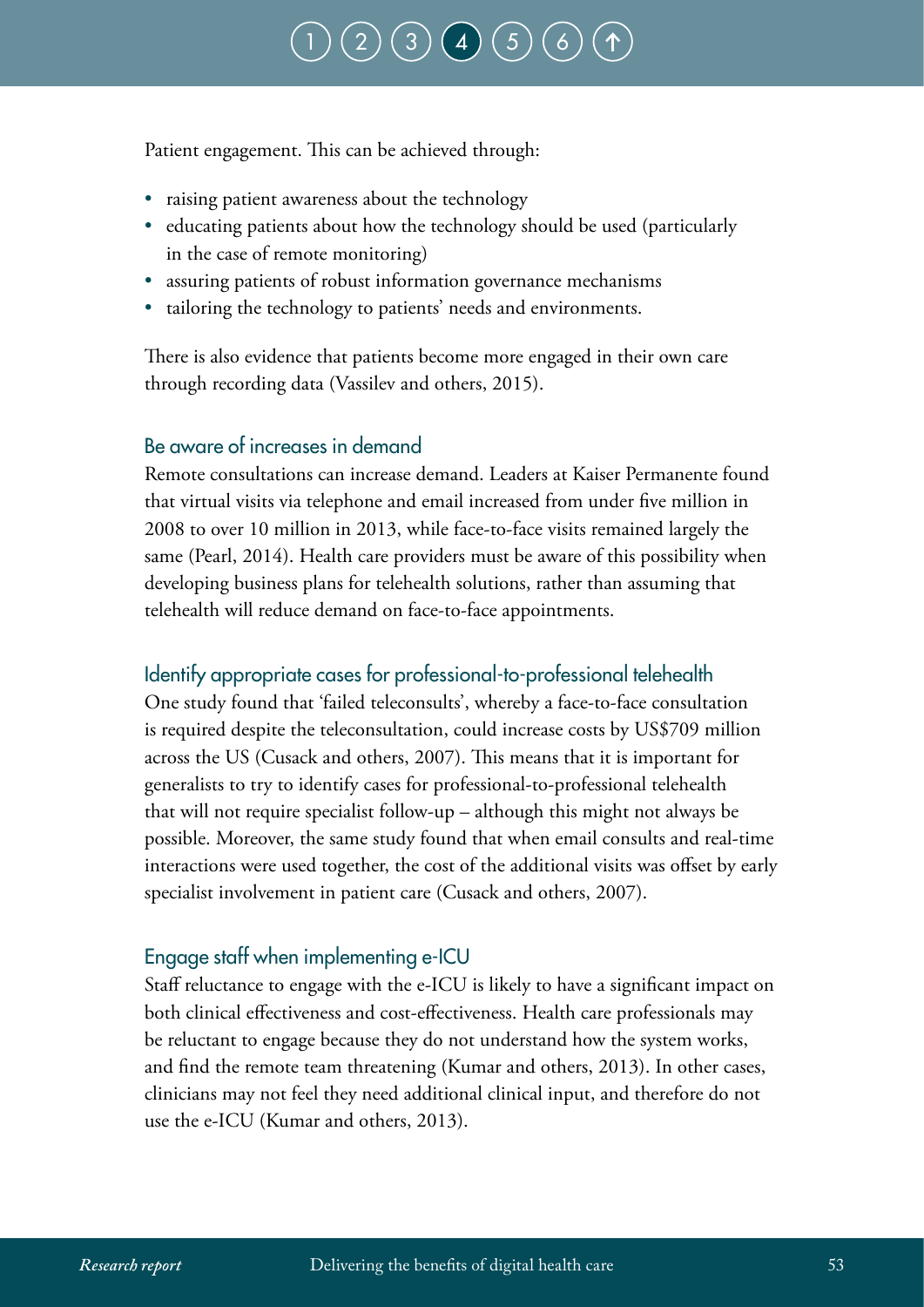Patient engagement. This can be achieved through:

- raising patient awareness about the technology
- educating patients about how the technology should be used (particularly in the case of remote monitoring)
- assuring patients of robust information governance mechanisms
- tailoring the technology to patients' needs and environments.

There is also evidence that patients become more engaged in their own care through recording data (Vassilev and others, 2015).

### Be aware of increases in demand

Remote consultations can increase demand. Leaders at Kaiser Permanente found that virtual visits via telephone and email increased from under five million in 2008 to over 10 million in 2013, while face-to-face visits remained largely the same (Pearl, 2014). Health care providers must be aware of this possibility when developing business plans for telehealth solutions, rather than assuming that telehealth will reduce demand on face-to-face appointments.

### Identify appropriate cases for professional-to-professional telehealth

One study found that 'failed teleconsults', whereby a face-to-face consultation is required despite the teleconsultation, could increase costs by US$709 million across the US (Cusack and others, 2007). This means that it is important for generalists to try to identify cases for professional-to-professional telehealth that will not require specialist follow-up – although this might not always be possible. Moreover, the same study found that when email consults and real-time interactions were used together, the cost of the additional visits was offset by early specialist involvement in patient care (Cusack and others, 2007).

### Engage staff when implementing e-ICU

Staff reluctance to engage with the e-ICU is likely to have a significant impact on both clinical effectiveness and cost-effectiveness. Health care professionals may be reluctant to engage because they do not understand how the system works, and find the remote team threatening (Kumar and others, 2013). In other cases, clinicians may not feel they need additional clinical input, and therefore do not use the e-ICU (Kumar and others, 2013).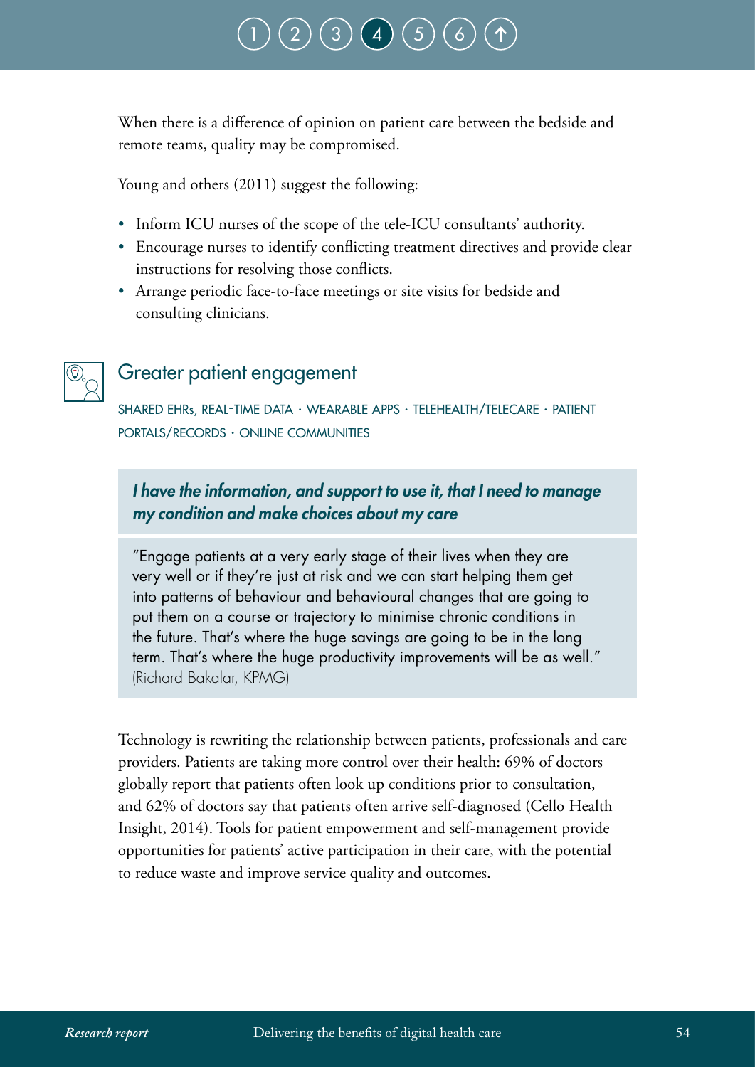When there is a difference of opinion on patient care between the bedside and remote teams, quality may be compromised.

Young and others (2011) suggest the following:

- Inform ICU nurses of the scope of the tele-ICU consultants' authority.
- Encourage nurses to identify conflicting treatment directives and provide clear instructions for resolving those conflicts.
- Arrange periodic face-to-face meetings or site visits for bedside and consulting clinicians.

## Greater patient engagement

SHARED EHRs, REAL-TIME DATA · WEARABLE APPS · TELEHEALTH/TELECARE · PATIENT PORTALS/RECORDS · ONLINE COMMUNITIES

***I have the information, and support to use it, that I need to manage my condition and make choices about my care***

"Engage patients at a very early stage of their lives when they are very well or if they're just at risk and we can start helping them get into patterns of behaviour and behavioural changes that are going to put them on a course or trajectory to minimise chronic conditions in the future. That's where the huge savings are going to be in the long term. That's where the huge productivity improvements will be as well." (Richard Bakalar, KPMG)

Technology is rewriting the relationship between patients, professionals and care providers. Patients are taking more control over their health: 69% of doctors globally report that patients often look up conditions prior to consultation, and 62% of doctors say that patients often arrive self-diagnosed (Cello Health Insight, 2014). Tools for patient empowerment and self-management provide opportunities for patients' active participation in their care, with the potential to reduce waste and improve service quality and outcomes.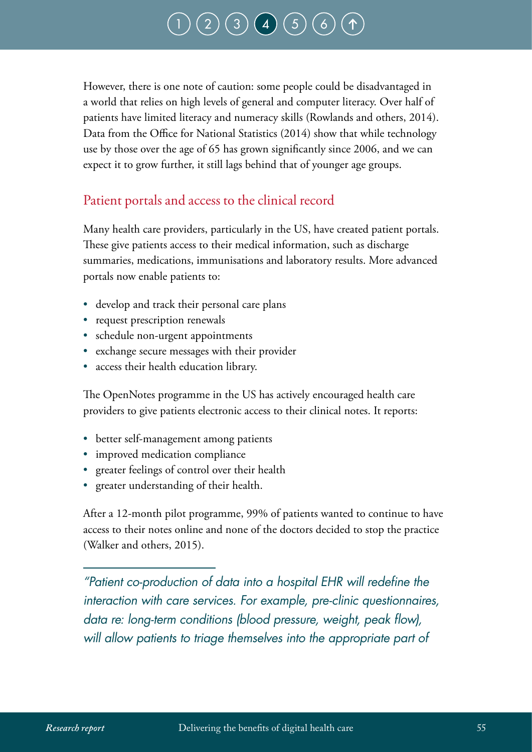However, there is one note of caution: some people could be disadvantaged in a world that relies on high levels of general and computer literacy. Over half of patients have limited literacy and numeracy skills (Rowlands and others, 2014). Data from the Office for National Statistics (2014) show that while technology use by those over the age of 65 has grown significantly since 2006, and we can expect it to grow further, it still lags behind that of younger age groups.

## Patient portals and access to the clinical record

Many health care providers, particularly in the US, have created patient portals. These give patients access to their medical information, such as discharge summaries, medications, immunisations and laboratory results. More advanced portals now enable patients to:

- develop and track their personal care plans
- request prescription renewals
- schedule non-urgent appointments
- exchange secure messages with their provider
- access their health education library.

The OpenNotes programme in the US has actively encouraged health care providers to give patients electronic access to their clinical notes. It reports:

- better self-management among patients
- improved medication compliance
- greater feelings of control over their health
- greater understanding of their health.

After a 12-month pilot programme, 99% of patients wanted to continue to have access to their notes online and none of the doctors decided to stop the practice (Walker and others, 2015).

*"Patient co-production of data into a hospital EHR will redefine the interaction with care services. For example, pre-clinic questionnaires, data re: long-term conditions (blood pressure, weight, peak flow), will allow patients to triage themselves into the appropriate part of*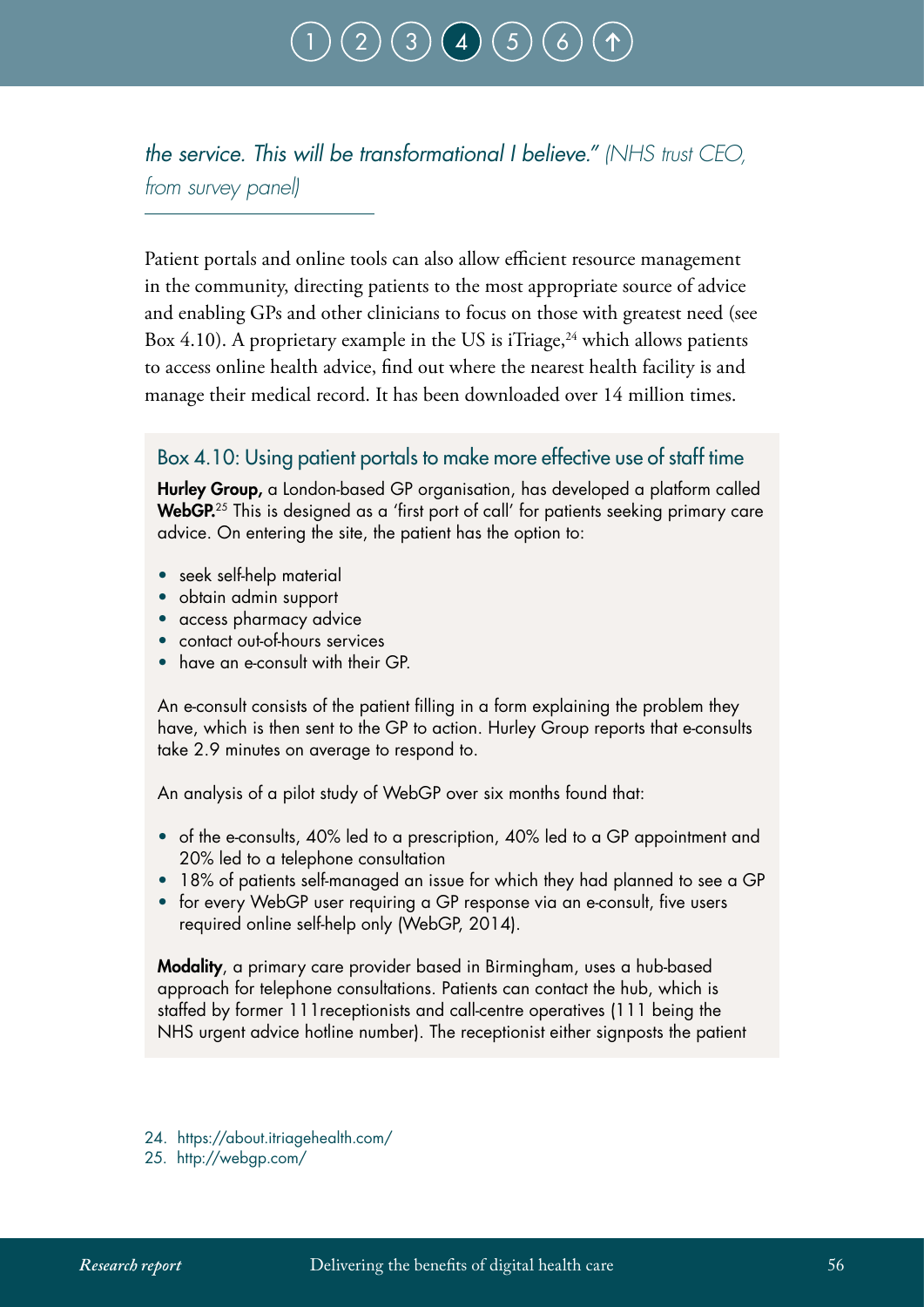*the service. This will be transformational I believe." (NHS trust CEO, from survey panel)*

Patient portals and online tools can also allow efficient resource management in the community, directing patients to the most appropriate source of advice and enabling GPs and other clinicians to focus on those with greatest need (see Box 4.10). A proprietary example in the US is iTriage,[24] which allows patients to access online health advice, find out where the nearest health facility is and manage their medical record. It has been downloaded over 14 million times.

### Box 4.10: Using patient portals to make more effective use of staff time

**Hurley Group,** a London-based GP organisation, has developed a platform called **WebGP.**[25] This is designed as a 'first port of call' for patients seeking primary care advice. On entering the site, the patient has the option to:

- seek self-help material
- obtain admin support
- access pharmacy advice
- contact out-of-hours services
- have an e-consult with their GP.

An e-consult consists of the patient filling in a form explaining the problem they have, which is then sent to the GP to action. Hurley Group reports that e-consults take 2.9 minutes on average to respond to.

An analysis of a pilot study of WebGP over six months found that:

- of the e-consults, 40% led to a prescription, 40% led to a GP appointment and 20% led to a telephone consultation
- 18% of patients self-managed an issue for which they had planned to see a GP
- for every WebGP user requiring a GP response via an e-consult, five users required online self-help only (WebGP, 2014).

**Modality**, a primary care provider based in Birmingham, uses a hub-based approach for telephone consultations. Patients can contact the hub, which is staffed by former 111receptionists and call-centre operatives (111 being the NHS urgent advice hotline number). The receptionist either signposts the patient

24. https://about.itriagehealth.com/
25. http://webgp.com/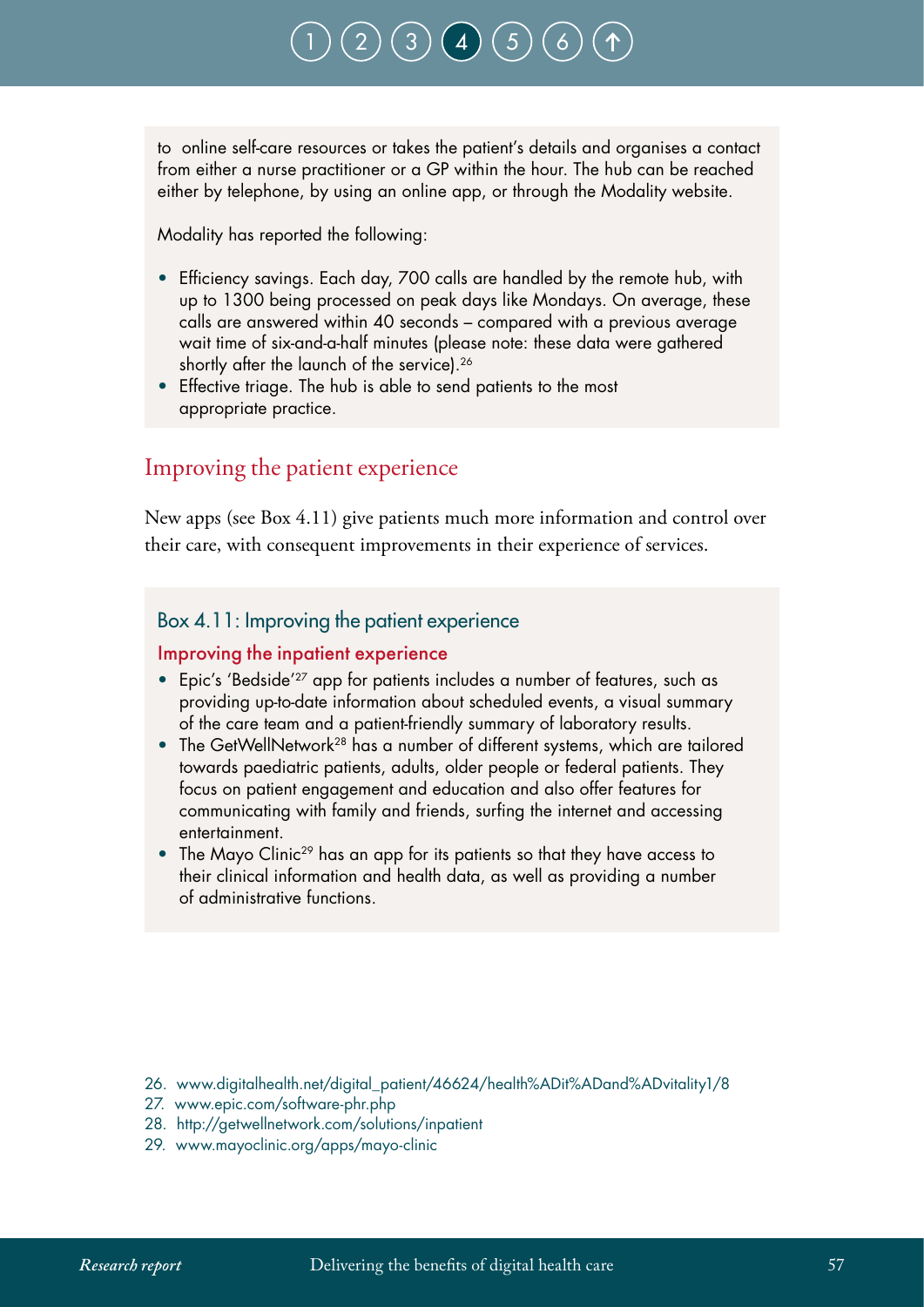to online self-care resources or takes the patient's details and organises a contact from either a nurse practitioner or a GP within the hour. The hub can be reached either by telephone, by using an online app, or through the Modality website.

Modality has reported the following:

- Efficiency savings. Each day, 700 calls are handled by the remote hub, with up to 1300 being processed on peak days like Mondays. On average, these calls are answered within 40 seconds – compared with a previous average wait time of six-and-a-half minutes (please note: these data were gathered shortly after the launch of the service).[26]
- Effective triage. The hub is able to send patients to the most appropriate practice.

## Improving the patient experience

New apps (see Box 4.11) give patients much more information and control over their care, with consequent improvements in their experience of services.

### Box 4.11: Improving the patient experience

#### Improving the inpatient experience

- Epic's 'Bedside'[27] app for patients includes a number of features, such as providing up-to-date information about scheduled events, a visual summary of the care team and a patient-friendly summary of laboratory results.
- The GetWellNetwork[28] has a number of different systems, which are tailored towards paediatric patients, adults, older people or federal patients. They focus on patient engagement and education and also offer features for communicating with family and friends, surfing the internet and accessing entertainment.
- The Mayo Clinic[29] has an app for its patients so that they have access to their clinical information and health data, as well as providing a number of administrative functions.

26. www.digitalhealth.net/digital_patient/46624/health%ADit%ADand%ADvitality1/8
27. www.epic.com/software-phr.php
28. http://getwellnetwork.com/solutions/inpatient
29. www.mayoclinic.org/apps/mayo-clinic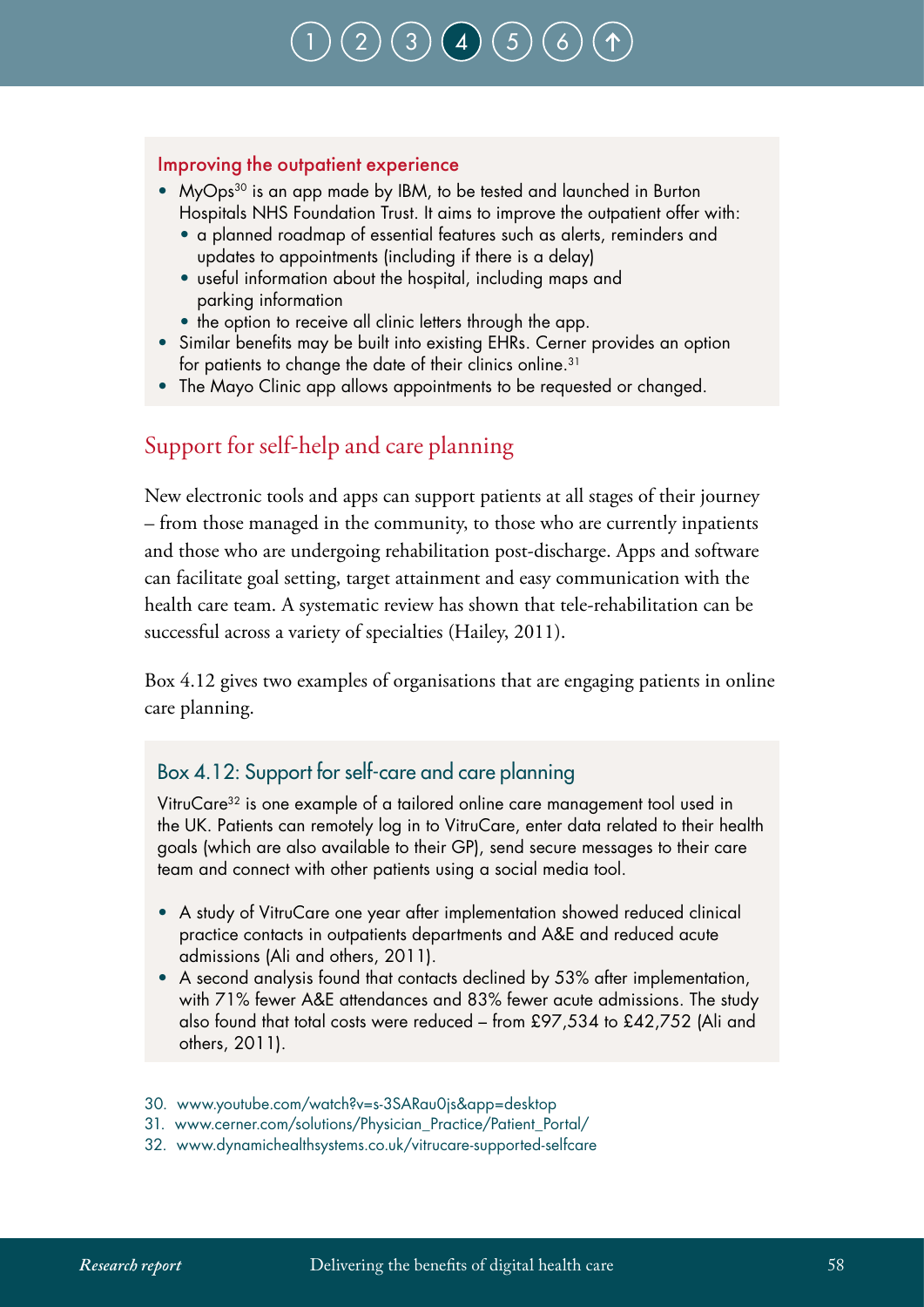### Improving the outpatient experience

- MyOps[30] is an app made by IBM, to be tested and launched in Burton Hospitals NHS Foundation Trust. It aims to improve the outpatient offer with:
  - a planned roadmap of essential features such as alerts, reminders and updates to appointments (including if there is a delay)
  - useful information about the hospital, including maps and parking information
  - the option to receive all clinic letters through the app.
- Similar benefits may be built into existing EHRs. Cerner provides an option for patients to change the date of their clinics online.[31]
- The Mayo Clinic app allows appointments to be requested or changed.

## Support for self-help and care planning

New electronic tools and apps can support patients at all stages of their journey – from those managed in the community, to those who are currently inpatients and those who are undergoing rehabilitation post-discharge. Apps and software can facilitate goal setting, target attainment and easy communication with the health care team. A systematic review has shown that tele-rehabilitation can be successful across a variety of specialties (Hailey, 2011).

Box 4.12 gives two examples of organisations that are engaging patients in online care planning.

### Box 4.12: Support for self-care and care planning

VitruCare[32] is one example of a tailored online care management tool used in the UK. Patients can remotely log in to VitruCare, enter data related to their health goals (which are also available to their GP), send secure messages to their care team and connect with other patients using a social media tool.

- A study of VitruCare one year after implementation showed reduced clinical practice contacts in outpatients departments and A&E and reduced acute admissions (Ali and others, 2011).
- A second analysis found that contacts declined by 53% after implementation, with 71% fewer A&E attendances and 83% fewer acute admissions. The study also found that total costs were reduced – from £97,534 to £42,752 (Ali and others, 2011).

30. www.youtube.com/watch?v=s-3SARau0js&app=desktop
31. www.cerner.com/solutions/Physician_Practice/Patient_Portal/
32. www.dynamichealthsystems.co.uk/vitrucare-supported-selfcare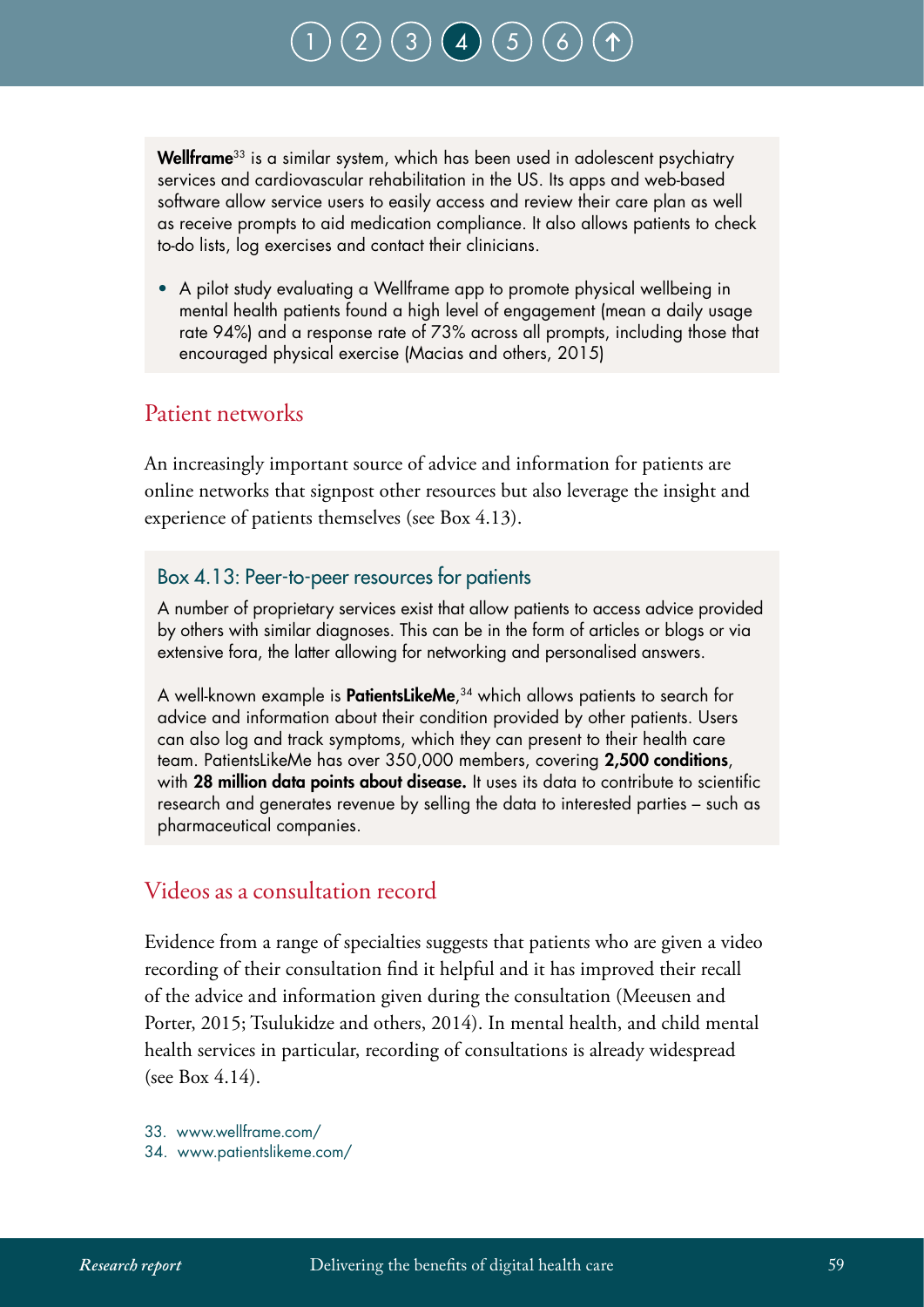**Wellframe**[33] is a similar system, which has been used in adolescent psychiatry services and cardiovascular rehabilitation in the US. Its apps and web-based software allow service users to easily access and review their care plan as well as receive prompts to aid medication compliance. It also allows patients to check to-do lists, log exercises and contact their clinicians.

- A pilot study evaluating a Wellframe app to promote physical wellbeing in mental health patients found a high level of engagement (mean a daily usage rate 94%) and a response rate of 73% across all prompts, including those that encouraged physical exercise (Macias and others, 2015)

## Patient networks

An increasingly important source of advice and information for patients are online networks that signpost other resources but also leverage the insight and experience of patients themselves (see Box 4.13).

### Box 4.13: Peer-to-peer resources for patients

A number of proprietary services exist that allow patients to access advice provided by others with similar diagnoses. This can be in the form of articles or blogs or via extensive fora, the latter allowing for networking and personalised answers.

A well-known example is **PatientsLikeMe**,[34] which allows patients to search for advice and information about their condition provided by other patients. Users can also log and track symptoms, which they can present to their health care team. PatientsLikeMe has over 350,000 members, covering **2,500 conditions**, with **28 million data points about disease.** It uses its data to contribute to scientific research and generates revenue by selling the data to interested parties – such as pharmaceutical companies.

## Videos as a consultation record

Evidence from a range of specialties suggests that patients who are given a video recording of their consultation find it helpful and it has improved their recall of the advice and information given during the consultation (Meeusen and Porter, 2015; Tsulukidze and others, 2014). In mental health, and child mental health services in particular, recording of consultations is already widespread (see Box 4.14).

33. www.wellframe.com/
34. www.patientslikeme.com/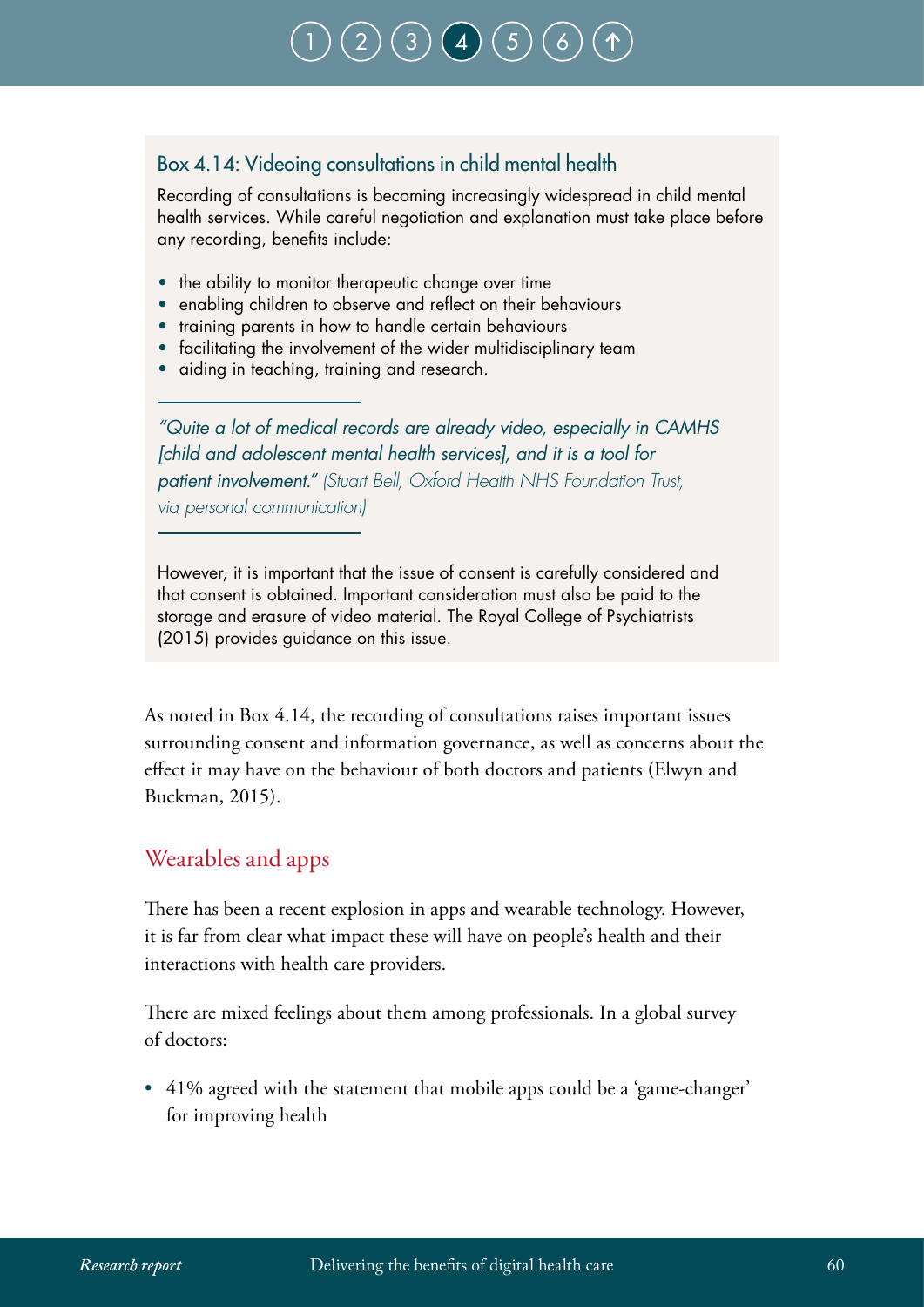### Box 4.14: Videoing consultations in child mental health

Recording of consultations is becoming increasingly widespread in child mental health services. While careful negotiation and explanation must take place before any recording, benefits include:

- the ability to monitor therapeutic change over time
- enabling children to observe and reflect on their behaviours
- training parents in how to handle certain behaviours
- facilitating the involvement of the wider multidisciplinary team
- aiding in teaching, training and research.

*"Quite a lot of medical records are already video, especially in CAMHS [child and adolescent mental health services], and it is a tool for patient involvement." (Stuart Bell, Oxford Health NHS Foundation Trust, via personal communication)*

However, it is important that the issue of consent is carefully considered and that consent is obtained. Important consideration must also be paid to the storage and erasure of video material. The Royal College of Psychiatrists (2015) provides guidance on this issue.

As noted in Box 4.14, the recording of consultations raises important issues surrounding consent and information governance, as well as concerns about the effect it may have on the behaviour of both doctors and patients (Elwyn and Buckman, 2015).

## Wearables and apps

There has been a recent explosion in apps and wearable technology. However, it is far from clear what impact these will have on people's health and their interactions with health care providers.

There are mixed feelings about them among professionals. In a global survey of doctors:

- 41% agreed with the statement that mobile apps could be a 'game-changer' for improving health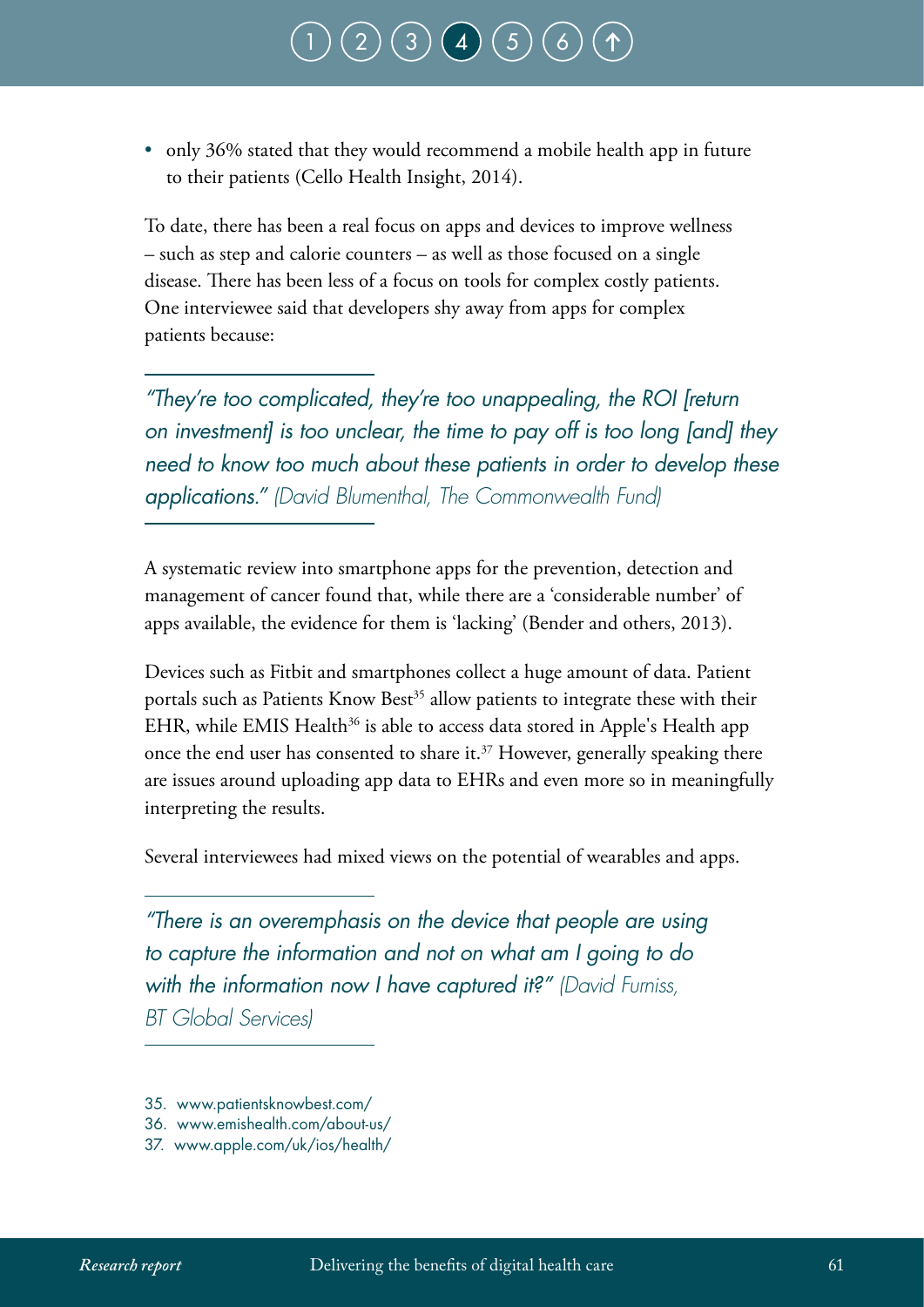- only 36% stated that they would recommend a mobile health app in future to their patients (Cello Health Insight, 2014).

To date, there has been a real focus on apps and devices to improve wellness – such as step and calorie counters – as well as those focused on a single disease. There has been less of a focus on tools for complex costly patients. One interviewee said that developers shy away from apps for complex patients because:

> *"They're too complicated, they're too unappealing, the ROI [return on investment] is too unclear, the time to pay off is too long [and] they need to know too much about these patients in order to develop these applications."* (David Blumenthal, The Commonwealth Fund)

A systematic review into smartphone apps for the prevention, detection and management of cancer found that, while there are a 'considerable number' of apps available, the evidence for them is 'lacking' (Bender and others, 2013).

Devices such as Fitbit and smartphones collect a huge amount of data. Patient portals such as Patients Know Best[35] allow patients to integrate these with their EHR, while EMIS Health[36] is able to access data stored in Apple's Health app once the end user has consented to share it.[37] However, generally speaking there are issues around uploading app data to EHRs and even more so in meaningfully interpreting the results.

Several interviewees had mixed views on the potential of wearables and apps.

> *"There is an overemphasis on the device that people are using to capture the information and not on what am I going to do with the information now I have captured it?"* (David Furniss, BT Global Services)

35. www.patientsknowbest.com/
36. www.emishealth.com/about-us/
37. www.apple.com/uk/ios/health/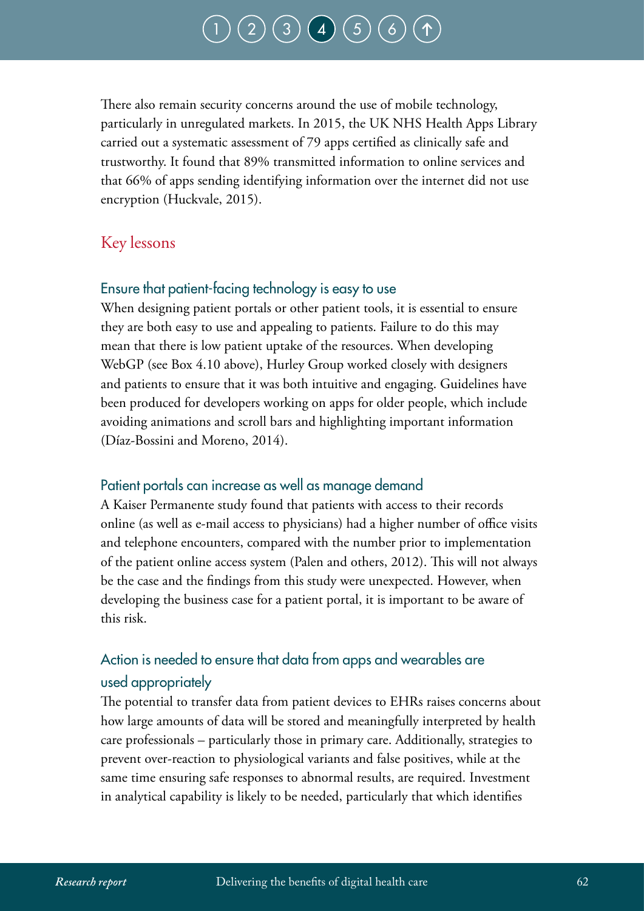There also remain security concerns around the use of mobile technology, particularly in unregulated markets. In 2015, the UK NHS Health Apps Library carried out a systematic assessment of 79 apps certified as clinically safe and trustworthy. It found that 89% transmitted information to online services and that 66% of apps sending identifying information over the internet did not use encryption (Huckvale, 2015).

## Key lessons

### Ensure that patient-facing technology is easy to use

When designing patient portals or other patient tools, it is essential to ensure they are both easy to use and appealing to patients. Failure to do this may mean that there is low patient uptake of the resources. When developing WebGP (see Box 4.10 above), Hurley Group worked closely with designers and patients to ensure that it was both intuitive and engaging. Guidelines have been produced for developers working on apps for older people, which include avoiding animations and scroll bars and highlighting important information (Díaz-Bossini and Moreno, 2014).

### Patient portals can increase as well as manage demand

A Kaiser Permanente study found that patients with access to their records online (as well as e-mail access to physicians) had a higher number of office visits and telephone encounters, compared with the number prior to implementation of the patient online access system (Palen and others, 2012). This will not always be the case and the findings from this study were unexpected. However, when developing the business case for a patient portal, it is important to be aware of this risk.

### Action is needed to ensure that data from apps and wearables are used appropriately

The potential to transfer data from patient devices to EHRs raises concerns about how large amounts of data will be stored and meaningfully interpreted by health care professionals – particularly those in primary care. Additionally, strategies to prevent over-reaction to physiological variants and false positives, while at the same time ensuring safe responses to abnormal results, are required. Investment in analytical capability is likely to be needed, particularly that which identifies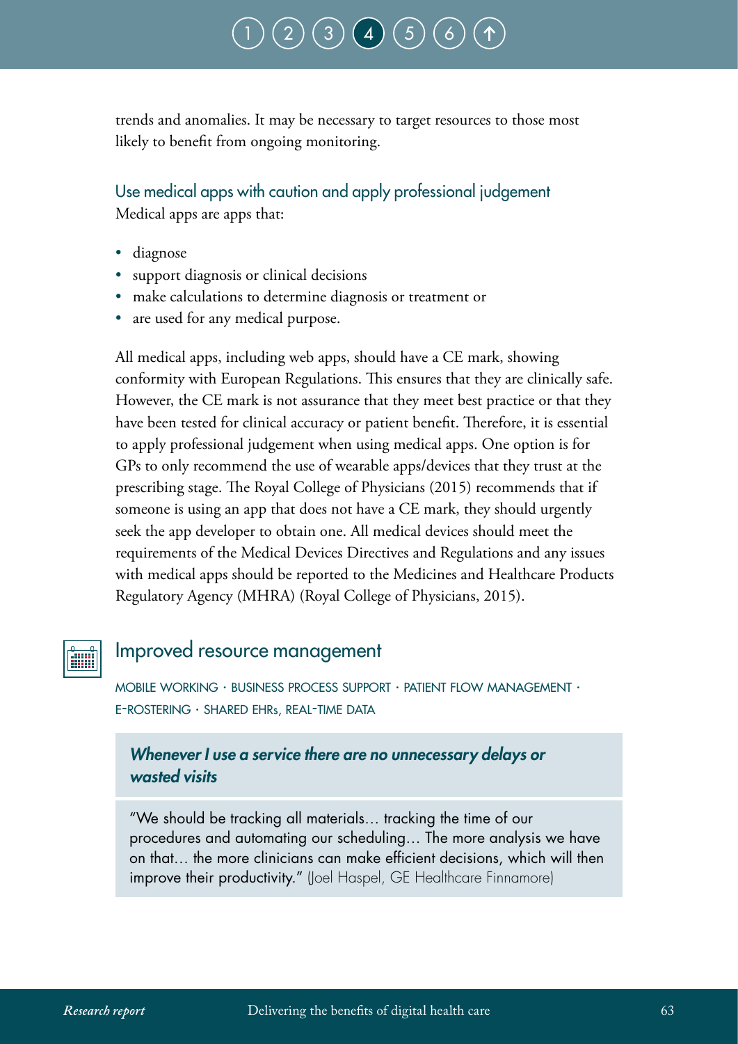trends and anomalies. It may be necessary to target resources to those most likely to benefit from ongoing monitoring.

### Use medical apps with caution and apply professional judgement

Medical apps are apps that:

- diagnose
- support diagnosis or clinical decisions
- make calculations to determine diagnosis or treatment or
- are used for any medical purpose.

All medical apps, including web apps, should have a CE mark, showing conformity with European Regulations. This ensures that they are clinically safe. However, the CE mark is not assurance that they meet best practice or that they have been tested for clinical accuracy or patient benefit. Therefore, it is essential to apply professional judgement when using medical apps. One option is for GPs to only recommend the use of wearable apps/devices that they trust at the prescribing stage. The Royal College of Physicians (2015) recommends that if someone is using an app that does not have a CE mark, they should urgently seek the app developer to obtain one. All medical devices should meet the requirements of the Medical Devices Directives and Regulations and any issues with medical apps should be reported to the Medicines and Healthcare Products Regulatory Agency (MHRA) (Royal College of Physicians, 2015).

## Improved resource management

MOBILE WORKING · BUSINESS PROCESS SUPPORT · PATIENT FLOW MANAGEMENT · E-ROSTERING · SHARED EHRs, REAL-TIME DATA

> ***Whenever I use a service there are no unnecessary delays or wasted visits***
>
> "We should be tracking all materials… tracking the time of our procedures and automating our scheduling… The more analysis we have on that… the more clinicians can make efficient decisions, which will then improve their productivity." (Joel Haspel, GE Healthcare Finnamore)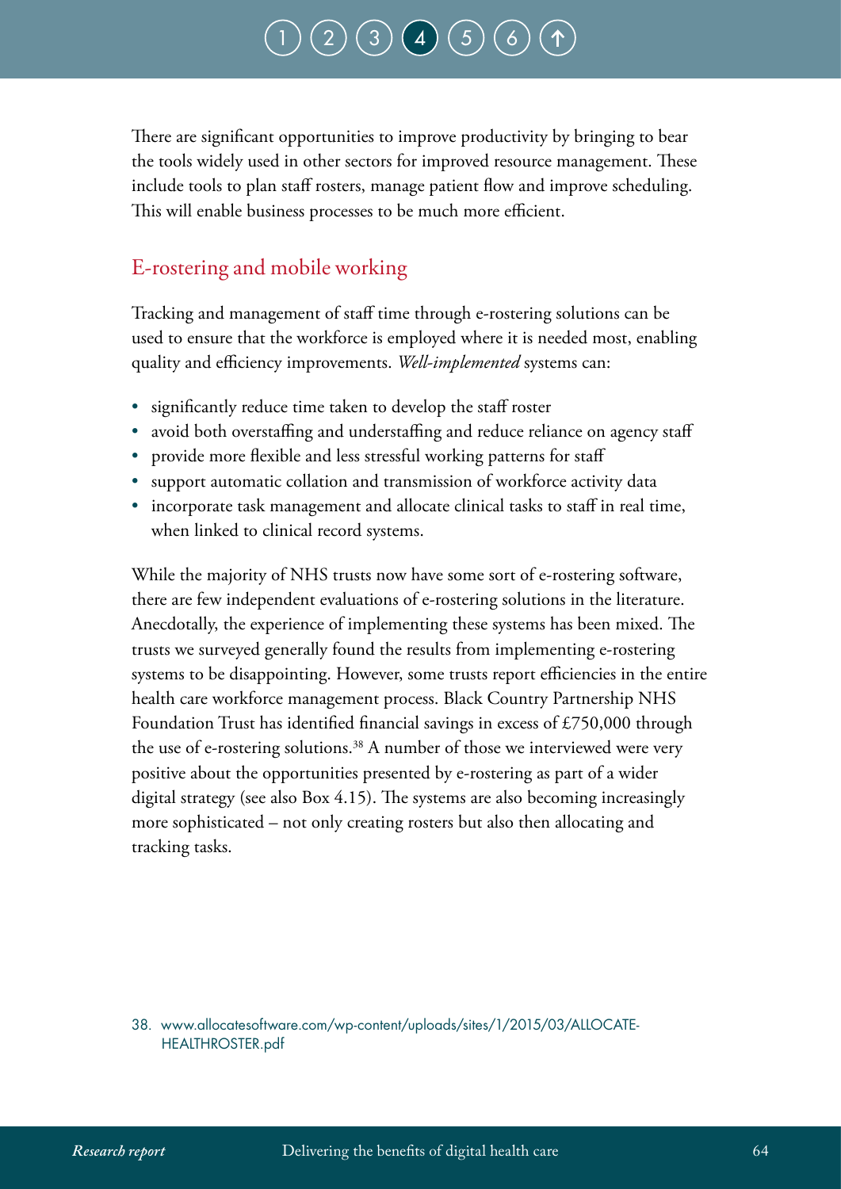There are significant opportunities to improve productivity by bringing to bear the tools widely used in other sectors for improved resource management. These include tools to plan staff rosters, manage patient flow and improve scheduling. This will enable business processes to be much more efficient.

## E-rostering and mobile working

Tracking and management of staff time through e-rostering solutions can be used to ensure that the workforce is employed where it is needed most, enabling quality and efficiency improvements. *Well-implemented* systems can:

- significantly reduce time taken to develop the staff roster
- avoid both overstaffing and understaffing and reduce reliance on agency staff
- provide more flexible and less stressful working patterns for staff
- support automatic collation and transmission of workforce activity data
- incorporate task management and allocate clinical tasks to staff in real time, when linked to clinical record systems.

While the majority of NHS trusts now have some sort of e-rostering software, there are few independent evaluations of e-rostering solutions in the literature. Anecdotally, the experience of implementing these systems has been mixed. The trusts we surveyed generally found the results from implementing e-rostering systems to be disappointing. However, some trusts report efficiencies in the entire health care workforce management process. Black Country Partnership NHS Foundation Trust has identified financial savings in excess of £750,000 through the use of e-rostering solutions.[38] A number of those we interviewed were very positive about the opportunities presented by e-rostering as part of a wider digital strategy (see also Box 4.15). The systems are also becoming increasingly more sophisticated – not only creating rosters but also then allocating and tracking tasks.

38. www.allocatesoftware.com/wp-content/uploads/sites/1/2015/03/ALLOCATE-HEALTHROSTER.pdf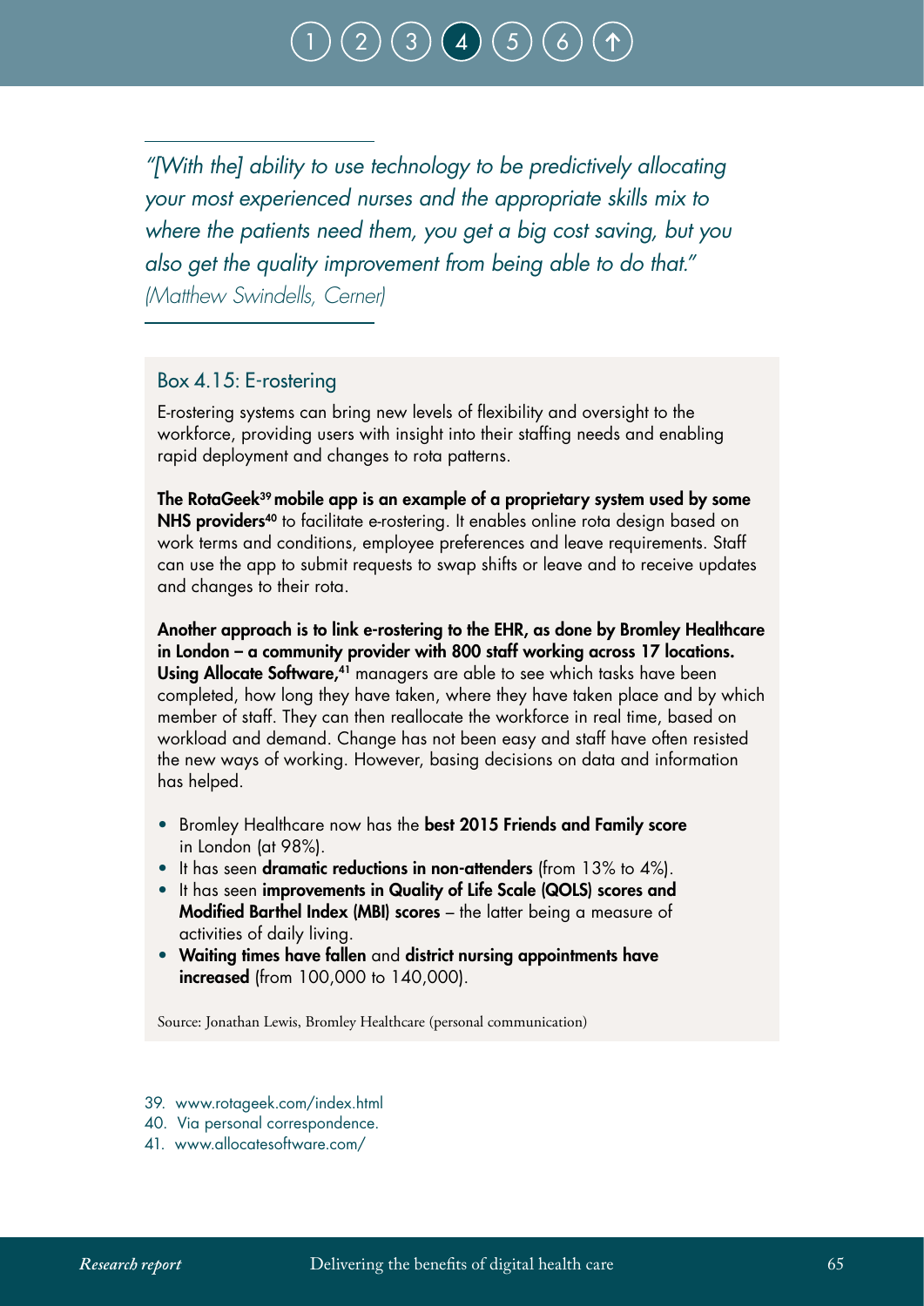*"[With the] ability to use technology to be predictively allocating your most experienced nurses and the appropriate skills mix to where the patients need them, you get a big cost saving, but you also get the quality improvement from being able to do that."*
*(Matthew Swindells, Cerner)*

### Box 4.15: E-rostering

E-rostering systems can bring new levels of flexibility and oversight to the workforce, providing users with insight into their staffing needs and enabling rapid deployment and changes to rota patterns.

**The RotaGeek[39] mobile app is an example of a proprietary system used by some NHS providers[40]** to facilitate e-rostering. It enables online rota design based on work terms and conditions, employee preferences and leave requirements. Staff can use the app to submit requests to swap shifts or leave and to receive updates and changes to their rota.

**Another approach is to link e-rostering to the EHR, as done by Bromley Healthcare in London – a community provider with 800 staff working across 17 locations. Using Allocate Software,[41]** managers are able to see which tasks have been completed, how long they have taken, where they have taken place and by which member of staff. They can then reallocate the workforce in real time, based on workload and demand. Change has not been easy and staff have often resisted the new ways of working. However, basing decisions on data and information has helped.

- Bromley Healthcare now has the **best 2015 Friends and Family score** in London (at 98%).
- It has seen **dramatic reductions in non-attenders** (from 13% to 4%).
- It has seen **improvements in Quality of Life Scale (QOLS) scores and Modified Barthel Index (MBI) scores** – the latter being a measure of activities of daily living.
- **Waiting times have fallen** and **district nursing appointments have increased** (from 100,000 to 140,000).

Source: Jonathan Lewis, Bromley Healthcare (personal communication)

39. www.rotageek.com/index.html
40. Via personal correspondence.
41. www.allocatesoftware.com/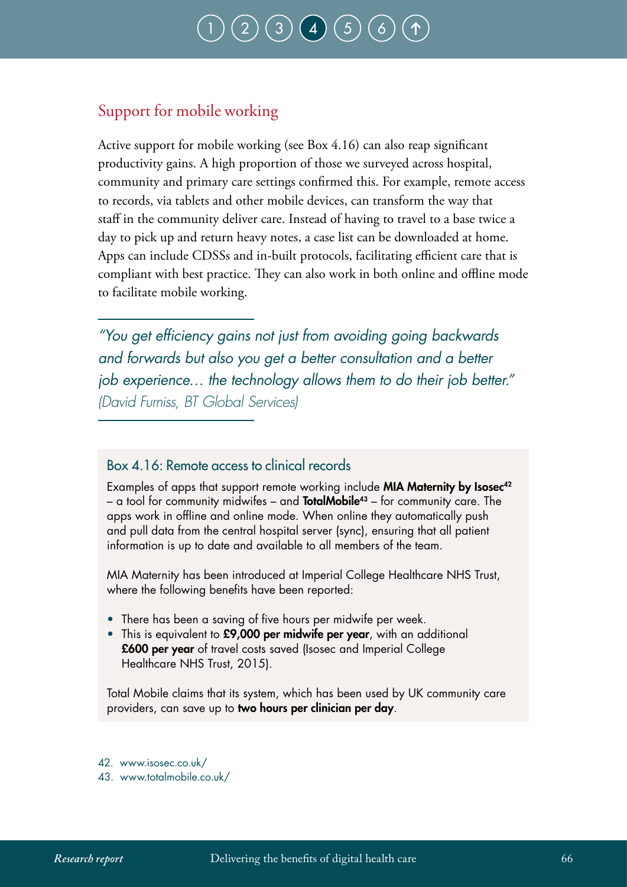## Support for mobile working

Active support for mobile working (see Box 4.16) can also reap significant productivity gains. A high proportion of those we surveyed across hospital, community and primary care settings confirmed this. For example, remote access to records, via tablets and other mobile devices, can transform the way that staff in the community deliver care. Instead of having to travel to a base twice a day to pick up and return heavy notes, a case list can be downloaded at home. Apps can include CDSSs and in-built protocols, facilitating efficient care that is compliant with best practice. They can also work in both online and offline mode to facilitate mobile working.

> *"You get efficiency gains not just from avoiding going backwards and forwards but also you get a better consultation and a better job experience… the technology allows them to do their job better." (David Furniss, BT Global Services)*

### Box 4.16: Remote access to clinical records

Examples of apps that support remote working include **MIA Maternity by Isosec**[42] – a tool for community midwifes – and **TotalMobile**[43] – for community care. The apps work in offline and online mode. When online they automatically push and pull data from the central hospital server (sync), ensuring that all patient information is up to date and available to all members of the team.

MIA Maternity has been introduced at Imperial College Healthcare NHS Trust, where the following benefits have been reported:

- There has been a saving of five hours per midwife per week.
- This is equivalent to **£9,000 per midwife per year**, with an additional **£600 per year** of travel costs saved (Isosec and Imperial College Healthcare NHS Trust, 2015).

Total Mobile claims that its system, which has been used by UK community care providers, can save up to **two hours per clinician per day**.

42. www.isosec.co.uk/
43. www.totalmobile.co.uk/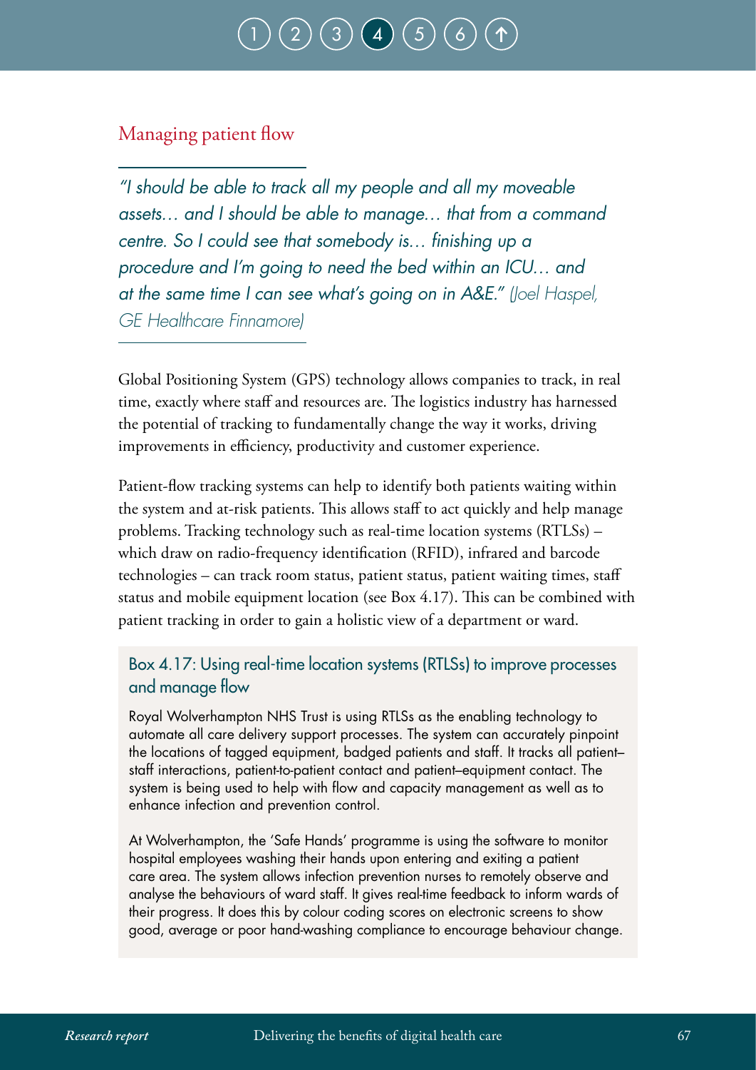## Managing patient flow

*"I should be able to track all my people and all my moveable assets… and I should be able to manage… that from a command centre. So I could see that somebody is… finishing up a procedure and I'm going to need the bed within an ICU… and at the same time I can see what's going on in A&E."* (Joel Haspel, GE Healthcare Finnamore)

Global Positioning System (GPS) technology allows companies to track, in real time, exactly where staff and resources are. The logistics industry has harnessed the potential of tracking to fundamentally change the way it works, driving improvements in efficiency, productivity and customer experience.

Patient-flow tracking systems can help to identify both patients waiting within the system and at-risk patients. This allows staff to act quickly and help manage problems. Tracking technology such as real-time location systems (RTLSs) – which draw on radio-frequency identification (RFID), infrared and barcode technologies – can track room status, patient status, patient waiting times, staff status and mobile equipment location (see Box 4.17). This can be combined with patient tracking in order to gain a holistic view of a department or ward.

### Box 4.17: Using real-time location systems (RTLSs) to improve processes and manage flow

Royal Wolverhampton NHS Trust is using RTLSs as the enabling technology to automate all care delivery support processes. The system can accurately pinpoint the locations of tagged equipment, badged patients and staff. It tracks all patient–staff interactions, patient-to-patient contact and patient–equipment contact. The system is being used to help with flow and capacity management as well as to enhance infection and prevention control.

At Wolverhampton, the 'Safe Hands' programme is using the software to monitor hospital employees washing their hands upon entering and exiting a patient care area. The system allows infection prevention nurses to remotely observe and analyse the behaviours of ward staff. It gives real-time feedback to inform wards of their progress. It does this by colour coding scores on electronic screens to show good, average or poor hand-washing compliance to encourage behaviour change.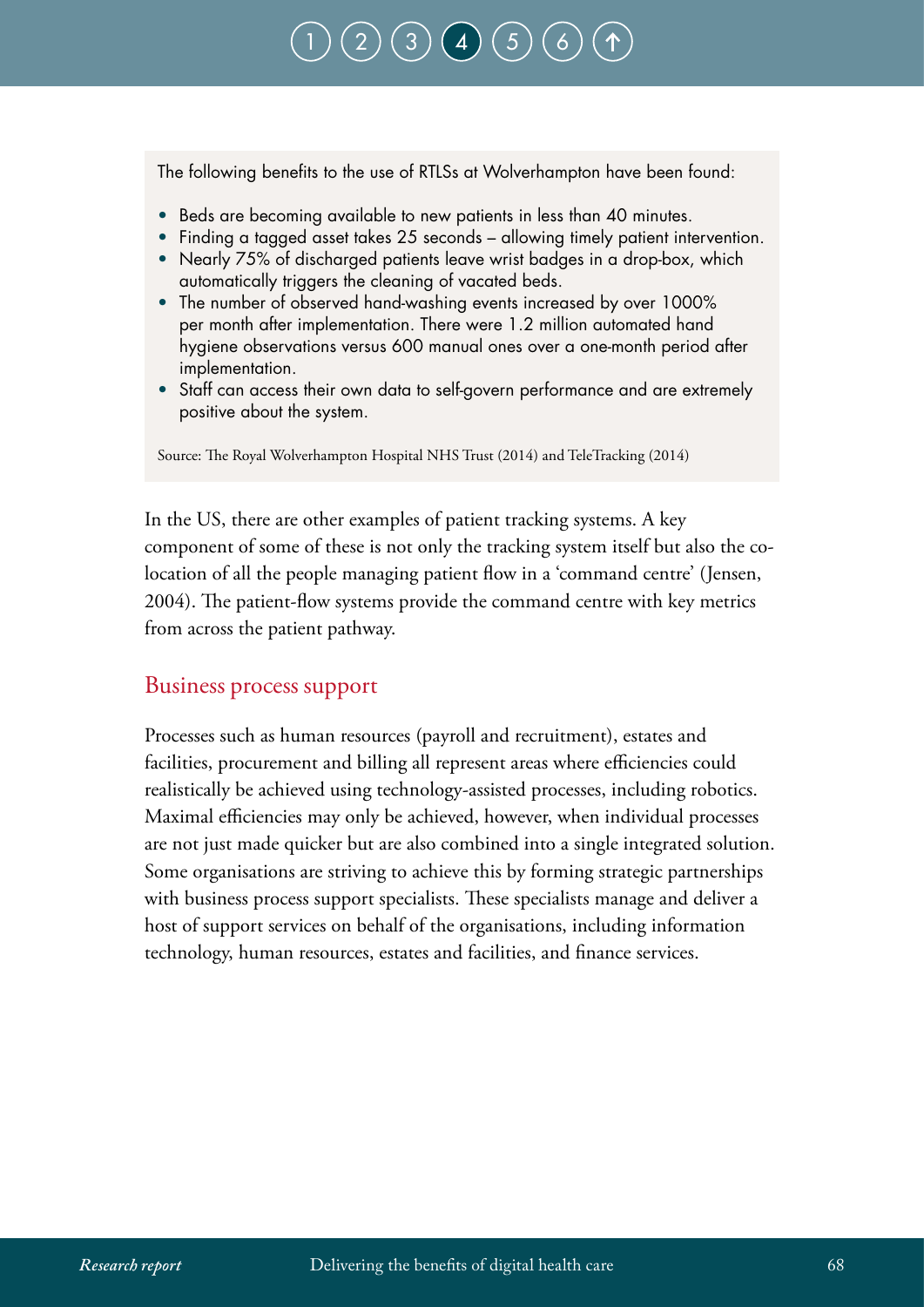The following benefits to the use of RTLSs at Wolverhampton have been found:

- Beds are becoming available to new patients in less than 40 minutes.
- Finding a tagged asset takes 25 seconds – allowing timely patient intervention.
- Nearly 75% of discharged patients leave wrist badges in a drop-box, which automatically triggers the cleaning of vacated beds.
- The number of observed hand-washing events increased by over 1000% per month after implementation. There were 1.2 million automated hand hygiene observations versus 600 manual ones over a one-month period after implementation.
- Staff can access their own data to self-govern performance and are extremely positive about the system.

Source: The Royal Wolverhampton Hospital NHS Trust (2014) and TeleTracking (2014)

In the US, there are other examples of patient tracking systems. A key component of some of these is not only the tracking system itself but also the co-location of all the people managing patient flow in a 'command centre' (Jensen, 2004). The patient-flow systems provide the command centre with key metrics from across the patient pathway.

## Business process support

Processes such as human resources (payroll and recruitment), estates and facilities, procurement and billing all represent areas where efficiencies could realistically be achieved using technology-assisted processes, including robotics. Maximal efficiencies may only be achieved, however, when individual processes are not just made quicker but are also combined into a single integrated solution. Some organisations are striving to achieve this by forming strategic partnerships with business process support specialists. These specialists manage and deliver a host of support services on behalf of the organisations, including information technology, human resources, estates and facilities, and finance services.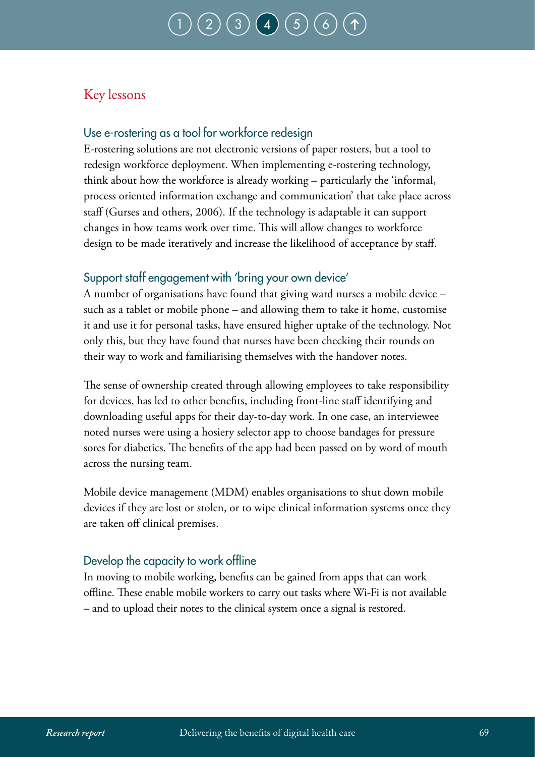## Key lessons

### Use e-rostering as a tool for workforce redesign

E-rostering solutions are not electronic versions of paper rosters, but a tool to redesign workforce deployment. When implementing e-rostering technology, think about how the workforce is already working – particularly the 'informal, process oriented information exchange and communication' that take place across staff (Gurses and others, 2006). If the technology is adaptable it can support changes in how teams work over time. This will allow changes to workforce design to be made iteratively and increase the likelihood of acceptance by staff.

### Support staff engagement with 'bring your own device'

A number of organisations have found that giving ward nurses a mobile device – such as a tablet or mobile phone – and allowing them to take it home, customise it and use it for personal tasks, have ensured higher uptake of the technology. Not only this, but they have found that nurses have been checking their rounds on their way to work and familiarising themselves with the handover notes.

The sense of ownership created through allowing employees to take responsibility for devices, has led to other benefits, including front-line staff identifying and downloading useful apps for their day-to-day work. In one case, an interviewee noted nurses were using a hosiery selector app to choose bandages for pressure sores for diabetics. The benefits of the app had been passed on by word of mouth across the nursing team.

Mobile device management (MDM) enables organisations to shut down mobile devices if they are lost or stolen, or to wipe clinical information systems once they are taken off clinical premises.

### Develop the capacity to work offline

In moving to mobile working, benefits can be gained from apps that can work offline. These enable mobile workers to carry out tasks where Wi-Fi is not available – and to upload their notes to the clinical system once a signal is restored.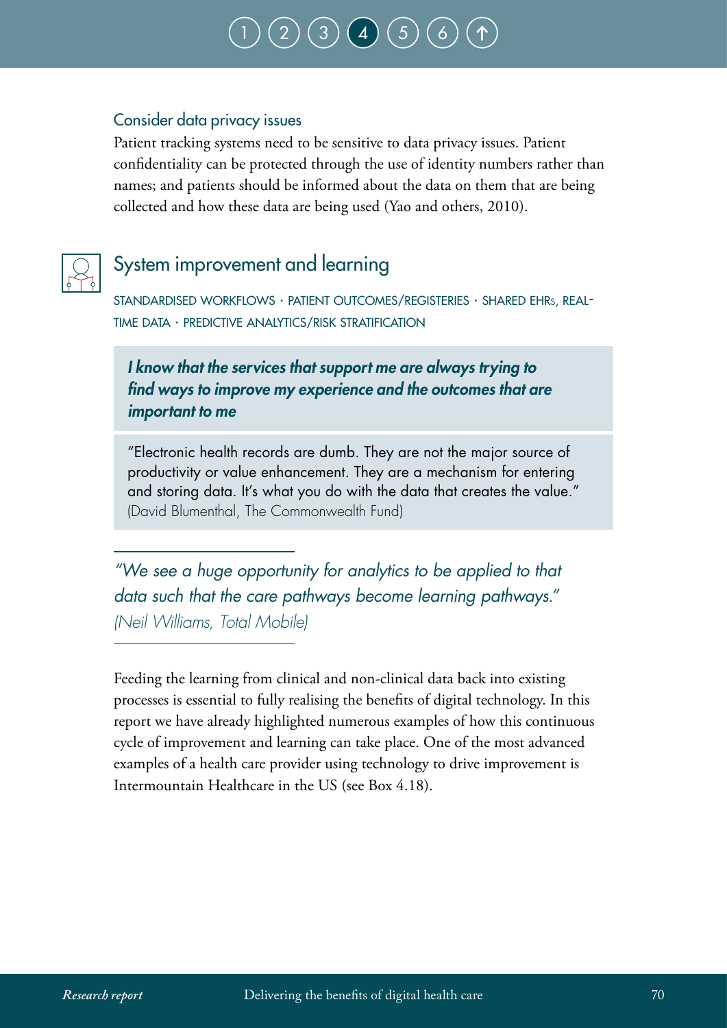### Consider data privacy issues

Patient tracking systems need to be sensitive to data privacy issues. Patient confidentiality can be protected through the use of identity numbers rather than names; and patients should be informed about the data on them that are being collected and how these data are being used (Yao and others, 2010).

## System improvement and learning

STANDARDISED WORKFLOWS · PATIENT OUTCOMES/REGISTERIES · SHARED EHRs, REAL-TIME DATA · PREDICTIVE ANALYTICS/RISK STRATIFICATION

***I know that the services that support me are always trying to find ways to improve my experience and the outcomes that are important to me***

"Electronic health records are dumb. They are not the major source of productivity or value enhancement. They are a mechanism for entering and storing data. It's what you do with the data that creates the value." (David Blumenthal, The Commonwealth Fund)

*"We see a huge opportunity for analytics to be applied to that data such that the care pathways become learning pathways." (Neil Williams, Total Mobile)*

Feeding the learning from clinical and non-clinical data back into existing processes is essential to fully realising the benefits of digital technology. In this report we have already highlighted numerous examples of how this continuous cycle of improvement and learning can take place. One of the most advanced examples of a health care provider using technology to drive improvement is Intermountain Healthcare in the US (see Box 4.18).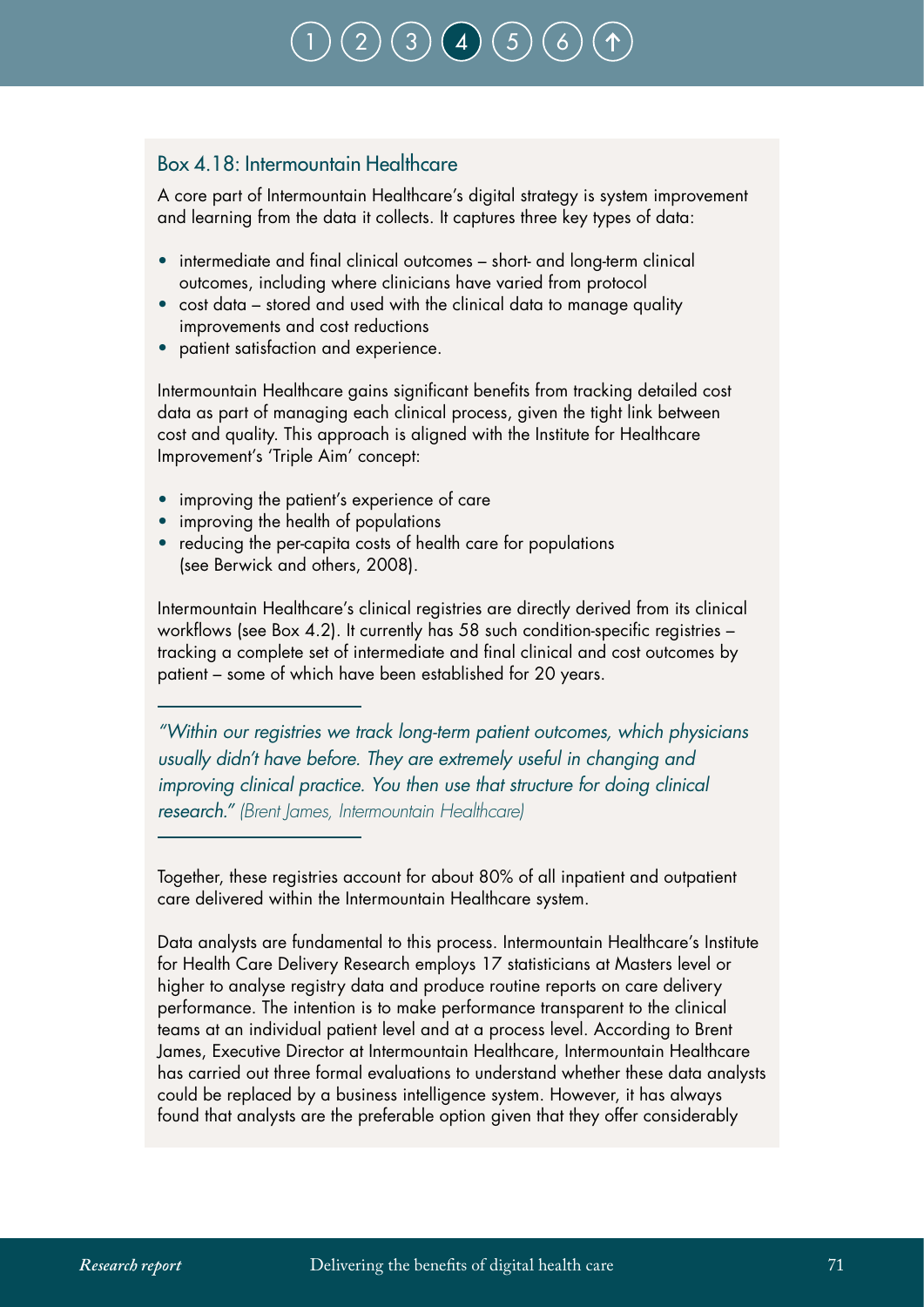### Box 4.18: Intermountain Healthcare

A core part of Intermountain Healthcare's digital strategy is system improvement and learning from the data it collects. It captures three key types of data:

- intermediate and final clinical outcomes – short- and long-term clinical outcomes, including where clinicians have varied from protocol
- cost data – stored and used with the clinical data to manage quality improvements and cost reductions
- patient satisfaction and experience.

Intermountain Healthcare gains significant benefits from tracking detailed cost data as part of managing each clinical process, given the tight link between cost and quality. This approach is aligned with the Institute for Healthcare Improvement's 'Triple Aim' concept:

- improving the patient's experience of care
- improving the health of populations
- reducing the per-capita costs of health care for populations (see Berwick and others, 2008).

Intermountain Healthcare's clinical registries are directly derived from its clinical workflows (see Box 4.2). It currently has 58 such condition-specific registries – tracking a complete set of intermediate and final clinical and cost outcomes by patient – some of which have been established for 20 years.

> *"Within our registries we track long-term patient outcomes, which physicians usually didn't have before. They are extremely useful in changing and improving clinical practice. You then use that structure for doing clinical research." (Brent James, Intermountain Healthcare)*

Together, these registries account for about 80% of all inpatient and outpatient care delivered within the Intermountain Healthcare system.

Data analysts are fundamental to this process. Intermountain Healthcare's Institute for Health Care Delivery Research employs 17 statisticians at Masters level or higher to analyse registry data and produce routine reports on care delivery performance. The intention is to make performance transparent to the clinical teams at an individual patient level and at a process level. According to Brent James, Executive Director at Intermountain Healthcare, Intermountain Healthcare has carried out three formal evaluations to understand whether these data analysts could be replaced by a business intelligence system. However, it has always found that analysts are the preferable option given that they offer considerably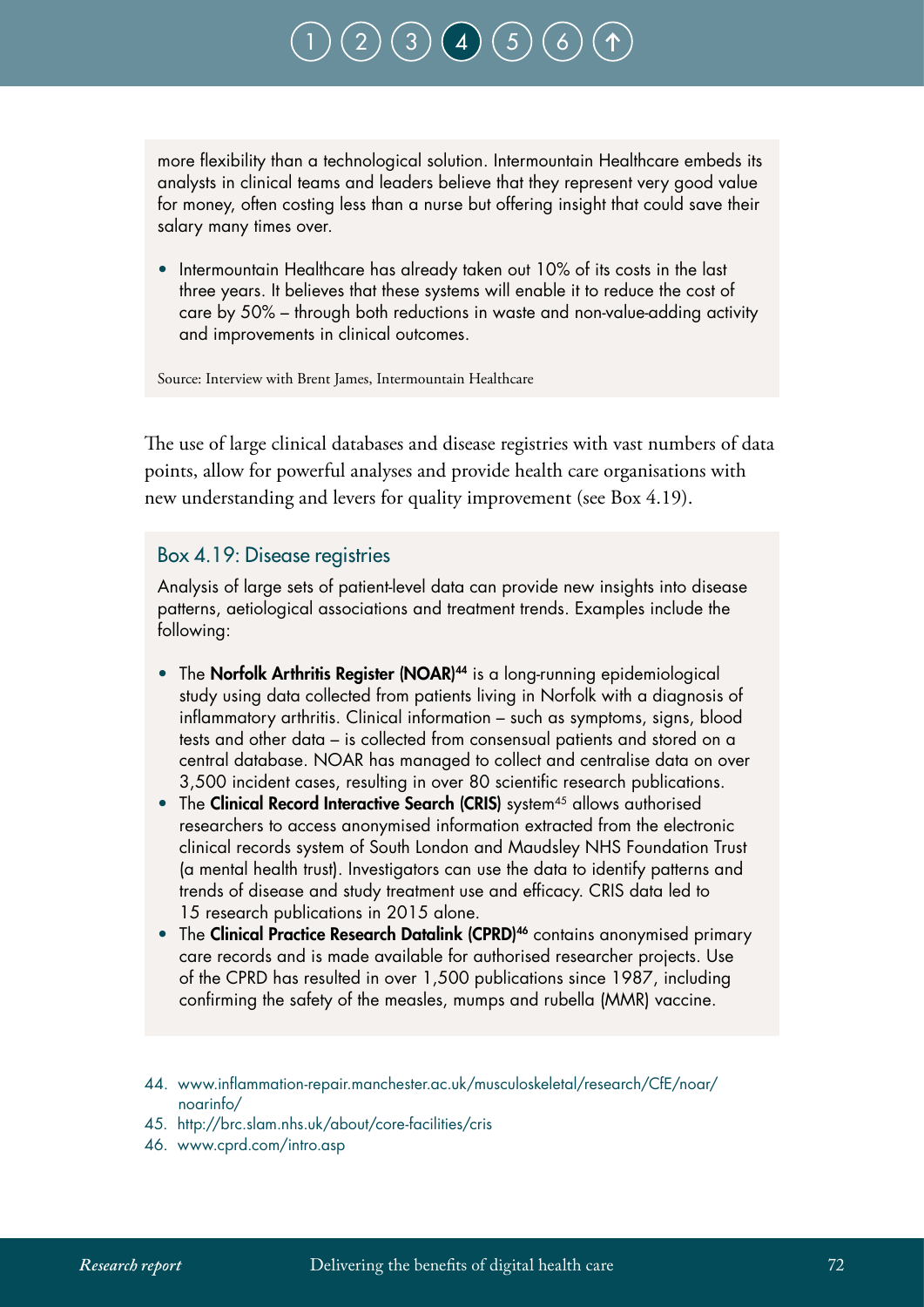more flexibility than a technological solution. Intermountain Healthcare embeds its analysts in clinical teams and leaders believe that they represent very good value for money, often costing less than a nurse but offering insight that could save their salary many times over.

- Intermountain Healthcare has already taken out 10% of its costs in the last three years. It believes that these systems will enable it to reduce the cost of care by 50% – through both reductions in waste and non-value-adding activity and improvements in clinical outcomes.

Source: Interview with Brent James, Intermountain Healthcare

The use of large clinical databases and disease registries with vast numbers of data points, allow for powerful analyses and provide health care organisations with new understanding and levers for quality improvement (see Box 4.19).

### Box 4.19: Disease registries

Analysis of large sets of patient-level data can provide new insights into disease patterns, aetiological associations and treatment trends. Examples include the following:

- The **Norfolk Arthritis Register (NOAR)**[44] is a long-running epidemiological study using data collected from patients living in Norfolk with a diagnosis of inflammatory arthritis. Clinical information – such as symptoms, signs, blood tests and other data – is collected from consensual patients and stored on a central database. NOAR has managed to collect and centralise data on over 3,500 incident cases, resulting in over 80 scientific research publications.
- The **Clinical Record Interactive Search (CRIS)** system[45] allows authorised researchers to access anonymised information extracted from the electronic clinical records system of South London and Maudsley NHS Foundation Trust (a mental health trust). Investigators can use the data to identify patterns and trends of disease and study treatment use and efficacy. CRIS data led to 15 research publications in 2015 alone.
- The **Clinical Practice Research Datalink (CPRD)**[46] contains anonymised primary care records and is made available for authorised researcher projects. Use of the CPRD has resulted in over 1,500 publications since 1987, including confirming the safety of the measles, mumps and rubella (MMR) vaccine.

44. www.inflammation-repair.manchester.ac.uk/musculoskeletal/research/CfE/noar/noarinfo/
45. http://brc.slam.nhs.uk/about/core-facilities/cris
46. www.cprd.com/intro.asp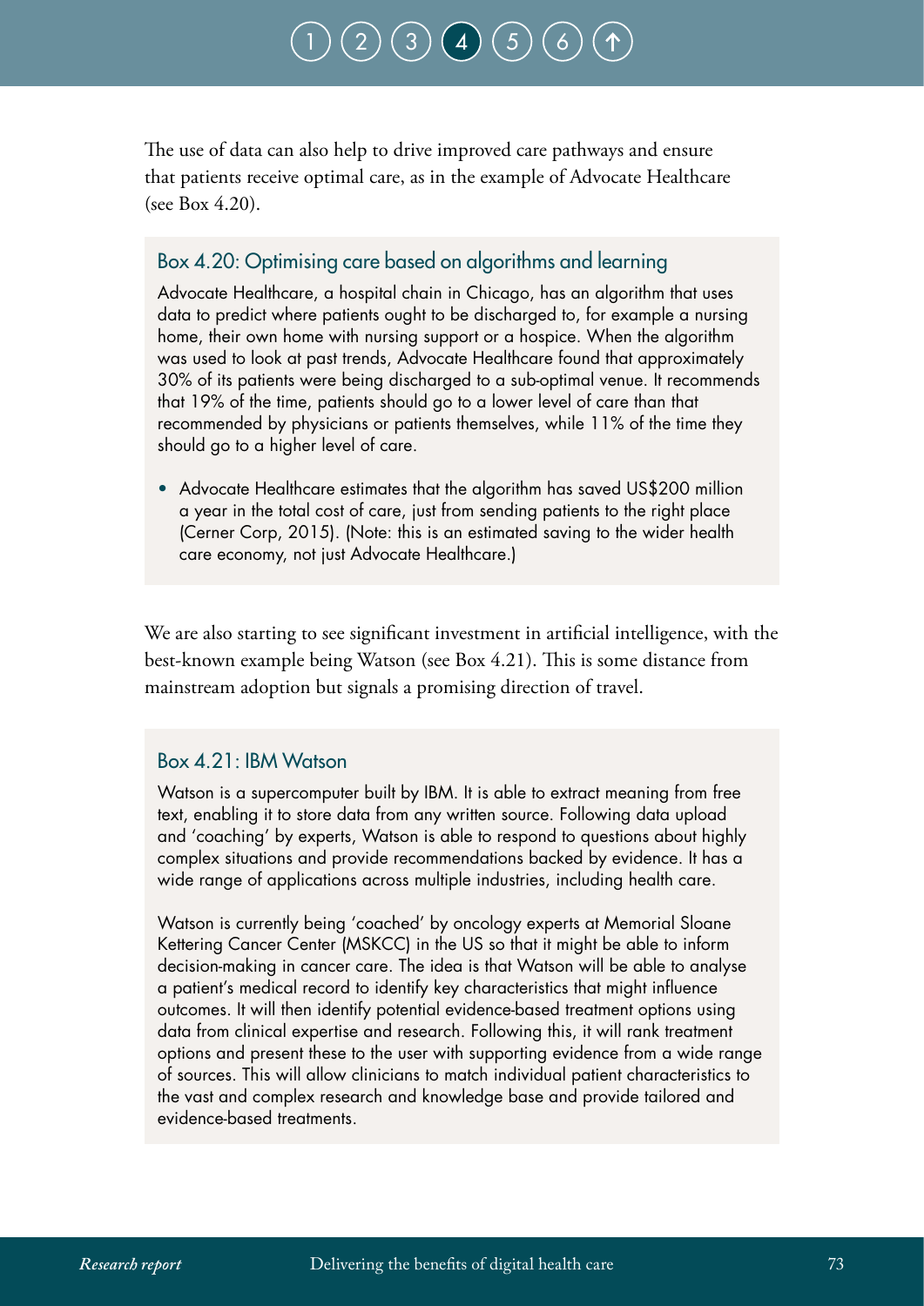The use of data can also help to drive improved care pathways and ensure that patients receive optimal care, as in the example of Advocate Healthcare (see Box 4.20).

### Box 4.20: Optimising care based on algorithms and learning

Advocate Healthcare, a hospital chain in Chicago, has an algorithm that uses data to predict where patients ought to be discharged to, for example a nursing home, their own home with nursing support or a hospice. When the algorithm was used to look at past trends, Advocate Healthcare found that approximately 30% of its patients were being discharged to a sub-optimal venue. It recommends that 19% of the time, patients should go to a lower level of care than that recommended by physicians or patients themselves, while 11% of the time they should go to a higher level of care.

- Advocate Healthcare estimates that the algorithm has saved US$200 million a year in the total cost of care, just from sending patients to the right place (Cerner Corp, 2015). (Note: this is an estimated saving to the wider health care economy, not just Advocate Healthcare.)

We are also starting to see significant investment in artificial intelligence, with the best-known example being Watson (see Box 4.21). This is some distance from mainstream adoption but signals a promising direction of travel.

### Box 4.21: IBM Watson

Watson is a supercomputer built by IBM. It is able to extract meaning from free text, enabling it to store data from any written source. Following data upload and 'coaching' by experts, Watson is able to respond to questions about highly complex situations and provide recommendations backed by evidence. It has a wide range of applications across multiple industries, including health care.

Watson is currently being 'coached' by oncology experts at Memorial Sloane Kettering Cancer Center (MSKCC) in the US so that it might be able to inform decision-making in cancer care. The idea is that Watson will be able to analyse a patient's medical record to identify key characteristics that might influence outcomes. It will then identify potential evidence-based treatment options using data from clinical expertise and research. Following this, it will rank treatment options and present these to the user with supporting evidence from a wide range of sources. This will allow clinicians to match individual patient characteristics to the vast and complex research and knowledge base and provide tailored and evidence-based treatments.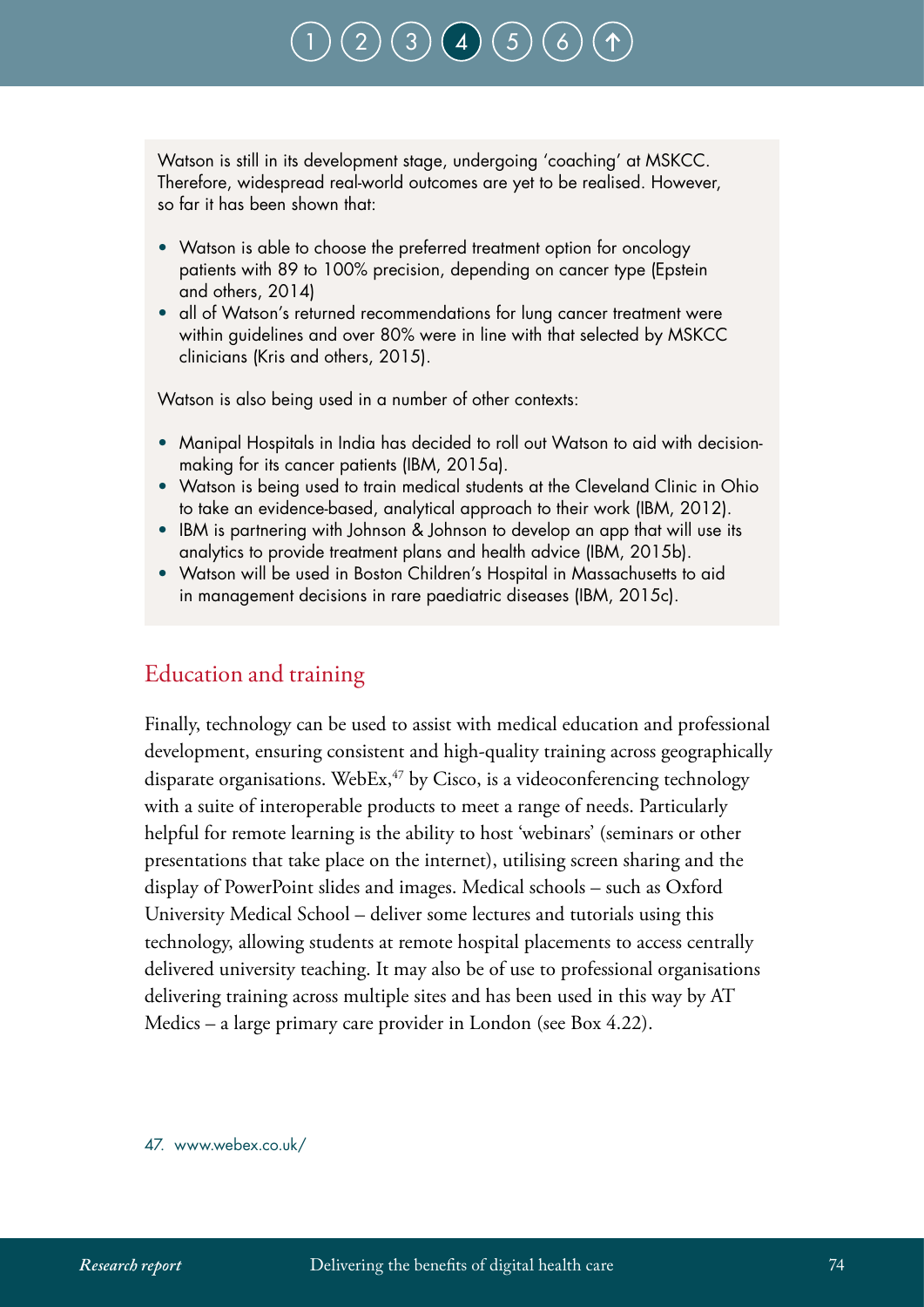Watson is still in its development stage, undergoing 'coaching' at MSKCC. Therefore, widespread real-world outcomes are yet to be realised. However, so far it has been shown that:

- Watson is able to choose the preferred treatment option for oncology patients with 89 to 100% precision, depending on cancer type (Epstein and others, 2014)
- all of Watson's returned recommendations for lung cancer treatment were within guidelines and over 80% were in line with that selected by MSKCC clinicians (Kris and others, 2015).

Watson is also being used in a number of other contexts:

- Manipal Hospitals in India has decided to roll out Watson to aid with decision-making for its cancer patients (IBM, 2015a).
- Watson is being used to train medical students at the Cleveland Clinic in Ohio to take an evidence-based, analytical approach to their work (IBM, 2012).
- IBM is partnering with Johnson & Johnson to develop an app that will use its analytics to provide treatment plans and health advice (IBM, 2015b).
- Watson will be used in Boston Children's Hospital in Massachusetts to aid in management decisions in rare paediatric diseases (IBM, 2015c).

## Education and training

Finally, technology can be used to assist with medical education and professional development, ensuring consistent and high-quality training across geographically disparate organisations. WebEx,[47] by Cisco, is a videoconferencing technology with a suite of interoperable products to meet a range of needs. Particularly helpful for remote learning is the ability to host 'webinars' (seminars or other presentations that take place on the internet), utilising screen sharing and the display of PowerPoint slides and images. Medical schools – such as Oxford University Medical School – deliver some lectures and tutorials using this technology, allowing students at remote hospital placements to access centrally delivered university teaching. It may also be of use to professional organisations delivering training across multiple sites and has been used in this way by AT Medics – a large primary care provider in London (see Box 4.22).

47. www.webex.co.uk/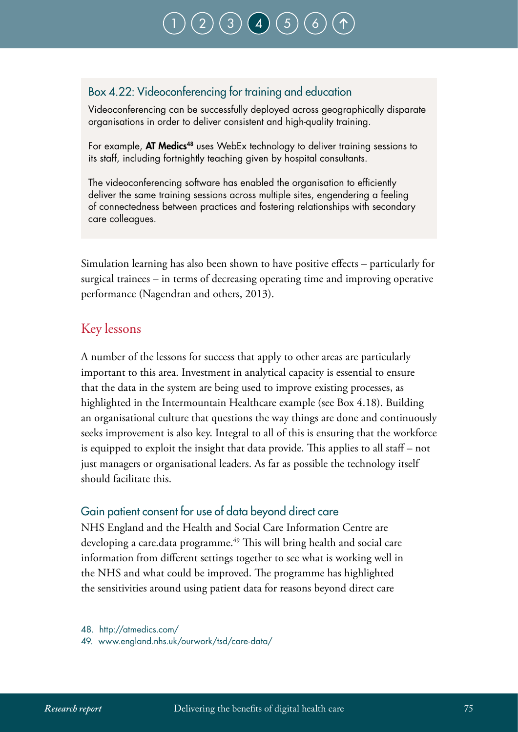### Box 4.22: Videoconferencing for training and education

Videoconferencing can be successfully deployed across geographically disparate organisations in order to deliver consistent and high-quality training.

For example, **AT Medics**[48] uses WebEx technology to deliver training sessions to its staff, including fortnightly teaching given by hospital consultants.

The videoconferencing software has enabled the organisation to efficiently deliver the same training sessions across multiple sites, engendering a feeling of connectedness between practices and fostering relationships with secondary care colleagues.

Simulation learning has also been shown to have positive effects – particularly for surgical trainees – in terms of decreasing operating time and improving operative performance (Nagendran and others, 2013).

## Key lessons

A number of the lessons for success that apply to other areas are particularly important to this area. Investment in analytical capacity is essential to ensure that the data in the system are being used to improve existing processes, as highlighted in the Intermountain Healthcare example (see Box 4.18). Building an organisational culture that questions the way things are done and continuously seeks improvement is also key. Integral to all of this is ensuring that the workforce is equipped to exploit the insight that data provide. This applies to all staff – not just managers or organisational leaders. As far as possible the technology itself should facilitate this.

### Gain patient consent for use of data beyond direct care

NHS England and the Health and Social Care Information Centre are developing a care.data programme.[49] This will bring health and social care information from different settings together to see what is working well in the NHS and what could be improved. The programme has highlighted the sensitivities around using patient data for reasons beyond direct care

48. http://atmedics.com/
49. www.england.nhs.uk/ourwork/tsd/care-data/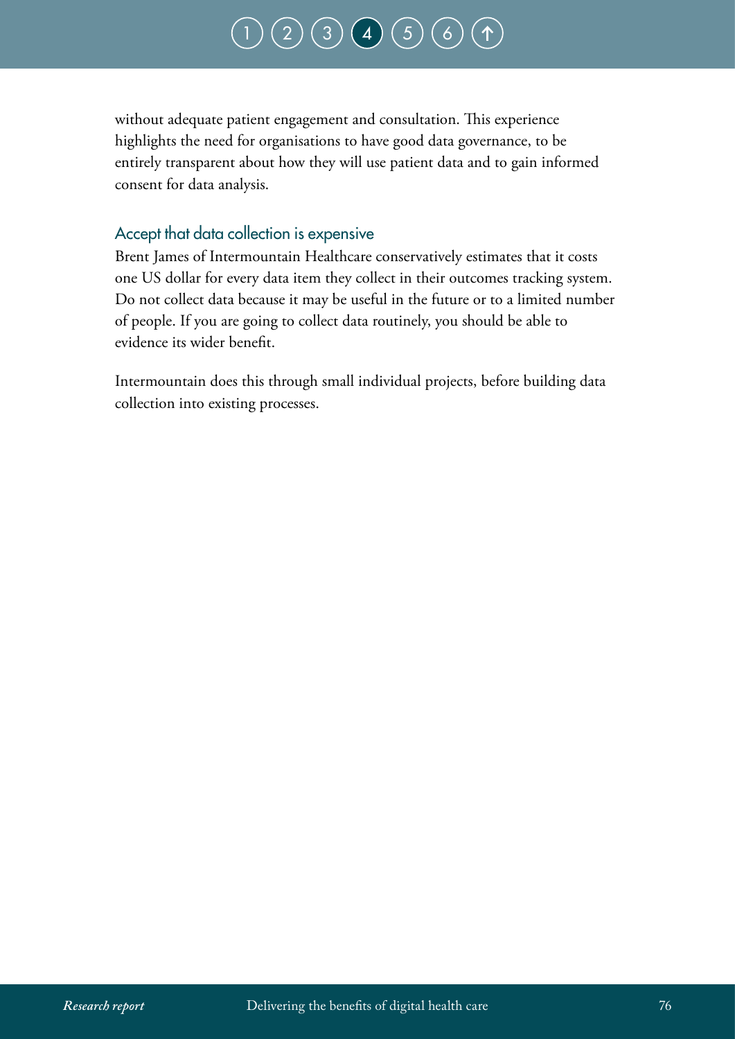without adequate patient engagement and consultation. This experience highlights the need for organisations to have good data governance, to be entirely transparent about how they will use patient data and to gain informed consent for data analysis.

### Accept that data collection is expensive

Brent James of Intermountain Healthcare conservatively estimates that it costs one US dollar for every data item they collect in their outcomes tracking system. Do not collect data because it may be useful in the future or to a limited number of people. If you are going to collect data routinely, you should be able to evidence its wider benefit.

Intermountain does this through small individual projects, before building data collection into existing processes.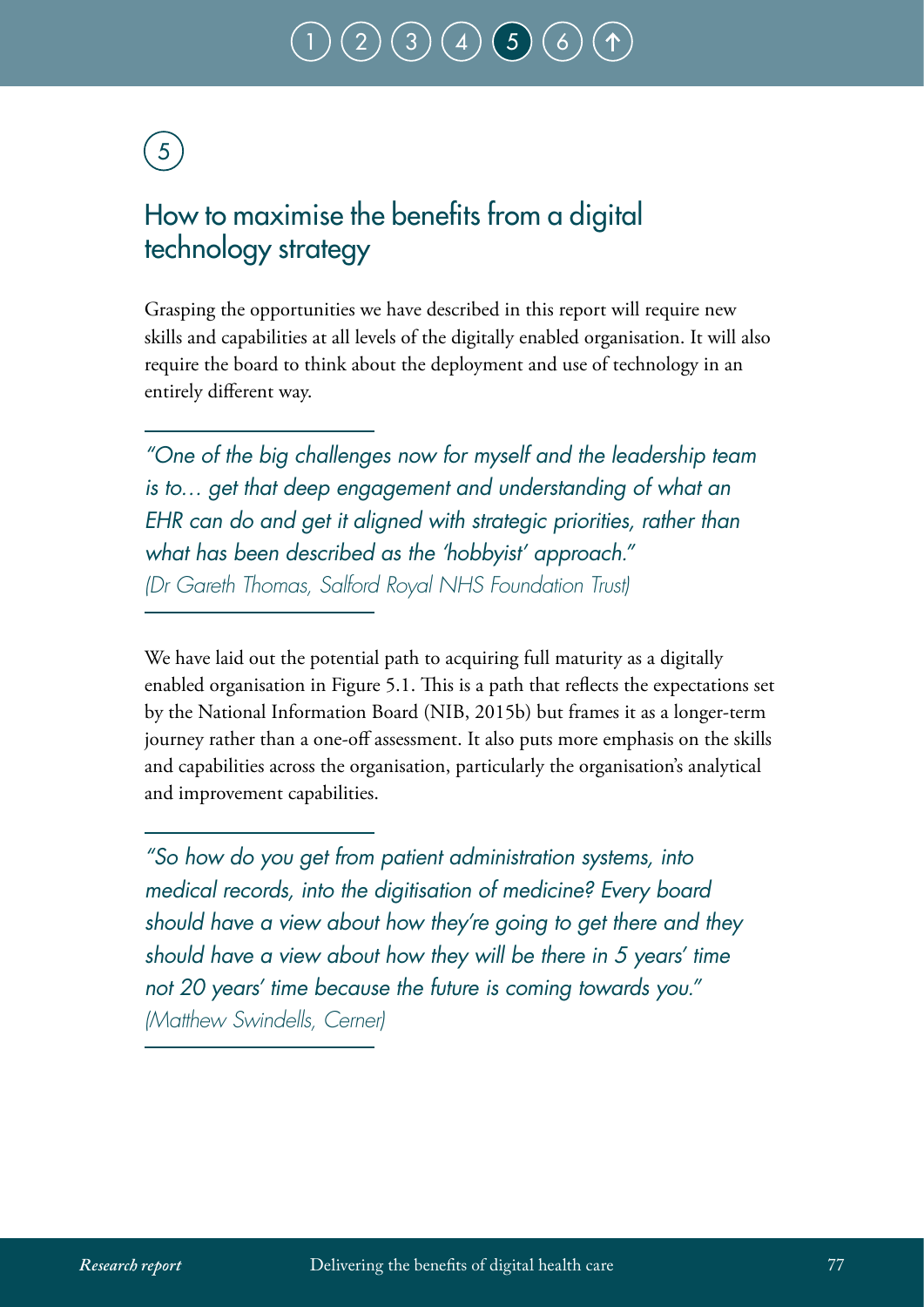# 5

## How to maximise the benefits from a digital technology strategy

Grasping the opportunities we have described in this report will require new skills and capabilities at all levels of the digitally enabled organisation. It will also require the board to think about the deployment and use of technology in an entirely different way.

> *"One of the big challenges now for myself and the leadership team is to… get that deep engagement and understanding of what an EHR can do and get it aligned with strategic priorities, rather than what has been described as the 'hobbyist' approach."*
> *(Dr Gareth Thomas, Salford Royal NHS Foundation Trust)*

We have laid out the potential path to acquiring full maturity as a digitally enabled organisation in Figure 5.1. This is a path that reflects the expectations set by the National Information Board (NIB, 2015b) but frames it as a longer-term journey rather than a one-off assessment. It also puts more emphasis on the skills and capabilities across the organisation, particularly the organisation's analytical and improvement capabilities.

> *"So how do you get from patient administration systems, into medical records, into the digitisation of medicine? Every board should have a view about how they're going to get there and they should have a view about how they will be there in 5 years' time not 20 years' time because the future is coming towards you."*
> *(Matthew Swindells, Cerner)*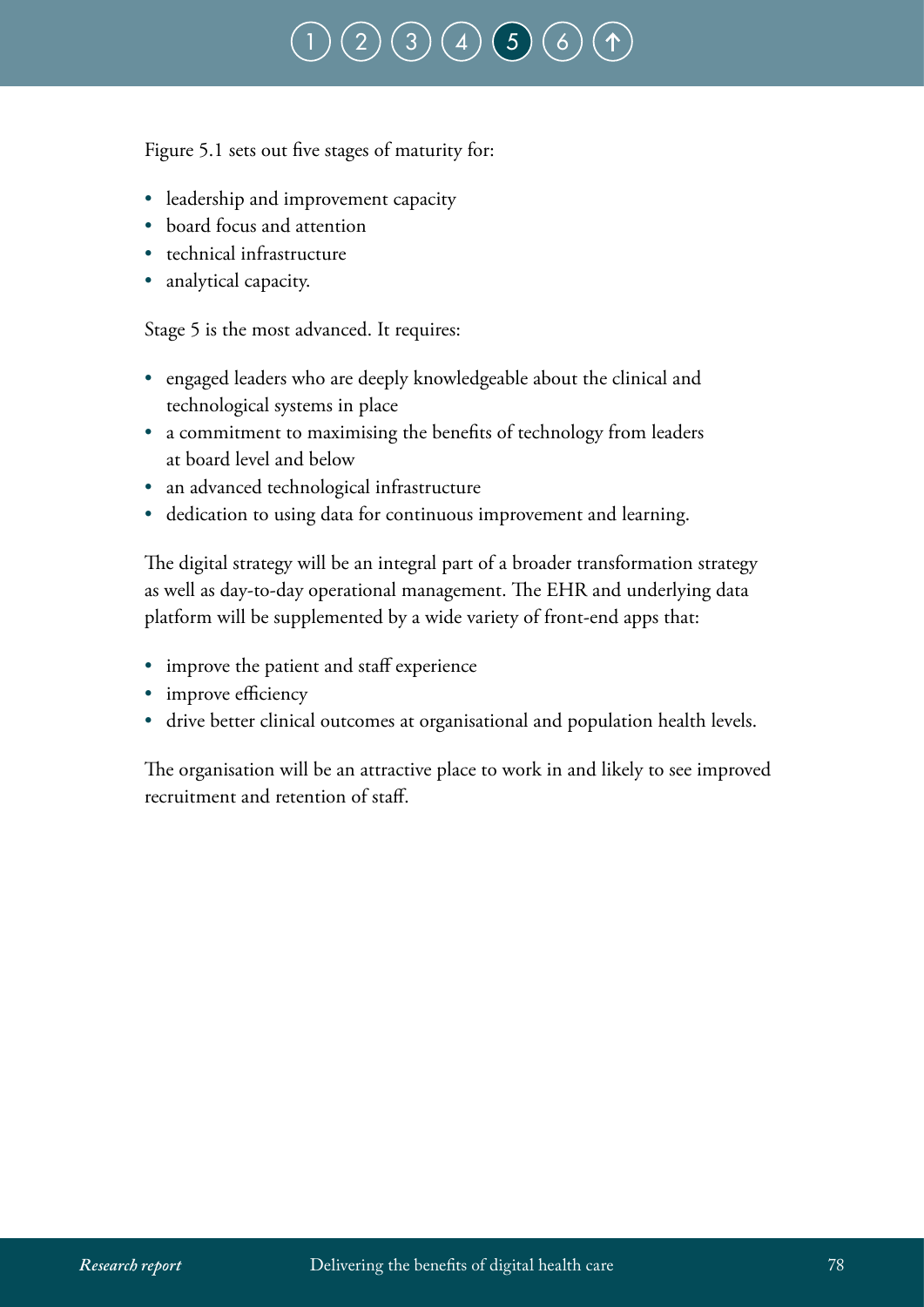Figure 5.1 sets out five stages of maturity for:

- leadership and improvement capacity
- board focus and attention
- technical infrastructure
- analytical capacity.

Stage 5 is the most advanced. It requires:

- engaged leaders who are deeply knowledgeable about the clinical and technological systems in place
- a commitment to maximising the benefits of technology from leaders at board level and below
- an advanced technological infrastructure
- dedication to using data for continuous improvement and learning.

The digital strategy will be an integral part of a broader transformation strategy as well as day-to-day operational management. The EHR and underlying data platform will be supplemented by a wide variety of front-end apps that:

- improve the patient and staff experience
- improve efficiency
- drive better clinical outcomes at organisational and population health levels.

The organisation will be an attractive place to work in and likely to see improved recruitment and retention of staff.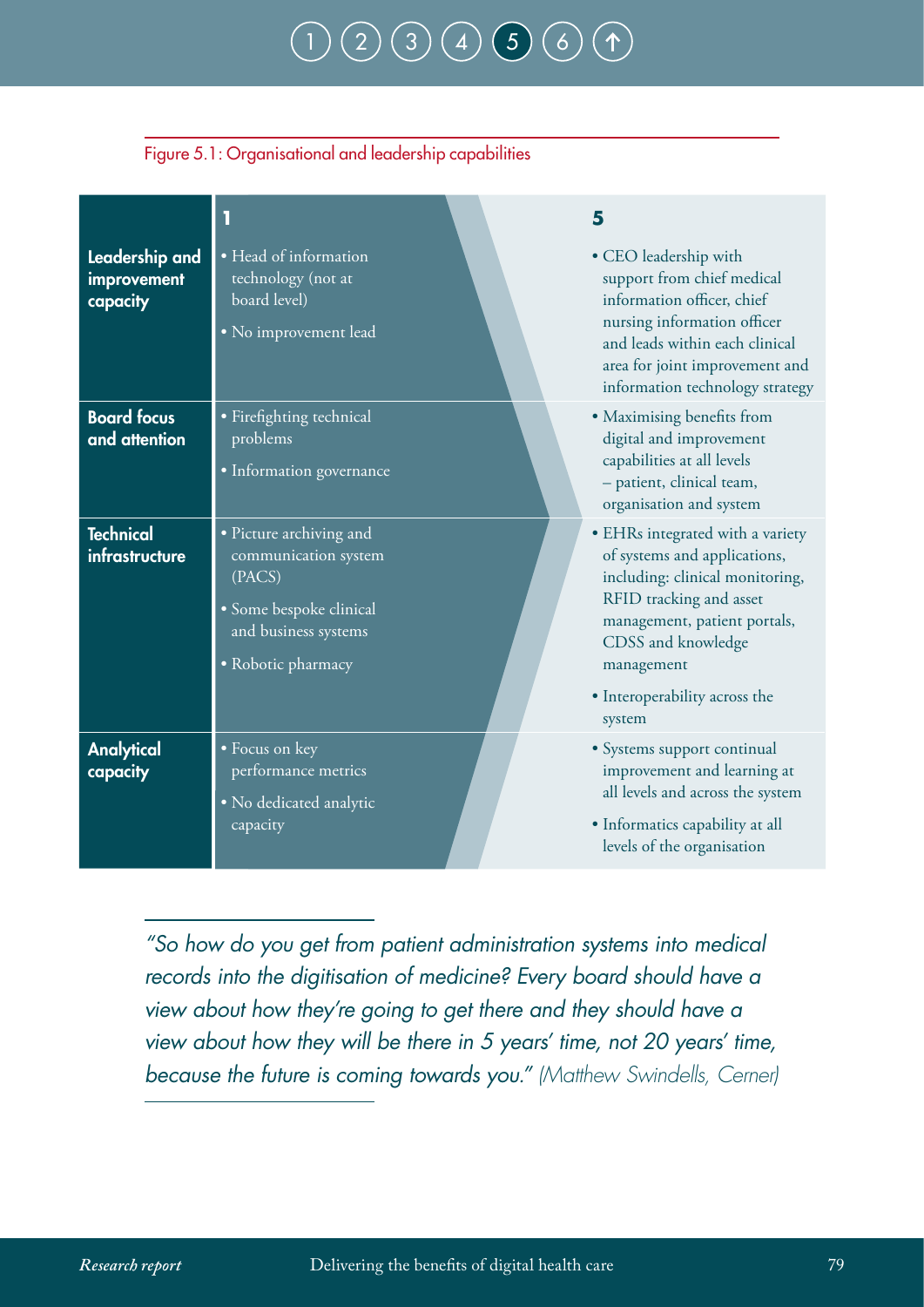Figure 5.1: Organisational and leadership capabilities

| | 1 | 5 |
|---|---|---|
| **Leadership and improvement capacity** | • Head of information technology (not at board level)<br>• No improvement lead | • CEO leadership with support from chief medical information officer, chief nursing information officer and leads within each clinical area for joint improvement and information technology strategy |
| **Board focus and attention** | • Firefighting technical problems<br>• Information governance | • Maximising benefits from digital and improvement capabilities at all levels – patient, clinical team, organisation and system |
| **Technical infrastructure** | • Picture archiving and communication system (PACS)<br>• Some bespoke clinical and business systems<br>• Robotic pharmacy | • EHRs integrated with a variety of systems and applications, including: clinical monitoring, RFID tracking and asset management, patient portals, CDSS and knowledge management<br>• Interoperability across the system |
| **Analytical capacity** | • Focus on key performance metrics<br>• No dedicated analytic capacity | • Systems support continual improvement and learning at all levels and across the system<br>• Informatics capability at all levels of the organisation |

*"So how do you get from patient administration systems into medical records into the digitisation of medicine? Every board should have a view about how they're going to get there and they should have a view about how they will be there in 5 years' time, not 20 years' time, because the future is coming towards you."* (Matthew Swindells, Cerner)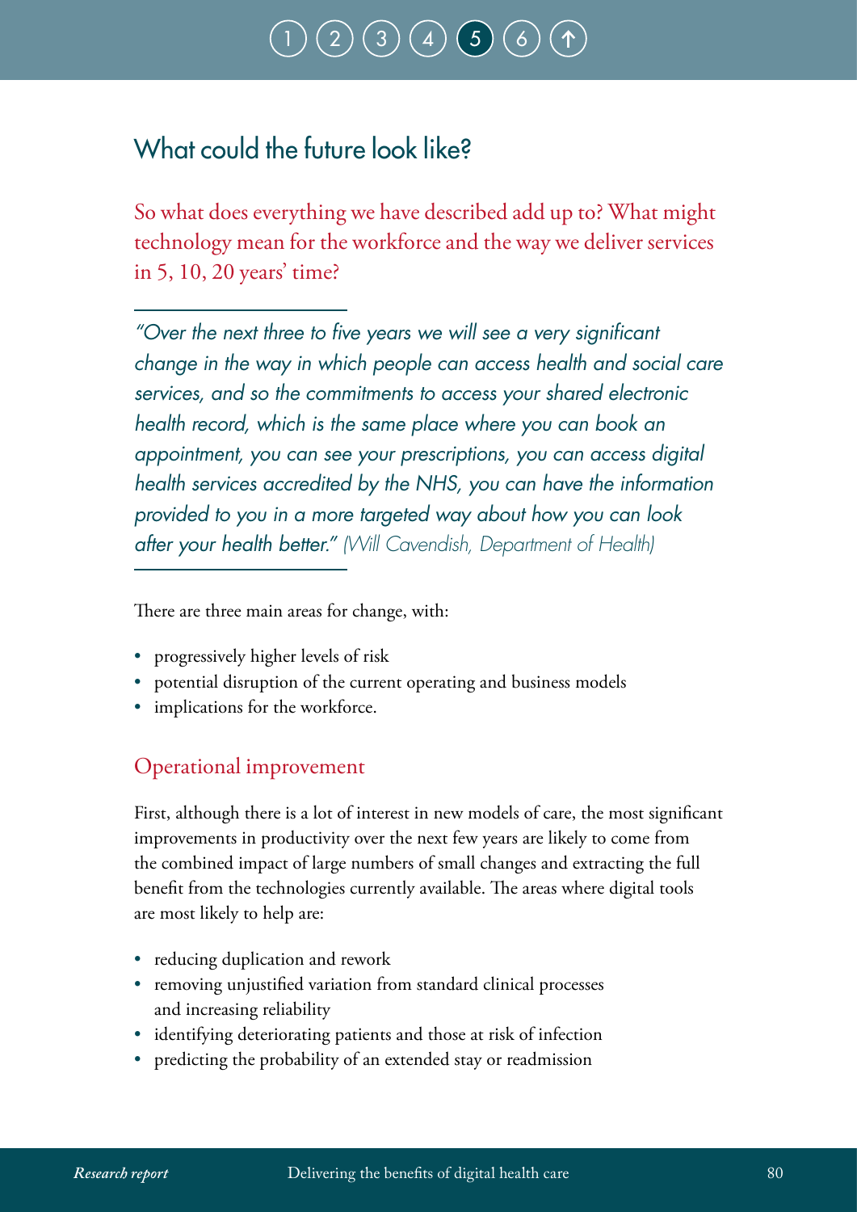## What could the future look like?

So what does everything we have described add up to? What might technology mean for the workforce and the way we deliver services in 5, 10, 20 years' time?

---

*"Over the next three to five years we will see a very significant change in the way in which people can access health and social care services, and so the commitments to access your shared electronic health record, which is the same place where you can book an appointment, you can see your prescriptions, you can access digital health services accredited by the NHS, you can have the information provided to you in a more targeted way about how you can look after your health better."* (Will Cavendish, Department of Health)

---

There are three main areas for change, with:

- progressively higher levels of risk
- potential disruption of the current operating and business models
- implications for the workforce.

### Operational improvement

First, although there is a lot of interest in new models of care, the most significant improvements in productivity over the next few years are likely to come from the combined impact of large numbers of small changes and extracting the full benefit from the technologies currently available. The areas where digital tools are most likely to help are:

- reducing duplication and rework
- removing unjustified variation from standard clinical processes and increasing reliability
- identifying deteriorating patients and those at risk of infection
- predicting the probability of an extended stay or readmission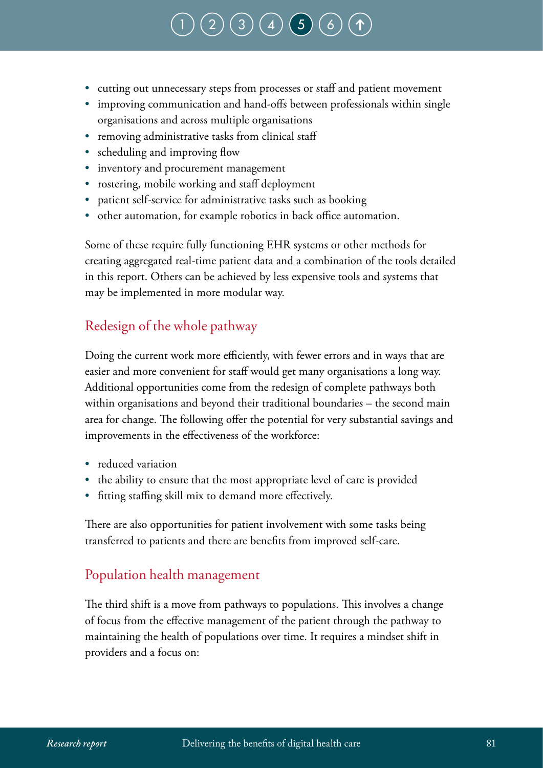- cutting out unnecessary steps from processes or staff and patient movement
- improving communication and hand-offs between professionals within single organisations and across multiple organisations
- removing administrative tasks from clinical staff
- scheduling and improving flow
- inventory and procurement management
- rostering, mobile working and staff deployment
- patient self-service for administrative tasks such as booking
- other automation, for example robotics in back office automation.

Some of these require fully functioning EHR systems or other methods for creating aggregated real-time patient data and a combination of the tools detailed in this report. Others can be achieved by less expensive tools and systems that may be implemented in more modular way.

## Redesign of the whole pathway

Doing the current work more efficiently, with fewer errors and in ways that are easier and more convenient for staff would get many organisations a long way. Additional opportunities come from the redesign of complete pathways both within organisations and beyond their traditional boundaries – the second main area for change. The following offer the potential for very substantial savings and improvements in the effectiveness of the workforce:

- reduced variation
- the ability to ensure that the most appropriate level of care is provided
- fitting staffing skill mix to demand more effectively.

There are also opportunities for patient involvement with some tasks being transferred to patients and there are benefits from improved self-care.

## Population health management

The third shift is a move from pathways to populations. This involves a change of focus from the effective management of the patient through the pathway to maintaining the health of populations over time. It requires a mindset shift in providers and a focus on: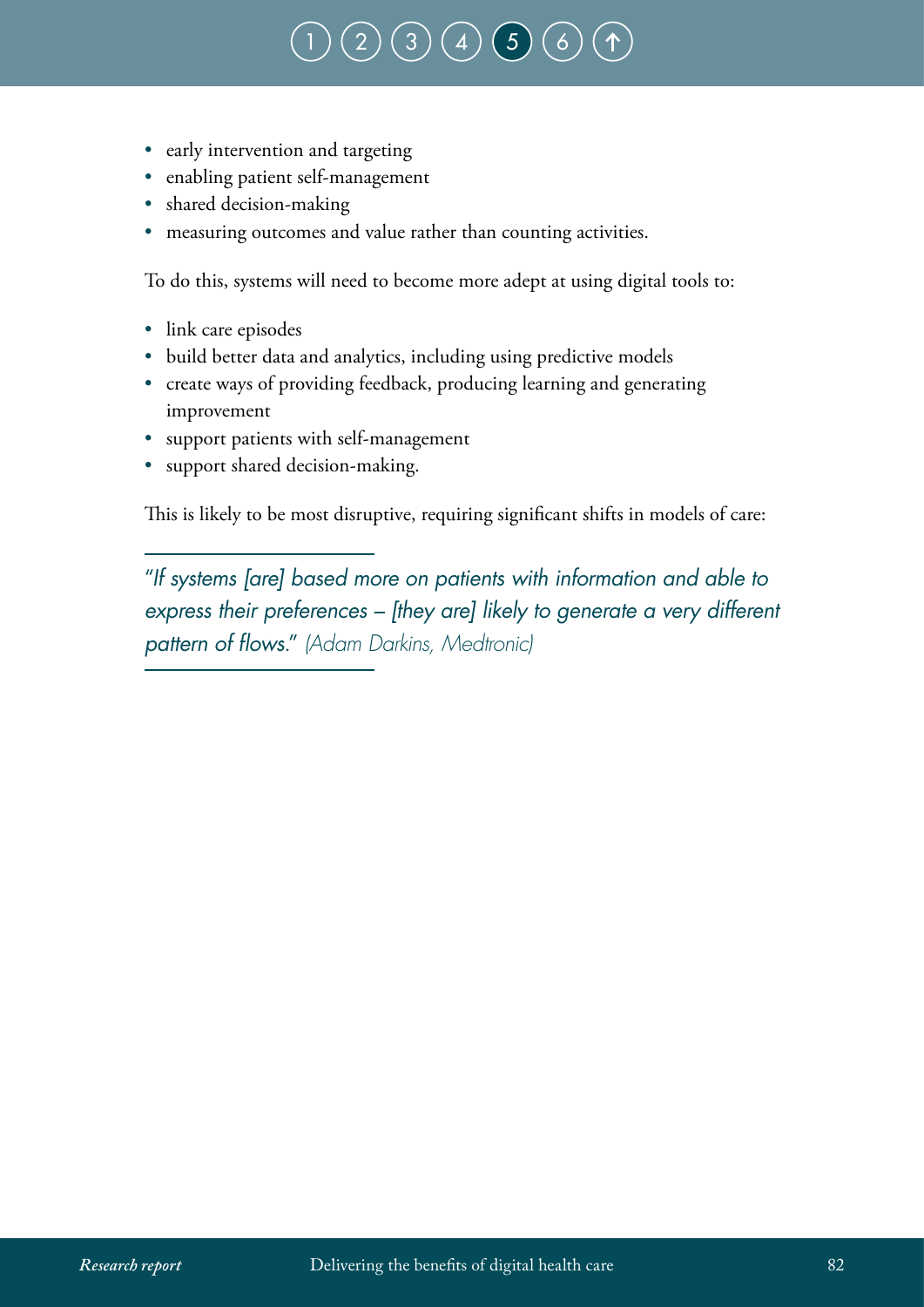- early intervention and targeting
- enabling patient self-management
- shared decision-making
- measuring outcomes and value rather than counting activities.

To do this, systems will need to become more adept at using digital tools to:

- link care episodes
- build better data and analytics, including using predictive models
- create ways of providing feedback, producing learning and generating improvement
- support patients with self-management
- support shared decision-making.

This is likely to be most disruptive, requiring significant shifts in models of care:

> *"If systems [are] based more on patients with information and able to express their preferences – [they are] likely to generate a very different pattern of flows." (Adam Darkins, Medtronic)*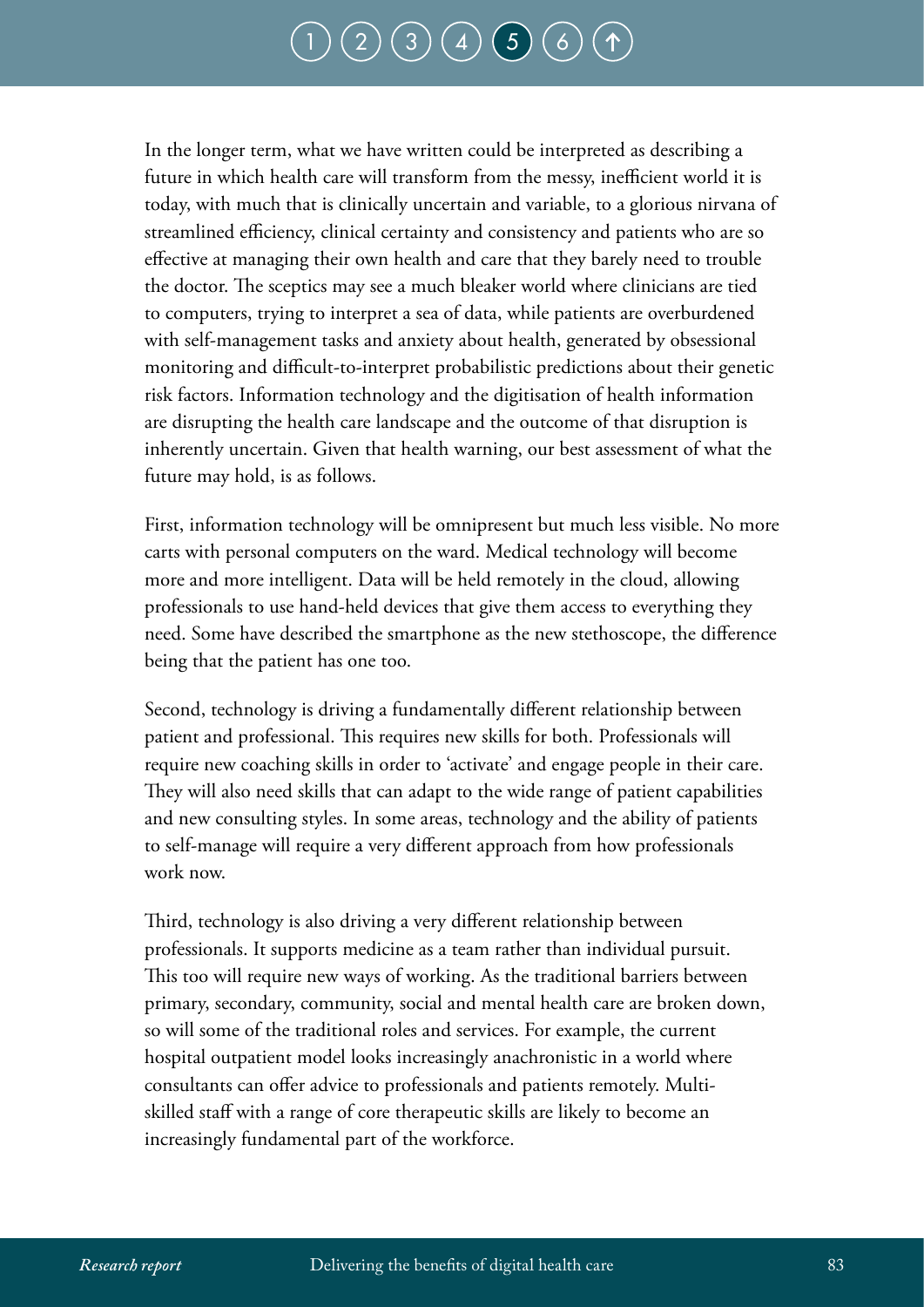In the longer term, what we have written could be interpreted as describing a future in which health care will transform from the messy, inefficient world it is today, with much that is clinically uncertain and variable, to a glorious nirvana of streamlined efficiency, clinical certainty and consistency and patients who are so effective at managing their own health and care that they barely need to trouble the doctor. The sceptics may see a much bleaker world where clinicians are tied to computers, trying to interpret a sea of data, while patients are overburdened with self-management tasks and anxiety about health, generated by obsessional monitoring and difficult-to-interpret probabilistic predictions about their genetic risk factors. Information technology and the digitisation of health information are disrupting the health care landscape and the outcome of that disruption is inherently uncertain. Given that health warning, our best assessment of what the future may hold, is as follows.

First, information technology will be omnipresent but much less visible. No more carts with personal computers on the ward. Medical technology will become more and more intelligent. Data will be held remotely in the cloud, allowing professionals to use hand-held devices that give them access to everything they need. Some have described the smartphone as the new stethoscope, the difference being that the patient has one too.

Second, technology is driving a fundamentally different relationship between patient and professional. This requires new skills for both. Professionals will require new coaching skills in order to 'activate' and engage people in their care. They will also need skills that can adapt to the wide range of patient capabilities and new consulting styles. In some areas, technology and the ability of patients to self-manage will require a very different approach from how professionals work now.

Third, technology is also driving a very different relationship between professionals. It supports medicine as a team rather than individual pursuit. This too will require new ways of working. As the traditional barriers between primary, secondary, community, social and mental health care are broken down, so will some of the traditional roles and services. For example, the current hospital outpatient model looks increasingly anachronistic in a world where consultants can offer advice to professionals and patients remotely. Multi-skilled staff with a range of core therapeutic skills are likely to become an increasingly fundamental part of the workforce.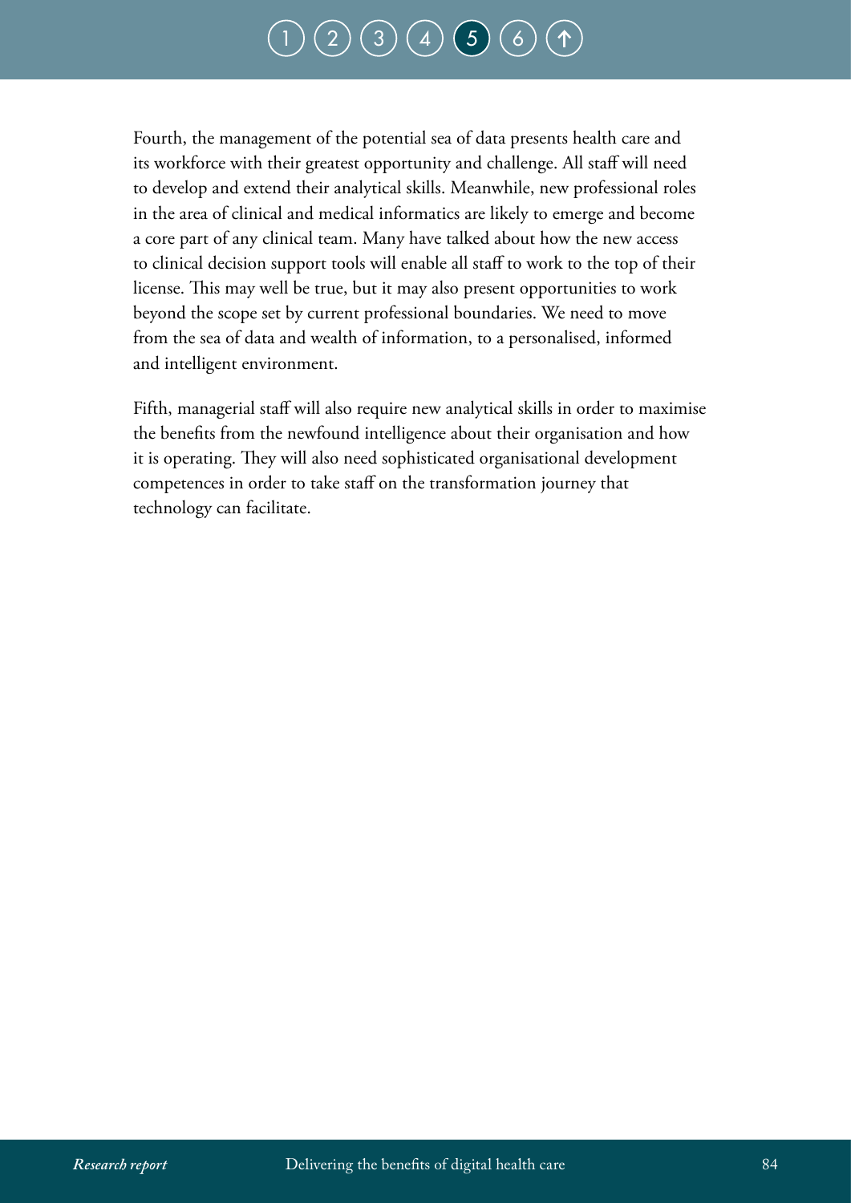Fourth, the management of the potential sea of data presents health care and its workforce with their greatest opportunity and challenge. All staff will need to develop and extend their analytical skills. Meanwhile, new professional roles in the area of clinical and medical informatics are likely to emerge and become a core part of any clinical team. Many have talked about how the new access to clinical decision support tools will enable all staff to work to the top of their license. This may well be true, but it may also present opportunities to work beyond the scope set by current professional boundaries. We need to move from the sea of data and wealth of information, to a personalised, informed and intelligent environment.

Fifth, managerial staff will also require new analytical skills in order to maximise the benefits from the newfound intelligence about their organisation and how it is operating. They will also need sophisticated organisational development competences in order to take staff on the transformation journey that technology can facilitate.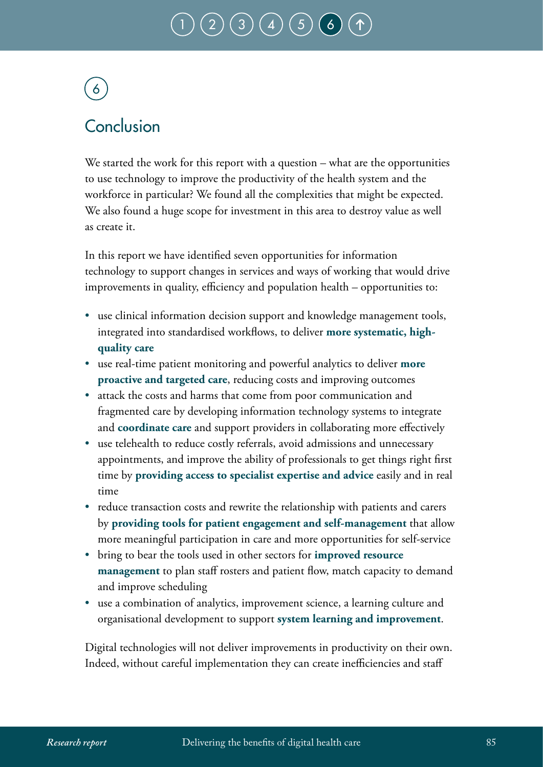# 6 Conclusion

We started the work for this report with a question – what are the opportunities to use technology to improve the productivity of the health system and the workforce in particular? We found all the complexities that might be expected. We also found a huge scope for investment in this area to destroy value as well as create it.

In this report we have identified seven opportunities for information technology to support changes in services and ways of working that would drive improvements in quality, efficiency and population health – opportunities to:

- use clinical information decision support and knowledge management tools, integrated into standardised workflows, to deliver **more systematic, high-quality care**
- use real-time patient monitoring and powerful analytics to deliver **more proactive and targeted care**, reducing costs and improving outcomes
- attack the costs and harms that come from poor communication and fragmented care by developing information technology systems to integrate and **coordinate care** and support providers in collaborating more effectively
- use telehealth to reduce costly referrals, avoid admissions and unnecessary appointments, and improve the ability of professionals to get things right first time by **providing access to specialist expertise and advice** easily and in real time
- reduce transaction costs and rewrite the relationship with patients and carers by **providing tools for patient engagement and self-management** that allow more meaningful participation in care and more opportunities for self-service
- bring to bear the tools used in other sectors for **improved resource management** to plan staff rosters and patient flow, match capacity to demand and improve scheduling
- use a combination of analytics, improvement science, a learning culture and organisational development to support **system learning and improvement**.

Digital technologies will not deliver improvements in productivity on their own. Indeed, without careful implementation they can create inefficiencies and staff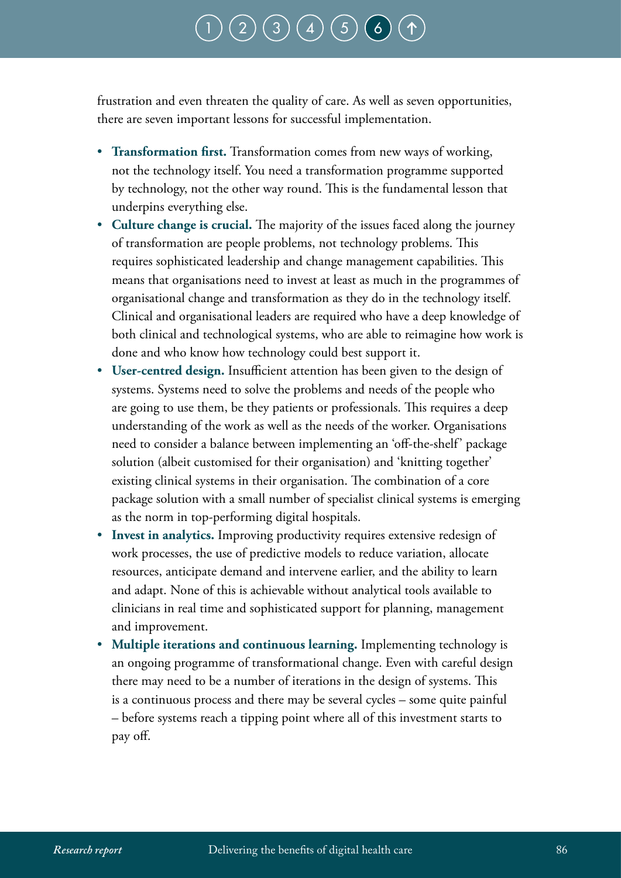frustration and even threaten the quality of care. As well as seven opportunities, there are seven important lessons for successful implementation.

- **Transformation first.** Transformation comes from new ways of working, not the technology itself. You need a transformation programme supported by technology, not the other way round. This is the fundamental lesson that underpins everything else.
- **Culture change is crucial.** The majority of the issues faced along the journey of transformation are people problems, not technology problems. This requires sophisticated leadership and change management capabilities. This means that organisations need to invest at least as much in the programmes of organisational change and transformation as they do in the technology itself. Clinical and organisational leaders are required who have a deep knowledge of both clinical and technological systems, who are able to reimagine how work is done and who know how technology could best support it.
- **User-centred design.** Insufficient attention has been given to the design of systems. Systems need to solve the problems and needs of the people who are going to use them, be they patients or professionals. This requires a deep understanding of the work as well as the needs of the worker. Organisations need to consider a balance between implementing an 'off-the-shelf' package solution (albeit customised for their organisation) and 'knitting together' existing clinical systems in their organisation. The combination of a core package solution with a small number of specialist clinical systems is emerging as the norm in top-performing digital hospitals.
- **Invest in analytics.** Improving productivity requires extensive redesign of work processes, the use of predictive models to reduce variation, allocate resources, anticipate demand and intervene earlier, and the ability to learn and adapt. None of this is achievable without analytical tools available to clinicians in real time and sophisticated support for planning, management and improvement.
- **Multiple iterations and continuous learning.** Implementing technology is an ongoing programme of transformational change. Even with careful design there may need to be a number of iterations in the design of systems. This is a continuous process and there may be several cycles – some quite painful – before systems reach a tipping point where all of this investment starts to pay off.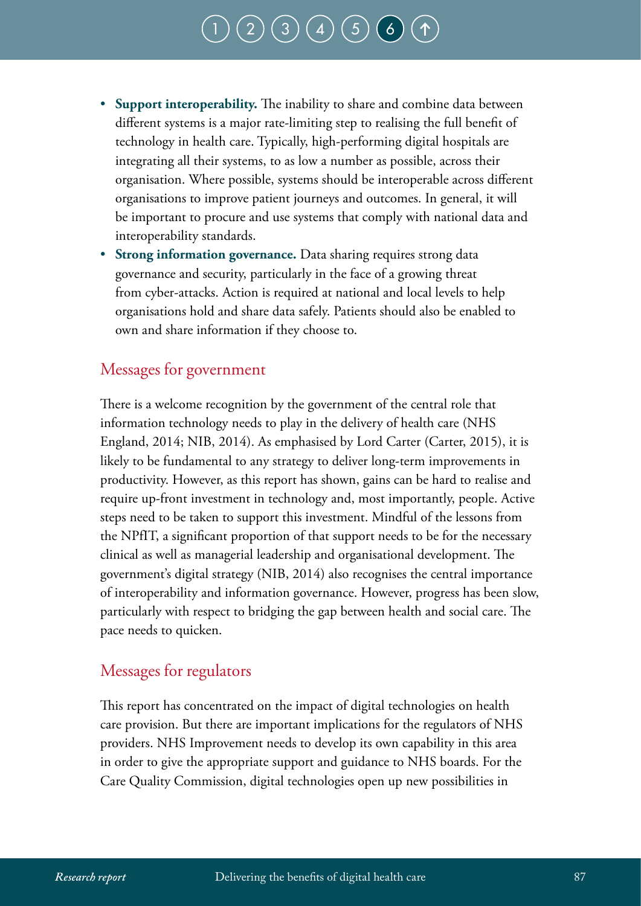- **Support interoperability.** The inability to share and combine data between different systems is a major rate-limiting step to realising the full benefit of technology in health care. Typically, high-performing digital hospitals are integrating all their systems, to as low a number as possible, across their organisation. Where possible, systems should be interoperable across different organisations to improve patient journeys and outcomes. In general, it will be important to procure and use systems that comply with national data and interoperability standards.
- **Strong information governance.** Data sharing requires strong data governance and security, particularly in the face of a growing threat from cyber-attacks. Action is required at national and local levels to help organisations hold and share data safely. Patients should also be enabled to own and share information if they choose to.

## Messages for government

There is a welcome recognition by the government of the central role that information technology needs to play in the delivery of health care (NHS England, 2014; NIB, 2014). As emphasised by Lord Carter (Carter, 2015), it is likely to be fundamental to any strategy to deliver long-term improvements in productivity. However, as this report has shown, gains can be hard to realise and require up-front investment in technology and, most importantly, people. Active steps need to be taken to support this investment. Mindful of the lessons from the NPfIT, a significant proportion of that support needs to be for the necessary clinical as well as managerial leadership and organisational development. The government's digital strategy (NIB, 2014) also recognises the central importance of interoperability and information governance. However, progress has been slow, particularly with respect to bridging the gap between health and social care. The pace needs to quicken.

## Messages for regulators

This report has concentrated on the impact of digital technologies on health care provision. But there are important implications for the regulators of NHS providers. NHS Improvement needs to develop its own capability in this area in order to give the appropriate support and guidance to NHS boards. For the Care Quality Commission, digital technologies open up new possibilities in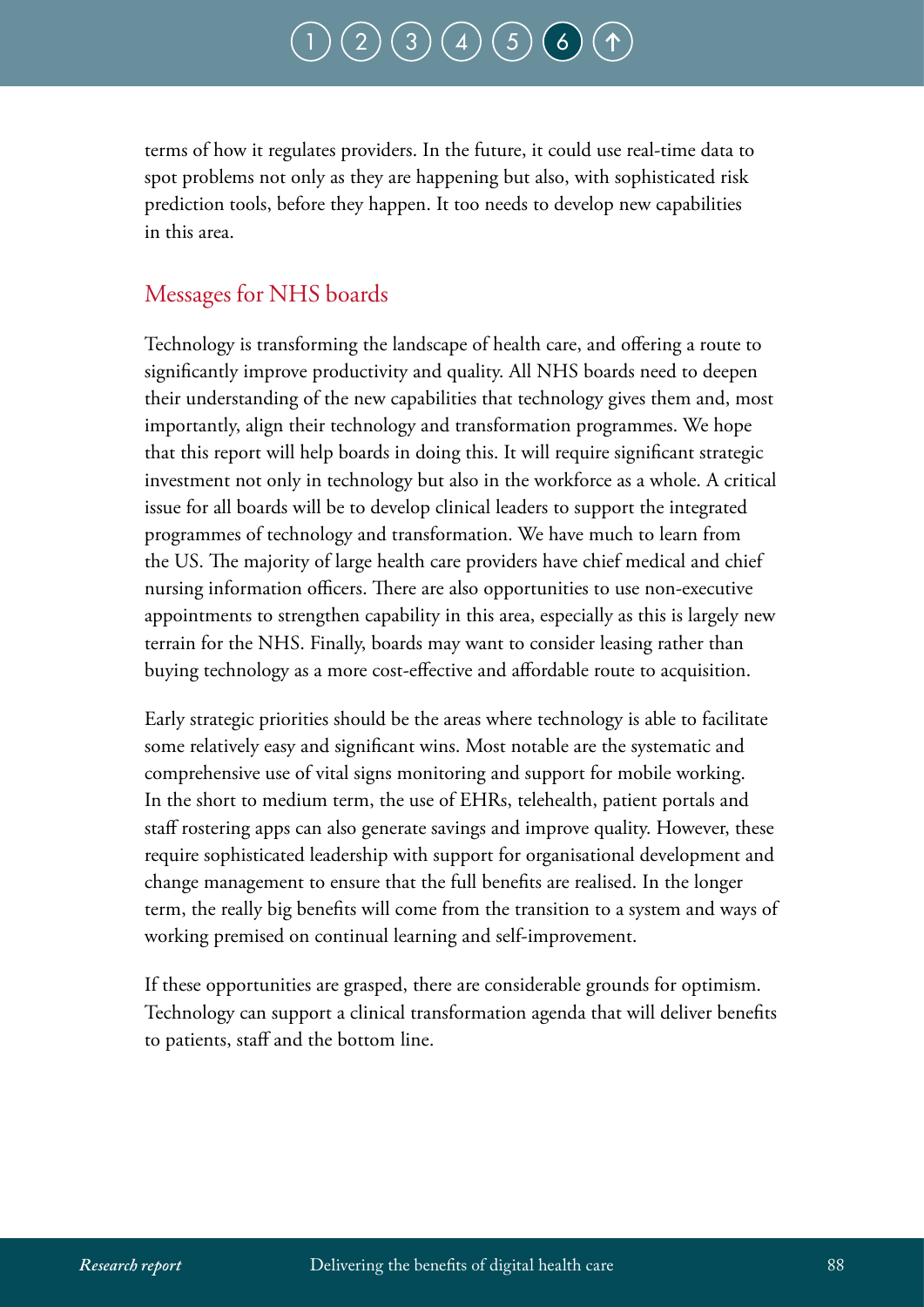terms of how it regulates providers. In the future, it could use real-time data to spot problems not only as they are happening but also, with sophisticated risk prediction tools, before they happen. It too needs to develop new capabilities in this area.

## Messages for NHS boards

Technology is transforming the landscape of health care, and offering a route to significantly improve productivity and quality. All NHS boards need to deepen their understanding of the new capabilities that technology gives them and, most importantly, align their technology and transformation programmes. We hope that this report will help boards in doing this. It will require significant strategic investment not only in technology but also in the workforce as a whole. A critical issue for all boards will be to develop clinical leaders to support the integrated programmes of technology and transformation. We have much to learn from the US. The majority of large health care providers have chief medical and chief nursing information officers. There are also opportunities to use non-executive appointments to strengthen capability in this area, especially as this is largely new terrain for the NHS. Finally, boards may want to consider leasing rather than buying technology as a more cost-effective and affordable route to acquisition.

Early strategic priorities should be the areas where technology is able to facilitate some relatively easy and significant wins. Most notable are the systematic and comprehensive use of vital signs monitoring and support for mobile working. In the short to medium term, the use of EHRs, telehealth, patient portals and staff rostering apps can also generate savings and improve quality. However, these require sophisticated leadership with support for organisational development and change management to ensure that the full benefits are realised. In the longer term, the really big benefits will come from the transition to a system and ways of working premised on continual learning and self-improvement.

If these opportunities are grasped, there are considerable grounds for optimism. Technology can support a clinical transformation agenda that will deliver benefits to patients, staff and the bottom line.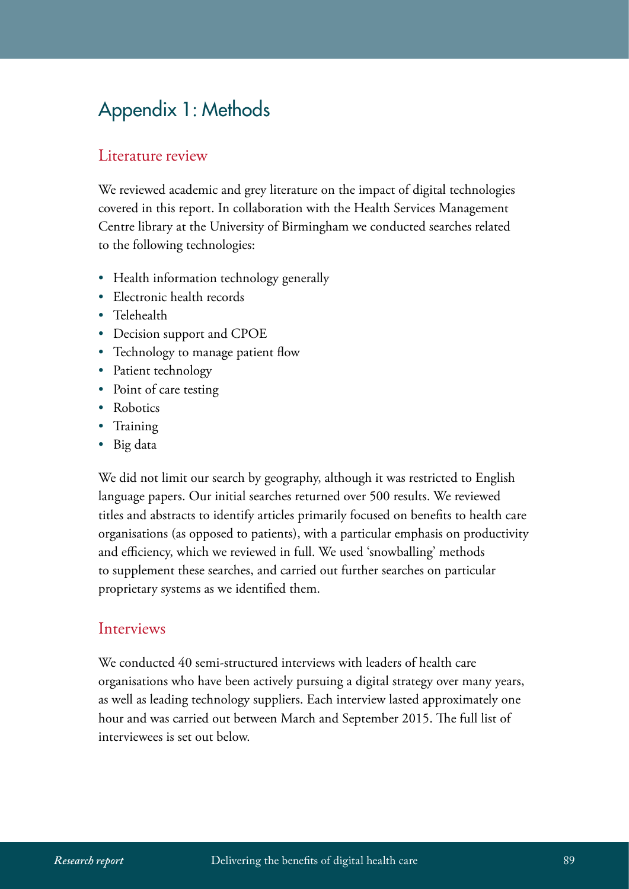# Appendix 1: Methods

## Literature review

We reviewed academic and grey literature on the impact of digital technologies covered in this report. In collaboration with the Health Services Management Centre library at the University of Birmingham we conducted searches related to the following technologies:

- Health information technology generally
- Electronic health records
- Telehealth
- Decision support and CPOE
- Technology to manage patient flow
- Patient technology
- Point of care testing
- Robotics
- Training
- Big data

We did not limit our search by geography, although it was restricted to English language papers. Our initial searches returned over 500 results. We reviewed titles and abstracts to identify articles primarily focused on benefits to health care organisations (as opposed to patients), with a particular emphasis on productivity and efficiency, which we reviewed in full. We used 'snowballing' methods to supplement these searches, and carried out further searches on particular proprietary systems as we identified them.

## Interviews

We conducted 40 semi-structured interviews with leaders of health care organisations who have been actively pursuing a digital strategy over many years, as well as leading technology suppliers. Each interview lasted approximately one hour and was carried out between March and September 2015. The full list of interviewees is set out below.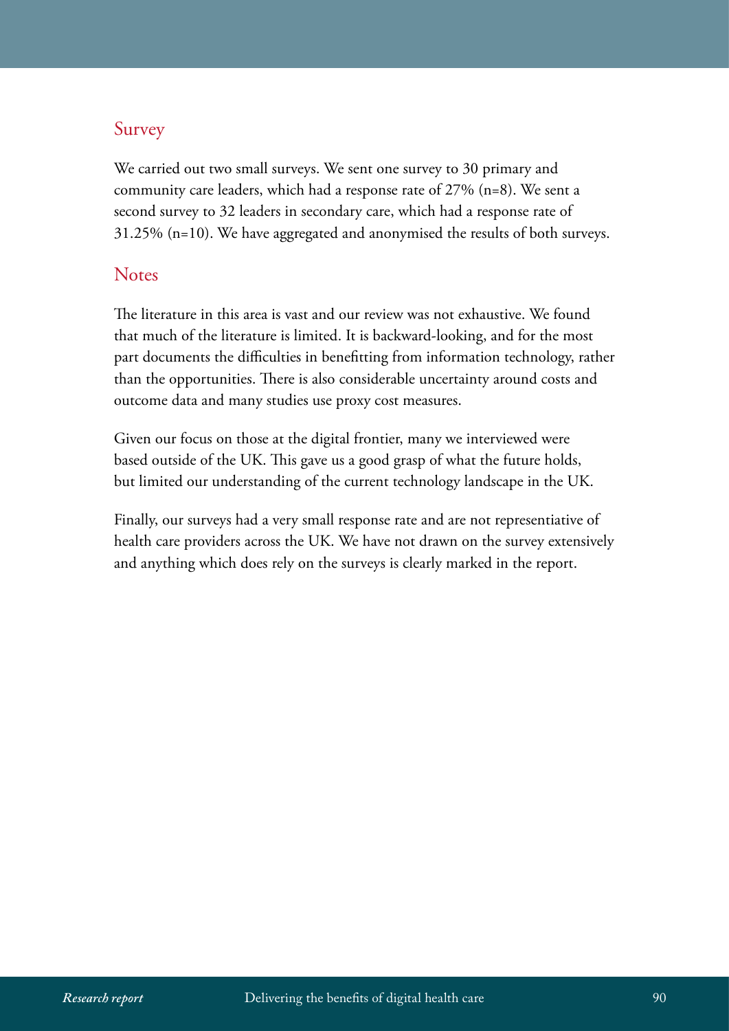## Survey

We carried out two small surveys. We sent one survey to 30 primary and community care leaders, which had a response rate of 27% (n=8). We sent a second survey to 32 leaders in secondary care, which had a response rate of 31.25% (n=10). We have aggregated and anonymised the results of both surveys.

## Notes

The literature in this area is vast and our review was not exhaustive. We found that much of the literature is limited. It is backward-looking, and for the most part documents the difficulties in benefitting from information technology, rather than the opportunities. There is also considerable uncertainty around costs and outcome data and many studies use proxy cost measures.

Given our focus on those at the digital frontier, many we interviewed were based outside of the UK. This gave us a good grasp of what the future holds, but limited our understanding of the current technology landscape in the UK.

Finally, our surveys had a very small response rate and are not representiative of health care providers across the UK. We have not drawn on the survey extensively and anything which does rely on the surveys is clearly marked in the report.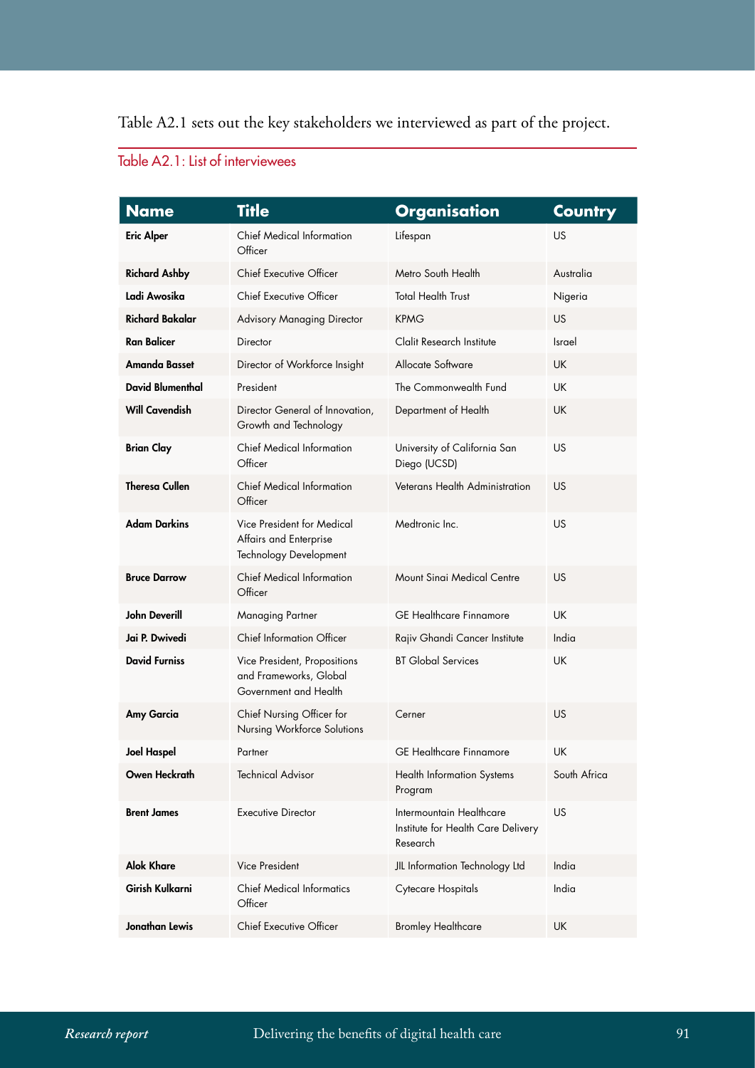Table A2.1 sets out the key stakeholders we interviewed as part of the project.

Table A2.1: List of interviewees

| Name | Title | Organisation | Country |
|---|---|---|---|
| **Eric Alper** | Chief Medical Information Officer | Lifespan | US |
| **Richard Ashby** | Chief Executive Officer | Metro South Health | Australia |
| **Ladi Awosika** | Chief Executive Officer | Total Health Trust | Nigeria |
| **Richard Bakalar** | Advisory Managing Director | KPMG | US |
| **Ran Balicer** | Director | Clalit Research Institute | Israel |
| **Amanda Basset** | Director of Workforce Insight | Allocate Software | UK |
| **David Blumenthal** | President | The Commonwealth Fund | UK |
| **Will Cavendish** | Director General of Innovation, Growth and Technology | Department of Health | UK |
| **Brian Clay** | Chief Medical Information Officer | University of California San Diego (UCSD) | US |
| **Theresa Cullen** | Chief Medical Information Officer | Veterans Health Administration | US |
| **Adam Darkins** | Vice President for Medical Affairs and Enterprise Technology Development | Medtronic Inc. | US |
| **Bruce Darrow** | Chief Medical Information Officer | Mount Sinai Medical Centre | US |
| **John Deverill** | Managing Partner | GE Healthcare Finnamore | UK |
| **Jai P. Dwivedi** | Chief Information Officer | Rajiv Ghandi Cancer Institute | India |
| **David Furniss** | Vice President, Propositions and Frameworks, Global Government and Health | BT Global Services | UK |
| **Amy Garcia** | Chief Nursing Officer for Nursing Workforce Solutions | Cerner | US |
| **Joel Haspel** | Partner | GE Healthcare Finnamore | UK |
| **Owen Heckrath** | Technical Advisor | Health Information Systems Program | South Africa |
| **Brent James** | Executive Director | Intermountain Healthcare Institute for Health Care Delivery Research | US |
| **Alok Khare** | Vice President | JIL Information Technology Ltd | India |
| **Girish Kulkarni** | Chief Medical Informatics Officer | Cytecare Hospitals | India |
| **Jonathan Lewis** | Chief Executive Officer | Bromley Healthcare | UK |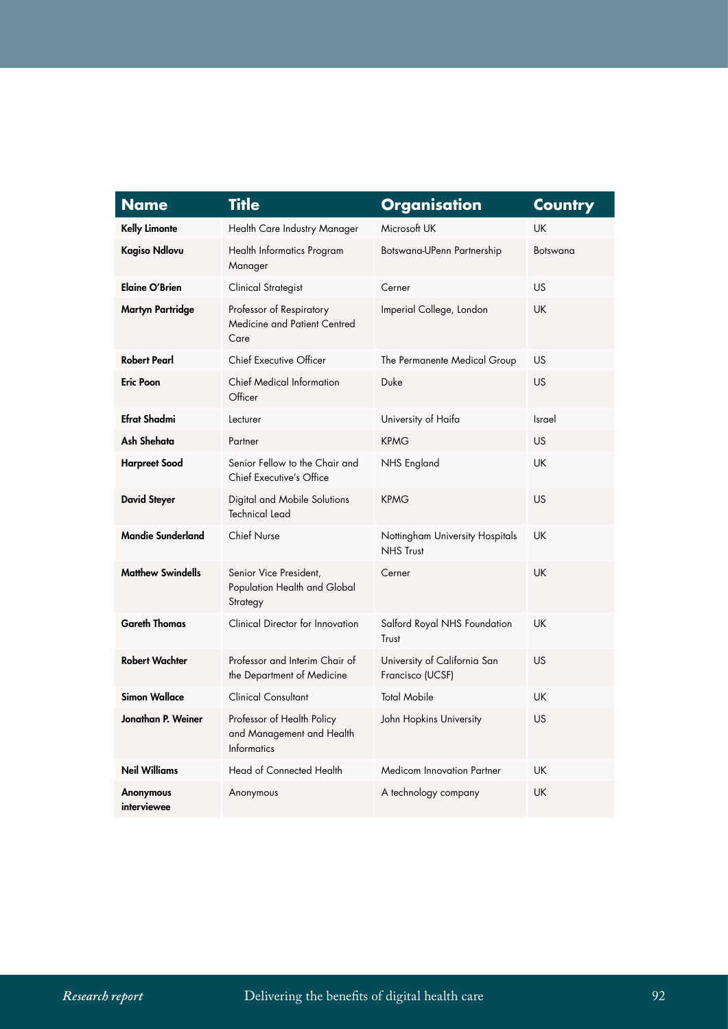| Name | Title | Organisation | Country |
|---|---|---|---|
| **Kelly Limonte** | Health Care Industry Manager | Microsoft UK | UK |
| **Kagiso Ndlovu** | Health Informatics Program Manager | Botswana-UPenn Partnership | Botswana |
| **Elaine O'Brien** | Clinical Strategist | Cerner | US |
| **Martyn Partridge** | Professor of Respiratory Medicine and Patient Centred Care | Imperial College, London | UK |
| **Robert Pearl** | Chief Executive Officer | The Permanente Medical Group | US |
| **Eric Poon** | Chief Medical Information Officer | Duke | US |
| **Efrat Shadmi** | Lecturer | University of Haifa | Israel |
| **Ash Shehata** | Partner | KPMG | US |
| **Harpreet Sood** | Senior Fellow to the Chair and Chief Executive's Office | NHS England | UK |
| **David Steyer** | Digital and Mobile Solutions Technical Lead | KPMG | US |
| **Mandie Sunderland** | Chief Nurse | Nottingham University Hospitals NHS Trust | UK |
| **Matthew Swindells** | Senior Vice President, Population Health and Global Strategy | Cerner | UK |
| **Gareth Thomas** | Clinical Director for Innovation | Salford Royal NHS Foundation Trust | UK |
| **Robert Wachter** | Professor and Interim Chair of the Department of Medicine | University of California San Francisco (UCSF) | US |
| **Simon Wallace** | Clinical Consultant | Total Mobile | UK |
| **Jonathan P. Weiner** | Professor of Health Policy and Management and Health Informatics | John Hopkins University | US |
| **Neil Williams** | Head of Connected Health | Medicom Innovation Partner | UK |
| **Anonymous interviewee** | Anonymous | A technology company | UK |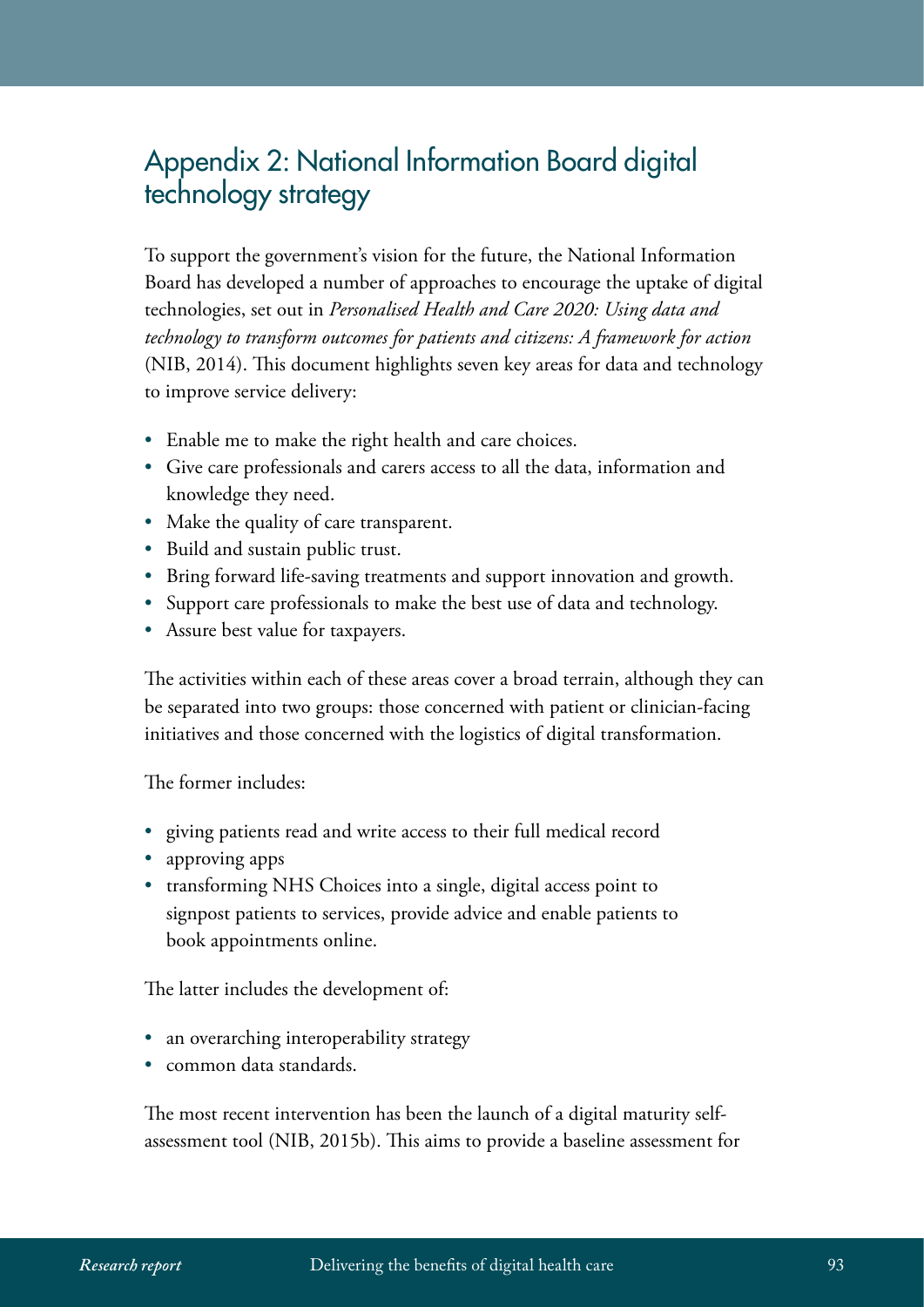# Appendix 2: National Information Board digital technology strategy

To support the government's vision for the future, the National Information Board has developed a number of approaches to encourage the uptake of digital technologies, set out in *Personalised Health and Care 2020: Using data and technology to transform outcomes for patients and citizens: A framework for action* (NIB, 2014). This document highlights seven key areas for data and technology to improve service delivery:

- Enable me to make the right health and care choices.
- Give care professionals and carers access to all the data, information and knowledge they need.
- Make the quality of care transparent.
- Build and sustain public trust.
- Bring forward life-saving treatments and support innovation and growth.
- Support care professionals to make the best use of data and technology.
- Assure best value for taxpayers.

The activities within each of these areas cover a broad terrain, although they can be separated into two groups: those concerned with patient or clinician-facing initiatives and those concerned with the logistics of digital transformation.

The former includes:

- giving patients read and write access to their full medical record
- approving apps
- transforming NHS Choices into a single, digital access point to signpost patients to services, provide advice and enable patients to book appointments online.

The latter includes the development of:

- an overarching interoperability strategy
- common data standards.

The most recent intervention has been the launch of a digital maturity self-assessment tool (NIB, 2015b). This aims to provide a baseline assessment for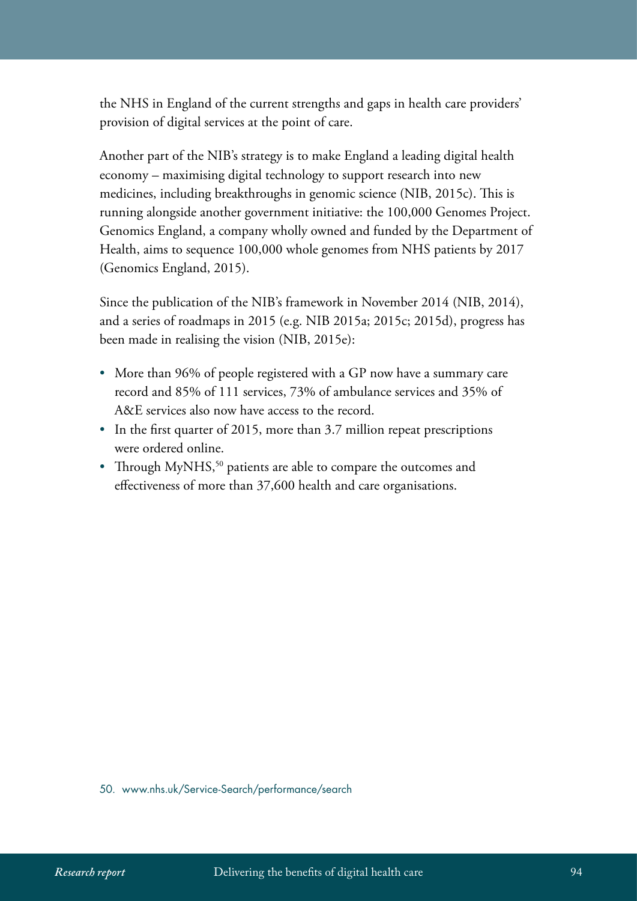the NHS in England of the current strengths and gaps in health care providers' provision of digital services at the point of care.

Another part of the NIB's strategy is to make England a leading digital health economy – maximising digital technology to support research into new medicines, including breakthroughs in genomic science (NIB, 2015c). This is running alongside another government initiative: the 100,000 Genomes Project. Genomics England, a company wholly owned and funded by the Department of Health, aims to sequence 100,000 whole genomes from NHS patients by 2017 (Genomics England, 2015).

Since the publication of the NIB's framework in November 2014 (NIB, 2014), and a series of roadmaps in 2015 (e.g. NIB 2015a; 2015c; 2015d), progress has been made in realising the vision (NIB, 2015e):

- More than 96% of people registered with a GP now have a summary care record and 85% of 111 services, 73% of ambulance services and 35% of A&E services also now have access to the record.
- In the first quarter of 2015, more than 3.7 million repeat prescriptions were ordered online.
- Through MyNHS,[50] patients are able to compare the outcomes and effectiveness of more than 37,600 health and care organisations.

50. www.nhs.uk/Service-Search/performance/search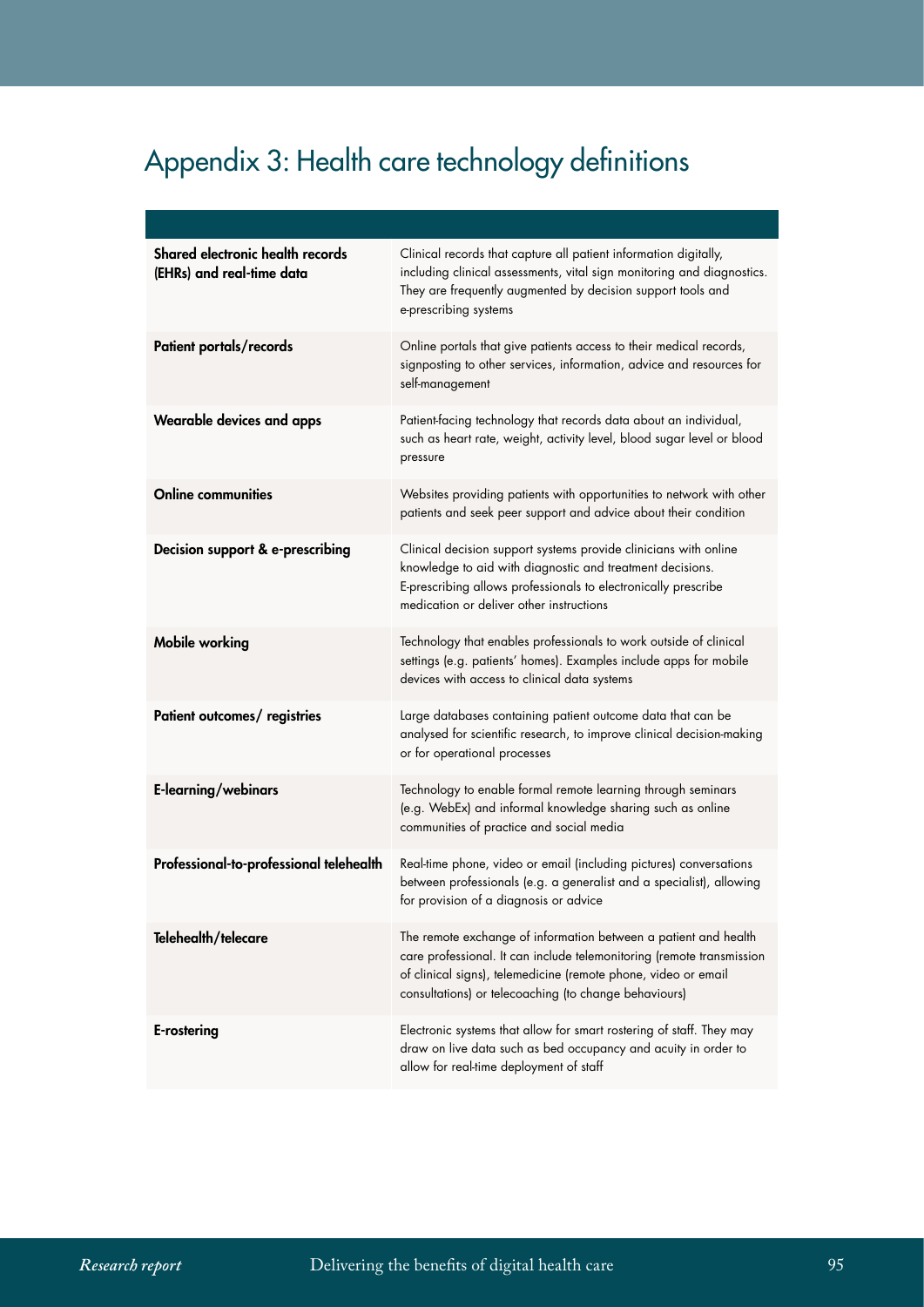# Appendix 3: Health care technology definitions

| | |
|---|---|
| **Shared electronic health records (EHRs) and real-time data** | Clinical records that capture all patient information digitally, including clinical assessments, vital sign monitoring and diagnostics. They are frequently augmented by decision support tools and e-prescribing systems |
| **Patient portals/records** | Online portals that give patients access to their medical records, signposting to other services, information, advice and resources for self-management |
| **Wearable devices and apps** | Patient-facing technology that records data about an individual, such as heart rate, weight, activity level, blood sugar level or blood pressure |
| **Online communities** | Websites providing patients with opportunities to network with other patients and seek peer support and advice about their condition |
| **Decision support & e-prescribing** | Clinical decision support systems provide clinicians with online knowledge to aid with diagnostic and treatment decisions. E-prescribing allows professionals to electronically prescribe medication or deliver other instructions |
| **Mobile working** | Technology that enables professionals to work outside of clinical settings (e.g. patients' homes). Examples include apps for mobile devices with access to clinical data systems |
| **Patient outcomes/ registries** | Large databases containing patient outcome data that can be analysed for scientific research, to improve clinical decision-making or for operational processes |
| **E-learning/webinars** | Technology to enable formal remote learning through seminars (e.g. WebEx) and informal knowledge sharing such as online communities of practice and social media |
| **Professional-to-professional telehealth** | Real-time phone, video or email (including pictures) conversations between professionals (e.g. a generalist and a specialist), allowing for provision of a diagnosis or advice |
| **Telehealth/telecare** | The remote exchange of information between a patient and health care professional. It can include telemonitoring (remote transmission of clinical signs), telemedicine (remote phone, video or email consultations) or telecoaching (to change behaviours) |
| **E-rostering** | Electronic systems that allow for smart rostering of staff. They may draw on live data such as bed occupancy and acuity in order to allow for real-time deployment of staff |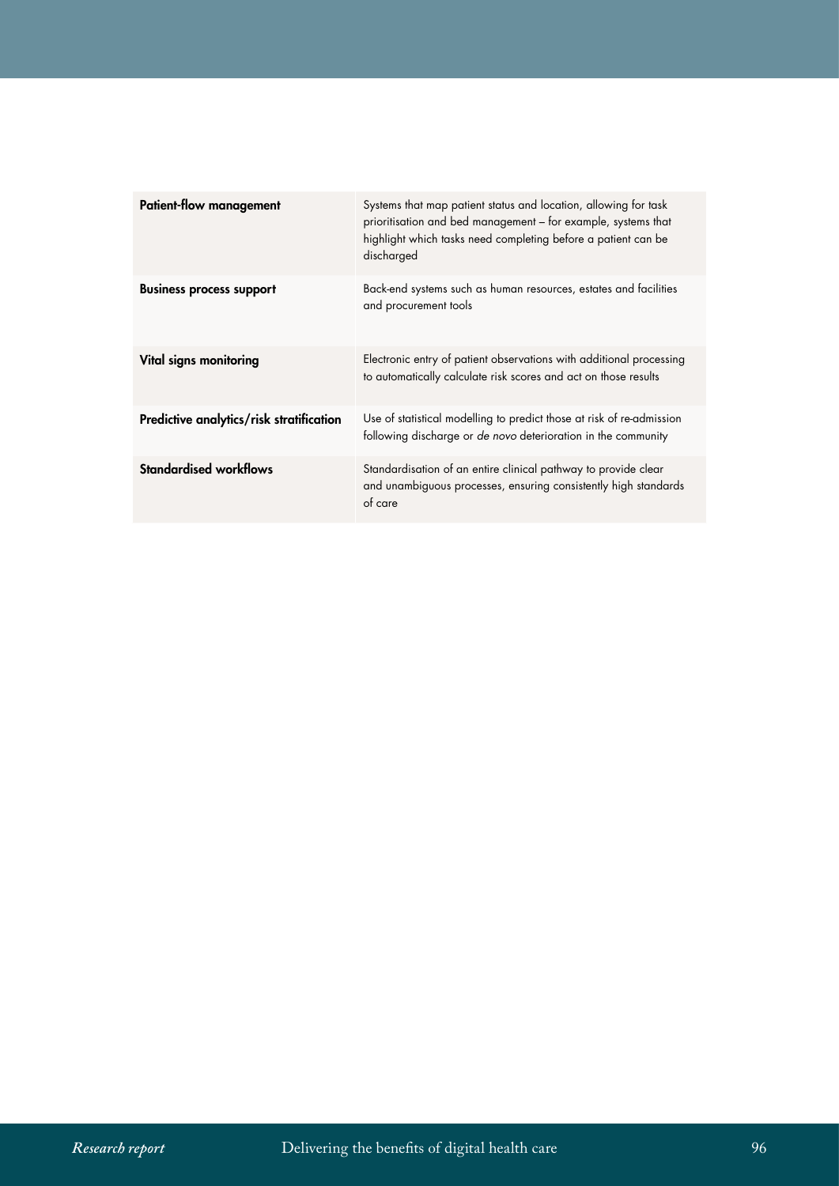| | |
|---|---|
| **Patient-flow management** | Systems that map patient status and location, allowing for task prioritisation and bed management – for example, systems that highlight which tasks need completing before a patient can be discharged |
| **Business process support** | Back-end systems such as human resources, estates and facilities and procurement tools |
| **Vital signs monitoring** | Electronic entry of patient observations with additional processing to automatically calculate risk scores and act on those results |
| **Predictive analytics/risk stratification** | Use of statistical modelling to predict those at risk of re-admission following discharge or *de novo* deterioration in the community |
| **Standardised workflows** | Standardisation of an entire clinical pathway to provide clear and unambiguous processes, ensuring consistently high standards of care |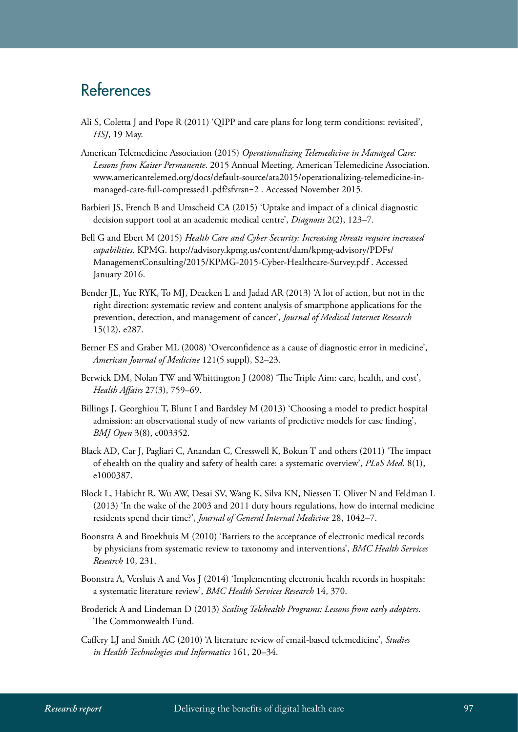# References

Ali S, Coletta J and Pope R (2011) 'QIPP and care plans for long term conditions: revisited', *HSJ*, 19 May.

American Telemedicine Association (2015) *Operationalizing Telemedicine in Managed Care: Lessons from Kaiser Permanente*. 2015 Annual Meeting. American Telemedicine Association. www.americantelemed.org/docs/default-source/ata2015/operationalizing-telemedicine-in-managed-care-full-compressed1.pdf?sfvrsn=2 . Accessed November 2015.

Barbieri JS, French B and Umscheid CA (2015) 'Uptake and impact of a clinical diagnostic decision support tool at an academic medical centre', *Diagnosis* 2(2), 123–7.

Bell G and Ebert M (2015) *Health Care and Cyber Security: Increasing threats require increased capabilities*. KPMG. http://advisory.kpmg.us/content/dam/kpmg-advisory/PDFs/ManagementConsulting/2015/KPMG-2015-Cyber-Healthcare-Survey.pdf . Accessed January 2016.

Bender JL, Yue RYK, To MJ, Deacken L and Jadad AR (2013) 'A lot of action, but not in the right direction: systematic review and content analysis of smartphone applications for the prevention, detection, and management of cancer', *Journal of Medical Internet Research* 15(12), e287.

Berner ES and Graber ML (2008) 'Overconfidence as a cause of diagnostic error in medicine', *American Journal of Medicine* 121(5 suppl), S2–23.

Berwick DM, Nolan TW and Whittington J (2008) 'The Triple Aim: care, health, and cost', *Health Affairs* 27(3), 759–69.

Billings J, Georghiou T, Blunt I and Bardsley M (2013) 'Choosing a model to predict hospital admission: an observational study of new variants of predictive models for case finding', *BMJ Open* 3(8), e003352.

Black AD, Car J, Pagliari C, Anandan C, Cresswell K, Bokun T and others (2011) 'The impact of ehealth on the quality and safety of health care: a systematic overview', *PLoS Med.* 8(1), e1000387.

Block L, Habicht R, Wu AW, Desai SV, Wang K, Silva KN, Niessen T, Oliver N and Feldman L (2013) 'In the wake of the 2003 and 2011 duty hours regulations, how do internal medicine residents spend their time?', *Journal of General Internal Medicine* 28, 1042–7.

Boonstra A and Broekhuis M (2010) 'Barriers to the acceptance of electronic medical records by physicians from systematic review to taxonomy and interventions', *BMC Health Services Research* 10, 231.

Boonstra A, Versluis A and Vos J (2014) 'Implementing electronic health records in hospitals: a systematic literature review', *BMC Health Services Research* 14, 370.

Broderick A and Lindeman D (2013) *Scaling Telehealth Programs: Lessons from early adopters*. The Commonwealth Fund.

Caffery LJ and Smith AC (2010) 'A literature review of email-based telemedicine', *Studies in Health Technologies and Informatics* 161, 20–34.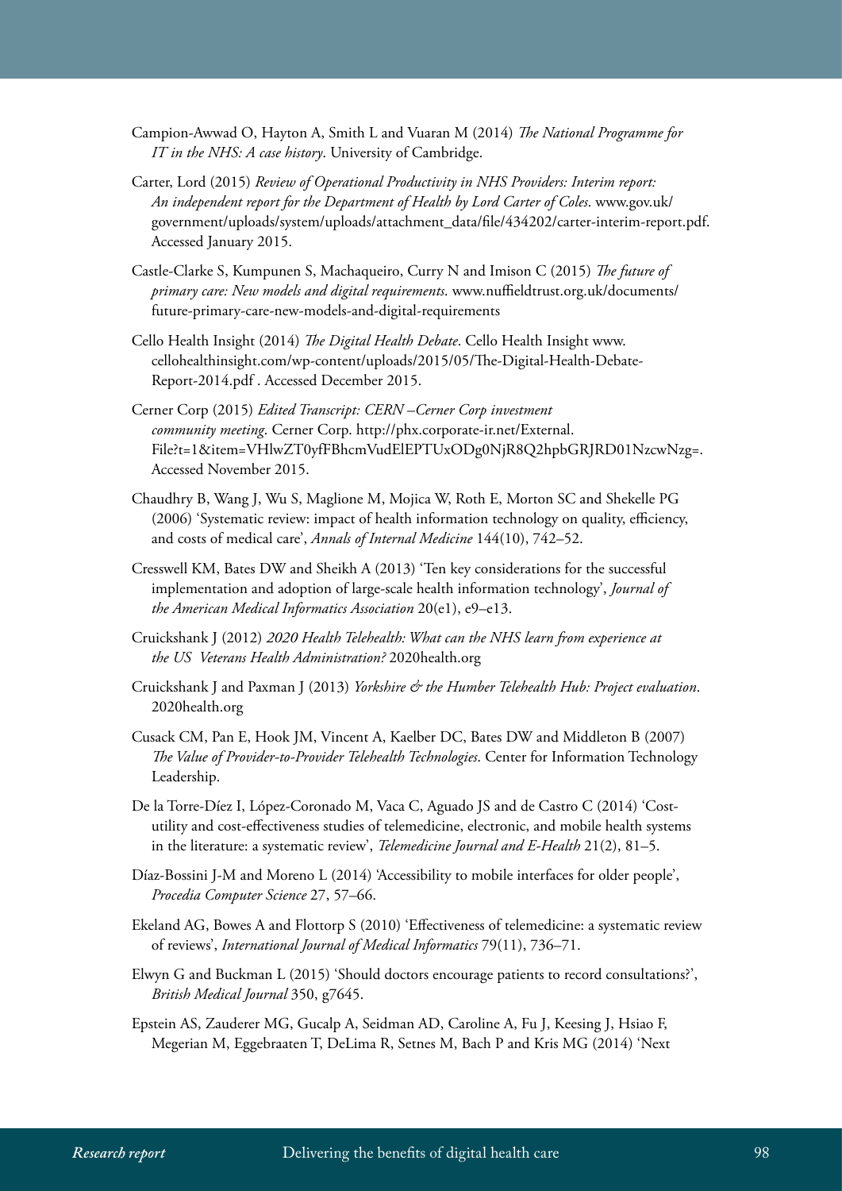Campion-Awwad O, Hayton A, Smith L and Vuaran M (2014) *The National Programme for IT in the NHS: A case history*. University of Cambridge.

Carter, Lord (2015) *Review of Operational Productivity in NHS Providers: Interim report: An independent report for the Department of Health by Lord Carter of Coles*. www.gov.uk/government/uploads/system/uploads/attachment_data/file/434202/carter-interim-report.pdf. Accessed January 2015.

Castle-Clarke S, Kumpunen S, Machaqueiro, Curry N and Imison C (2015) *The future of primary care: New models and digital requirements*. www.nuffieldtrust.org.uk/documents/future-primary-care-new-models-and-digital-requirements

Cello Health Insight (2014) *The Digital Health Debate*. Cello Health Insight www.cellohealthinsight.com/wp-content/uploads/2015/05/The-Digital-Health-Debate-Report-2014.pdf . Accessed December 2015.

Cerner Corp (2015) *Edited Transcript: CERN –Cerner Corp investment community meeting*. Cerner Corp. http://phx.corporate-ir.net/External.File?t=1&item=VHlwZT0yfFBhcmVudElEPTUxODg0NjR8Q2hpbGRJRD01NzcwNzg=. Accessed November 2015.

Chaudhry B, Wang J, Wu S, Maglione M, Mojica W, Roth E, Morton SC and Shekelle PG (2006) 'Systematic review: impact of health information technology on quality, efficiency, and costs of medical care', *Annals of Internal Medicine* 144(10), 742–52.

Cresswell KM, Bates DW and Sheikh A (2013) 'Ten key considerations for the successful implementation and adoption of large-scale health information technology', *Journal of the American Medical Informatics Association* 20(e1), e9–e13.

Cruickshank J (2012) *2020 Health Telehealth: What can the NHS learn from experience at the US Veterans Health Administration?* 2020health.org

Cruickshank J and Paxman J (2013) *Yorkshire & the Humber Telehealth Hub: Project evaluation*. 2020health.org

Cusack CM, Pan E, Hook JM, Vincent A, Kaelber DC, Bates DW and Middleton B (2007) *The Value of Provider-to-Provider Telehealth Technologies*. Center for Information Technology Leadership.

De la Torre-Díez I, López-Coronado M, Vaca C, Aguado JS and de Castro C (2014) 'Cost-utility and cost-effectiveness studies of telemedicine, electronic, and mobile health systems in the literature: a systematic review', *Telemedicine Journal and E-Health* 21(2), 81–5.

Díaz-Bossini J-M and Moreno L (2014) 'Accessibility to mobile interfaces for older people', *Procedia Computer Science* 27, 57–66.

Ekeland AG, Bowes A and Flottorp S (2010) 'Effectiveness of telemedicine: a systematic review of reviews', *International Journal of Medical Informatics* 79(11), 736–71.

Elwyn G and Buckman L (2015) 'Should doctors encourage patients to record consultations?', *British Medical Journal* 350, g7645.

Epstein AS, Zauderer MG, Gucalp A, Seidman AD, Caroline A, Fu J, Keesing J, Hsiao F, Megerian M, Eggebraaten T, DeLima R, Setnes M, Bach P and Kris MG (2014) 'Next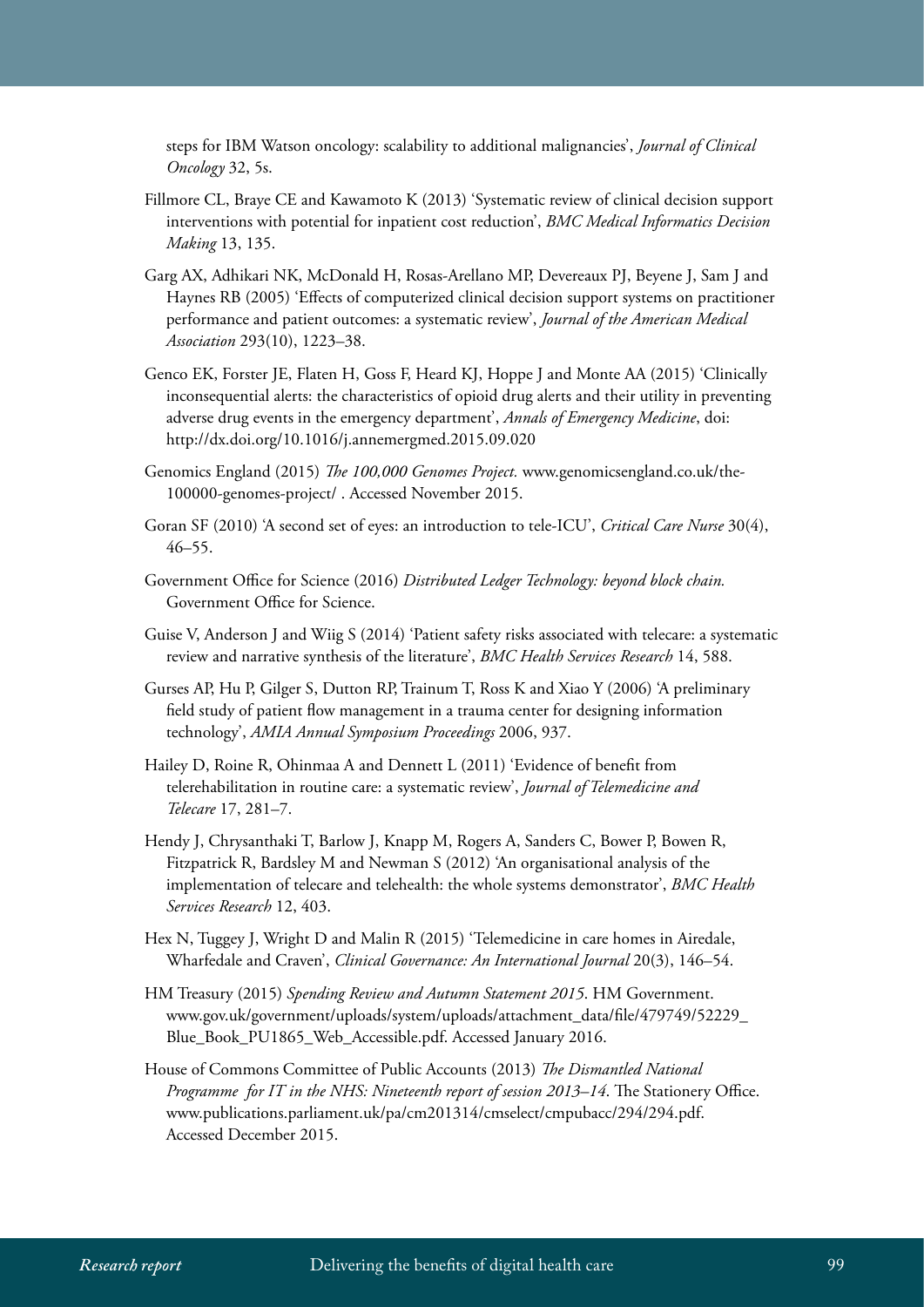steps for IBM Watson oncology: scalability to additional malignancies', *Journal of Clinical Oncology* 32, 5s.

Fillmore CL, Braye CE and Kawamoto K (2013) 'Systematic review of clinical decision support interventions with potential for inpatient cost reduction', *BMC Medical Informatics Decision Making* 13, 135.

Garg AX, Adhikari NK, McDonald H, Rosas-Arellano MP, Devereaux PJ, Beyene J, Sam J and Haynes RB (2005) 'Effects of computerized clinical decision support systems on practitioner performance and patient outcomes: a systematic review', *Journal of the American Medical Association* 293(10), 1223–38.

Genco EK, Forster JE, Flaten H, Goss F, Heard KJ, Hoppe J and Monte AA (2015) 'Clinically inconsequential alerts: the characteristics of opioid drug alerts and their utility in preventing adverse drug events in the emergency department', *Annals of Emergency Medicine*, doi: http://dx.doi.org/10.1016/j.annemergmed.2015.09.020

Genomics England (2015) *The 100,000 Genomes Project.* www.genomicsengland.co.uk/the-100000-genomes-project/ . Accessed November 2015.

Goran SF (2010) 'A second set of eyes: an introduction to tele-ICU', *Critical Care Nurse* 30(4), 46–55.

Government Office for Science (2016) *Distributed Ledger Technology: beyond block chain.* Government Office for Science.

Guise V, Anderson J and Wiig S (2014) 'Patient safety risks associated with telecare: a systematic review and narrative synthesis of the literature', *BMC Health Services Research* 14, 588.

Gurses AP, Hu P, Gilger S, Dutton RP, Trainum T, Ross K and Xiao Y (2006) 'A preliminary field study of patient flow management in a trauma center for designing information technology', *AMIA Annual Symposium Proceedings* 2006, 937.

Hailey D, Roine R, Ohinmaa A and Dennett L (2011) 'Evidence of benefit from telerehabilitation in routine care: a systematic review', *Journal of Telemedicine and Telecare* 17, 281–7.

Hendy J, Chrysanthaki T, Barlow J, Knapp M, Rogers A, Sanders C, Bower P, Bowen R, Fitzpatrick R, Bardsley M and Newman S (2012) 'An organisational analysis of the implementation of telecare and telehealth: the whole systems demonstrator', *BMC Health Services Research* 12, 403.

Hex N, Tuggey J, Wright D and Malin R (2015) 'Telemedicine in care homes in Airedale, Wharfedale and Craven', *Clinical Governance: An International Journal* 20(3), 146–54.

HM Treasury (2015) *Spending Review and Autumn Statement 2015*. HM Government. www.gov.uk/government/uploads/system/uploads/attachment_data/file/479749/52229_Blue_Book_PU1865_Web_Accessible.pdf. Accessed January 2016.

House of Commons Committee of Public Accounts (2013) *The Dismantled National Programme for IT in the NHS: Nineteenth report of session 2013–14*. The Stationery Office. www.publications.parliament.uk/pa/cm201314/cmselect/cmpubacc/294/294.pdf. Accessed December 2015.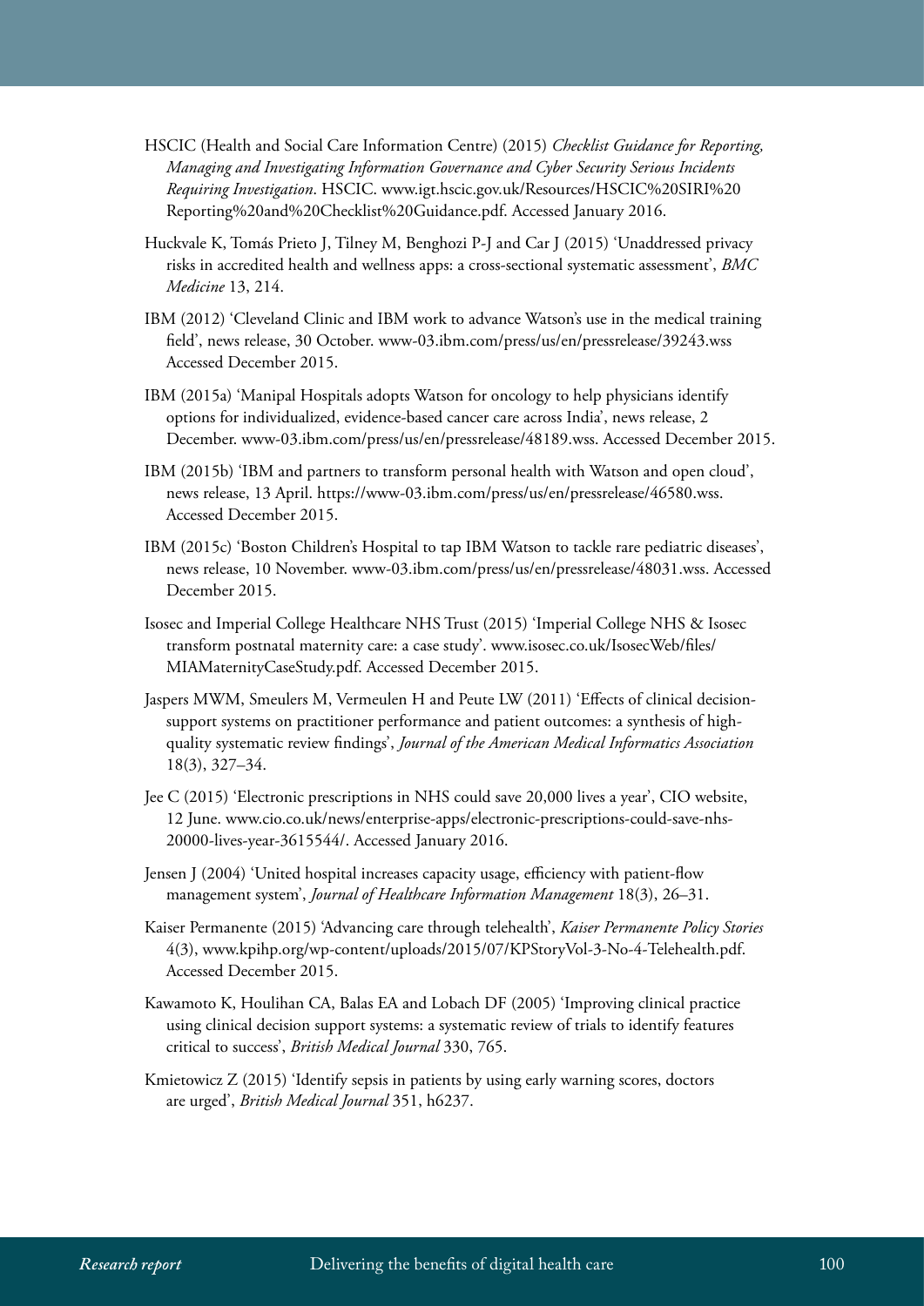HSCIC (Health and Social Care Information Centre) (2015) *Checklist Guidance for Reporting, Managing and Investigating Information Governance and Cyber Security Serious Incidents Requiring Investigation*. HSCIC. www.igt.hscic.gov.uk/Resources/HSCIC%20SIRI%20Reporting%20and%20Checklist%20Guidance.pdf. Accessed January 2016.

Huckvale K, Tomás Prieto J, Tilney M, Benghozi P-J and Car J (2015) 'Unaddressed privacy risks in accredited health and wellness apps: a cross-sectional systematic assessment', *BMC Medicine* 13, 214.

IBM (2012) 'Cleveland Clinic and IBM work to advance Watson's use in the medical training field', news release, 30 October. www-03.ibm.com/press/us/en/pressrelease/39243.wss Accessed December 2015.

IBM (2015a) 'Manipal Hospitals adopts Watson for oncology to help physicians identify options for individualized, evidence-based cancer care across India', news release, 2 December. www-03.ibm.com/press/us/en/pressrelease/48189.wss. Accessed December 2015.

IBM (2015b) 'IBM and partners to transform personal health with Watson and open cloud', news release, 13 April. https://www-03.ibm.com/press/us/en/pressrelease/46580.wss. Accessed December 2015.

IBM (2015c) 'Boston Children's Hospital to tap IBM Watson to tackle rare pediatric diseases', news release, 10 November. www-03.ibm.com/press/us/en/pressrelease/48031.wss. Accessed December 2015.

Isosec and Imperial College Healthcare NHS Trust (2015) 'Imperial College NHS & Isosec transform postnatal maternity care: a case study'. www.isosec.co.uk/IsosecWeb/files/MIAMaternityCaseStudy.pdf. Accessed December 2015.

Jaspers MWM, Smeulers M, Vermeulen H and Peute LW (2011) 'Effects of clinical decision-support systems on practitioner performance and patient outcomes: a synthesis of high-quality systematic review findings', *Journal of the American Medical Informatics Association* 18(3), 327–34.

Jee C (2015) 'Electronic prescriptions in NHS could save 20,000 lives a year', CIO website, 12 June. www.cio.co.uk/news/enterprise-apps/electronic-prescriptions-could-save-nhs-20000-lives-year-3615544/. Accessed January 2016.

Jensen J (2004) 'United hospital increases capacity usage, efficiency with patient-flow management system', *Journal of Healthcare Information Management* 18(3), 26–31.

Kaiser Permanente (2015) 'Advancing care through telehealth', *Kaiser Permanente Policy Stories* 4(3), www.kpihp.org/wp-content/uploads/2015/07/KPStoryVol-3-No-4-Telehealth.pdf. Accessed December 2015.

Kawamoto K, Houlihan CA, Balas EA and Lobach DF (2005) 'Improving clinical practice using clinical decision support systems: a systematic review of trials to identify features critical to success', *British Medical Journal* 330, 765.

Kmietowicz Z (2015) 'Identify sepsis in patients by using early warning scores, doctors are urged', *British Medical Journal* 351, h6237.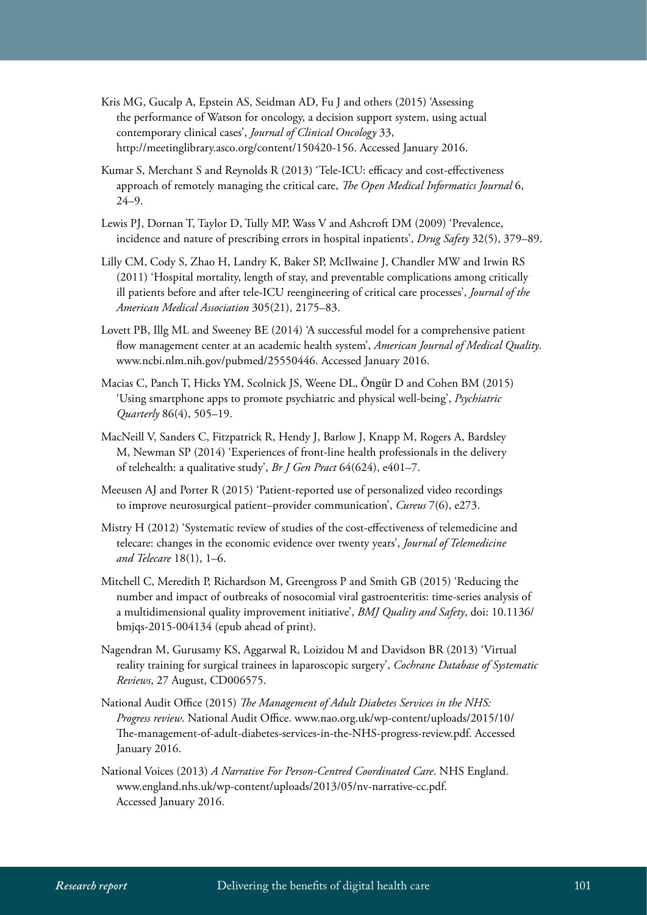Kris MG, Gucalp A, Epstein AS, Seidman AD, Fu J and others (2015) 'Assessing the performance of Watson for oncology, a decision support system, using actual contemporary clinical cases', *Journal of Clinical Oncology* 33, http://meetinglibrary.asco.org/content/150420-156. Accessed January 2016.

Kumar S, Merchant S and Reynolds R (2013) 'Tele-ICU: efficacy and cost-effectiveness approach of remotely managing the critical care, *The Open Medical Informatics Journal* 6, 24–9.

Lewis PJ, Dornan T, Taylor D, Tully MP, Wass V and Ashcroft DM (2009) 'Prevalence, incidence and nature of prescribing errors in hospital inpatients', *Drug Safety* 32(5), 379–89.

Lilly CM, Cody S, Zhao H, Landry K, Baker SP, McIlwaine J, Chandler MW and Irwin RS (2011) 'Hospital mortality, length of stay, and preventable complications among critically ill patients before and after tele-ICU reengineering of critical care processes', *Journal of the American Medical Association* 305(21), 2175–83.

Lovett PB, Illg ML and Sweeney BE (2014) 'A successful model for a comprehensive patient flow management center at an academic health system', *American Journal of Medical Quality*. www.ncbi.nlm.nih.gov/pubmed/25550446. Accessed January 2016.

Macias C, Panch T, Hicks YM, Scolnick JS, Weene DL, Öngür D and Cohen BM (2015) 'Using smartphone apps to promote psychiatric and physical well-being', *Psychiatric Quarterly* 86(4), 505–19.

MacNeill V, Sanders C, Fitzpatrick R, Hendy J, Barlow J, Knapp M, Rogers A, Bardsley M, Newman SP (2014) 'Experiences of front-line health professionals in the delivery of telehealth: a qualitative study', *Br J Gen Pract* 64(624), e401–7.

Meeusen AJ and Porter R (2015) 'Patient-reported use of personalized video recordings to improve neurosurgical patient–provider communication', *Cureus* 7(6), e273.

Mistry H (2012) 'Systematic review of studies of the cost-effectiveness of telemedicine and telecare: changes in the economic evidence over twenty years', *Journal of Telemedicine and Telecare* 18(1), 1–6.

Mitchell C, Meredith P, Richardson M, Greengross P and Smith GB (2015) 'Reducing the number and impact of outbreaks of nosocomial viral gastroenteritis: time-series analysis of a multidimensional quality improvement initiative', *BMJ Quality and Safety*, doi: 10.1136/bmjqs-2015-004134 (epub ahead of print).

Nagendran M, Gurusamy KS, Aggarwal R, Loizidou M and Davidson BR (2013) 'Virtual reality training for surgical trainees in laparoscopic surgery', *Cochrane Database of Systematic Reviews*, 27 August, CD006575.

National Audit Office (2015) *The Management of Adult Diabetes Services in the NHS: Progress review*. National Audit Office. www.nao.org.uk/wp-content/uploads/2015/10/The-management-of-adult-diabetes-services-in-the-NHS-progress-review.pdf. Accessed January 2016.

National Voices (2013) *A Narrative For Person-Centred Coordinated Care*. NHS England. www.england.nhs.uk/wp-content/uploads/2013/05/nv-narrative-cc.pdf. Accessed January 2016.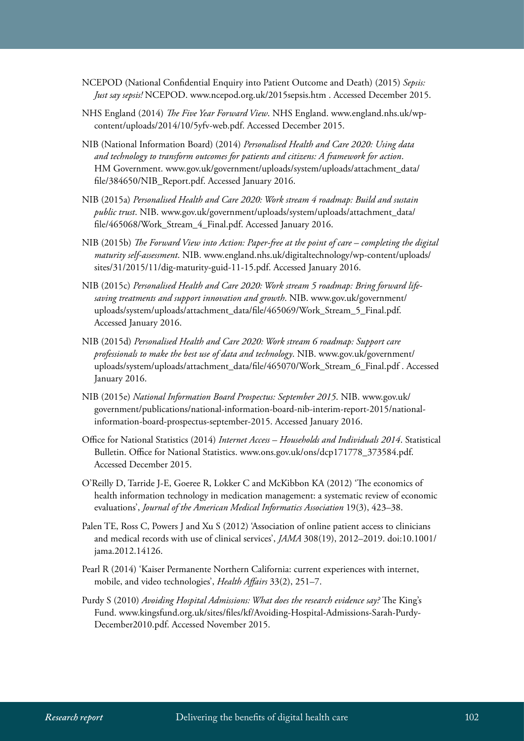NCEPOD (National Confidential Enquiry into Patient Outcome and Death) (2015) *Sepsis: Just say sepsis!* NCEPOD. www.ncepod.org.uk/2015sepsis.htm . Accessed December 2015.

NHS England (2014) *The Five Year Forward View*. NHS England. www.england.nhs.uk/wp-content/uploads/2014/10/5yfv-web.pdf. Accessed December 2015.

NIB (National Information Board) (2014) *Personalised Health and Care 2020: Using data and technology to transform outcomes for patients and citizens: A framework for action*. HM Government. www.gov.uk/government/uploads/system/uploads/attachment_data/file/384650/NIB_Report.pdf. Accessed January 2016.

NIB (2015a) *Personalised Health and Care 2020: Work stream 4 roadmap: Build and sustain public trust*. NIB. www.gov.uk/government/uploads/system/uploads/attachment_data/file/465068/Work_Stream_4_Final.pdf. Accessed January 2016.

NIB (2015b) *The Forward View into Action: Paper-free at the point of care – completing the digital maturity self-assessment*. NIB. www.england.nhs.uk/digitaltechnology/wp-content/uploads/sites/31/2015/11/dig-maturity-guid-11-15.pdf. Accessed January 2016.

NIB (2015c) *Personalised Health and Care 2020: Work stream 5 roadmap: Bring forward life-saving treatments and support innovation and growth*. NIB. www.gov.uk/government/uploads/system/uploads/attachment_data/file/465069/Work_Stream_5_Final.pdf. Accessed January 2016.

NIB (2015d) *Personalised Health and Care 2020: Work stream 6 roadmap: Support care professionals to make the best use of data and technology*. NIB. www.gov.uk/government/uploads/system/uploads/attachment_data/file/465070/Work_Stream_6_Final.pdf . Accessed January 2016.

NIB (2015e) *National Information Board Prospectus: September 2015*. NIB. www.gov.uk/government/publications/national-information-board-nib-interim-report-2015/national-information-board-prospectus-september-2015. Accessed January 2016.

Office for National Statistics (2014) *Internet Access – Households and Individuals 2014*. Statistical Bulletin. Office for National Statistics. www.ons.gov.uk/ons/dcp171778_373584.pdf. Accessed December 2015.

O'Reilly D, Tarride J-E, Goeree R, Lokker C and McKibbon KA (2012) 'The economics of health information technology in medication management: a systematic review of economic evaluations', *Journal of the American Medical Informatics Association* 19(3), 423–38.

Palen TE, Ross C, Powers J and Xu S (2012) 'Association of online patient access to clinicians and medical records with use of clinical services', *JAMA* 308(19), 2012–2019. doi:10.1001/jama.2012.14126.

Pearl R (2014) 'Kaiser Permanente Northern California: current experiences with internet, mobile, and video technologies', *Health Affairs* 33(2), 251–7.

Purdy S (2010) *Avoiding Hospital Admissions: What does the research evidence say?* The King's Fund. www.kingsfund.org.uk/sites/files/kf/Avoiding-Hospital-Admissions-Sarah-Purdy-December2010.pdf. Accessed November 2015.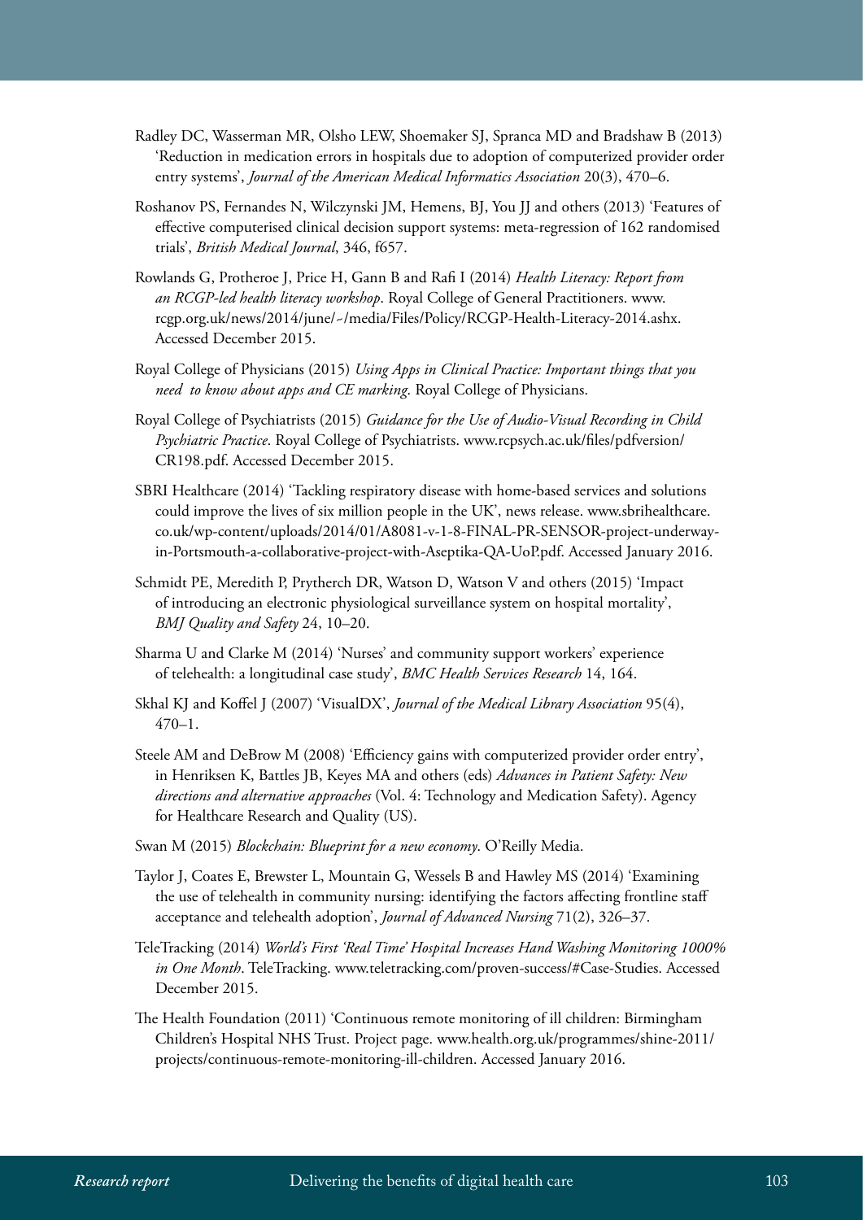Radley DC, Wasserman MR, Olsho LEW, Shoemaker SJ, Spranca MD and Bradshaw B (2013) 'Reduction in medication errors in hospitals due to adoption of computerized provider order entry systems', *Journal of the American Medical Informatics Association* 20(3), 470–6.

Roshanov PS, Fernandes N, Wilczynski JM, Hemens, BJ, You JJ and others (2013) 'Features of effective computerised clinical decision support systems: meta-regression of 162 randomised trials', *British Medical Journal*, 346, f657.

Rowlands G, Protheroe J, Price H, Gann B and Rafi I (2014) *Health Literacy: Report from an RCGP-led health literacy workshop*. Royal College of General Practitioners. www.rcgp.org.uk/news/2014/june/~/media/Files/Policy/RCGP-Health-Literacy-2014.ashx. Accessed December 2015.

Royal College of Physicians (2015) *Using Apps in Clinical Practice: Important things that you need to know about apps and CE marking*. Royal College of Physicians.

Royal College of Psychiatrists (2015) *Guidance for the Use of Audio-Visual Recording in Child Psychiatric Practice*. Royal College of Psychiatrists. www.rcpsych.ac.uk/files/pdfversion/CR198.pdf. Accessed December 2015.

SBRI Healthcare (2014) 'Tackling respiratory disease with home-based services and solutions could improve the lives of six million people in the UK', news release. www.sbrihealthcare.co.uk/wp-content/uploads/2014/01/A8081-v-1-8-FINAL-PR-SENSOR-project-underway-in-Portsmouth-a-collaborative-project-with-Aseptika-QA-UoP.pdf. Accessed January 2016.

Schmidt PE, Meredith P, Prytherch DR, Watson D, Watson V and others (2015) 'Impact of introducing an electronic physiological surveillance system on hospital mortality', *BMJ Quality and Safety* 24, 10–20.

Sharma U and Clarke M (2014) 'Nurses' and community support workers' experience of telehealth: a longitudinal case study', *BMC Health Services Research* 14, 164.

Skhal KJ and Koffel J (2007) 'VisualDX', *Journal of the Medical Library Association* 95(4), 470–1.

Steele AM and DeBrow M (2008) 'Efficiency gains with computerized provider order entry', in Henriksen K, Battles JB, Keyes MA and others (eds) *Advances in Patient Safety: New directions and alternative approaches* (Vol. 4: Technology and Medication Safety). Agency for Healthcare Research and Quality (US).

Swan M (2015) *Blockchain: Blueprint for a new economy*. O'Reilly Media.

Taylor J, Coates E, Brewster L, Mountain G, Wessels B and Hawley MS (2014) 'Examining the use of telehealth in community nursing: identifying the factors affecting frontline staff acceptance and telehealth adoption', *Journal of Advanced Nursing* 71(2), 326–37.

TeleTracking (2014) *World's First 'Real Time' Hospital Increases Hand Washing Monitoring 1000% in One Month*. TeleTracking. www.teletracking.com/proven-success/#Case-Studies. Accessed December 2015.

The Health Foundation (2011) 'Continuous remote monitoring of ill children: Birmingham Children's Hospital NHS Trust. Project page. www.health.org.uk/programmes/shine-2011/projects/continuous-remote-monitoring-ill-children. Accessed January 2016.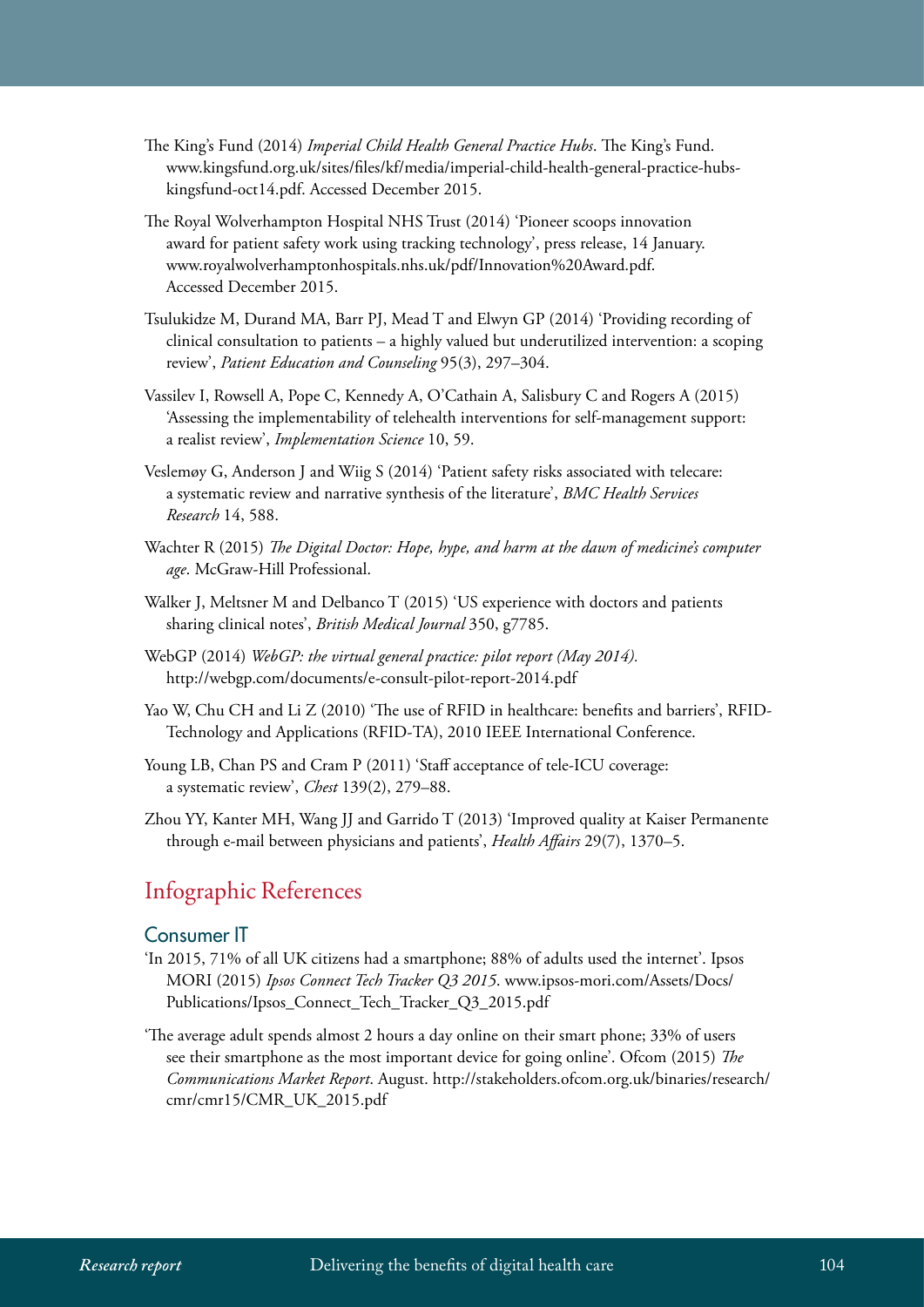The King's Fund (2014) *Imperial Child Health General Practice Hubs*. The King's Fund. www.kingsfund.org.uk/sites/files/kf/media/imperial-child-health-general-practice-hubs-kingsfund-oct14.pdf. Accessed December 2015.

The Royal Wolverhampton Hospital NHS Trust (2014) 'Pioneer scoops innovation award for patient safety work using tracking technology', press release, 14 January. www.royalwolverhamptonhospitals.nhs.uk/pdf/Innovation%20Award.pdf. Accessed December 2015.

Tsulukidze M, Durand MA, Barr PJ, Mead T and Elwyn GP (2014) 'Providing recording of clinical consultation to patients – a highly valued but underutilized intervention: a scoping review', *Patient Education and Counseling* 95(3), 297–304.

Vassilev I, Rowsell A, Pope C, Kennedy A, O'Cathain A, Salisbury C and Rogers A (2015) 'Assessing the implementability of telehealth interventions for self-management support: a realist review', *Implementation Science* 10, 59.

Veslemøy G, Anderson J and Wiig S (2014) 'Patient safety risks associated with telecare: a systematic review and narrative synthesis of the literature', *BMC Health Services Research* 14, 588.

Wachter R (2015) *The Digital Doctor: Hope, hype, and harm at the dawn of medicine's computer age*. McGraw-Hill Professional.

Walker J, Meltsner M and Delbanco T (2015) 'US experience with doctors and patients sharing clinical notes', *British Medical Journal* 350, g7785.

WebGP (2014) *WebGP: the virtual general practice: pilot report (May 2014).* http://webgp.com/documents/e-consult-pilot-report-2014.pdf

Yao W, Chu CH and Li Z (2010) 'The use of RFID in healthcare: benefits and barriers', RFID-Technology and Applications (RFID-TA), 2010 IEEE International Conference.

Young LB, Chan PS and Cram P (2011) 'Staff acceptance of tele-ICU coverage: a systematic review', *Chest* 139(2), 279–88.

Zhou YY, Kanter MH, Wang JJ and Garrido T (2013) 'Improved quality at Kaiser Permanente through e-mail between physicians and patients', *Health Affairs* 29(7), 1370–5.

# Infographic References

## Consumer IT

'In 2015, 71% of all UK citizens had a smartphone; 88% of adults used the internet'. Ipsos MORI (2015) *Ipsos Connect Tech Tracker Q3 2015*. www.ipsos-mori.com/Assets/Docs/Publications/Ipsos_Connect_Tech_Tracker_Q3_2015.pdf

'The average adult spends almost 2 hours a day online on their smart phone; 33% of users see their smartphone as the most important device for going online'. Ofcom (2015) *The Communications Market Report*. August. http://stakeholders.ofcom.org.uk/binaries/research/cmr/cmr15/CMR_UK_2015.pdf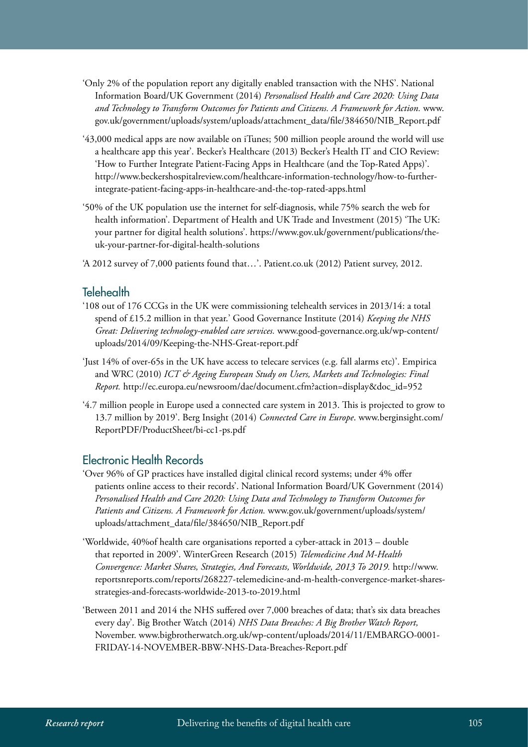'Only 2% of the population report any digitally enabled transaction with the NHS'. National Information Board/UK Government (2014) *Personalised Health and Care 2020: Using Data and Technology to Transform Outcomes for Patients and Citizens. A Framework for Action.* www.gov.uk/government/uploads/system/uploads/attachment_data/file/384650/NIB_Report.pdf

'43,000 medical apps are now available on iTunes; 500 million people around the world will use a healthcare app this year'. Becker's Healthcare (2013) Becker's Health IT and CIO Review: 'How to Further Integrate Patient-Facing Apps in Healthcare (and the Top-Rated Apps)'. http://www.beckershospitalreview.com/healthcare-information-technology/how-to-further-integrate-patient-facing-apps-in-healthcare-and-the-top-rated-apps.html

'50% of the UK population use the internet for self-diagnosis, while 75% search the web for health information'. Department of Health and UK Trade and Investment (2015) 'The UK: your partner for digital health solutions'. https://www.gov.uk/government/publications/the-uk-your-partner-for-digital-health-solutions

'A 2012 survey of 7,000 patients found that…'. Patient.co.uk (2012) Patient survey, 2012.

## Telehealth

'108 out of 176 CCGs in the UK were commissioning telehealth services in 2013/14: a total spend of £15.2 million in that year.' Good Governance Institute (2014) *Keeping the NHS Great: Delivering technology-enabled care services.* www.good-governance.org.uk/wp-content/uploads/2014/09/Keeping-the-NHS-Great-report.pdf

'Just 14% of over-65s in the UK have access to telecare services (e.g. fall alarms etc)'. Empirica and WRC (2010) *ICT & Ageing European Study on Users, Markets and Technologies: Final Report.* http://ec.europa.eu/newsroom/dae/document.cfm?action=display&doc_id=952

'4.7 million people in Europe used a connected care system in 2013. This is projected to grow to 13.7 million by 2019'. Berg Insight (2014) *Connected Care in Europe*. www.berginsight.com/ReportPDF/ProductSheet/bi-cc1-ps.pdf

## Electronic Health Records

'Over 96% of GP practices have installed digital clinical record systems; under 4% offer patients online access to their records'. National Information Board/UK Government (2014) *Personalised Health and Care 2020: Using Data and Technology to Transform Outcomes for Patients and Citizens. A Framework for Action.* www.gov.uk/government/uploads/system/uploads/attachment_data/file/384650/NIB_Report.pdf

'Worldwide, 40%of health care organisations reported a cyber-attack in 2013 – double that reported in 2009'. WinterGreen Research (2015) *Telemedicine And M-Health Convergence: Market Shares, Strategies, And Forecasts, Worldwide, 2013 To 2019.* http://www.reportsnreports.com/reports/268227-telemedicine-and-m-health-convergence-market-shares-strategies-and-forecasts-worldwide-2013-to-2019.html

'Between 2011 and 2014 the NHS suffered over 7,000 breaches of data; that's six data breaches every day'. Big Brother Watch (2014) *NHS Data Breaches: A Big Brother Watch Report,* November. www.bigbrotherwatch.org.uk/wp-content/uploads/2014/11/EMBARGO-0001-FRIDAY-14-NOVEMBER-BBW-NHS-Data-Breaches-Report.pdf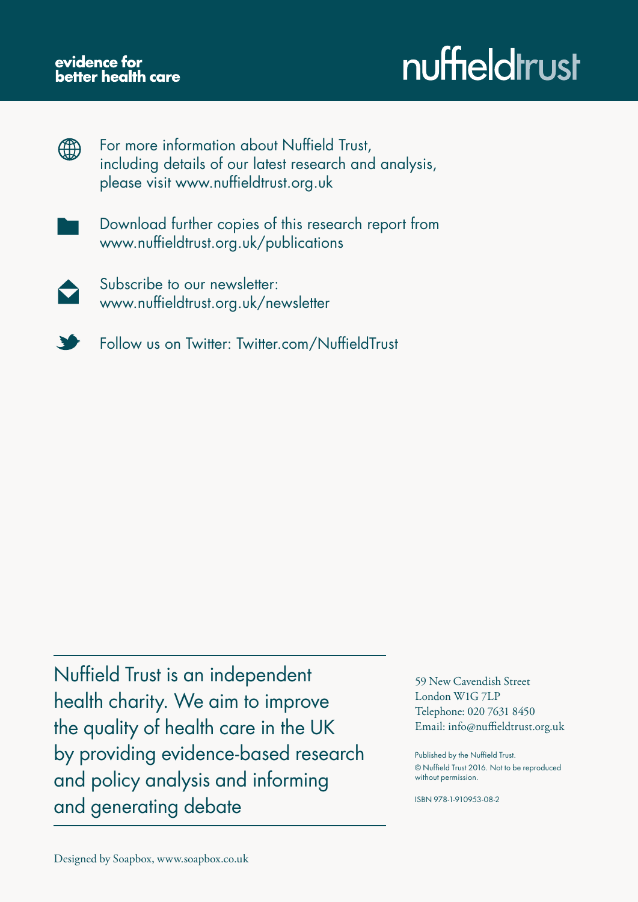evidence for
better health care

nuffieldtrust

For more information about Nuffield Trust, including details of our latest research and analysis, please visit www.nuffieldtrust.org.uk

Download further copies of this research report from www.nuffieldtrust.org.uk/publications

Subscribe to our newsletter:
www.nuffieldtrust.org.uk/newsletter

Follow us on Twitter: Twitter.com/NuffieldTrust

Nuffield Trust is an independent health charity. We aim to improve the quality of health care in the UK by providing evidence-based research and policy analysis and informing and generating debate

59 New Cavendish Street
London W1G 7LP
Telephone: 020 7631 8450
Email: info@nuffieldtrust.org.uk

Published by the Nuffield Trust.
© Nuffield Trust 2016. Not to be reproduced without permission.

ISBN 978-1-910953-08-2

Designed by Soapbox, www.soapbox.co.uk